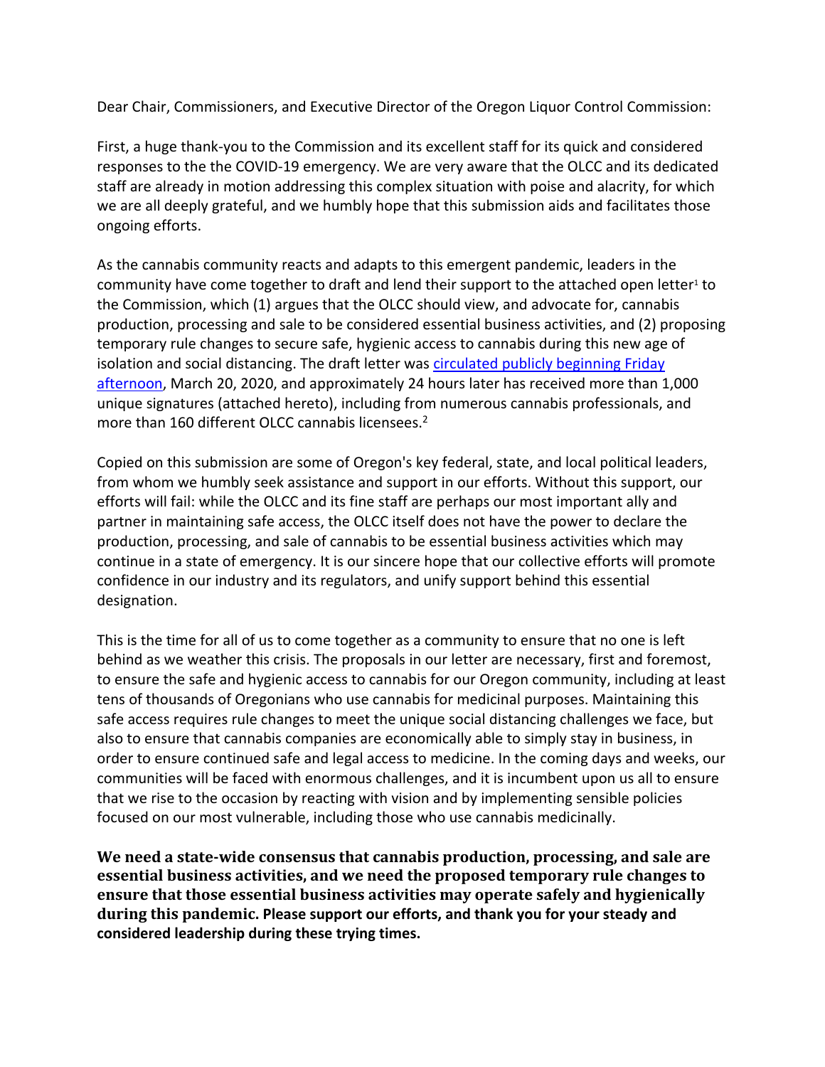Dear Chair, Commissioners, and Executive Director of the Oregon Liquor Control Commission:

First, a huge thank-you to the Commission and its excellent staff for its quick and considered responses to the the COVID-19 emergency. We are very aware that the OLCC and its dedicated staff are already in motion addressing this complex situation with poise and alacrity, for which we are all deeply grateful, and we humbly hope that this submission aids and facilitates those ongoing efforts.

As the cannabis community reacts and adapts to this emergent pandemic, leaders in the community have come together to draft and lend their support to the attached open letter[1] to the Commission, which (1) argues that the OLCC should view, and advocate for, cannabis production, processing and sale to be considered essential business activities, and (2) proposing temporary rule changes to secure safe, hygienic access to cannabis during this new age of isolation and social distancing. The draft letter was circulated publicly beginning Friday afternoon, March 20, 2020, and approximately 24 hours later has received more than 1,000 unique signatures (attached hereto), including from numerous cannabis professionals, and more than 160 different OLCC cannabis licensees.[2]

Copied on this submission are some of Oregon's key federal, state, and local political leaders, from whom we humbly seek assistance and support in our efforts. Without this support, our efforts will fail: while the OLCC and its fine staff are perhaps our most important ally and partner in maintaining safe access, the OLCC itself does not have the power to declare the production, processing, and sale of cannabis to be essential business activities which may continue in a state of emergency. It is our sincere hope that our collective efforts will promote confidence in our industry and its regulators, and unify support behind this essential designation.

This is the time for all of us to come together as a community to ensure that no one is left behind as we weather this crisis. The proposals in our letter are necessary, first and foremost, to ensure the safe and hygienic access to cannabis for our Oregon community, including at least tens of thousands of Oregonians who use cannabis for medicinal purposes. Maintaining this safe access requires rule changes to meet the unique social distancing challenges we face, but also to ensure that cannabis companies are economically able to simply stay in business, in order to ensure continued safe and legal access to medicine. In the coming days and weeks, our communities will be faced with enormous challenges, and it is incumbent upon us all to ensure that we rise to the occasion by reacting with vision and by implementing sensible policies focused on our most vulnerable, including those who use cannabis medicinally.

**We need a state-wide consensus that cannabis production, processing, and sale are essential business activities, and we need the proposed temporary rule changes to ensure that those essential business activities may operate safely and hygienically during this pandemic. Please support our efforts, and thank you for your steady and considered leadership during these trying times.**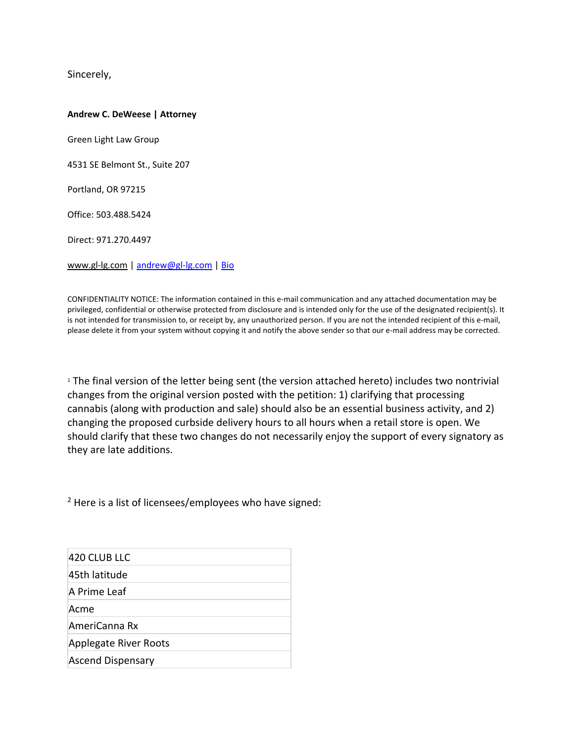Sincerely,

**Andrew C. DeWeese | Attorney**

Green Light Law Group

4531 SE Belmont St., Suite 207

Portland, OR 97215

Office: 503.488.5424

Direct: 971.270.4497

www.gl-lg.com | andrew@gl-lg.com | Bio

CONFIDENTIALITY NOTICE: The information contained in this e-mail communication and any attached documentation may be privileged, confidential or otherwise protected from disclosure and is intended only for the use of the designated recipient(s). It is not intended for transmission to, or receipt by, any unauthorized person. If you are not the intended recipient of this e-mail, please delete it from your system without copying it and notify the above sender so that our e-mail address may be corrected.

[1] The final version of the letter being sent (the version attached hereto) includes two nontrivial changes from the original version posted with the petition: 1) clarifying that processing cannabis (along with production and sale) should also be an essential business activity, and 2) changing the proposed curbside delivery hours to all hours when a retail store is open. We should clarify that these two changes do not necessarily enjoy the support of every signatory as they are late additions.

[2] Here is a list of licensees/employees who have signed:

| |
|---|
| 420 CLUB LLC |
| 45th latitude |
| A Prime Leaf |
| Acme |
| AmeriCanna Rx |
| Applegate River Roots |
| Ascend Dispensary |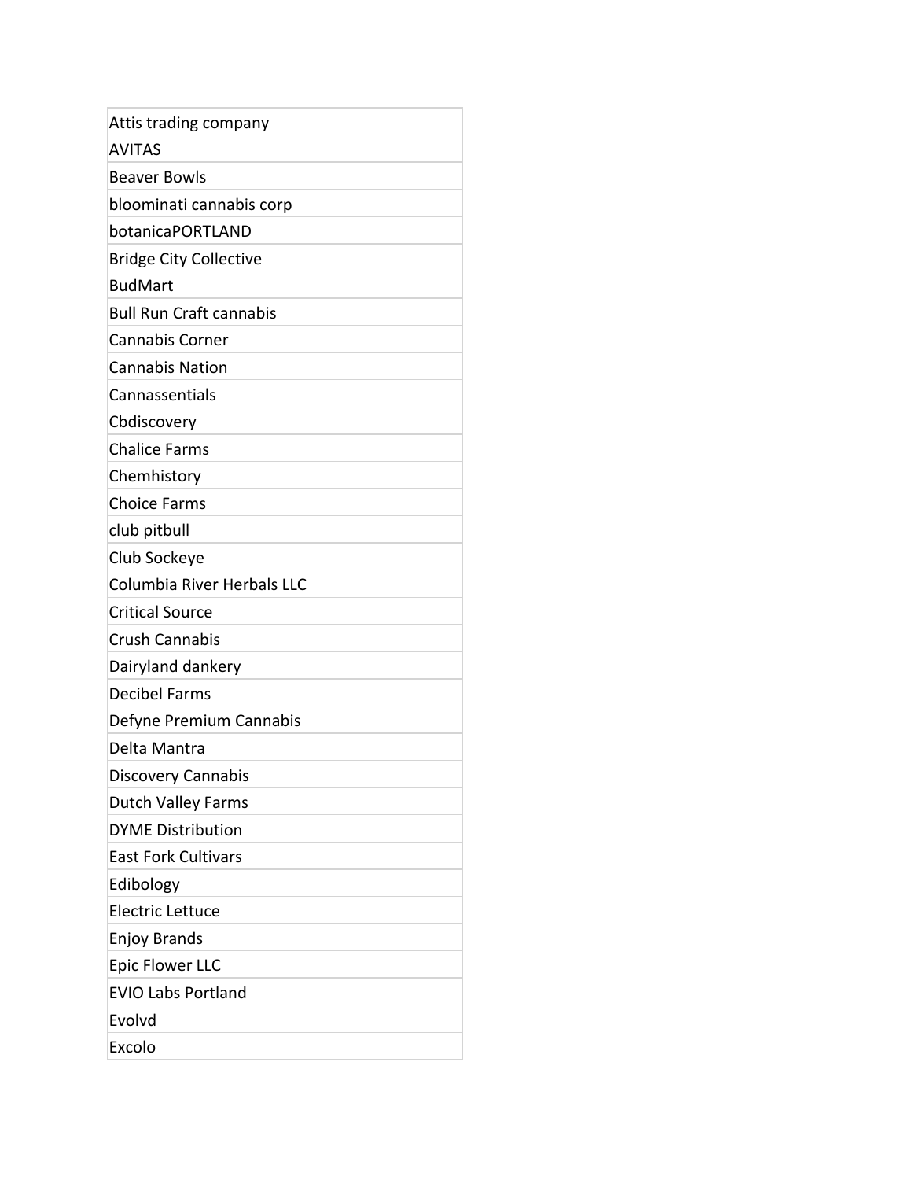| Attis trading company |
| --- |
| AVITAS |
| Beaver Bowls |
| bloominati cannabis corp |
| botanicaPORTLAND |
| Bridge City Collective |
| BudMart |
| Bull Run Craft cannabis |
| Cannabis Corner |
| Cannabis Nation |
| Cannassentials |
| Cbdiscovery |
| Chalice Farms |
| Chemhistory |
| Choice Farms |
| club pitbull |
| Club Sockeye |
| Columbia River Herbals LLC |
| Critical Source |
| Crush Cannabis |
| Dairyland dankery |
| Decibel Farms |
| Defyne Premium Cannabis |
| Delta Mantra |
| Discovery Cannabis |
| Dutch Valley Farms |
| DYME Distribution |
| East Fork Cultivars |
| Edibology |
| Electric Lettuce |
| Enjoy Brands |
| Epic Flower LLC |
| EVIO Labs Portland |
| Evolvd |
| Excolo |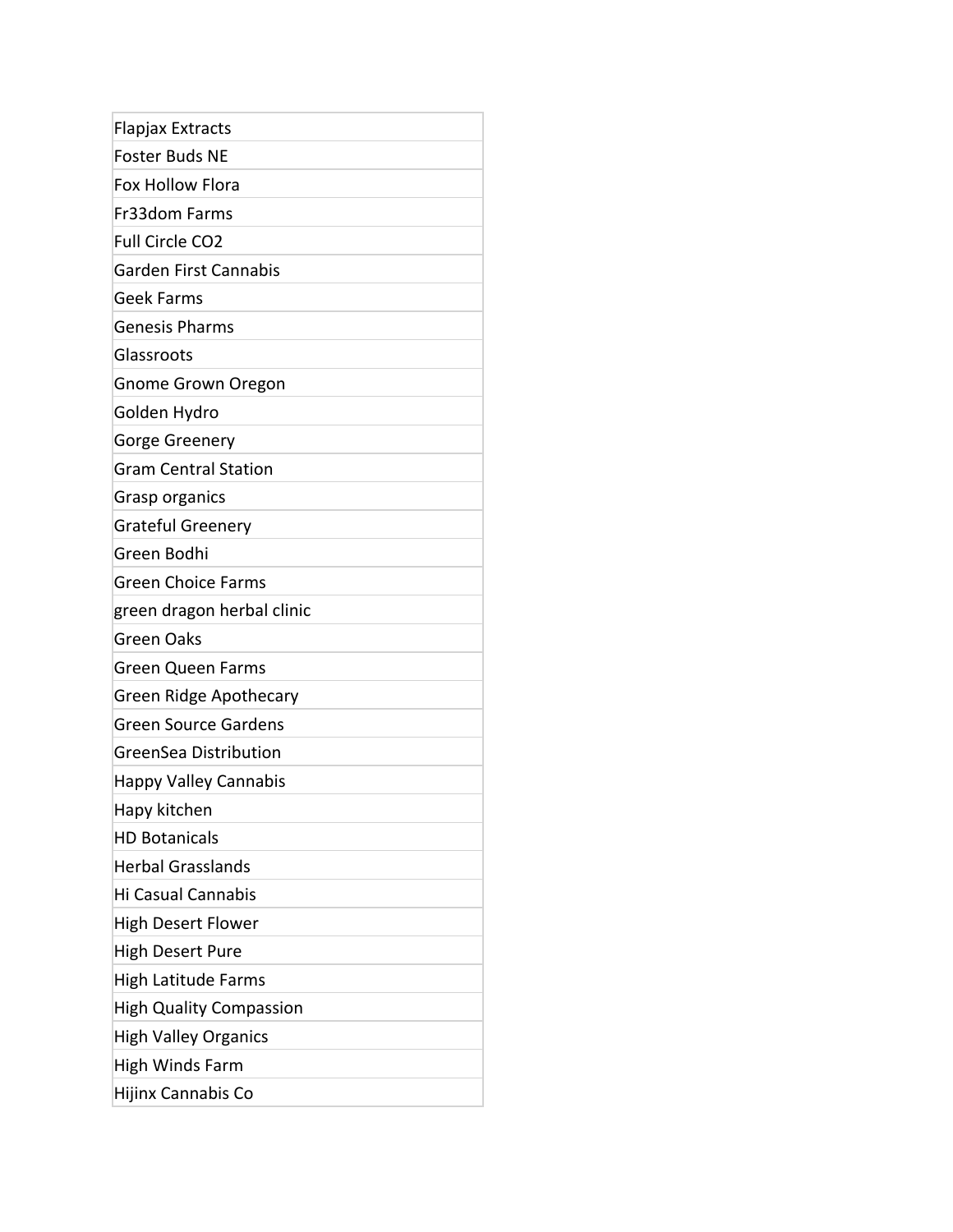| Flapjax Extracts |
| --- |
| Foster Buds NE |
| Fox Hollow Flora |
| Fr33dom Farms |
| Full Circle CO2 |
| Garden First Cannabis |
| Geek Farms |
| Genesis Pharms |
| Glassroots |
| Gnome Grown Oregon |
| Golden Hydro |
| Gorge Greenery |
| Gram Central Station |
| Grasp organics |
| Grateful Greenery |
| Green Bodhi |
| Green Choice Farms |
| green dragon herbal clinic |
| Green Oaks |
| Green Queen Farms |
| Green Ridge Apothecary |
| Green Source Gardens |
| GreenSea Distribution |
| Happy Valley Cannabis |
| Hapy kitchen |
| HD Botanicals |
| Herbal Grasslands |
| Hi Casual Cannabis |
| High Desert Flower |
| High Desert Pure |
| High Latitude Farms |
| High Quality Compassion |
| High Valley Organics |
| High Winds Farm |
| Hijinx Cannabis Co |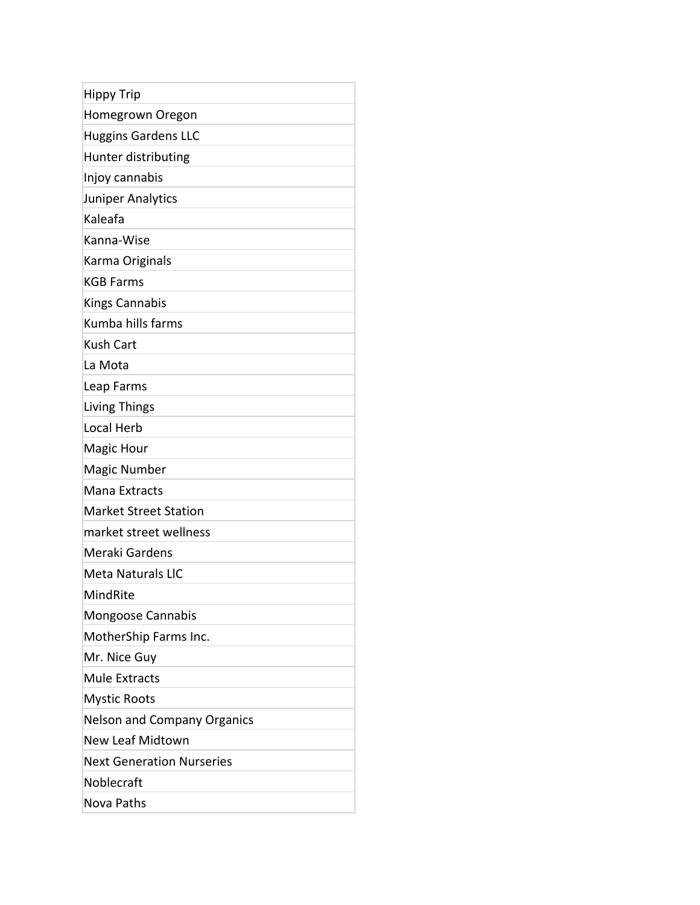| Hippy Trip |
| --- |
| Homegrown Oregon |
| Huggins Gardens LLC |
| Hunter distributing |
| Injoy cannabis |
| Juniper Analytics |
| Kaleafa |
| Kanna-Wise |
| Karma Originals |
| KGB Farms |
| Kings Cannabis |
| Kumba hills farms |
| Kush Cart |
| La Mota |
| Leap Farms |
| Living Things |
| Local Herb |
| Magic Hour |
| Magic Number |
| Mana Extracts |
| Market Street Station |
| market street wellness |
| Meraki Gardens |
| Meta Naturals LlC |
| MindRite |
| Mongoose Cannabis |
| MotherShip Farms Inc. |
| Mr. Nice Guy |
| Mule Extracts |
| Mystic Roots |
| Nelson and Company Organics |
| New Leaf Midtown |
| Next Generation Nurseries |
| Noblecraft |
| Nova Paths |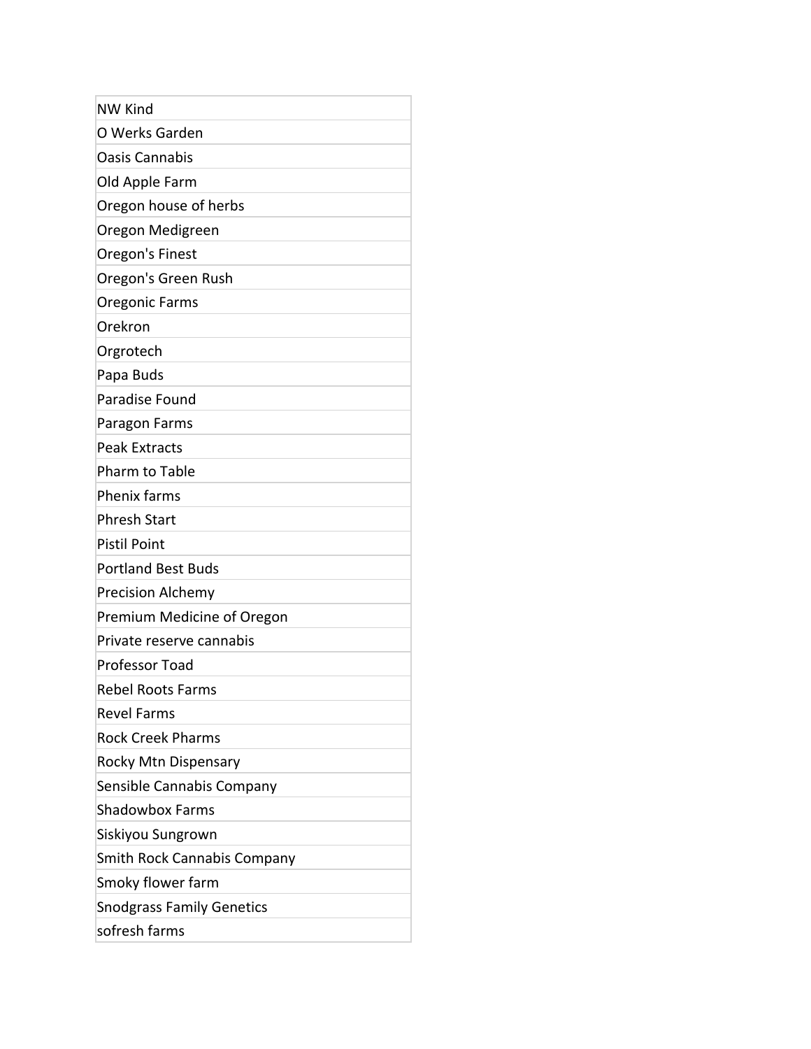| NW Kind |
| --- |
| O Werks Garden |
| Oasis Cannabis |
| Old Apple Farm |
| Oregon house of herbs |
| Oregon Medigreen |
| Oregon's Finest |
| Oregon's Green Rush |
| Oregonic Farms |
| Orekron |
| Orgrotech |
| Papa Buds |
| Paradise Found |
| Paragon Farms |
| Peak Extracts |
| Pharm to Table |
| Phenix farms |
| Phresh Start |
| Pistil Point |
| Portland Best Buds |
| Precision Alchemy |
| Premium Medicine of Oregon |
| Private reserve cannabis |
| Professor Toad |
| Rebel Roots Farms |
| Revel Farms |
| Rock Creek Pharms |
| Rocky Mtn Dispensary |
| Sensible Cannabis Company |
| Shadowbox Farms |
| Siskiyou Sungrown |
| Smith Rock Cannabis Company |
| Smoky flower farm |
| Snodgrass Family Genetics |
| sofresh farms |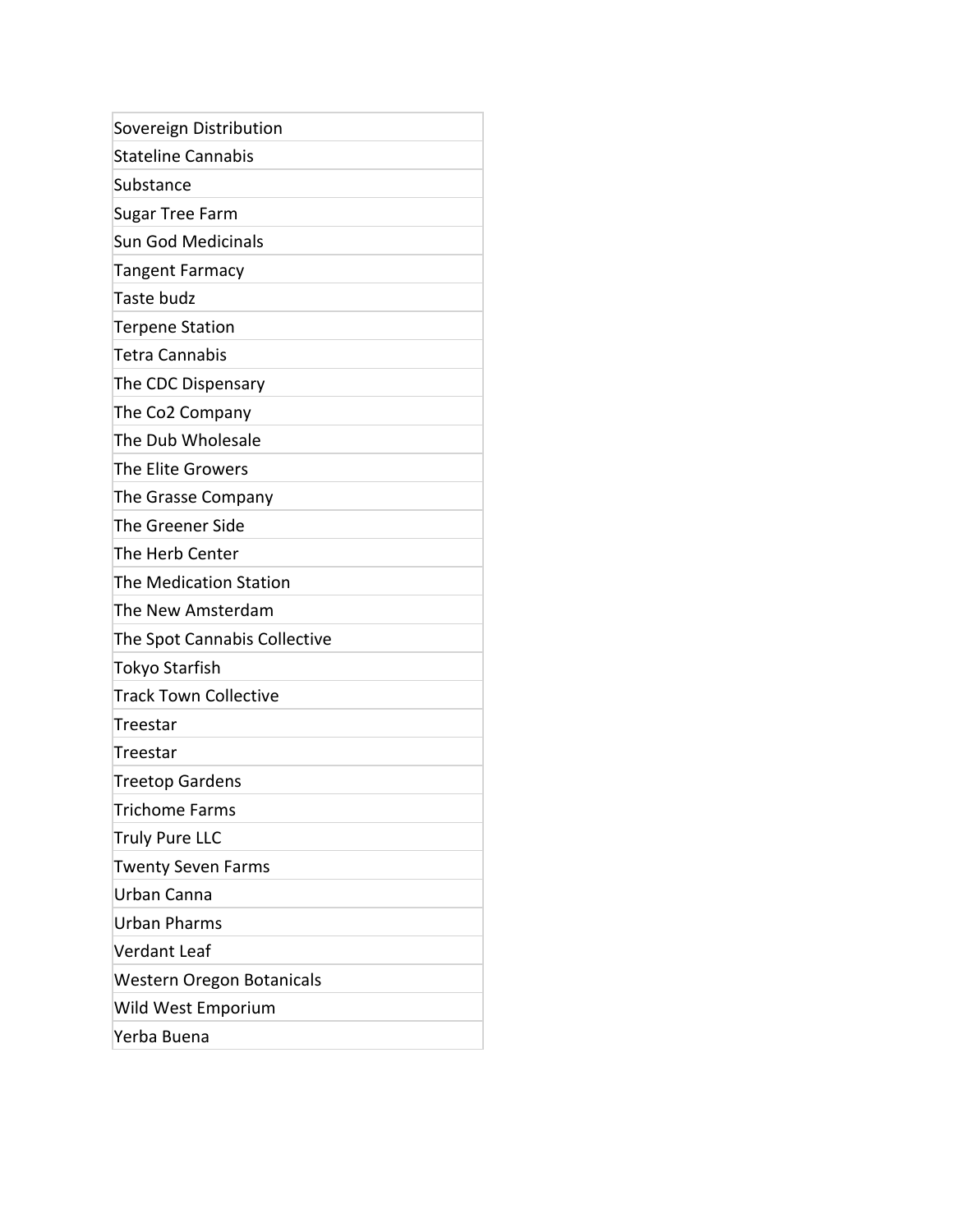| Sovereign Distribution |
|---|
| Stateline Cannabis |
| Substance |
| Sugar Tree Farm |
| Sun God Medicinals |
| Tangent Farmacy |
| Taste budz |
| Terpene Station |
| Tetra Cannabis |
| The CDC Dispensary |
| The Co2 Company |
| The Dub Wholesale |
| The Elite Growers |
| The Grasse Company |
| The Greener Side |
| The Herb Center |
| The Medication Station |
| The New Amsterdam |
| The Spot Cannabis Collective |
| Tokyo Starfish |
| Track Town Collective |
| Treestar |
| Treestar |
| Treetop Gardens |
| Trichome Farms |
| Truly Pure LLC |
| Twenty Seven Farms |
| Urban Canna |
| Urban Pharms |
| Verdant Leaf |
| Western Oregon Botanicals |
| Wild West Emporium |
| Yerba Buena |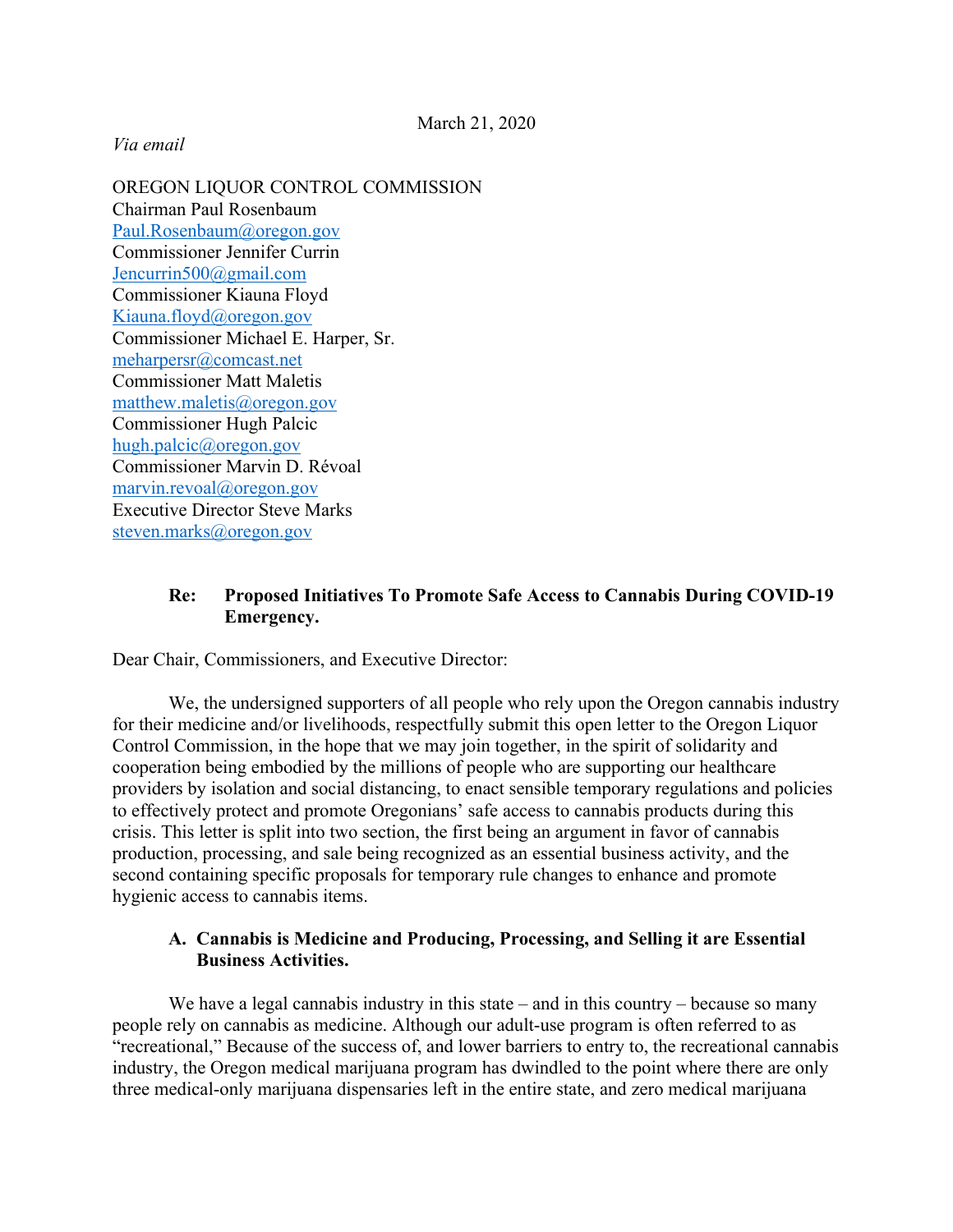March 21, 2020

*Via email*

OREGON LIQUOR CONTROL COMMISSION
Chairman Paul Rosenbaum
Paul.Rosenbaum@oregon.gov
Commissioner Jennifer Currin
Jencurrin500@gmail.com
Commissioner Kiauna Floyd
Kiauna.floyd@oregon.gov
Commissioner Michael E. Harper, Sr.
meharpersr@comcast.net
Commissioner Matt Maletis
matthew.maletis@oregon.gov
Commissioner Hugh Palcic
hugh.palcic@oregon.gov
Commissioner Marvin D. Révoal
marvin.revoal@oregon.gov
Executive Director Steve Marks
steven.marks@oregon.gov

**Re: Proposed Initiatives To Promote Safe Access to Cannabis During COVID-19 Emergency.**

Dear Chair, Commissioners, and Executive Director:

We, the undersigned supporters of all people who rely upon the Oregon cannabis industry for their medicine and/or livelihoods, respectfully submit this open letter to the Oregon Liquor Control Commission, in the hope that we may join together, in the spirit of solidarity and cooperation being embodied by the millions of people who are supporting our healthcare providers by isolation and social distancing, to enact sensible temporary regulations and policies to effectively protect and promote Oregonians' safe access to cannabis products during this crisis. This letter is split into two section, the first being an argument in favor of cannabis production, processing, and sale being recognized as an essential business activity, and the second containing specific proposals for temporary rule changes to enhance and promote hygienic access to cannabis items.

**A. Cannabis is Medicine and Producing, Processing, and Selling it are Essential Business Activities.**

We have a legal cannabis industry in this state – and in this country – because so many people rely on cannabis as medicine. Although our adult-use program is often referred to as "recreational," Because of the success of, and lower barriers to entry to, the recreational cannabis industry, the Oregon medical marijuana program has dwindled to the point where there are only three medical-only marijuana dispensaries left in the entire state, and zero medical marijuana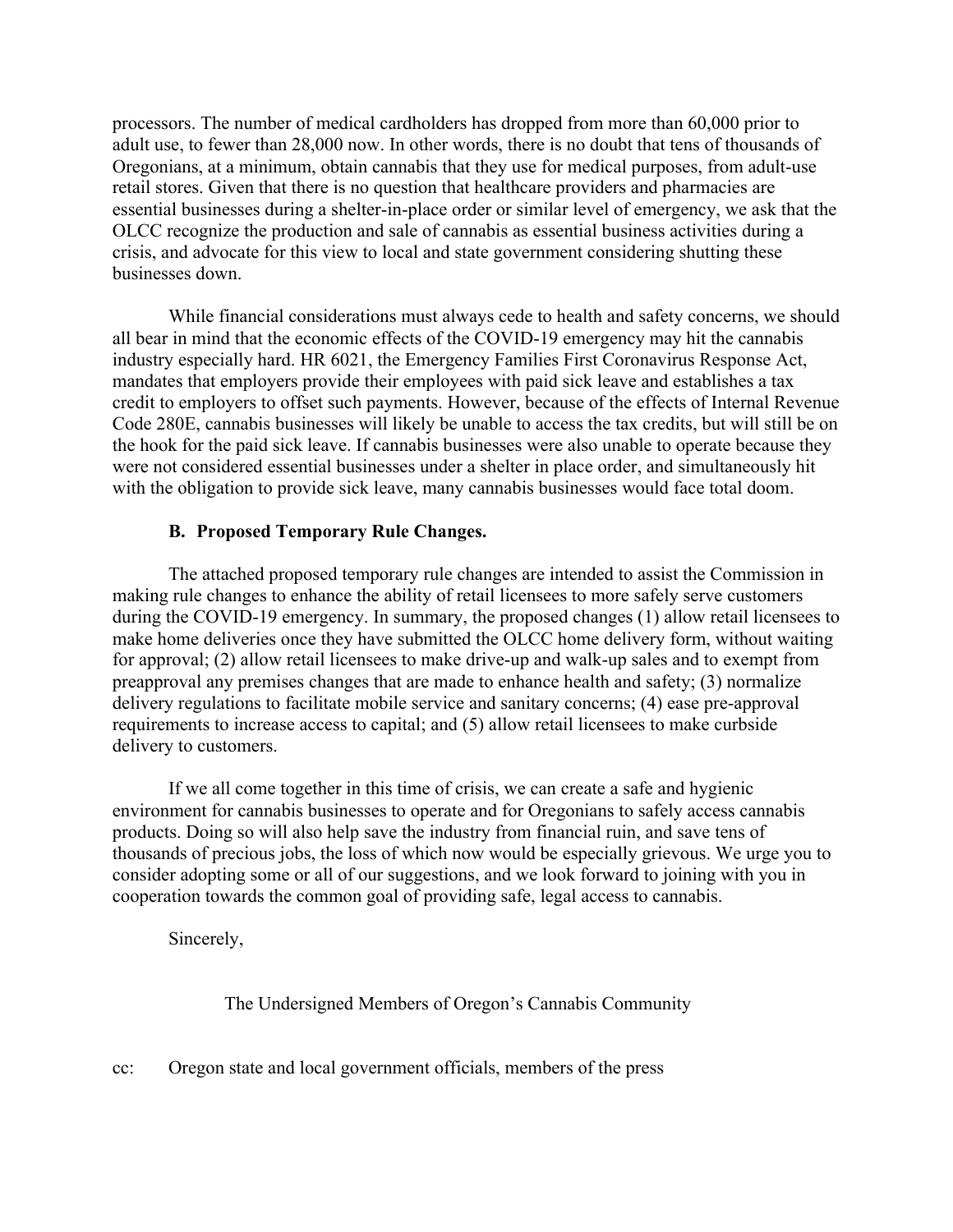processors. The number of medical cardholders has dropped from more than 60,000 prior to adult use, to fewer than 28,000 now. In other words, there is no doubt that tens of thousands of Oregonians, at a minimum, obtain cannabis that they use for medical purposes, from adult-use retail stores. Given that there is no question that healthcare providers and pharmacies are essential businesses during a shelter-in-place order or similar level of emergency, we ask that the OLCC recognize the production and sale of cannabis as essential business activities during a crisis, and advocate for this view to local and state government considering shutting these businesses down.

While financial considerations must always cede to health and safety concerns, we should all bear in mind that the economic effects of the COVID-19 emergency may hit the cannabis industry especially hard. HR 6021, the Emergency Families First Coronavirus Response Act, mandates that employers provide their employees with paid sick leave and establishes a tax credit to employers to offset such payments. However, because of the effects of Internal Revenue Code 280E, cannabis businesses will likely be unable to access the tax credits, but will still be on the hook for the paid sick leave. If cannabis businesses were also unable to operate because they were not considered essential businesses under a shelter in place order, and simultaneously hit with the obligation to provide sick leave, many cannabis businesses would face total doom.

### B. Proposed Temporary Rule Changes.

The attached proposed temporary rule changes are intended to assist the Commission in making rule changes to enhance the ability of retail licensees to more safely serve customers during the COVID-19 emergency. In summary, the proposed changes (1) allow retail licensees to make home deliveries once they have submitted the OLCC home delivery form, without waiting for approval; (2) allow retail licensees to make drive-up and walk-up sales and to exempt from preapproval any premises changes that are made to enhance health and safety; (3) normalize delivery regulations to facilitate mobile service and sanitary concerns; (4) ease pre-approval requirements to increase access to capital; and (5) allow retail licensees to make curbside delivery to customers.

If we all come together in this time of crisis, we can create a safe and hygienic environment for cannabis businesses to operate and for Oregonians to safely access cannabis products. Doing so will also help save the industry from financial ruin, and save tens of thousands of precious jobs, the loss of which now would be especially grievous. We urge you to consider adopting some or all of our suggestions, and we look forward to joining with you in cooperation towards the common goal of providing safe, legal access to cannabis.

Sincerely,

The Undersigned Members of Oregon's Cannabis Community

cc: Oregon state and local government officials, members of the press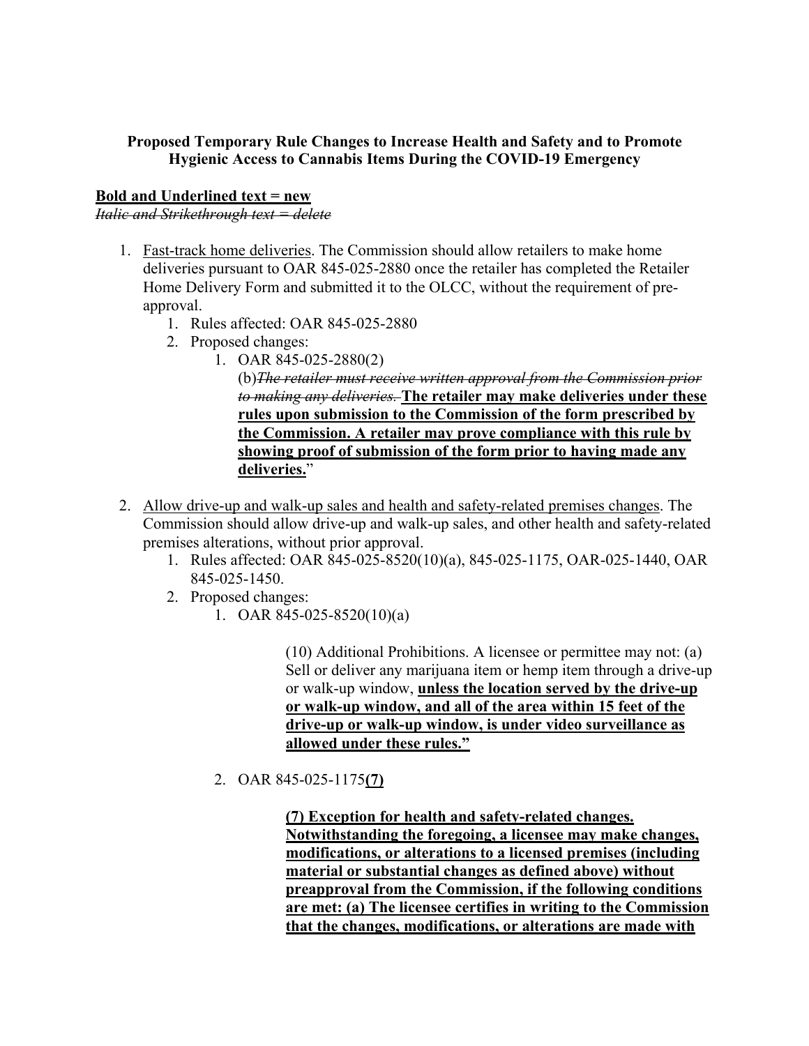**Proposed Temporary Rule Changes to Increase Health and Safety and to Promote Hygienic Access to Cannabis Items During the COVID-19 Emergency**

**<u>Bold and Underlined text = new</u>**

*~~Italic and Strikethrough text = delete~~*

1. <u>Fast-track home deliveries</u>. The Commission should allow retailers to make home deliveries pursuant to OAR 845-025-2880 once the retailer has completed the Retailer Home Delivery Form and submitted it to the OLCC, without the requirement of pre-approval.
    1. Rules affected: OAR 845-025-2880
    2. Proposed changes:
        1. OAR 845-025-2880(2)
        
           (b)*~~The retailer must receive written approval from the Commission prior to making any deliveries.~~* **<u>The retailer may make deliveries under these rules upon submission to the Commission of the form prescribed by the Commission. A retailer may prove compliance with this rule by showing proof of submission of the form prior to having made any deliveries.</u>**"

2. <u>Allow drive-up and walk-up sales and health and safety-related premises changes</u>. The Commission should allow drive-up and walk-up sales, and other health and safety-related premises alterations, without prior approval.
    1. Rules affected: OAR 845-025-8520(10)(a), 845-025-1175, OAR-025-1440, OAR 845-025-1450.
    2. Proposed changes:
        1. OAR 845-025-8520(10)(a)

           (10) Additional Prohibitions. A licensee or permittee may not: (a) Sell or deliver any marijuana item or hemp item through a drive-up or walk-up window, **<u>unless the location served by the drive-up or walk-up window, and all of the area within 15 feet of the drive-up or walk-up window, is under video surveillance as allowed under these rules."</u>**

        2. OAR 845-025-1175**<u>(7)</u>**

           **<u>(7) Exception for health and safety-related changes. Notwithstanding the foregoing, a licensee may make changes, modifications, or alterations to a licensed premises (including material or substantial changes as defined above) without preapproval from the Commission, if the following conditions are met: (a) The licensee certifies in writing to the Commission that the changes, modifications, or alterations are made with</u>**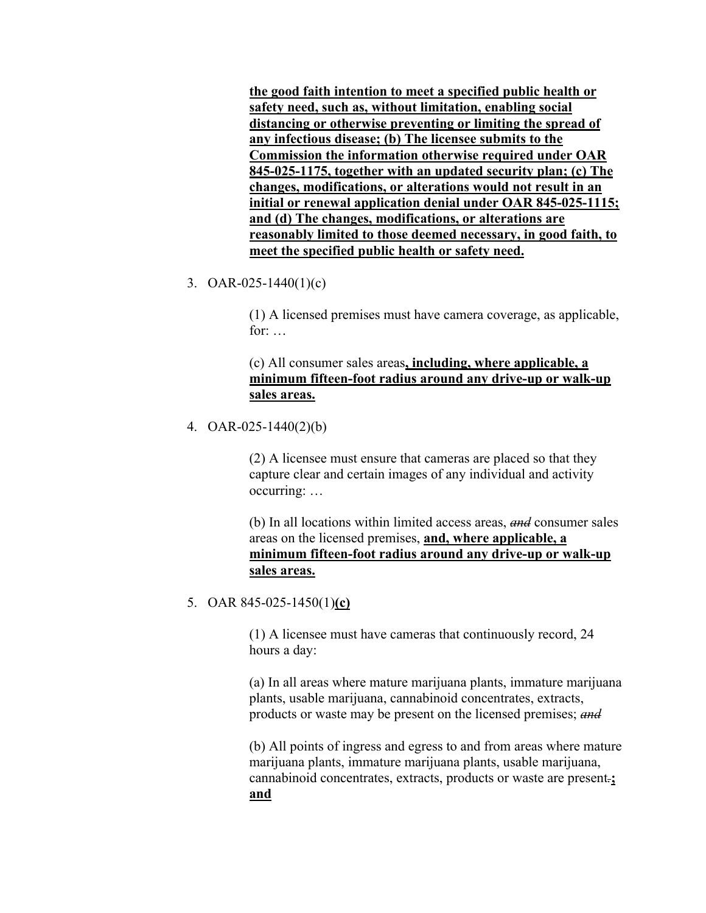**<u>the good faith intention to meet a specified public health or safety need, such as, without limitation, enabling social distancing or otherwise preventing or limiting the spread of any infectious disease; (b) The licensee submits to the Commission the information otherwise required under OAR 845-025-1175, together with an updated security plan; (c) The changes, modifications, or alterations would not result in an initial or renewal application denial under OAR 845-025-1115; and (d) The changes, modifications, or alterations are reasonably limited to those deemed necessary, in good faith, to meet the specified public health or safety need.</u>**

3. OAR-025-1440(1)(c)

   (1) A licensed premises must have camera coverage, as applicable, for: …

   (c) All consumer sales areas**<u>, including, where applicable, a minimum fifteen-foot radius around any drive-up or walk-up sales areas.</u>**

4. OAR-025-1440(2)(b)

   (2) A licensee must ensure that cameras are placed so that they capture clear and certain images of any individual and activity occurring: …

   (b) In all locations within limited access areas, ~~*and*~~ consumer sales areas on the licensed premises, **<u>and, where applicable, a minimum fifteen-foot radius around any drive-up or walk-up sales areas.</u>**

5. OAR 845-025-1450(1)**<u>(c)</u>**

   (1) A licensee must have cameras that continuously record, 24 hours a day:

   (a) In all areas where mature marijuana plants, immature marijuana plants, usable marijuana, cannabinoid concentrates, extracts, products or waste may be present on the licensed premises; ~~*and*~~

   (b) All points of ingress and egress to and from areas where mature marijuana plants, immature marijuana plants, usable marijuana, cannabinoid concentrates, extracts, products or waste are present~~.~~**<u>; and</u>**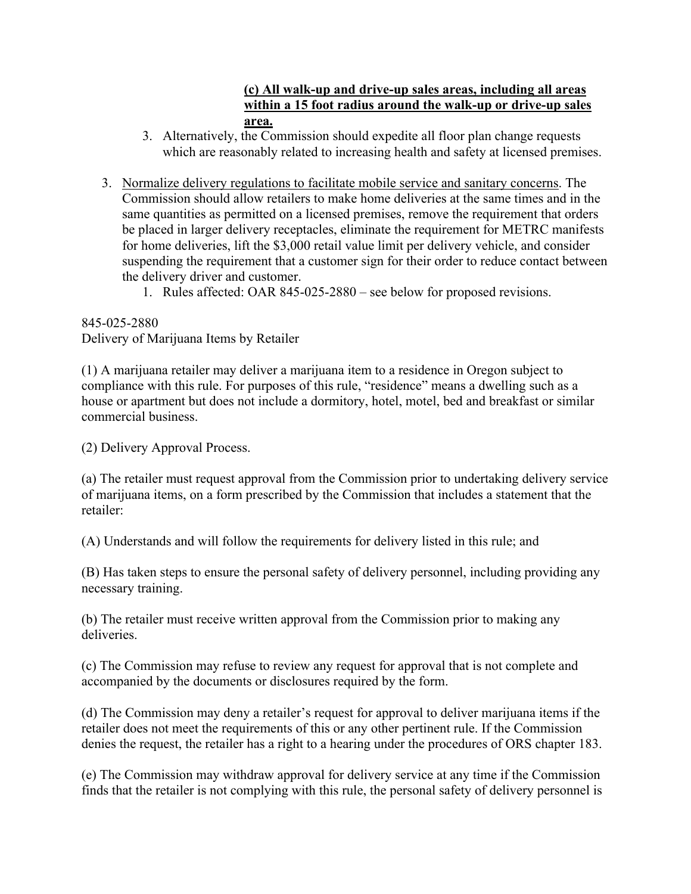**<u>(c) All walk-up and drive-up sales areas, including all areas within a 15 foot radius around the walk-up or drive-up sales area.</u>**

3. Alternatively, the Commission should expedite all floor plan change requests which are reasonably related to increasing health and safety at licensed premises.

3. <u>Normalize delivery regulations to facilitate mobile service and sanitary concerns</u>. The Commission should allow retailers to make home deliveries at the same times and in the same quantities as permitted on a licensed premises, remove the requirement that orders be placed in larger delivery receptacles, eliminate the requirement for METRC manifests for home deliveries, lift the $3,000 retail value limit per delivery vehicle, and consider suspending the requirement that a customer sign for their order to reduce contact between the delivery driver and customer.
   1. Rules affected: OAR 845-025-2880 – see below for proposed revisions.

845-025-2880
Delivery of Marijuana Items by Retailer

(1) A marijuana retailer may deliver a marijuana item to a residence in Oregon subject to compliance with this rule. For purposes of this rule, "residence" means a dwelling such as a house or apartment but does not include a dormitory, hotel, motel, bed and breakfast or similar commercial business.

(2) Delivery Approval Process.

(a) The retailer must request approval from the Commission prior to undertaking delivery service of marijuana items, on a form prescribed by the Commission that includes a statement that the retailer:

(A) Understands and will follow the requirements for delivery listed in this rule; and

(B) Has taken steps to ensure the personal safety of delivery personnel, including providing any necessary training.

(b) The retailer must receive written approval from the Commission prior to making any deliveries.

(c) The Commission may refuse to review any request for approval that is not complete and accompanied by the documents or disclosures required by the form.

(d) The Commission may deny a retailer's request for approval to deliver marijuana items if the retailer does not meet the requirements of this or any other pertinent rule. If the Commission denies the request, the retailer has a right to a hearing under the procedures of ORS chapter 183.

(e) The Commission may withdraw approval for delivery service at any time if the Commission finds that the retailer is not complying with this rule, the personal safety of delivery personnel is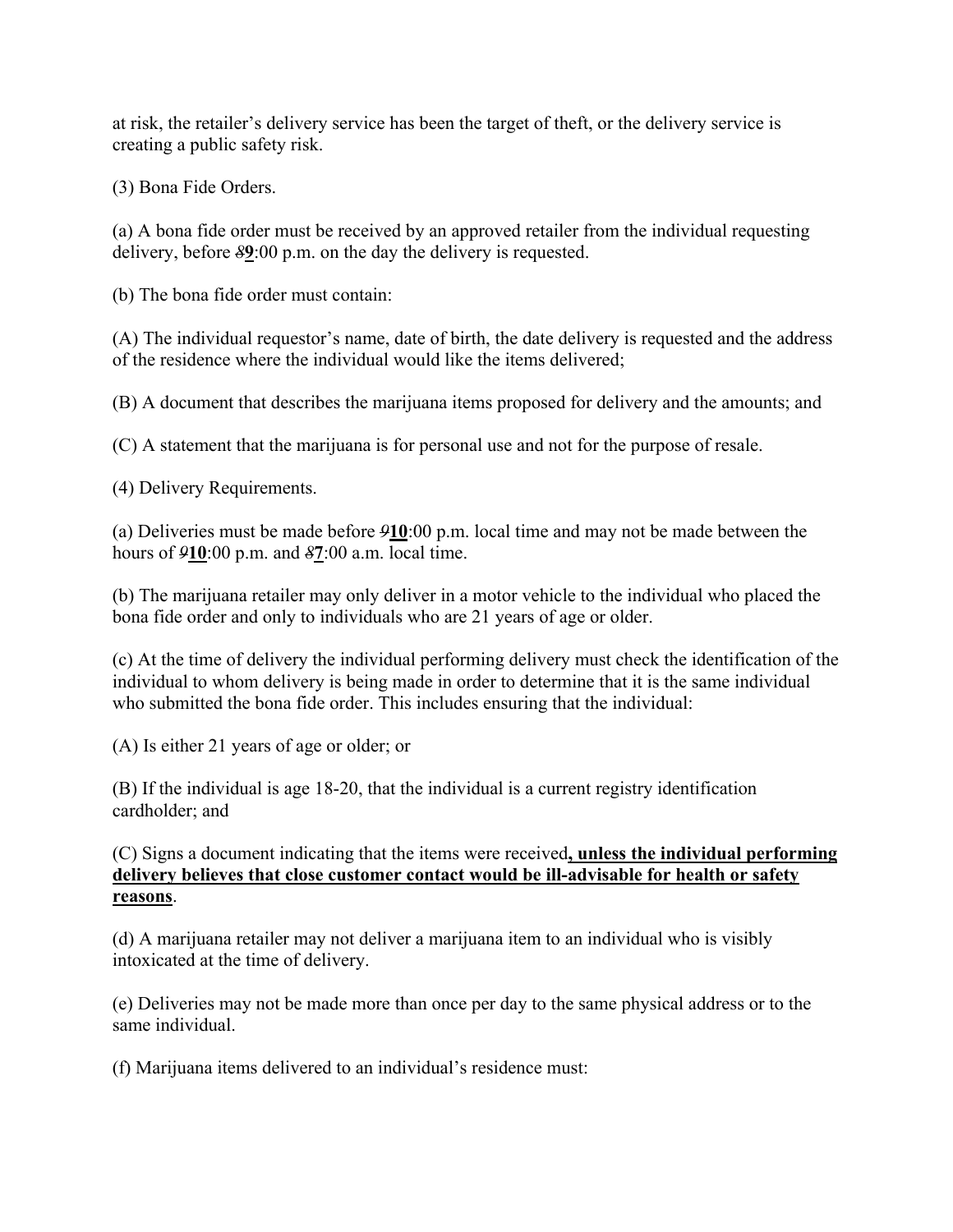at risk, the retailer's delivery service has been the target of theft, or the delivery service is creating a public safety risk.

(3) Bona Fide Orders.

(a) A bona fide order must be received by an approved retailer from the individual requesting delivery, before ~~8~~**<u>9</u>**:00 p.m. on the day the delivery is requested.

(b) The bona fide order must contain:

(A) The individual requestor's name, date of birth, the date delivery is requested and the address of the residence where the individual would like the items delivered;

(B) A document that describes the marijuana items proposed for delivery and the amounts; and

(C) A statement that the marijuana is for personal use and not for the purpose of resale.

(4) Delivery Requirements.

(a) Deliveries must be made before ~~9~~**<u>10</u>**:00 p.m. local time and may not be made between the hours of ~~9~~**<u>10</u>**:00 p.m. and ~~8~~**<u>7</u>**:00 a.m. local time.

(b) The marijuana retailer may only deliver in a motor vehicle to the individual who placed the bona fide order and only to individuals who are 21 years of age or older.

(c) At the time of delivery the individual performing delivery must check the identification of the individual to whom delivery is being made in order to determine that it is the same individual who submitted the bona fide order. This includes ensuring that the individual:

(A) Is either 21 years of age or older; or

(B) If the individual is age 18-20, that the individual is a current registry identification cardholder; and

(C) Signs a document indicating that the items were received**<u>, unless the individual performing delivery believes that close customer contact would be ill-advisable for health or safety reasons</u>**.

(d) A marijuana retailer may not deliver a marijuana item to an individual who is visibly intoxicated at the time of delivery.

(e) Deliveries may not be made more than once per day to the same physical address or to the same individual.

(f) Marijuana items delivered to an individual's residence must: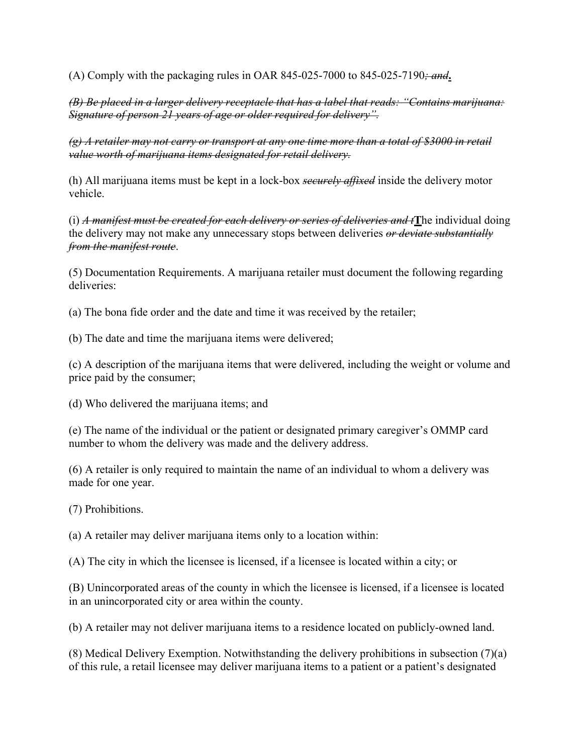(A) Comply with the packaging rules in OAR 845-025-7000 to 845-025-7190~~; and~~**.**

~~*(B) Be placed in a larger delivery receptacle that has a label that reads: "Contains marijuana: Signature of person 21 years of age or older required for delivery".*~~

~~*(g) A retailer may not carry or transport at any one time more than a total of $3000 in retail value worth of marijuana items designated for retail delivery.*~~

(h) All marijuana items must be kept in a lock-box ~~*securely affixed*~~ inside the delivery motor vehicle.

(i) ~~*A manifest must be created for each delivery or series of deliveries and t*~~**T**he individual doing the delivery may not make any unnecessary stops between deliveries ~~*or deviate substantially from the manifest route*~~.

(5) Documentation Requirements. A marijuana retailer must document the following regarding deliveries:

(a) The bona fide order and the date and time it was received by the retailer;

(b) The date and time the marijuana items were delivered;

(c) A description of the marijuana items that were delivered, including the weight or volume and price paid by the consumer;

(d) Who delivered the marijuana items; and

(e) The name of the individual or the patient or designated primary caregiver's OMMP card number to whom the delivery was made and the delivery address.

(6) A retailer is only required to maintain the name of an individual to whom a delivery was made for one year.

(7) Prohibitions.

(a) A retailer may deliver marijuana items only to a location within:

(A) The city in which the licensee is licensed, if a licensee is located within a city; or

(B) Unincorporated areas of the county in which the licensee is licensed, if a licensee is located in an unincorporated city or area within the county.

(b) A retailer may not deliver marijuana items to a residence located on publicly-owned land.

(8) Medical Delivery Exemption. Notwithstanding the delivery prohibitions in subsection (7)(a) of this rule, a retail licensee may deliver marijuana items to a patient or a patient's designated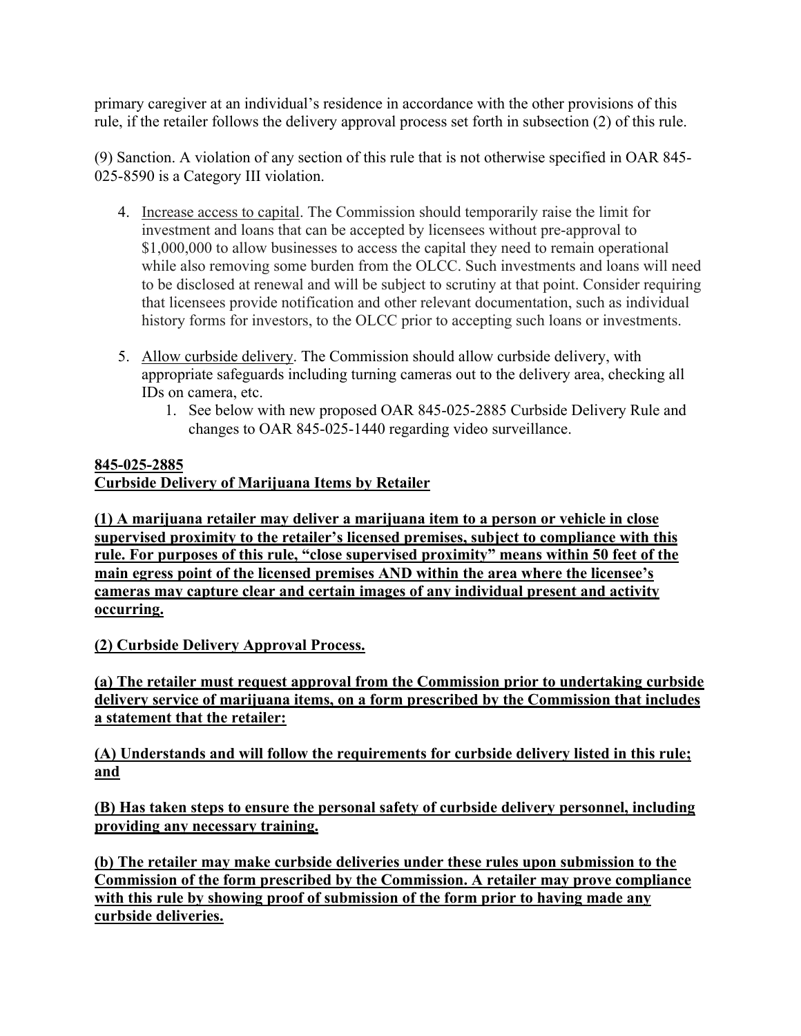primary caregiver at an individual's residence in accordance with the other provisions of this rule, if the retailer follows the delivery approval process set forth in subsection (2) of this rule.

(9) Sanction. A violation of any section of this rule that is not otherwise specified in OAR 845-025-8590 is a Category III violation.

4. Increase access to capital. The Commission should temporarily raise the limit for investment and loans that can be accepted by licensees without pre-approval to $1,000,000 to allow businesses to access the capital they need to remain operational while also removing some burden from the OLCC. Such investments and loans will need to be disclosed at renewal and will be subject to scrutiny at that point. Consider requiring that licensees provide notification and other relevant documentation, such as individual history forms for investors, to the OLCC prior to accepting such loans or investments.

5. Allow curbside delivery. The Commission should allow curbside delivery, with appropriate safeguards including turning cameras out to the delivery area, checking all IDs on camera, etc.
   1. See below with new proposed OAR 845-025-2885 Curbside Delivery Rule and changes to OAR 845-025-1440 regarding video surveillance.

**845-025-2885**
**Curbside Delivery of Marijuana Items by Retailer**

**(1) A marijuana retailer may deliver a marijuana item to a person or vehicle in close supervised proximity to the retailer's licensed premises, subject to compliance with this rule. For purposes of this rule, "close supervised proximity" means within 50 feet of the main egress point of the licensed premises AND within the area where the licensee's cameras may capture clear and certain images of any individual present and activity occurring.**

**(2) Curbside Delivery Approval Process.**

**(a) The retailer must request approval from the Commission prior to undertaking curbside delivery service of marijuana items, on a form prescribed by the Commission that includes a statement that the retailer:**

**(A) Understands and will follow the requirements for curbside delivery listed in this rule; and**

**(B) Has taken steps to ensure the personal safety of curbside delivery personnel, including providing any necessary training.**

**(b) The retailer may make curbside deliveries under these rules upon submission to the Commission of the form prescribed by the Commission. A retailer may prove compliance with this rule by showing proof of submission of the form prior to having made any curbside deliveries.**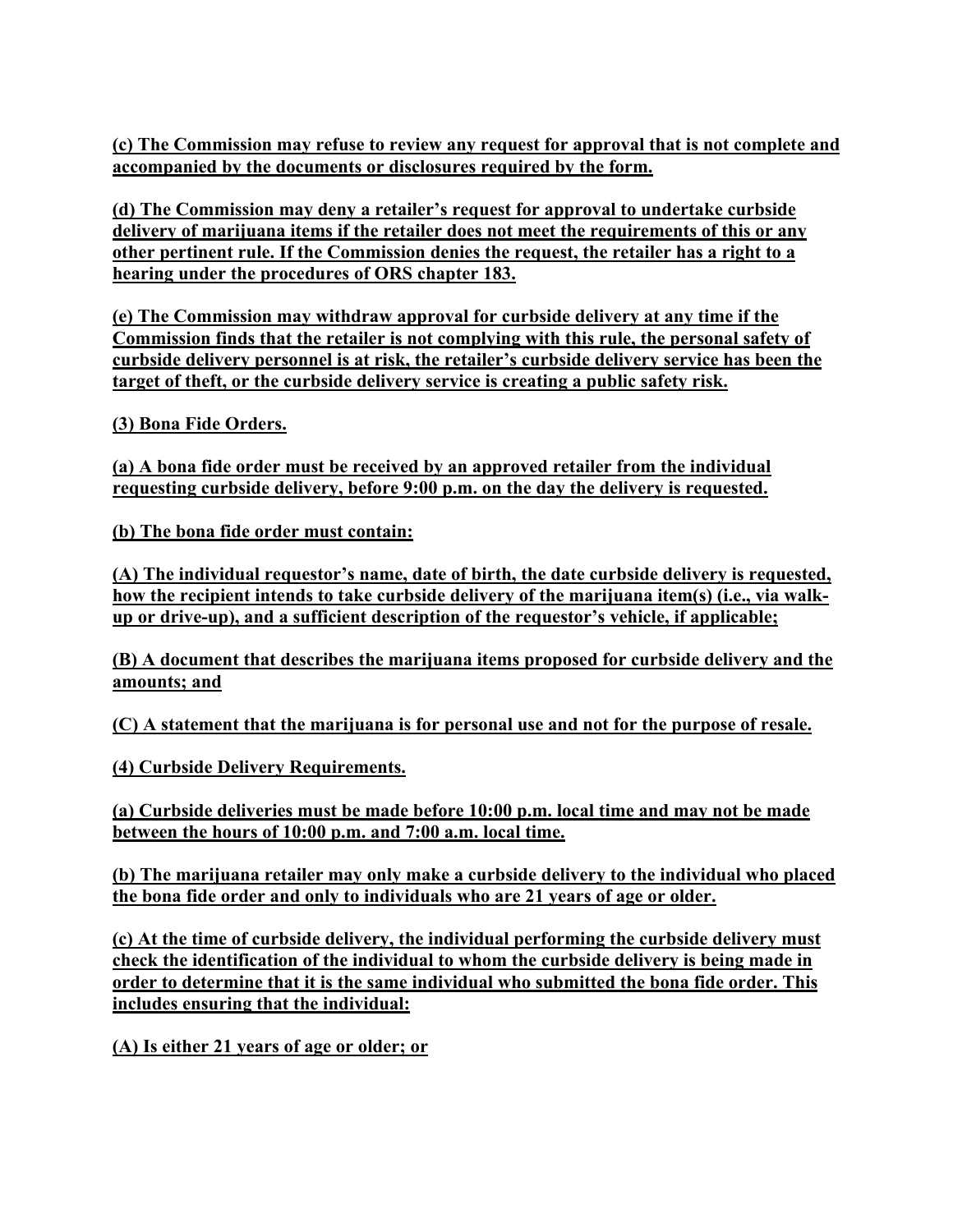**(c) The Commission may refuse to review any request for approval that is not complete and accompanied by the documents or disclosures required by the form.**

**(d) The Commission may deny a retailer's request for approval to undertake curbside delivery of marijuana items if the retailer does not meet the requirements of this or any other pertinent rule. If the Commission denies the request, the retailer has a right to a hearing under the procedures of ORS chapter 183.**

**(e) The Commission may withdraw approval for curbside delivery at any time if the Commission finds that the retailer is not complying with this rule, the personal safety of curbside delivery personnel is at risk, the retailer's curbside delivery service has been the target of theft, or the curbside delivery service is creating a public safety risk.**

**(3) Bona Fide Orders.**

**(a) A bona fide order must be received by an approved retailer from the individual requesting curbside delivery, before 9:00 p.m. on the day the delivery is requested.**

**(b) The bona fide order must contain:**

**(A) The individual requestor's name, date of birth, the date curbside delivery is requested, how the recipient intends to take curbside delivery of the marijuana item(s) (i.e., via walk-up or drive-up), and a sufficient description of the requestor's vehicle, if applicable;**

**(B) A document that describes the marijuana items proposed for curbside delivery and the amounts; and**

**(C) A statement that the marijuana is for personal use and not for the purpose of resale.**

**(4) Curbside Delivery Requirements.**

**(a) Curbside deliveries must be made before 10:00 p.m. local time and may not be made between the hours of 10:00 p.m. and 7:00 a.m. local time.**

**(b) The marijuana retailer may only make a curbside delivery to the individual who placed the bona fide order and only to individuals who are 21 years of age or older.**

**(c) At the time of curbside delivery, the individual performing the curbside delivery must check the identification of the individual to whom the curbside delivery is being made in order to determine that it is the same individual who submitted the bona fide order. This includes ensuring that the individual:**

**(A) Is either 21 years of age or older; or**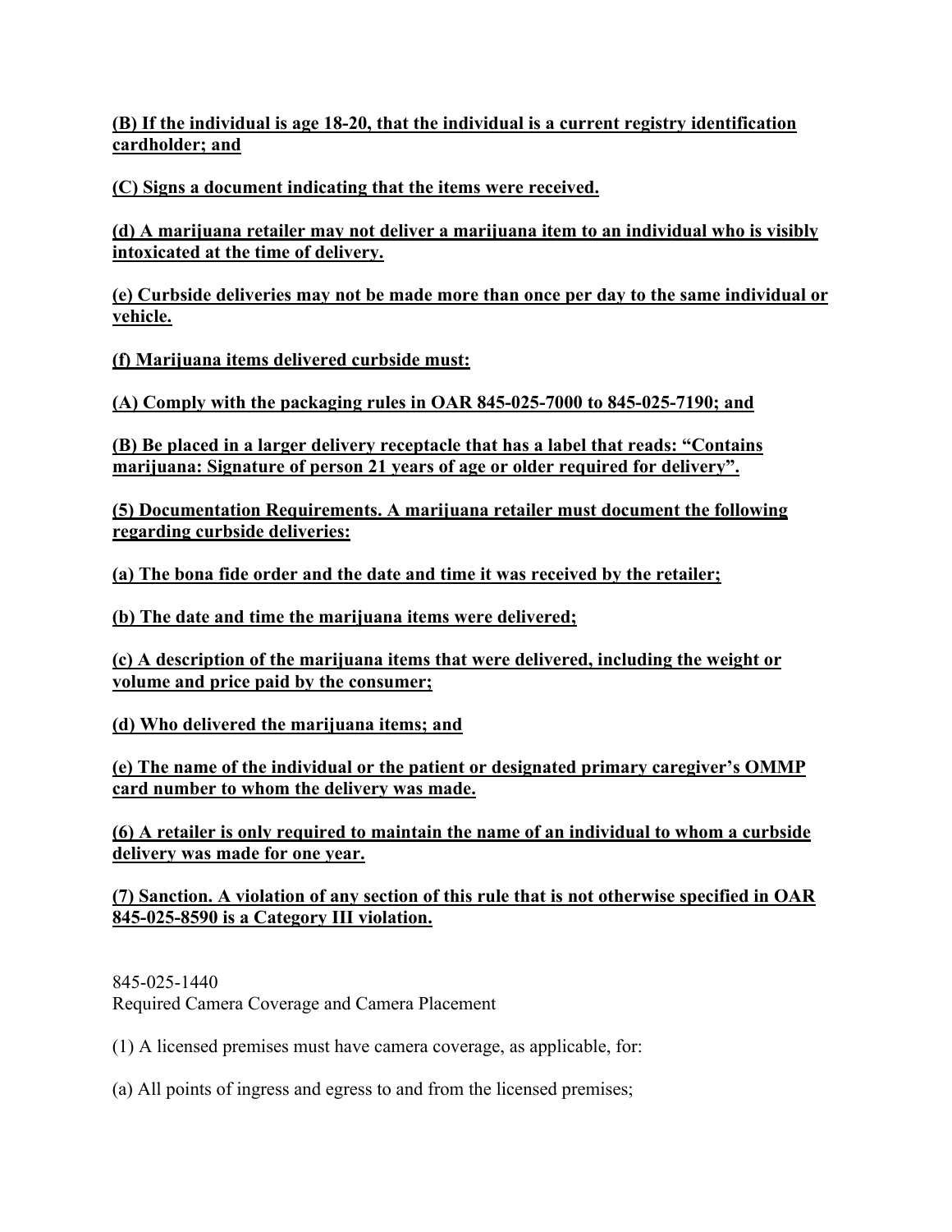<u>**(B) If the individual is age 18-20, that the individual is a current registry identification cardholder; and**</u>

<u>**(C) Signs a document indicating that the items were received.**</u>

<u>**(d) A marijuana retailer may not deliver a marijuana item to an individual who is visibly intoxicated at the time of delivery.**</u>

<u>**(e) Curbside deliveries may not be made more than once per day to the same individual or vehicle.**</u>

<u>**(f) Marijuana items delivered curbside must:**</u>

<u>**(A) Comply with the packaging rules in OAR 845-025-7000 to 845-025-7190; and**</u>

<u>**(B) Be placed in a larger delivery receptacle that has a label that reads: "Contains marijuana: Signature of person 21 years of age or older required for delivery".**</u>

<u>**(5) Documentation Requirements. A marijuana retailer must document the following regarding curbside deliveries:**</u>

<u>**(a) The bona fide order and the date and time it was received by the retailer;**</u>

<u>**(b) The date and time the marijuana items were delivered;**</u>

<u>**(c) A description of the marijuana items that were delivered, including the weight or volume and price paid by the consumer;**</u>

<u>**(d) Who delivered the marijuana items; and**</u>

<u>**(e) The name of the individual or the patient or designated primary caregiver's OMMP card number to whom the delivery was made.**</u>

<u>**(6) A retailer is only required to maintain the name of an individual to whom a curbside delivery was made for one year.**</u>

<u>**(7) Sanction. A violation of any section of this rule that is not otherwise specified in OAR 845-025-8590 is a Category III violation.**</u>

845-025-1440
Required Camera Coverage and Camera Placement

(1) A licensed premises must have camera coverage, as applicable, for:

(a) All points of ingress and egress to and from the licensed premises;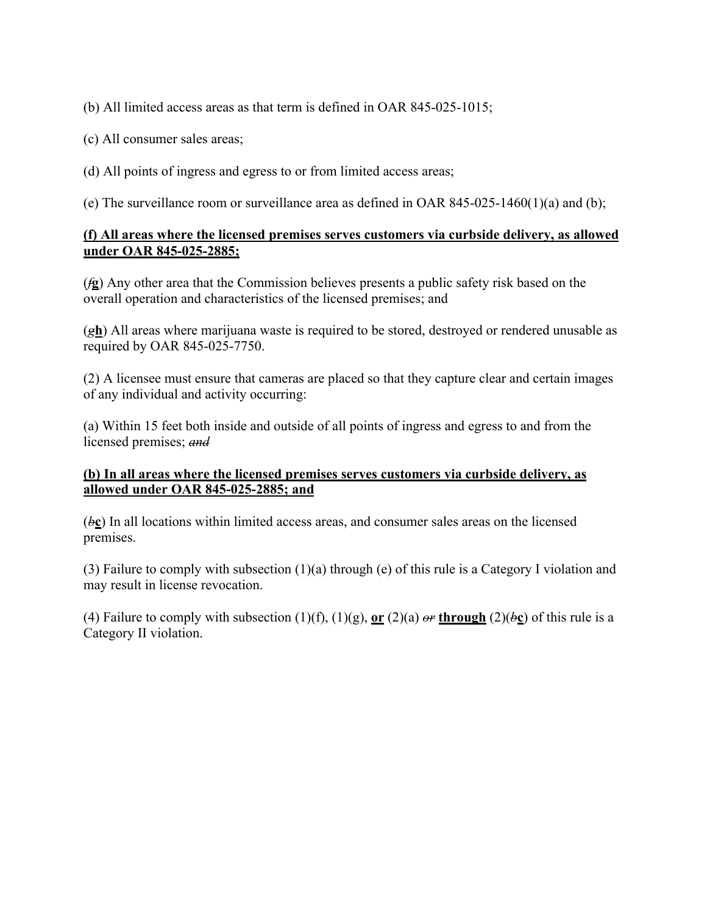(b) All limited access areas as that term is defined in OAR 845-025-1015;

(c) All consumer sales areas;

(d) All points of ingress and egress to or from limited access areas;

(e) The surveillance room or surveillance area as defined in OAR 845-025-1460(1)(a) and (b);

**(f) All areas where the licensed premises serves customers via curbside delivery, as allowed under OAR 845-025-2885;**

(~~*f*~~**g**) Any other area that the Commission believes presents a public safety risk based on the overall operation and characteristics of the licensed premises; and

(~~*g*~~**h**) All areas where marijuana waste is required to be stored, destroyed or rendered unusable as required by OAR 845-025-7750.

(2) A licensee must ensure that cameras are placed so that they capture clear and certain images of any individual and activity occurring:

(a) Within 15 feet both inside and outside of all points of ingress and egress to and from the licensed premises; ~~*and*~~

**(b) In all areas where the licensed premises serves customers via curbside delivery, as allowed under OAR 845-025-2885; and**

(~~*b*~~**c**) In all locations within limited access areas, and consumer sales areas on the licensed premises.

(3) Failure to comply with subsection (1)(a) through (e) of this rule is a Category I violation and may result in license revocation.

(4) Failure to comply with subsection (1)(f), (1)(g), **or** (2)(a) ~~*or*~~ **through** (2)(~~*b*~~**c**) of this rule is a Category II violation.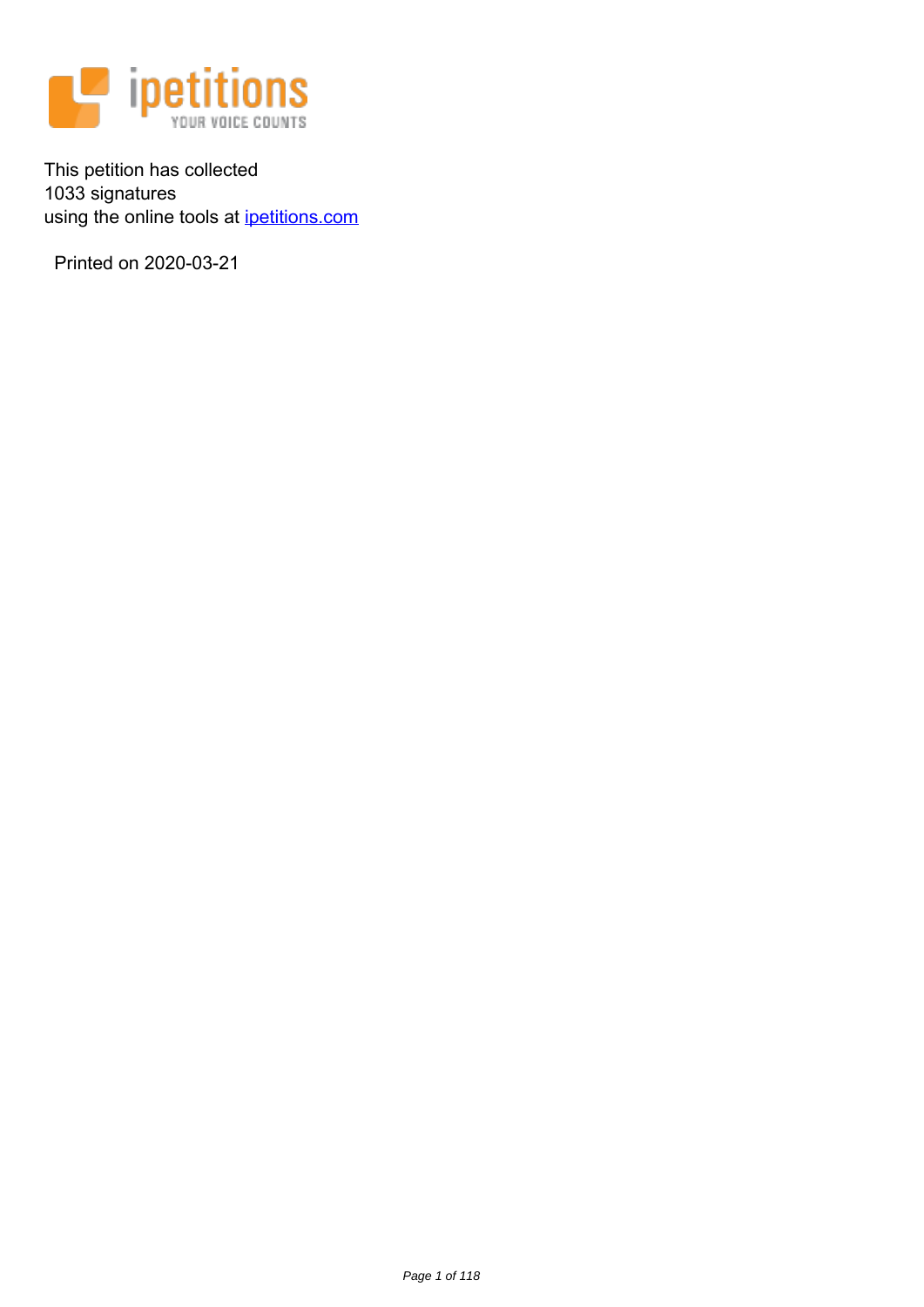This petition has collected
1033 signatures
using the online tools at [ipetitions.com](ipetitions.com)

Printed on 2020-03-21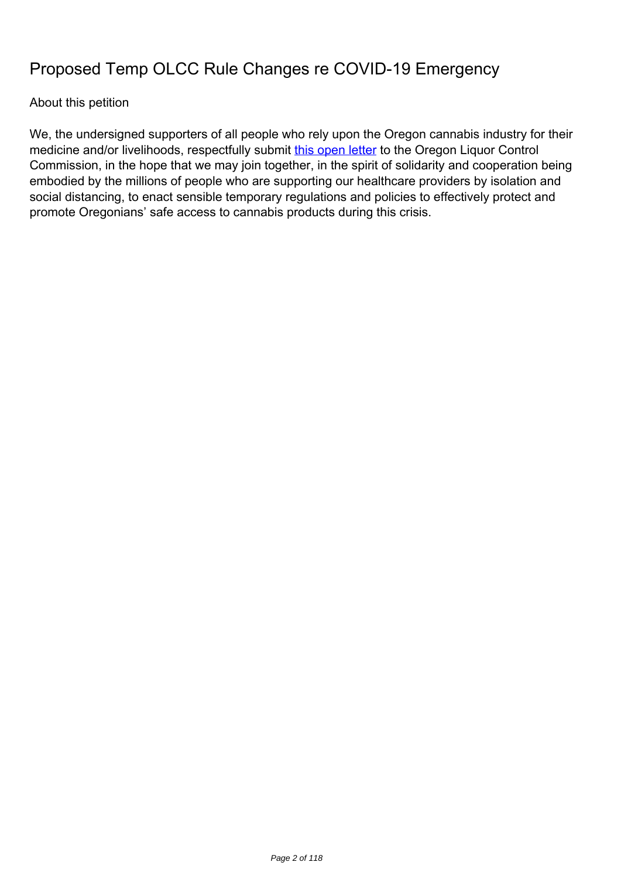# Proposed Temp OLCC Rule Changes re COVID-19 Emergency

About this petition

We, the undersigned supporters of all people who rely upon the Oregon cannabis industry for their medicine and/or livelihoods, respectfully submit this open letter to the Oregon Liquor Control Commission, in the hope that we may join together, in the spirit of solidarity and cooperation being embodied by the millions of people who are supporting our healthcare providers by isolation and social distancing, to enact sensible temporary regulations and policies to effectively protect and promote Oregonians' safe access to cannabis products during this crisis.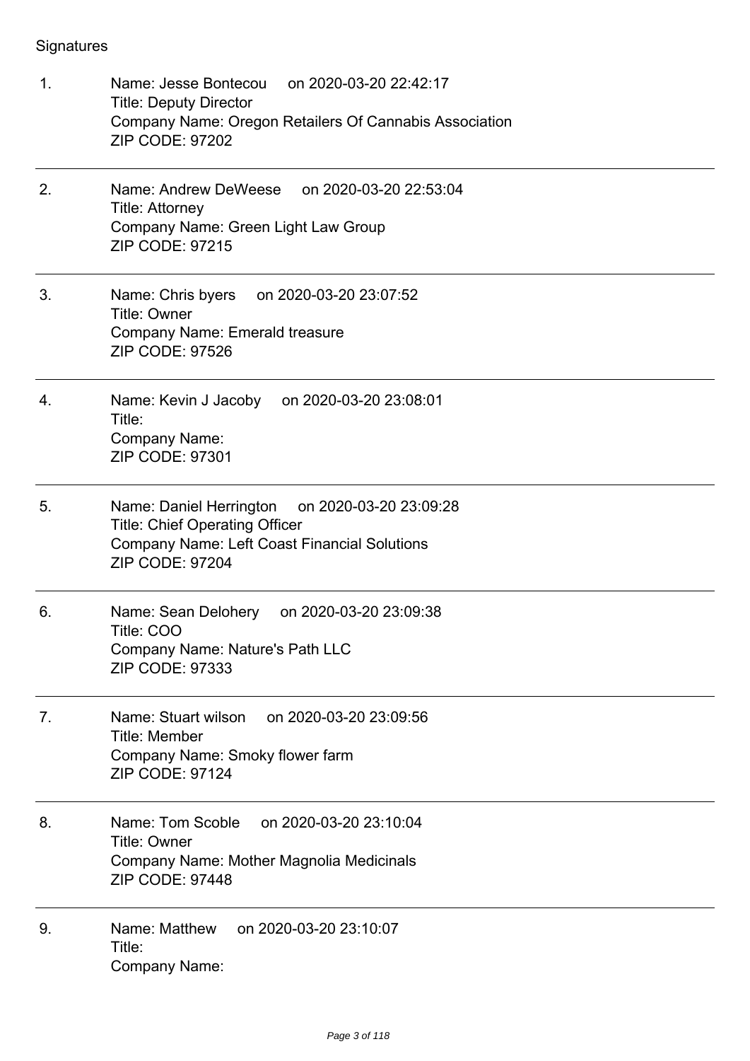Signatures

1. Name: Jesse Bontecou on 2020-03-20 22:42:17
   Title: Deputy Director
   Company Name: Oregon Retailers Of Cannabis Association
   ZIP CODE: 97202

---

2. Name: Andrew DeWeese on 2020-03-20 22:53:04
   Title: Attorney
   Company Name: Green Light Law Group
   ZIP CODE: 97215

---

3. Name: Chris byers on 2020-03-20 23:07:52
   Title: Owner
   Company Name: Emerald treasure
   ZIP CODE: 97526

---

4. Name: Kevin J Jacoby on 2020-03-20 23:08:01
   Title:
   Company Name:
   ZIP CODE: 97301

---

5. Name: Daniel Herrington on 2020-03-20 23:09:28
   Title: Chief Operating Officer
   Company Name: Left Coast Financial Solutions
   ZIP CODE: 97204

---

6. Name: Sean Delohery on 2020-03-20 23:09:38
   Title: COO
   Company Name: Nature's Path LLC
   ZIP CODE: 97333

---

7. Name: Stuart wilson on 2020-03-20 23:09:56
   Title: Member
   Company Name: Smoky flower farm
   ZIP CODE: 97124

---

8. Name: Tom Scoble on 2020-03-20 23:10:04
   Title: Owner
   Company Name: Mother Magnolia Medicinals
   ZIP CODE: 97448

---

9. Name: Matthew on 2020-03-20 23:10:07
   Title:
   Company Name: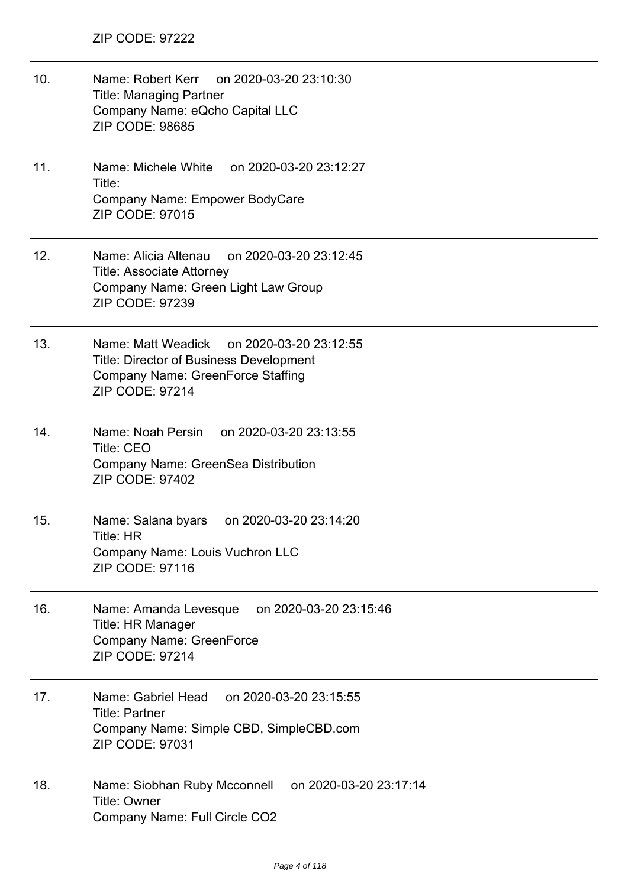ZIP CODE: 97222

---

10. Name: Robert Kerr on 2020-03-20 23:10:30
    Title: Managing Partner
    Company Name: eQcho Capital LLC
    ZIP CODE: 98685

---

11. Name: Michele White on 2020-03-20 23:12:27
    Title:
    Company Name: Empower BodyCare
    ZIP CODE: 97015

---

12. Name: Alicia Altenau on 2020-03-20 23:12:45
    Title: Associate Attorney
    Company Name: Green Light Law Group
    ZIP CODE: 97239

---

13. Name: Matt Weadick on 2020-03-20 23:12:55
    Title: Director of Business Development
    Company Name: GreenForce Staffing
    ZIP CODE: 97214

---

14. Name: Noah Persin on 2020-03-20 23:13:55
    Title: CEO
    Company Name: GreenSea Distribution
    ZIP CODE: 97402

---

15. Name: Salana byars on 2020-03-20 23:14:20
    Title: HR
    Company Name: Louis Vuchron LLC
    ZIP CODE: 97116

---

16. Name: Amanda Levesque on 2020-03-20 23:15:46
    Title: HR Manager
    Company Name: GreenForce
    ZIP CODE: 97214

---

17. Name: Gabriel Head on 2020-03-20 23:15:55
    Title: Partner
    Company Name: Simple CBD, SimpleCBD.com
    ZIP CODE: 97031

---

18. Name: Siobhan Ruby Mcconnell on 2020-03-20 23:17:14
    Title: Owner
    Company Name: Full Circle CO2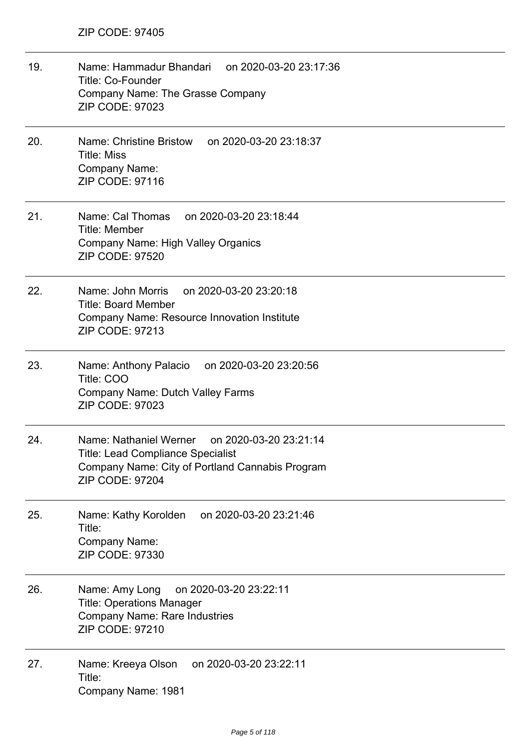ZIP CODE: 97405

---

19. Name: Hammadur Bhandari on 2020-03-20 23:17:36
    Title: Co-Founder
    Company Name: The Grasse Company
    ZIP CODE: 97023

---

20. Name: Christine Bristow on 2020-03-20 23:18:37
    Title: Miss
    Company Name:
    ZIP CODE: 97116

---

21. Name: Cal Thomas on 2020-03-20 23:18:44
    Title: Member
    Company Name: High Valley Organics
    ZIP CODE: 97520

---

22. Name: John Morris on 2020-03-20 23:20:18
    Title: Board Member
    Company Name: Resource Innovation Institute
    ZIP CODE: 97213

---

23. Name: Anthony Palacio on 2020-03-20 23:20:56
    Title: COO
    Company Name: Dutch Valley Farms
    ZIP CODE: 97023

---

24. Name: Nathaniel Werner on 2020-03-20 23:21:14
    Title: Lead Compliance Specialist
    Company Name: City of Portland Cannabis Program
    ZIP CODE: 97204

---

25. Name: Kathy Korolden on 2020-03-20 23:21:46
    Title:
    Company Name:
    ZIP CODE: 97330

---

26. Name: Amy Long on 2020-03-20 23:22:11
    Title: Operations Manager
    Company Name: Rare Industries
    ZIP CODE: 97210

---

27. Name: Kreeya Olson on 2020-03-20 23:22:11
    Title:
    Company Name: 1981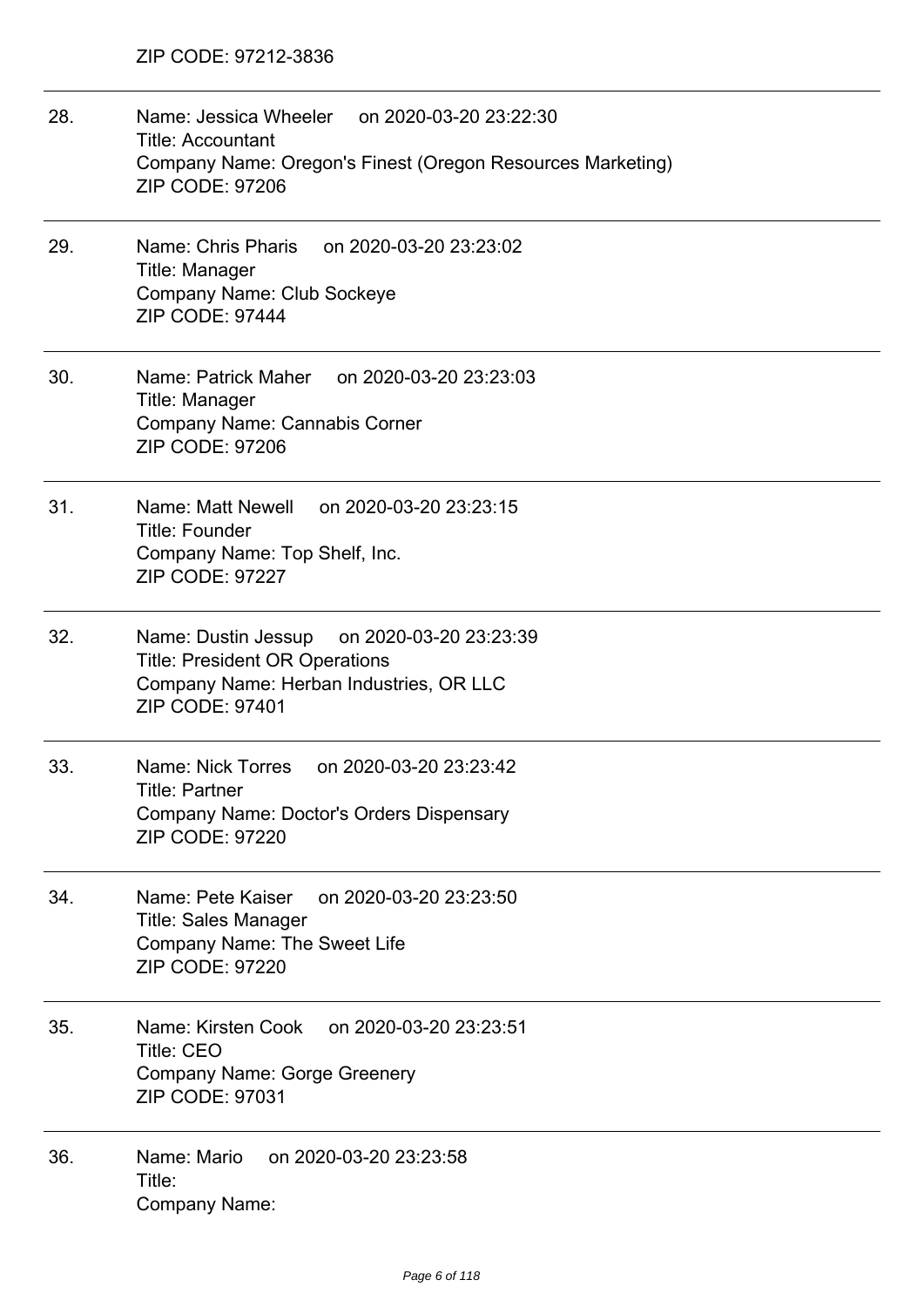ZIP CODE: 97212-3836

---

28. Name: Jessica Wheeler on 2020-03-20 23:22:30
Title: Accountant
Company Name: Oregon's Finest (Oregon Resources Marketing)
ZIP CODE: 97206

---

29. Name: Chris Pharis on 2020-03-20 23:23:02
Title: Manager
Company Name: Club Sockeye
ZIP CODE: 97444

---

30. Name: Patrick Maher on 2020-03-20 23:23:03
Title: Manager
Company Name: Cannabis Corner
ZIP CODE: 97206

---

31. Name: Matt Newell on 2020-03-20 23:23:15
Title: Founder
Company Name: Top Shelf, Inc.
ZIP CODE: 97227

---

32. Name: Dustin Jessup on 2020-03-20 23:23:39
Title: President OR Operations
Company Name: Herban Industries, OR LLC
ZIP CODE: 97401

---

33. Name: Nick Torres on 2020-03-20 23:23:42
Title: Partner
Company Name: Doctor's Orders Dispensary
ZIP CODE: 97220

---

34. Name: Pete Kaiser on 2020-03-20 23:23:50
Title: Sales Manager
Company Name: The Sweet Life
ZIP CODE: 97220

---

35. Name: Kirsten Cook on 2020-03-20 23:23:51
Title: CEO
Company Name: Gorge Greenery
ZIP CODE: 97031

---

36. Name: Mario on 2020-03-20 23:23:58
Title:
Company Name: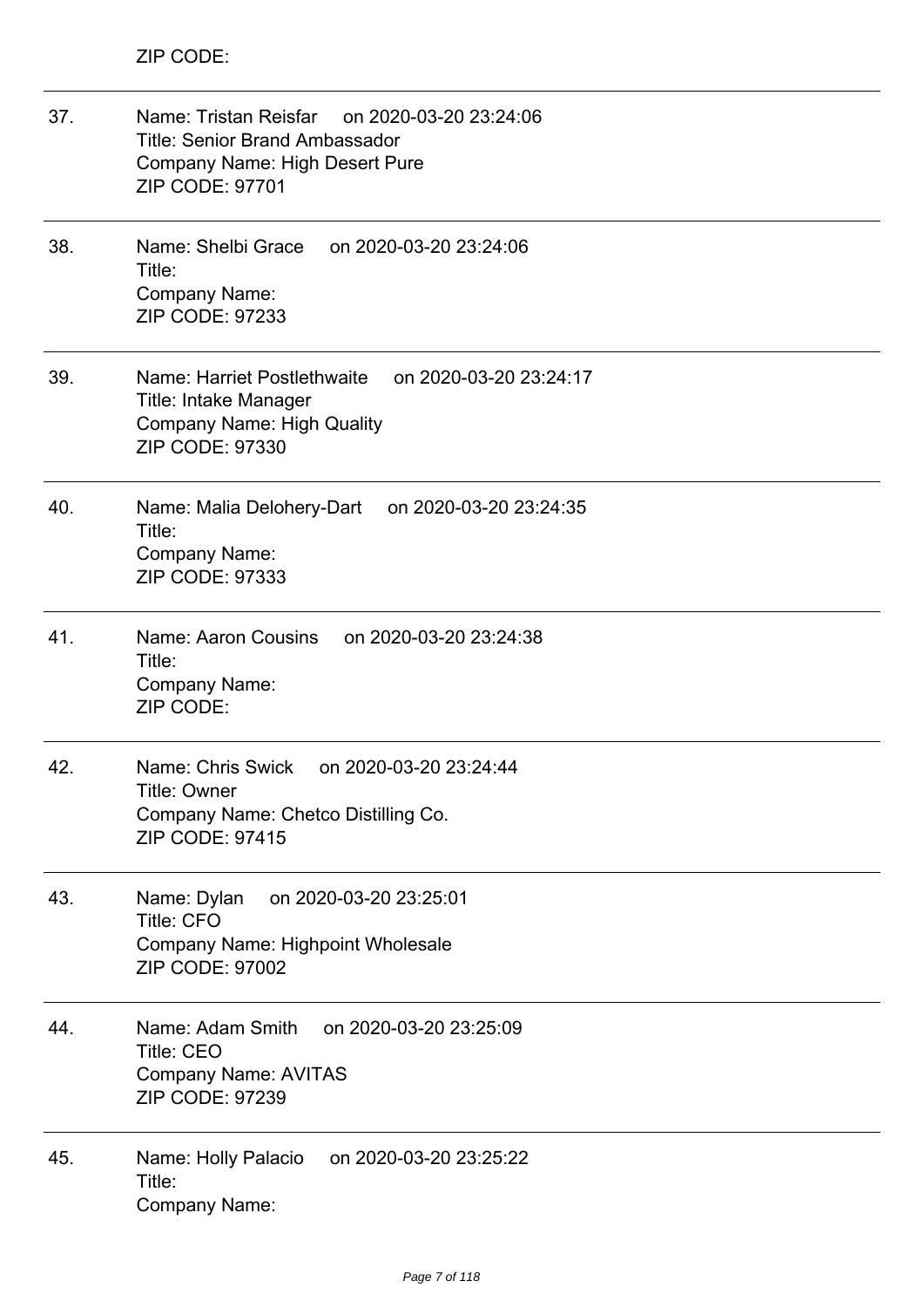ZIP CODE:

---

37. Name: Tristan Reisfar on 2020-03-20 23:24:06
    Title: Senior Brand Ambassador
    Company Name: High Desert Pure
    ZIP CODE: 97701

---

38. Name: Shelbi Grace on 2020-03-20 23:24:06
    Title:
    Company Name:
    ZIP CODE: 97233

---

39. Name: Harriet Postlethwaite on 2020-03-20 23:24:17
    Title: Intake Manager
    Company Name: High Quality
    ZIP CODE: 97330

---

40. Name: Malia Delohery-Dart on 2020-03-20 23:24:35
    Title:
    Company Name:
    ZIP CODE: 97333

---

41. Name: Aaron Cousins on 2020-03-20 23:24:38
    Title:
    Company Name:
    ZIP CODE:

---

42. Name: Chris Swick on 2020-03-20 23:24:44
    Title: Owner
    Company Name: Chetco Distilling Co.
    ZIP CODE: 97415

---

43. Name: Dylan on 2020-03-20 23:25:01
    Title: CFO
    Company Name: Highpoint Wholesale
    ZIP CODE: 97002

---

44. Name: Adam Smith on 2020-03-20 23:25:09
    Title: CEO
    Company Name: AVITAS
    ZIP CODE: 97239

---

45. Name: Holly Palacio on 2020-03-20 23:25:22
    Title:
    Company Name: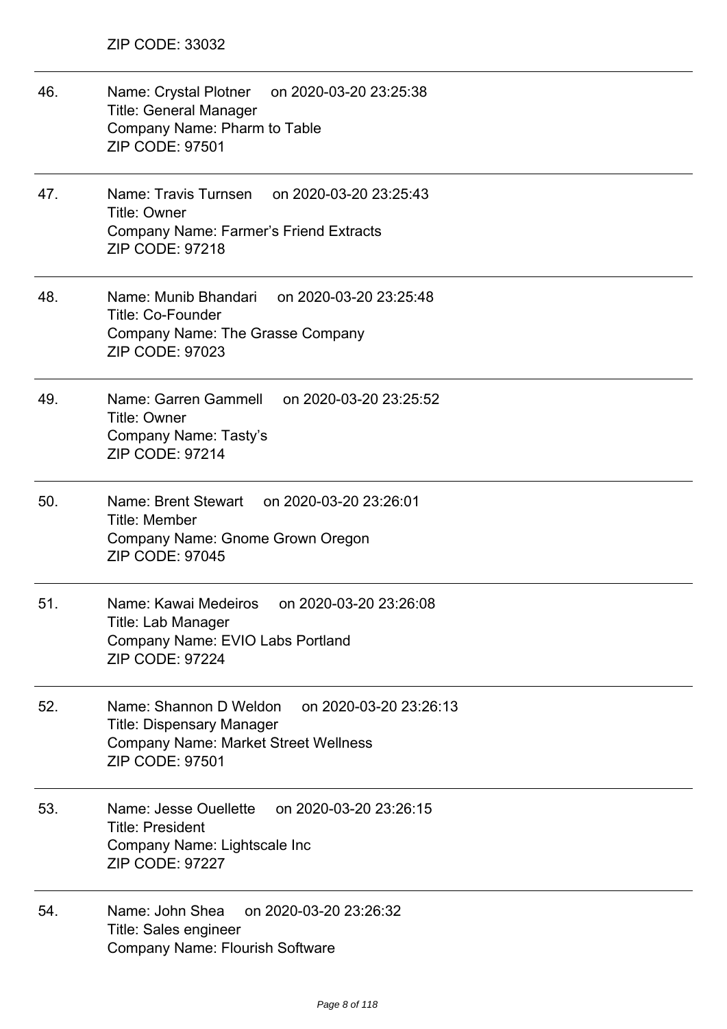ZIP CODE: 33032

---

46. Name: Crystal Plotner on 2020-03-20 23:25:38
    Title: General Manager
    Company Name: Pharm to Table
    ZIP CODE: 97501

---

47. Name: Travis Turnsen on 2020-03-20 23:25:43
    Title: Owner
    Company Name: Farmer's Friend Extracts
    ZIP CODE: 97218

---

48. Name: Munib Bhandari on 2020-03-20 23:25:48
    Title: Co-Founder
    Company Name: The Grasse Company
    ZIP CODE: 97023

---

49. Name: Garren Gammell on 2020-03-20 23:25:52
    Title: Owner
    Company Name: Tasty's
    ZIP CODE: 97214

---

50. Name: Brent Stewart on 2020-03-20 23:26:01
    Title: Member
    Company Name: Gnome Grown Oregon
    ZIP CODE: 97045

---

51. Name: Kawai Medeiros on 2020-03-20 23:26:08
    Title: Lab Manager
    Company Name: EVIO Labs Portland
    ZIP CODE: 97224

---

52. Name: Shannon D Weldon on 2020-03-20 23:26:13
    Title: Dispensary Manager
    Company Name: Market Street Wellness
    ZIP CODE: 97501

---

53. Name: Jesse Ouellette on 2020-03-20 23:26:15
    Title: President
    Company Name: Lightscale Inc
    ZIP CODE: 97227

---

54. Name: John Shea on 2020-03-20 23:26:32
    Title: Sales engineer
    Company Name: Flourish Software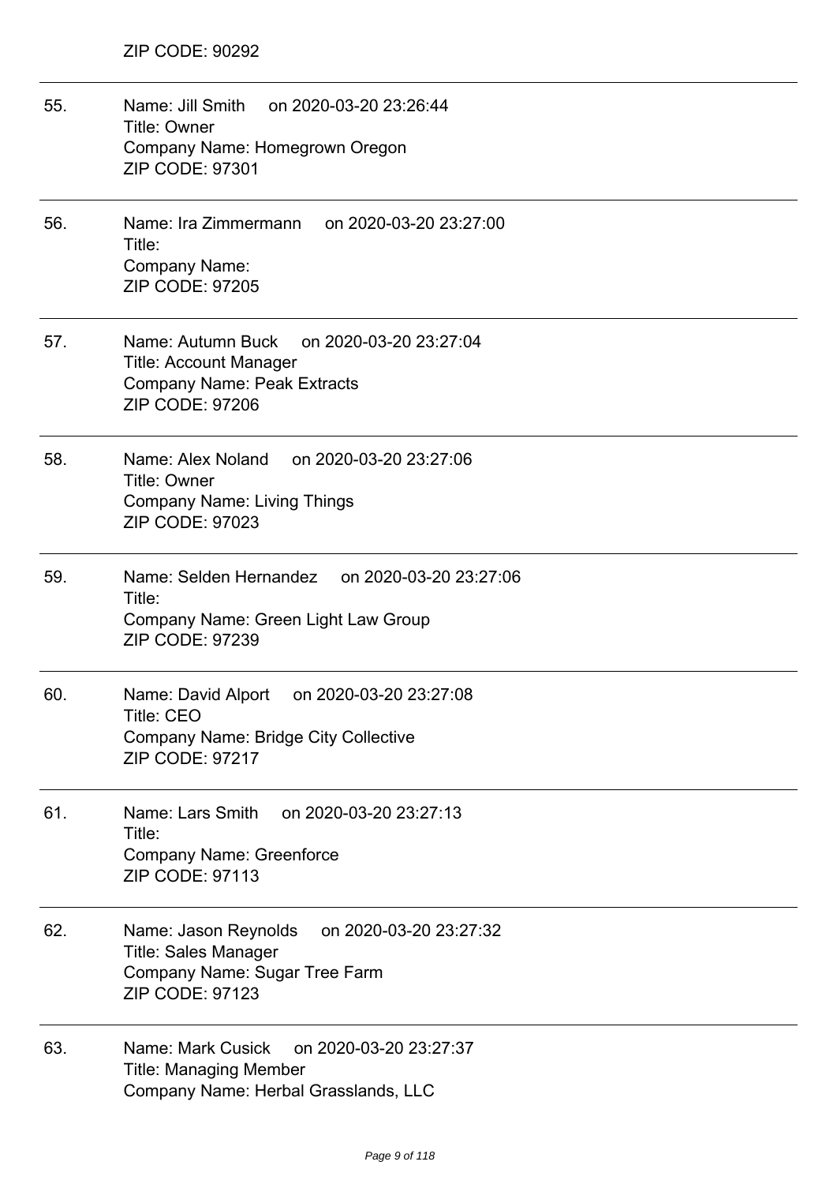ZIP CODE: 90292

---

55. Name: Jill Smith on 2020-03-20 23:26:44
    Title: Owner
    Company Name: Homegrown Oregon
    ZIP CODE: 97301

---

56. Name: Ira Zimmermann on 2020-03-20 23:27:00
    Title:
    Company Name:
    ZIP CODE: 97205

---

57. Name: Autumn Buck on 2020-03-20 23:27:04
    Title: Account Manager
    Company Name: Peak Extracts
    ZIP CODE: 97206

---

58. Name: Alex Noland on 2020-03-20 23:27:06
    Title: Owner
    Company Name: Living Things
    ZIP CODE: 97023

---

59. Name: Selden Hernandez on 2020-03-20 23:27:06
    Title:
    Company Name: Green Light Law Group
    ZIP CODE: 97239

---

60. Name: David Alport on 2020-03-20 23:27:08
    Title: CEO
    Company Name: Bridge City Collective
    ZIP CODE: 97217

---

61. Name: Lars Smith on 2020-03-20 23:27:13
    Title:
    Company Name: Greenforce
    ZIP CODE: 97113

---

62. Name: Jason Reynolds on 2020-03-20 23:27:32
    Title: Sales Manager
    Company Name: Sugar Tree Farm
    ZIP CODE: 97123

---

63. Name: Mark Cusick on 2020-03-20 23:27:37
    Title: Managing Member
    Company Name: Herbal Grasslands, LLC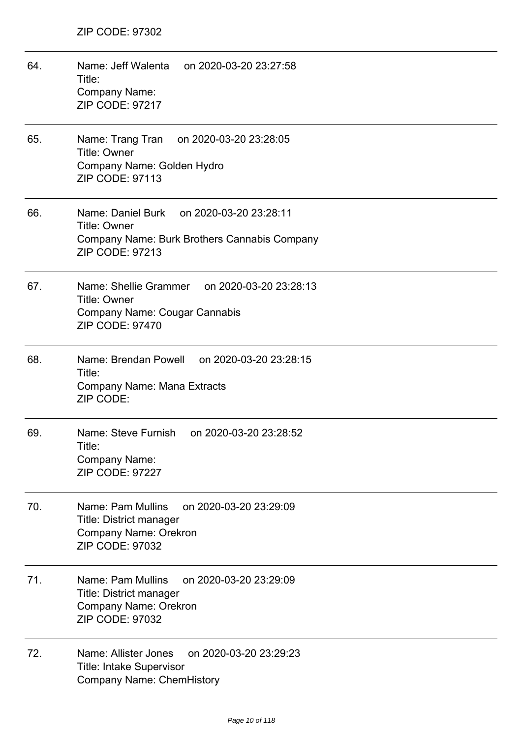ZIP CODE: 97302

---

64. Name: Jeff Walenta on 2020-03-20 23:27:58
    Title:
    Company Name:
    ZIP CODE: 97217

---

65. Name: Trang Tran on 2020-03-20 23:28:05
    Title: Owner
    Company Name: Golden Hydro
    ZIP CODE: 97113

---

66. Name: Daniel Burk on 2020-03-20 23:28:11
    Title: Owner
    Company Name: Burk Brothers Cannabis Company
    ZIP CODE: 97213

---

67. Name: Shellie Grammer on 2020-03-20 23:28:13
    Title: Owner
    Company Name: Cougar Cannabis
    ZIP CODE: 97470

---

68. Name: Brendan Powell on 2020-03-20 23:28:15
    Title:
    Company Name: Mana Extracts
    ZIP CODE:

---

69. Name: Steve Furnish on 2020-03-20 23:28:52
    Title:
    Company Name:
    ZIP CODE: 97227

---

70. Name: Pam Mullins on 2020-03-20 23:29:09
    Title: District manager
    Company Name: Orekron
    ZIP CODE: 97032

---

71. Name: Pam Mullins on 2020-03-20 23:29:09
    Title: District manager
    Company Name: Orekron
    ZIP CODE: 97032

---

72. Name: Allister Jones on 2020-03-20 23:29:23
    Title: Intake Supervisor
    Company Name: ChemHistory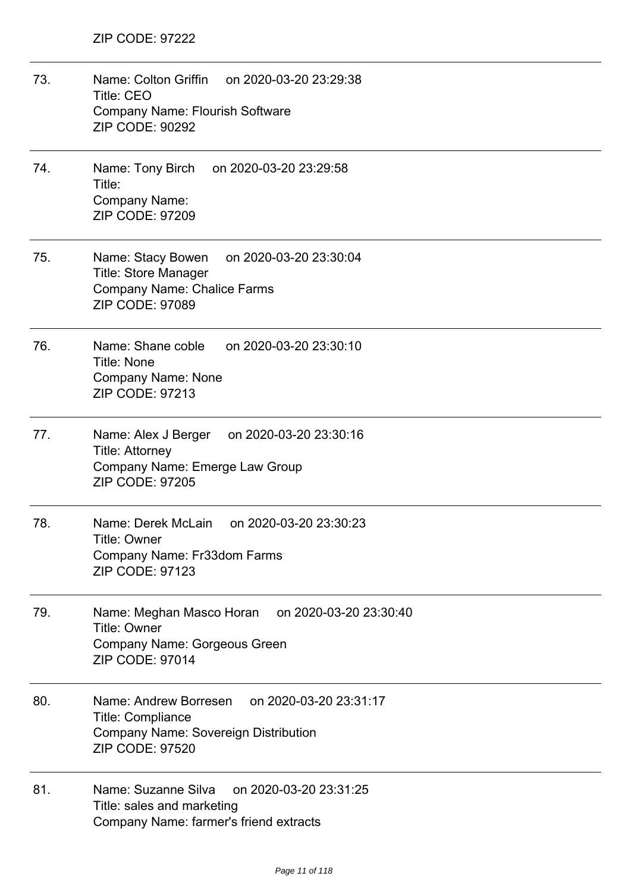ZIP CODE: 97222

---

73. Name: Colton Griffin on 2020-03-20 23:29:38
    Title: CEO
    Company Name: Flourish Software
    ZIP CODE: 90292

---

74. Name: Tony Birch on 2020-03-20 23:29:58
    Title:
    Company Name:
    ZIP CODE: 97209

---

75. Name: Stacy Bowen on 2020-03-20 23:30:04
    Title: Store Manager
    Company Name: Chalice Farms
    ZIP CODE: 97089

---

76. Name: Shane coble on 2020-03-20 23:30:10
    Title: None
    Company Name: None
    ZIP CODE: 97213

---

77. Name: Alex J Berger on 2020-03-20 23:30:16
    Title: Attorney
    Company Name: Emerge Law Group
    ZIP CODE: 97205

---

78. Name: Derek McLain on 2020-03-20 23:30:23
    Title: Owner
    Company Name: Fr33dom Farms
    ZIP CODE: 97123

---

79. Name: Meghan Masco Horan on 2020-03-20 23:30:40
    Title: Owner
    Company Name: Gorgeous Green
    ZIP CODE: 97014

---

80. Name: Andrew Borresen on 2020-03-20 23:31:17
    Title: Compliance
    Company Name: Sovereign Distribution
    ZIP CODE: 97520

---

81. Name: Suzanne Silva on 2020-03-20 23:31:25
    Title: sales and marketing
    Company Name: farmer's friend extracts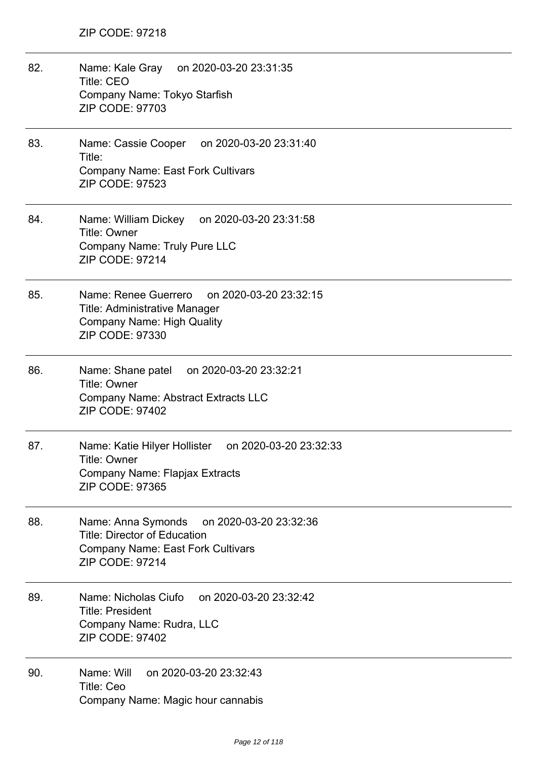ZIP CODE: 97218

82. Name: Kale Gray on 2020-03-20 23:31:35
    Title: CEO
    Company Name: Tokyo Starfish
    ZIP CODE: 97703

83. Name: Cassie Cooper on 2020-03-20 23:31:40
    Title:
    Company Name: East Fork Cultivars
    ZIP CODE: 97523

84. Name: William Dickey on 2020-03-20 23:31:58
    Title: Owner
    Company Name: Truly Pure LLC
    ZIP CODE: 97214

85. Name: Renee Guerrero on 2020-03-20 23:32:15
    Title: Administrative Manager
    Company Name: High Quality
    ZIP CODE: 97330

86. Name: Shane patel on 2020-03-20 23:32:21
    Title: Owner
    Company Name: Abstract Extracts LLC
    ZIP CODE: 97402

87. Name: Katie Hilyer Hollister on 2020-03-20 23:32:33
    Title: Owner
    Company Name: Flapjax Extracts
    ZIP CODE: 97365

88. Name: Anna Symonds on 2020-03-20 23:32:36
    Title: Director of Education
    Company Name: East Fork Cultivars
    ZIP CODE: 97214

89. Name: Nicholas Ciufo on 2020-03-20 23:32:42
    Title: President
    Company Name: Rudra, LLC
    ZIP CODE: 97402

90. Name: Will on 2020-03-20 23:32:43
    Title: Ceo
    Company Name: Magic hour cannabis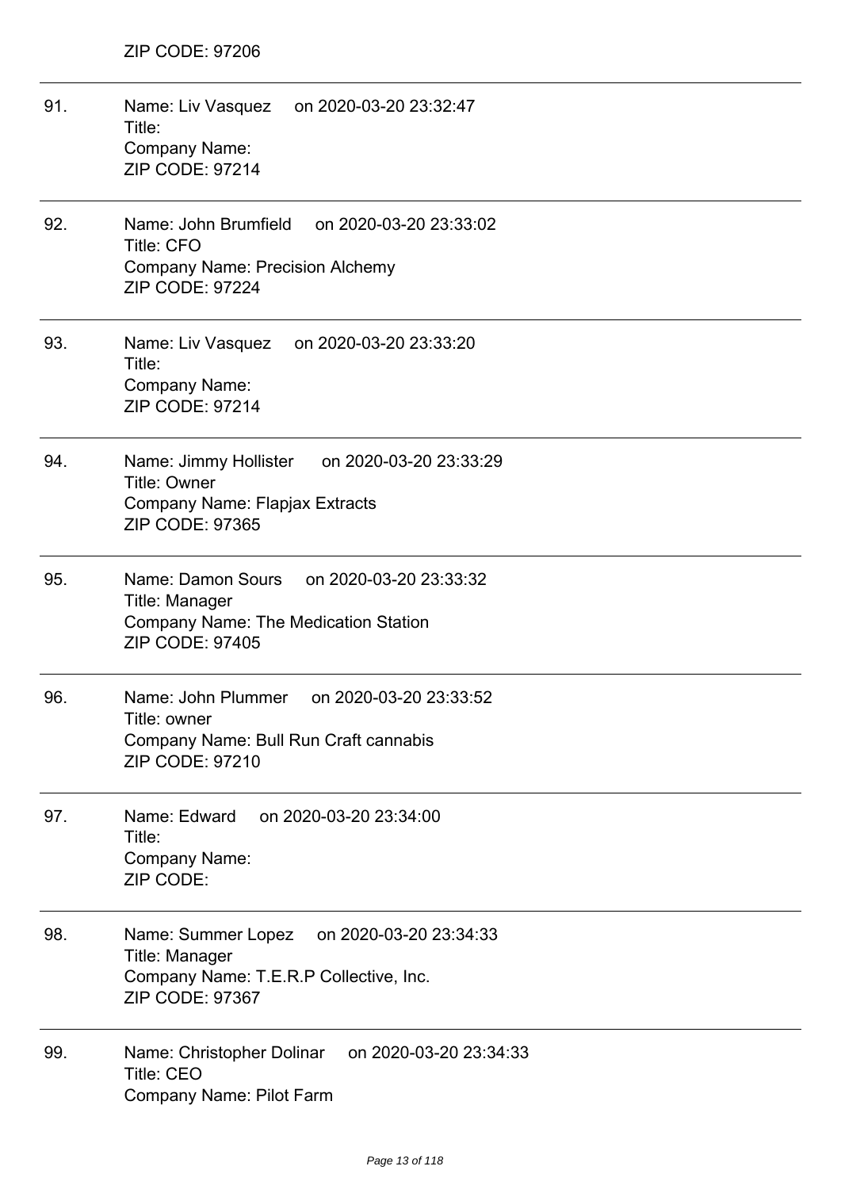ZIP CODE: 97206

---

91. Name: Liv Vasquez on 2020-03-20 23:32:47
    Title:
    Company Name:
    ZIP CODE: 97214

---

92. Name: John Brumfield on 2020-03-20 23:33:02
    Title: CFO
    Company Name: Precision Alchemy
    ZIP CODE: 97224

---

93. Name: Liv Vasquez on 2020-03-20 23:33:20
    Title:
    Company Name:
    ZIP CODE: 97214

---

94. Name: Jimmy Hollister on 2020-03-20 23:33:29
    Title: Owner
    Company Name: Flapjax Extracts
    ZIP CODE: 97365

---

95. Name: Damon Sours on 2020-03-20 23:33:32
    Title: Manager
    Company Name: The Medication Station
    ZIP CODE: 97405

---

96. Name: John Plummer on 2020-03-20 23:33:52
    Title: owner
    Company Name: Bull Run Craft cannabis
    ZIP CODE: 97210

---

97. Name: Edward on 2020-03-20 23:34:00
    Title:
    Company Name:
    ZIP CODE:

---

98. Name: Summer Lopez on 2020-03-20 23:34:33
    Title: Manager
    Company Name: T.E.R.P Collective, Inc.
    ZIP CODE: 97367

---

99. Name: Christopher Dolinar on 2020-03-20 23:34:33
    Title: CEO
    Company Name: Pilot Farm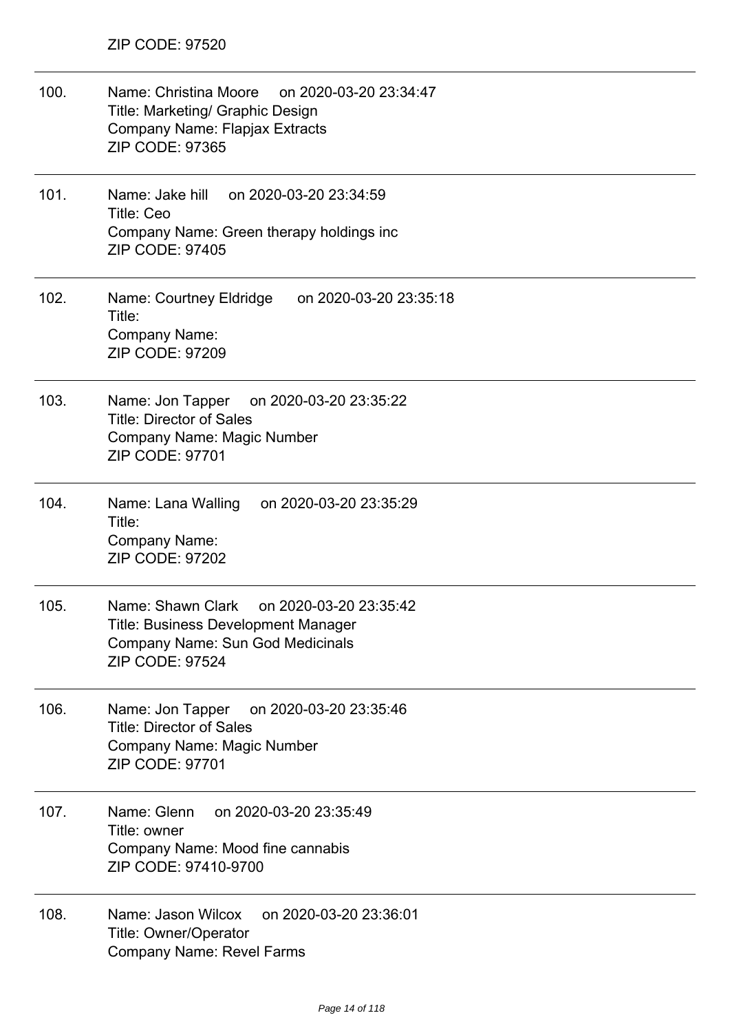ZIP CODE: 97520

100. Name: Christina Moore on 2020-03-20 23:34:47
Title: Marketing/ Graphic Design
Company Name: Flapjax Extracts
ZIP CODE: 97365

101. Name: Jake hill on 2020-03-20 23:34:59
Title: Ceo
Company Name: Green therapy holdings inc
ZIP CODE: 97405

102. Name: Courtney Eldridge on 2020-03-20 23:35:18
Title:
Company Name:
ZIP CODE: 97209

103. Name: Jon Tapper on 2020-03-20 23:35:22
Title: Director of Sales
Company Name: Magic Number
ZIP CODE: 97701

104. Name: Lana Walling on 2020-03-20 23:35:29
Title:
Company Name:
ZIP CODE: 97202

105. Name: Shawn Clark on 2020-03-20 23:35:42
Title: Business Development Manager
Company Name: Sun God Medicinals
ZIP CODE: 97524

106. Name: Jon Tapper on 2020-03-20 23:35:46
Title: Director of Sales
Company Name: Magic Number
ZIP CODE: 97701

107. Name: Glenn on 2020-03-20 23:35:49
Title: owner
Company Name: Mood fine cannabis
ZIP CODE: 97410-9700

108. Name: Jason Wilcox on 2020-03-20 23:36:01
Title: Owner/Operator
Company Name: Revel Farms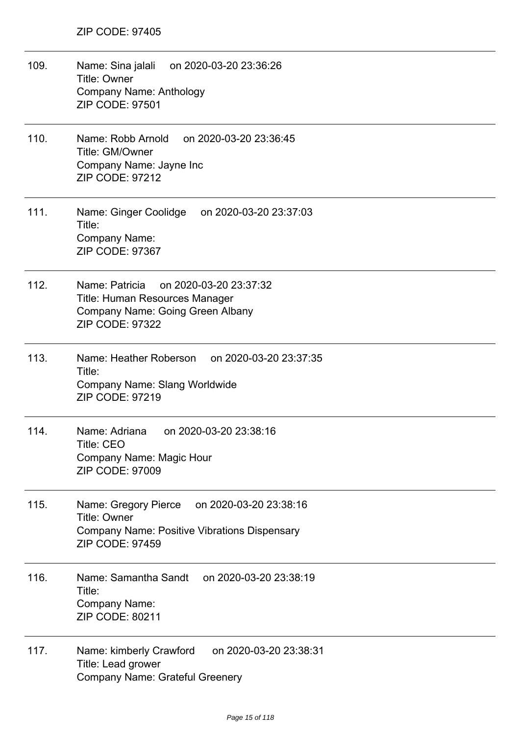ZIP CODE: 97405

109. Name: Sina jalali on 2020-03-20 23:36:26
Title: Owner
Company Name: Anthology
ZIP CODE: 97501

110. Name: Robb Arnold on 2020-03-20 23:36:45
Title: GM/Owner
Company Name: Jayne Inc
ZIP CODE: 97212

111. Name: Ginger Coolidge on 2020-03-20 23:37:03
Title:
Company Name:
ZIP CODE: 97367

112. Name: Patricia on 2020-03-20 23:37:32
Title: Human Resources Manager
Company Name: Going Green Albany
ZIP CODE: 97322

113. Name: Heather Roberson on 2020-03-20 23:37:35
Title:
Company Name: Slang Worldwide
ZIP CODE: 97219

114. Name: Adriana on 2020-03-20 23:38:16
Title: CEO
Company Name: Magic Hour
ZIP CODE: 97009

115. Name: Gregory Pierce on 2020-03-20 23:38:16
Title: Owner
Company Name: Positive Vibrations Dispensary
ZIP CODE: 97459

116. Name: Samantha Sandt on 2020-03-20 23:38:19
Title:
Company Name:
ZIP CODE: 80211

117. Name: kimberly Crawford on 2020-03-20 23:38:31
Title: Lead grower
Company Name: Grateful Greenery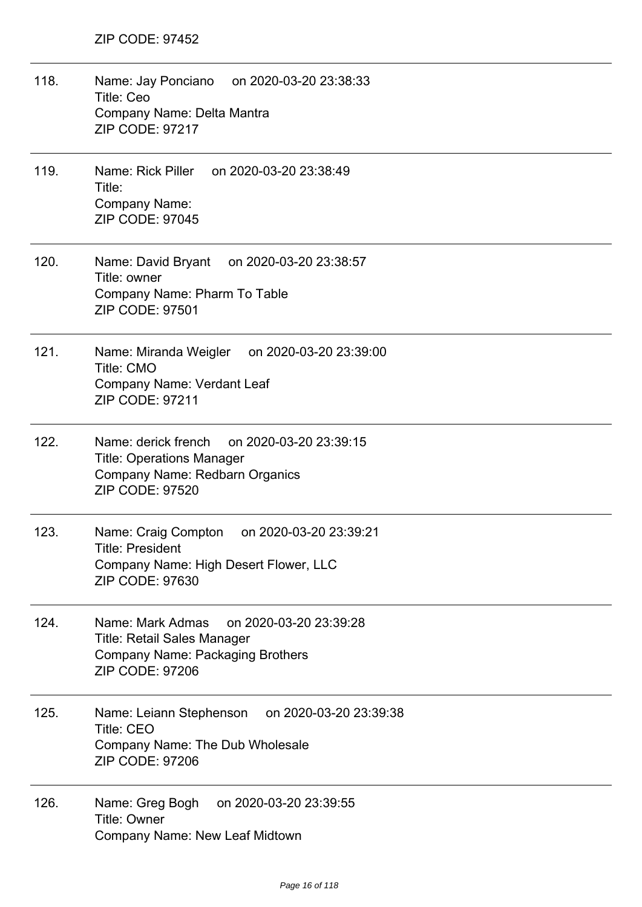ZIP CODE: 97452

118. Name: Jay Ponciano on 2020-03-20 23:38:33
Title: Ceo
Company Name: Delta Mantra
ZIP CODE: 97217

119. Name: Rick Piller on 2020-03-20 23:38:49
Title:
Company Name:
ZIP CODE: 97045

120. Name: David Bryant on 2020-03-20 23:38:57
Title: owner
Company Name: Pharm To Table
ZIP CODE: 97501

121. Name: Miranda Weigler on 2020-03-20 23:39:00
Title: CMO
Company Name: Verdant Leaf
ZIP CODE: 97211

122. Name: derick french on 2020-03-20 23:39:15
Title: Operations Manager
Company Name: Redbarn Organics
ZIP CODE: 97520

123. Name: Craig Compton on 2020-03-20 23:39:21
Title: President
Company Name: High Desert Flower, LLC
ZIP CODE: 97630

124. Name: Mark Admas on 2020-03-20 23:39:28
Title: Retail Sales Manager
Company Name: Packaging Brothers
ZIP CODE: 97206

125. Name: Leiann Stephenson on 2020-03-20 23:39:38
Title: CEO
Company Name: The Dub Wholesale
ZIP CODE: 97206

126. Name: Greg Bogh on 2020-03-20 23:39:55
Title: Owner
Company Name: New Leaf Midtown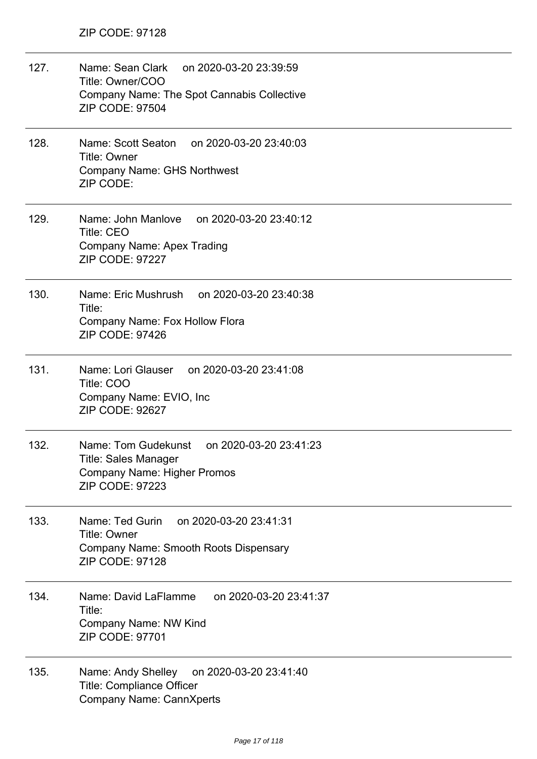ZIP CODE: 97128

127. Name: Sean Clark on 2020-03-20 23:39:59
Title: Owner/COO
Company Name: The Spot Cannabis Collective
ZIP CODE: 97504

128. Name: Scott Seaton on 2020-03-20 23:40:03
Title: Owner
Company Name: GHS Northwest
ZIP CODE:

129. Name: John Manlove on 2020-03-20 23:40:12
Title: CEO
Company Name: Apex Trading
ZIP CODE: 97227

130. Name: Eric Mushrush on 2020-03-20 23:40:38
Title:
Company Name: Fox Hollow Flora
ZIP CODE: 97426

131. Name: Lori Glauser on 2020-03-20 23:41:08
Title: COO
Company Name: EVIO, Inc
ZIP CODE: 92627

132. Name: Tom Gudekunst on 2020-03-20 23:41:23
Title: Sales Manager
Company Name: Higher Promos
ZIP CODE: 97223

133. Name: Ted Gurin on 2020-03-20 23:41:31
Title: Owner
Company Name: Smooth Roots Dispensary
ZIP CODE: 97128

134. Name: David LaFlamme on 2020-03-20 23:41:37
Title:
Company Name: NW Kind
ZIP CODE: 97701

135. Name: Andy Shelley on 2020-03-20 23:41:40
Title: Compliance Officer
Company Name: CannXperts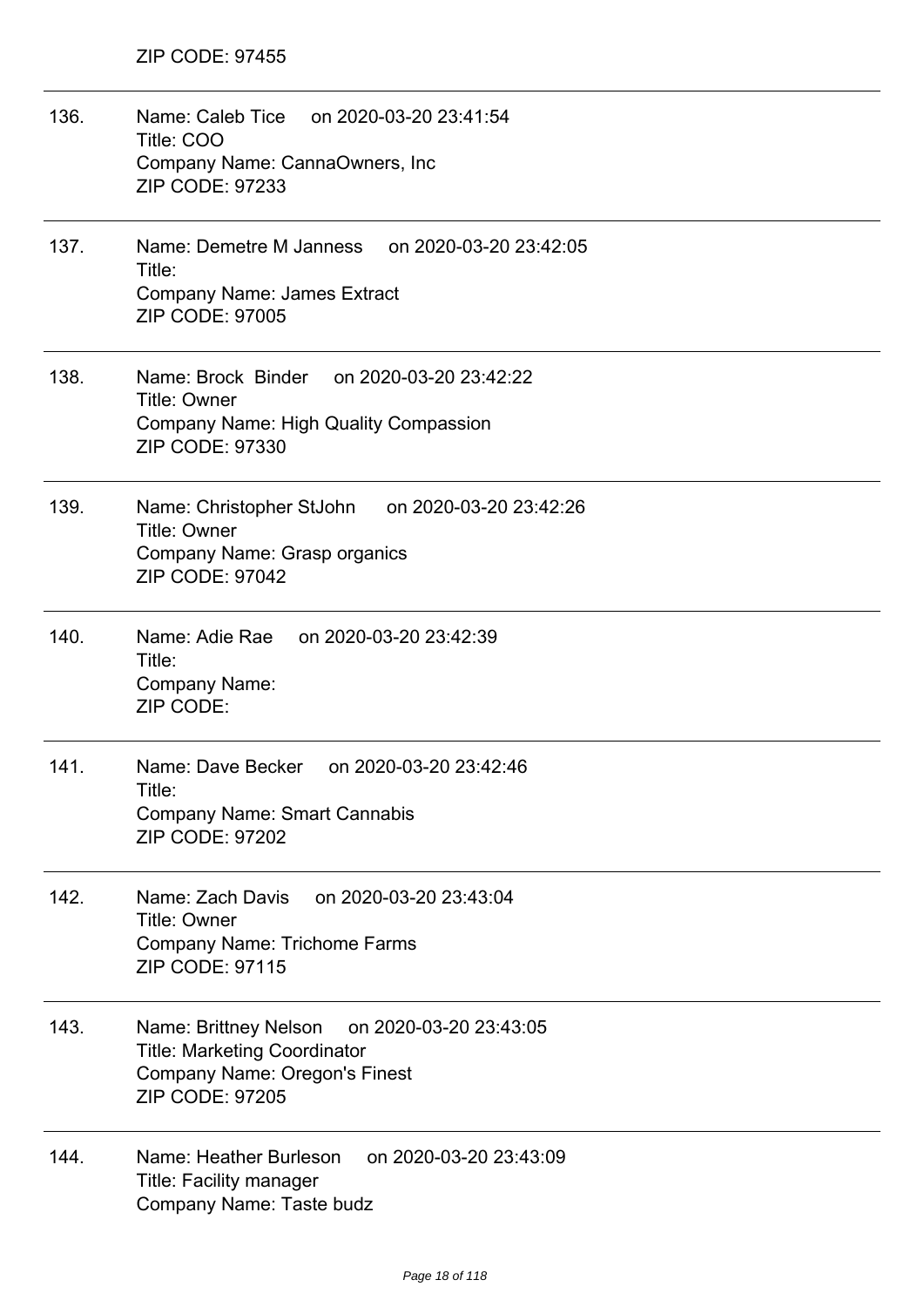ZIP CODE: 97455

---

136. Name: Caleb Tice on 2020-03-20 23:41:54
Title: COO
Company Name: CannaOwners, Inc
ZIP CODE: 97233

---

137. Name: Demetre M Janness on 2020-03-20 23:42:05
Title:
Company Name: James Extract
ZIP CODE: 97005

---

138. Name: Brock Binder on 2020-03-20 23:42:22
Title: Owner
Company Name: High Quality Compassion
ZIP CODE: 97330

---

139. Name: Christopher StJohn on 2020-03-20 23:42:26
Title: Owner
Company Name: Grasp organics
ZIP CODE: 97042

---

140. Name: Adie Rae on 2020-03-20 23:42:39
Title:
Company Name:
ZIP CODE:

---

141. Name: Dave Becker on 2020-03-20 23:42:46
Title:
Company Name: Smart Cannabis
ZIP CODE: 97202

---

142. Name: Zach Davis on 2020-03-20 23:43:04
Title: Owner
Company Name: Trichome Farms
ZIP CODE: 97115

---

143. Name: Brittney Nelson on 2020-03-20 23:43:05
Title: Marketing Coordinator
Company Name: Oregon's Finest
ZIP CODE: 97205

---

144. Name: Heather Burleson on 2020-03-20 23:43:09
Title: Facility manager
Company Name: Taste budz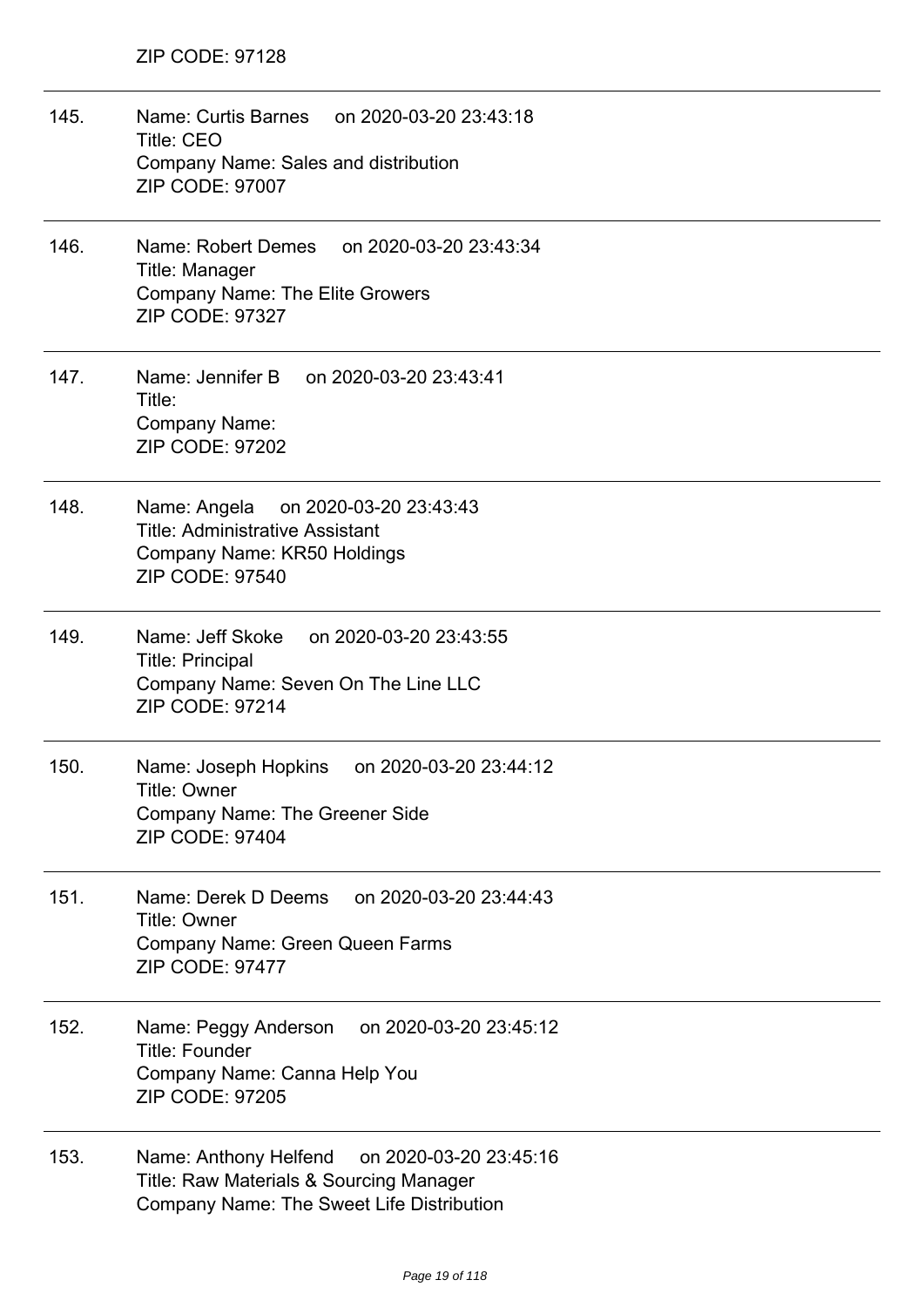ZIP CODE: 97128

---

145. Name: Curtis Barnes on 2020-03-20 23:43:18
Title: CEO
Company Name: Sales and distribution
ZIP CODE: 97007

---

146. Name: Robert Demes on 2020-03-20 23:43:34
Title: Manager
Company Name: The Elite Growers
ZIP CODE: 97327

---

147. Name: Jennifer B on 2020-03-20 23:43:41
Title:
Company Name:
ZIP CODE: 97202

---

148. Name: Angela on 2020-03-20 23:43:43
Title: Administrative Assistant
Company Name: KR50 Holdings
ZIP CODE: 97540

---

149. Name: Jeff Skoke on 2020-03-20 23:43:55
Title: Principal
Company Name: Seven On The Line LLC
ZIP CODE: 97214

---

150. Name: Joseph Hopkins on 2020-03-20 23:44:12
Title: Owner
Company Name: The Greener Side
ZIP CODE: 97404

---

151. Name: Derek D Deems on 2020-03-20 23:44:43
Title: Owner
Company Name: Green Queen Farms
ZIP CODE: 97477

---

152. Name: Peggy Anderson on 2020-03-20 23:45:12
Title: Founder
Company Name: Canna Help You
ZIP CODE: 97205

---

153. Name: Anthony Helfend on 2020-03-20 23:45:16
Title: Raw Materials & Sourcing Manager
Company Name: The Sweet Life Distribution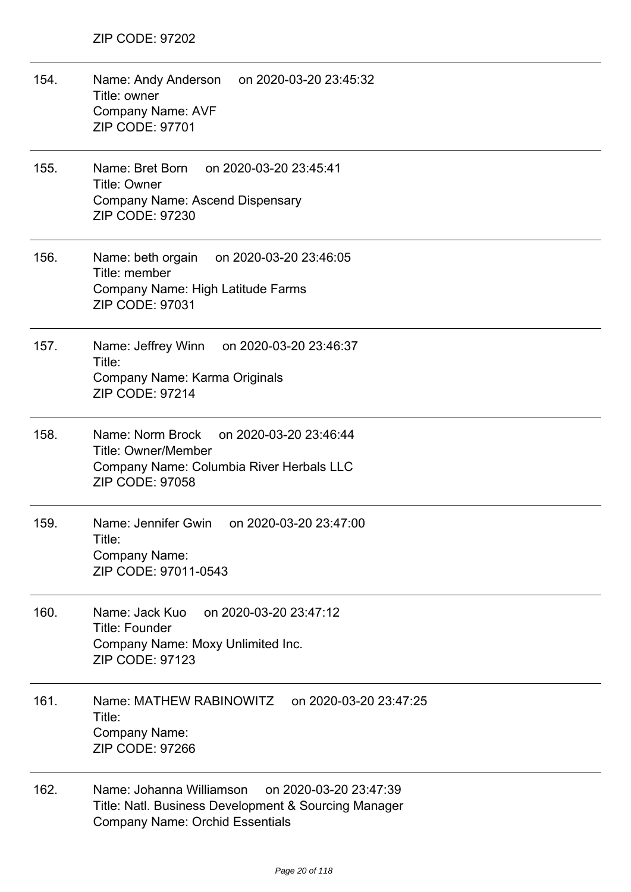ZIP CODE: 97202

154. Name: Andy Anderson on 2020-03-20 23:45:32
Title: owner
Company Name: AVF
ZIP CODE: 97701

155. Name: Bret Born on 2020-03-20 23:45:41
Title: Owner
Company Name: Ascend Dispensary
ZIP CODE: 97230

156. Name: beth orgain on 2020-03-20 23:46:05
Title: member
Company Name: High Latitude Farms
ZIP CODE: 97031

157. Name: Jeffrey Winn on 2020-03-20 23:46:37
Title:
Company Name: Karma Originals
ZIP CODE: 97214

158. Name: Norm Brock on 2020-03-20 23:46:44
Title: Owner/Member
Company Name: Columbia River Herbals LLC
ZIP CODE: 97058

159. Name: Jennifer Gwin on 2020-03-20 23:47:00
Title:
Company Name:
ZIP CODE: 97011-0543

160. Name: Jack Kuo on 2020-03-20 23:47:12
Title: Founder
Company Name: Moxy Unlimited Inc.
ZIP CODE: 97123

161. Name: MATHEW RABINOWITZ on 2020-03-20 23:47:25
Title:
Company Name:
ZIP CODE: 97266

162. Name: Johanna Williamson on 2020-03-20 23:47:39
Title: Natl. Business Development & Sourcing Manager
Company Name: Orchid Essentials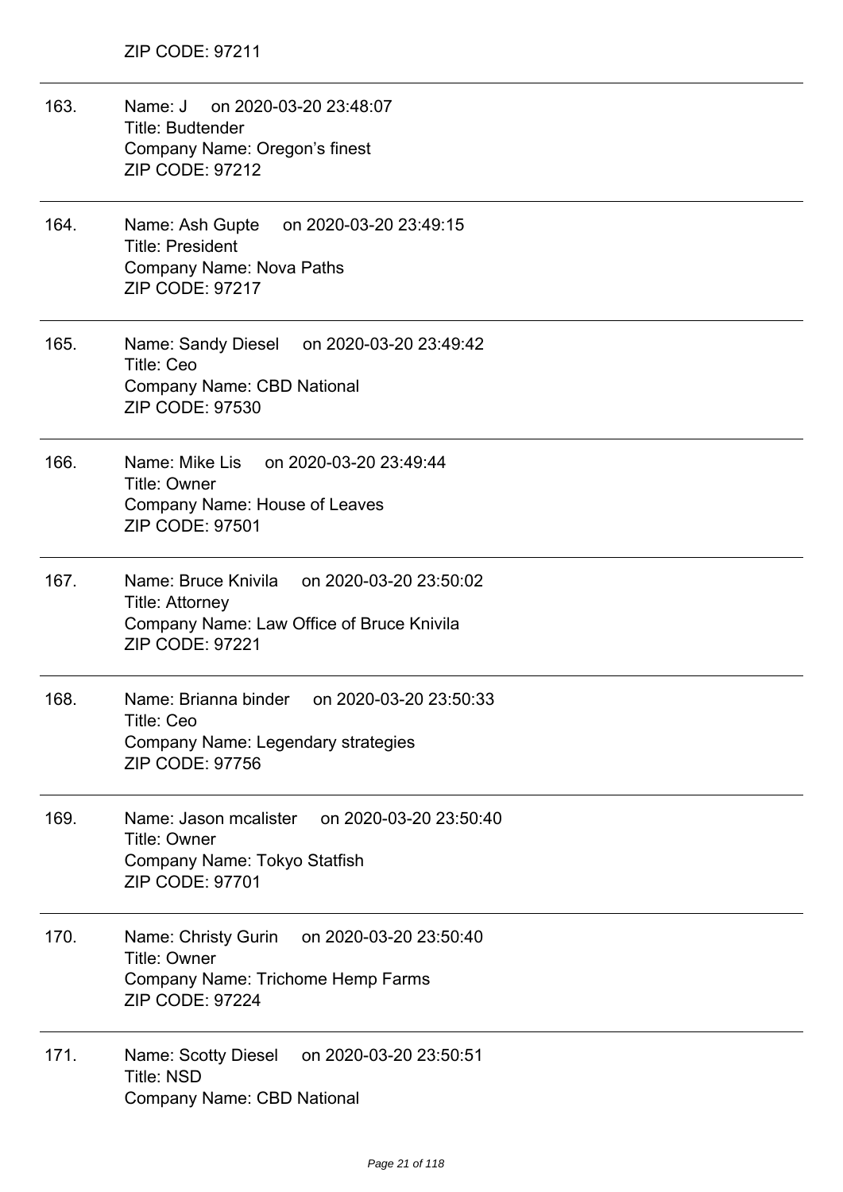ZIP CODE: 97211

163. Name: J on 2020-03-20 23:48:07
Title: Budtender
Company Name: Oregon’s finest
ZIP CODE: 97212

164. Name: Ash Gupte on 2020-03-20 23:49:15
Title: President
Company Name: Nova Paths
ZIP CODE: 97217

165. Name: Sandy Diesel on 2020-03-20 23:49:42
Title: Ceo
Company Name: CBD National
ZIP CODE: 97530

166. Name: Mike Lis on 2020-03-20 23:49:44
Title: Owner
Company Name: House of Leaves
ZIP CODE: 97501

167. Name: Bruce Knivila on 2020-03-20 23:50:02
Title: Attorney
Company Name: Law Office of Bruce Knivila
ZIP CODE: 97221

168. Name: Brianna binder on 2020-03-20 23:50:33
Title: Ceo
Company Name: Legendary strategies
ZIP CODE: 97756

169. Name: Jason mcalister on 2020-03-20 23:50:40
Title: Owner
Company Name: Tokyo Statfish
ZIP CODE: 97701

170. Name: Christy Gurin on 2020-03-20 23:50:40
Title: Owner
Company Name: Trichome Hemp Farms
ZIP CODE: 97224

171. Name: Scotty Diesel on 2020-03-20 23:50:51
Title: NSD
Company Name: CBD National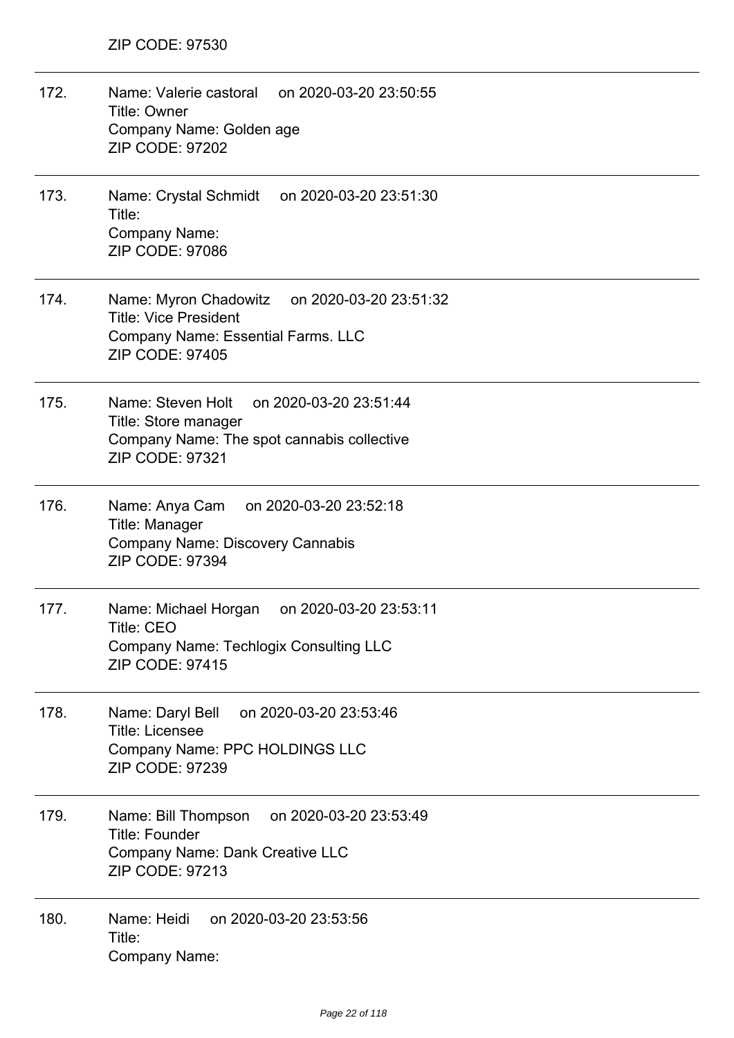ZIP CODE: 97530

---

172. Name: Valerie castoral on 2020-03-20 23:50:55
Title: Owner
Company Name: Golden age
ZIP CODE: 97202

---

173. Name: Crystal Schmidt on 2020-03-20 23:51:30
Title:
Company Name:
ZIP CODE: 97086

---

174. Name: Myron Chadowitz on 2020-03-20 23:51:32
Title: Vice President
Company Name: Essential Farms. LLC
ZIP CODE: 97405

---

175. Name: Steven Holt on 2020-03-20 23:51:44
Title: Store manager
Company Name: The spot cannabis collective
ZIP CODE: 97321

---

176. Name: Anya Cam on 2020-03-20 23:52:18
Title: Manager
Company Name: Discovery Cannabis
ZIP CODE: 97394

---

177. Name: Michael Horgan on 2020-03-20 23:53:11
Title: CEO
Company Name: Techlogix Consulting LLC
ZIP CODE: 97415

---

178. Name: Daryl Bell on 2020-03-20 23:53:46
Title: Licensee
Company Name: PPC HOLDINGS LLC
ZIP CODE: 97239

---

179. Name: Bill Thompson on 2020-03-20 23:53:49
Title: Founder
Company Name: Dank Creative LLC
ZIP CODE: 97213

---

180. Name: Heidi on 2020-03-20 23:53:56
Title:
Company Name: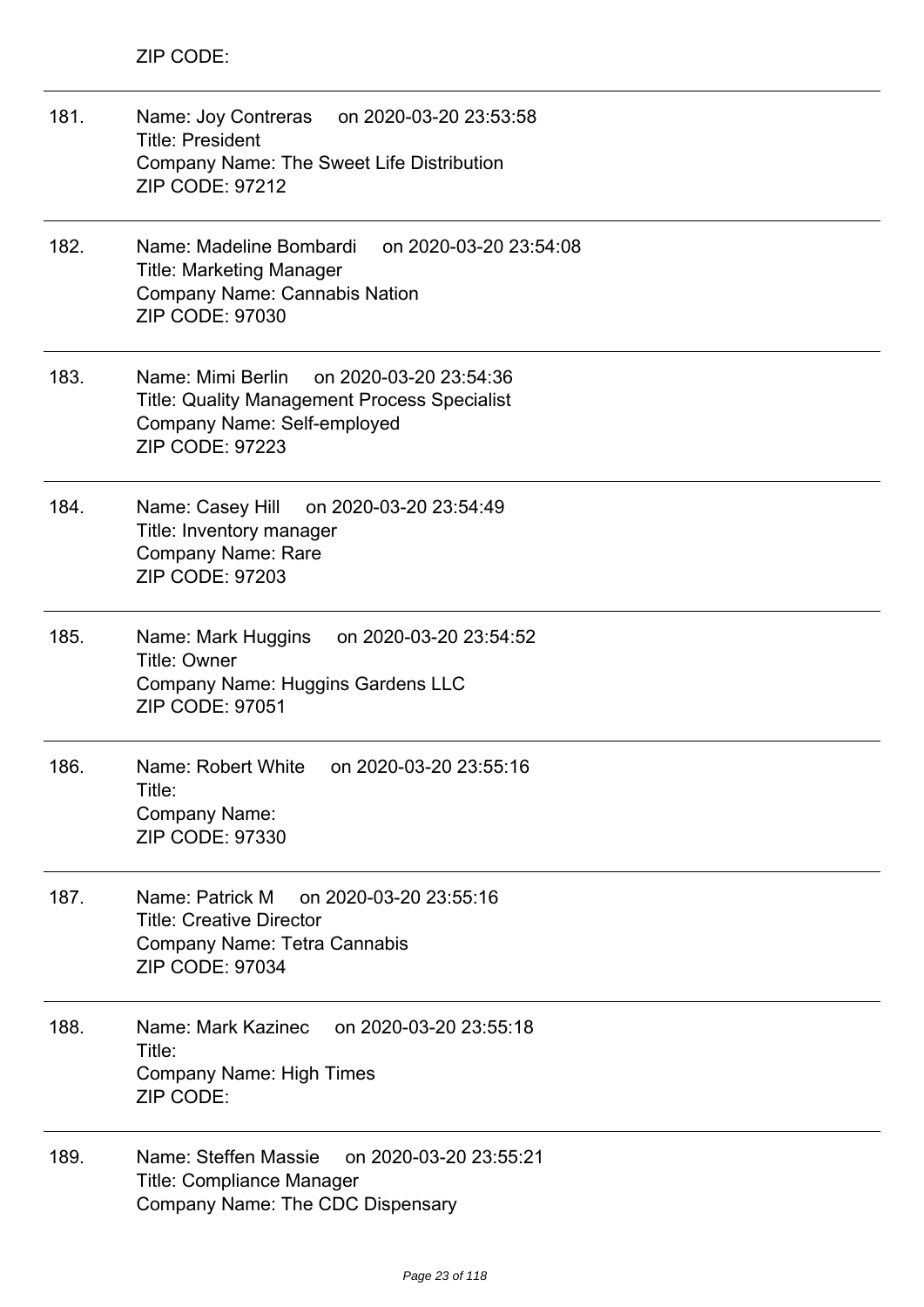ZIP CODE:

---

181. Name: Joy Contreras on 2020-03-20 23:53:58
Title: President
Company Name: The Sweet Life Distribution
ZIP CODE: 97212

---

182. Name: Madeline Bombardi on 2020-03-20 23:54:08
Title: Marketing Manager
Company Name: Cannabis Nation
ZIP CODE: 97030

---

183. Name: Mimi Berlin on 2020-03-20 23:54:36
Title: Quality Management Process Specialist
Company Name: Self-employed
ZIP CODE: 97223

---

184. Name: Casey Hill on 2020-03-20 23:54:49
Title: Inventory manager
Company Name: Rare
ZIP CODE: 97203

---

185. Name: Mark Huggins on 2020-03-20 23:54:52
Title: Owner
Company Name: Huggins Gardens LLC
ZIP CODE: 97051

---

186. Name: Robert White on 2020-03-20 23:55:16
Title:
Company Name:
ZIP CODE: 97330

---

187. Name: Patrick M on 2020-03-20 23:55:16
Title: Creative Director
Company Name: Tetra Cannabis
ZIP CODE: 97034

---

188. Name: Mark Kazinec on 2020-03-20 23:55:18
Title:
Company Name: High Times
ZIP CODE:

---

189. Name: Steffen Massie on 2020-03-20 23:55:21
Title: Compliance Manager
Company Name: The CDC Dispensary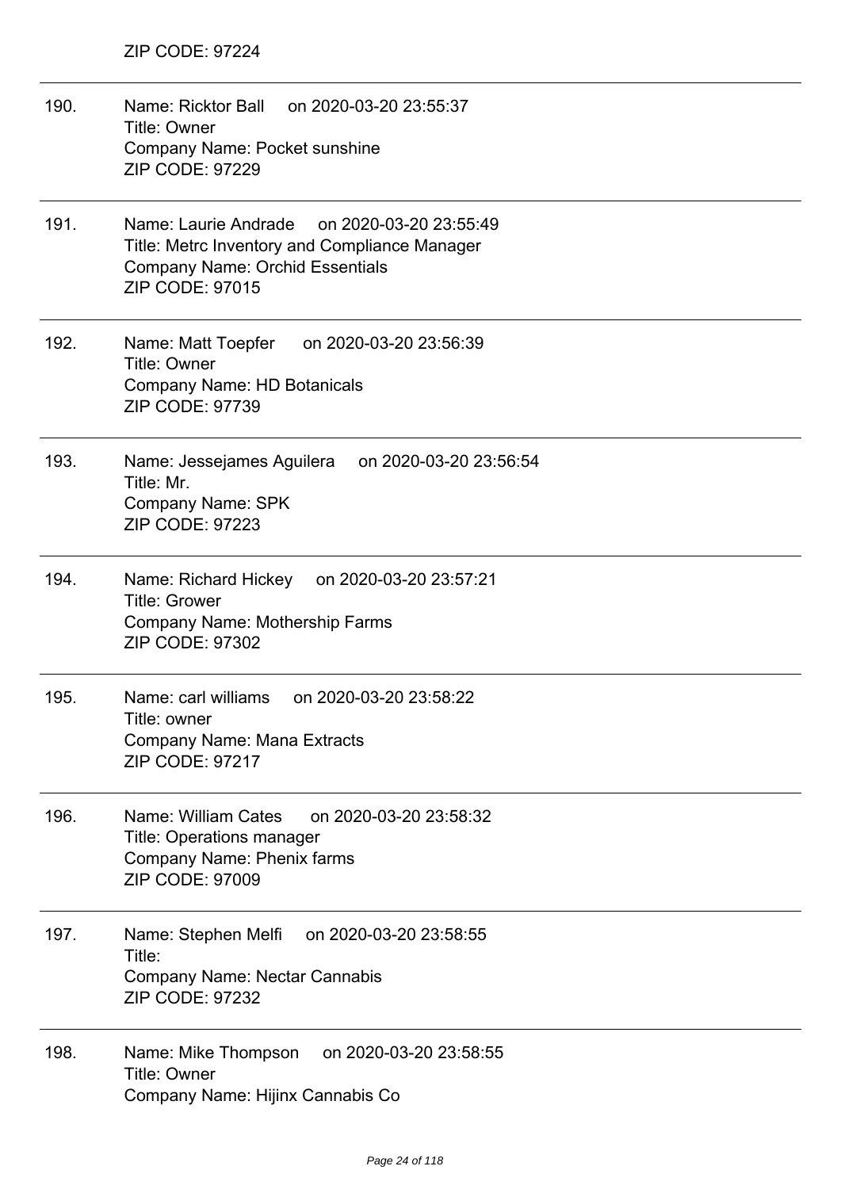ZIP CODE: 97224

190. Name: Ricktor Ball on 2020-03-20 23:55:37
Title: Owner
Company Name: Pocket sunshine
ZIP CODE: 97229

191. Name: Laurie Andrade on 2020-03-20 23:55:49
Title: Metrc Inventory and Compliance Manager
Company Name: Orchid Essentials
ZIP CODE: 97015

192. Name: Matt Toepfer on 2020-03-20 23:56:39
Title: Owner
Company Name: HD Botanicals
ZIP CODE: 97739

193. Name: Jessejames Aguilera on 2020-03-20 23:56:54
Title: Mr.
Company Name: SPK
ZIP CODE: 97223

194. Name: Richard Hickey on 2020-03-20 23:57:21
Title: Grower
Company Name: Mothership Farms
ZIP CODE: 97302

195. Name: carl williams on 2020-03-20 23:58:22
Title: owner
Company Name: Mana Extracts
ZIP CODE: 97217

196. Name: William Cates on 2020-03-20 23:58:32
Title: Operations manager
Company Name: Phenix farms
ZIP CODE: 97009

197. Name: Stephen Melfi on 2020-03-20 23:58:55
Title:
Company Name: Nectar Cannabis
ZIP CODE: 97232

198. Name: Mike Thompson on 2020-03-20 23:58:55
Title: Owner
Company Name: Hijinx Cannabis Co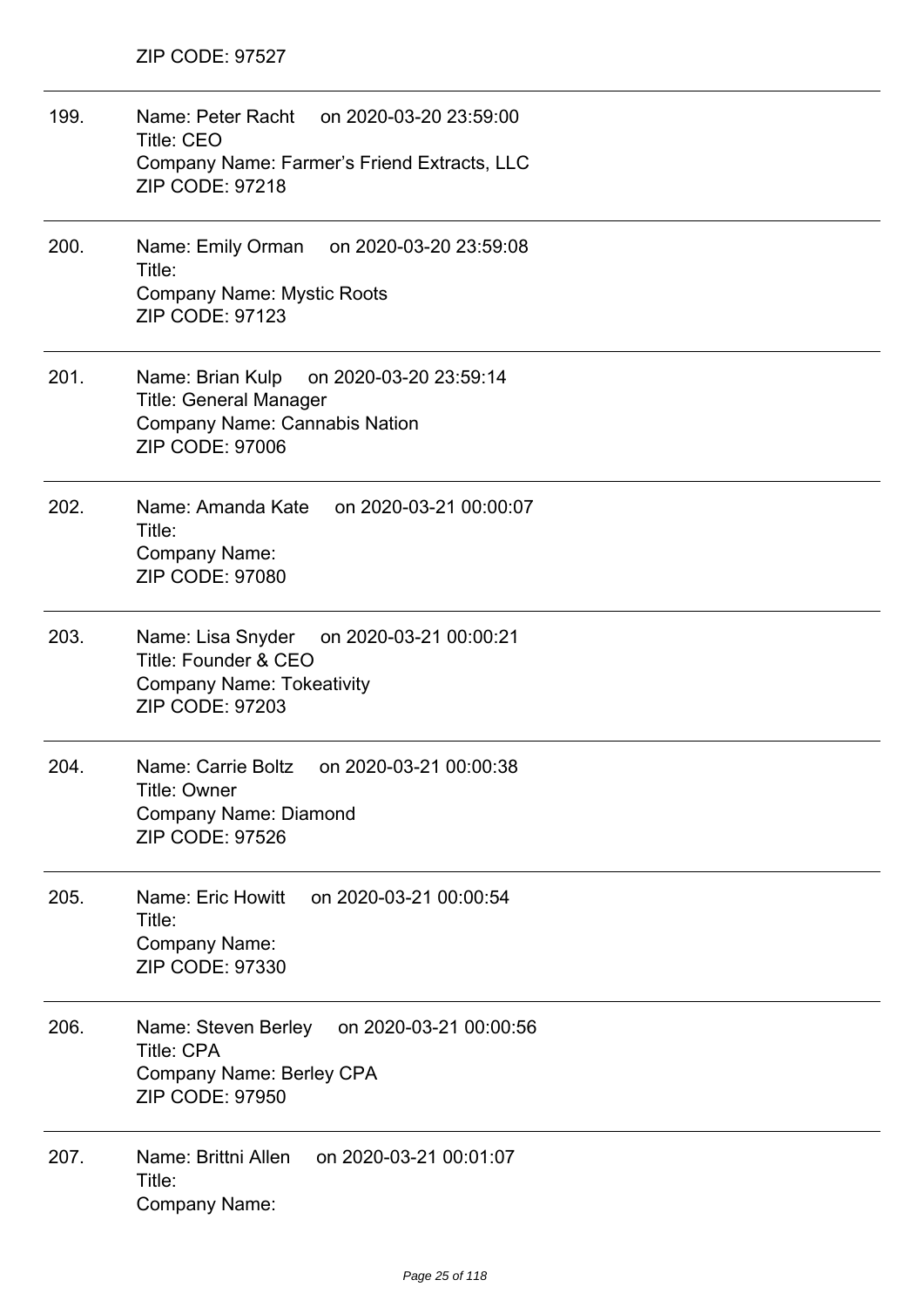ZIP CODE: 97527

---

199. Name: Peter Racht on 2020-03-20 23:59:00
Title: CEO
Company Name: Farmer's Friend Extracts, LLC
ZIP CODE: 97218

---

200. Name: Emily Orman on 2020-03-20 23:59:08
Title:
Company Name: Mystic Roots
ZIP CODE: 97123

---

201. Name: Brian Kulp on 2020-03-20 23:59:14
Title: General Manager
Company Name: Cannabis Nation
ZIP CODE: 97006

---

202. Name: Amanda Kate on 2020-03-21 00:00:07
Title:
Company Name:
ZIP CODE: 97080

---

203. Name: Lisa Snyder on 2020-03-21 00:00:21
Title: Founder & CEO
Company Name: Tokeativity
ZIP CODE: 97203

---

204. Name: Carrie Boltz on 2020-03-21 00:00:38
Title: Owner
Company Name: Diamond
ZIP CODE: 97526

---

205. Name: Eric Howitt on 2020-03-21 00:00:54
Title:
Company Name:
ZIP CODE: 97330

---

206. Name: Steven Berley on 2020-03-21 00:00:56
Title: CPA
Company Name: Berley CPA
ZIP CODE: 97950

---

207. Name: Brittni Allen on 2020-03-21 00:01:07
Title:
Company Name: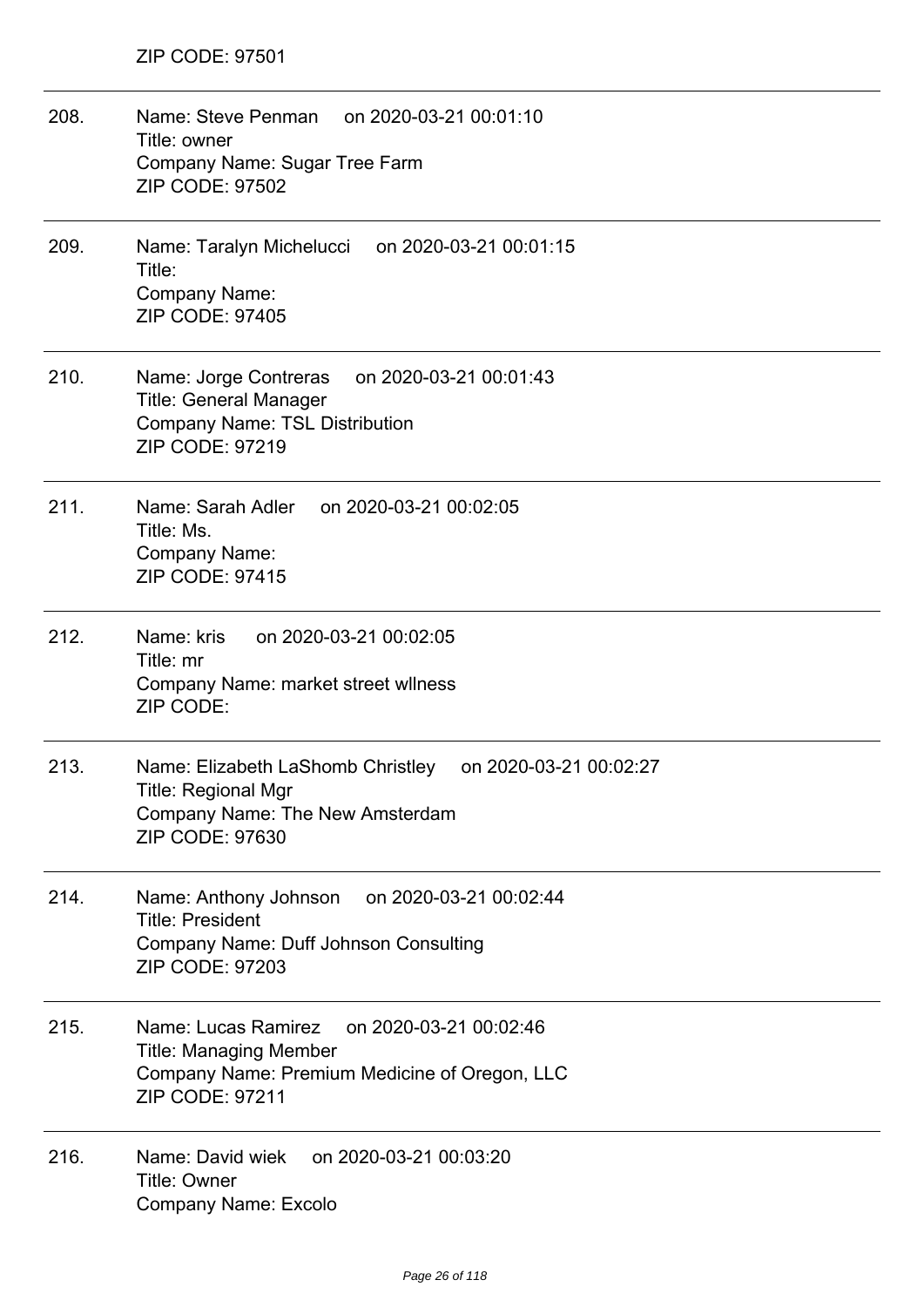ZIP CODE: 97501

---

208. Name: Steve Penman on 2020-03-21 00:01:10
Title: owner
Company Name: Sugar Tree Farm
ZIP CODE: 97502

---

209. Name: Taralyn Michelucci on 2020-03-21 00:01:15
Title:
Company Name:
ZIP CODE: 97405

---

210. Name: Jorge Contreras on 2020-03-21 00:01:43
Title: General Manager
Company Name: TSL Distribution
ZIP CODE: 97219

---

211. Name: Sarah Adler on 2020-03-21 00:02:05
Title: Ms.
Company Name:
ZIP CODE: 97415

---

212. Name: kris on 2020-03-21 00:02:05
Title: mr
Company Name: market street wllness
ZIP CODE:

---

213. Name: Elizabeth LaShomb Christley on 2020-03-21 00:02:27
Title: Regional Mgr
Company Name: The New Amsterdam
ZIP CODE: 97630

---

214. Name: Anthony Johnson on 2020-03-21 00:02:44
Title: President
Company Name: Duff Johnson Consulting
ZIP CODE: 97203

---

215. Name: Lucas Ramirez on 2020-03-21 00:02:46
Title: Managing Member
Company Name: Premium Medicine of Oregon, LLC
ZIP CODE: 97211

---

216. Name: David wiek on 2020-03-21 00:03:20
Title: Owner
Company Name: Excolo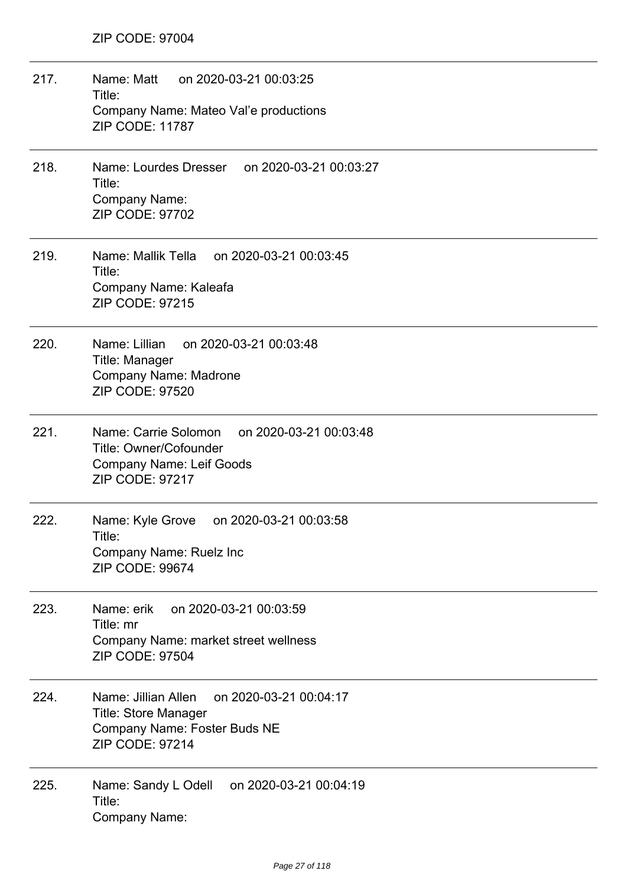ZIP CODE: 97004

---

217. Name: Matt on 2020-03-21 00:03:25
Title:
Company Name: Mateo Val'e productions
ZIP CODE: 11787

---

218. Name: Lourdes Dresser on 2020-03-21 00:03:27
Title:
Company Name:
ZIP CODE: 97702

---

219. Name: Mallik Tella on 2020-03-21 00:03:45
Title:
Company Name: Kaleafa
ZIP CODE: 97215

---

220. Name: Lillian on 2020-03-21 00:03:48
Title: Manager
Company Name: Madrone
ZIP CODE: 97520

---

221. Name: Carrie Solomon on 2020-03-21 00:03:48
Title: Owner/Cofounder
Company Name: Leif Goods
ZIP CODE: 97217

---

222. Name: Kyle Grove on 2020-03-21 00:03:58
Title:
Company Name: Ruelz Inc
ZIP CODE: 99674

---

223. Name: erik on 2020-03-21 00:03:59
Title: mr
Company Name: market street wellness
ZIP CODE: 97504

---

224. Name: Jillian Allen on 2020-03-21 00:04:17
Title: Store Manager
Company Name: Foster Buds NE
ZIP CODE: 97214

---

225. Name: Sandy L Odell on 2020-03-21 00:04:19
Title:
Company Name: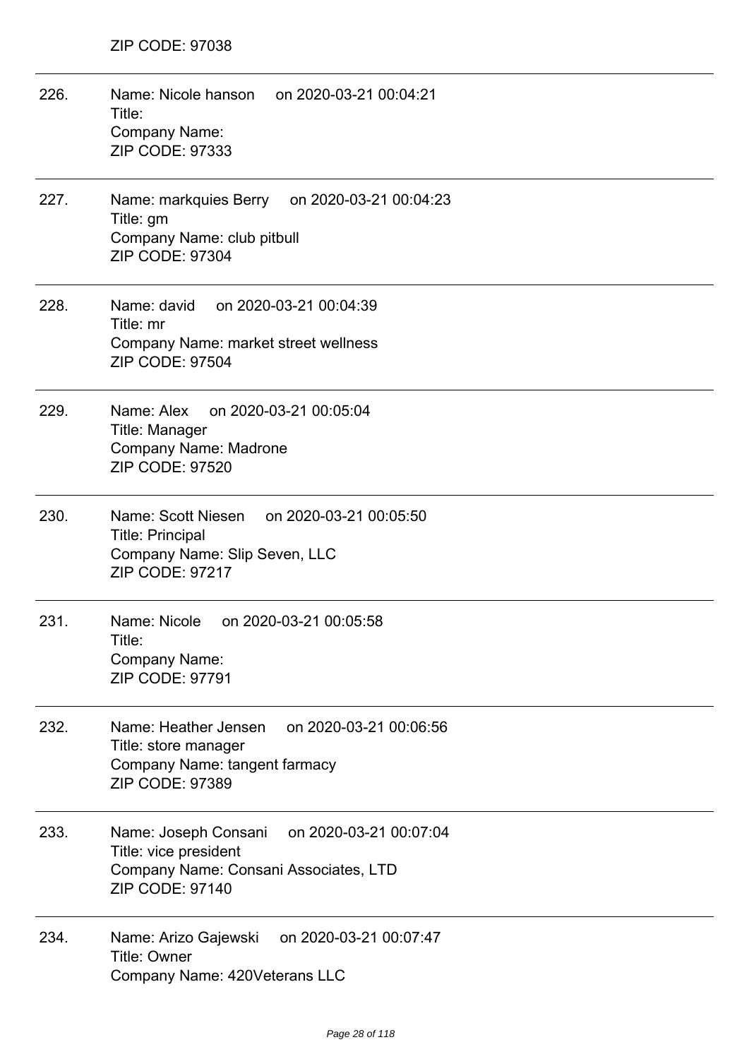ZIP CODE: 97038

---

226. Name: Nicole hanson on 2020-03-21 00:04:21
Title:
Company Name:
ZIP CODE: 97333

---

227. Name: markquies Berry on 2020-03-21 00:04:23
Title: gm
Company Name: club pitbull
ZIP CODE: 97304

---

228. Name: david on 2020-03-21 00:04:39
Title: mr
Company Name: market street wellness
ZIP CODE: 97504

---

229. Name: Alex on 2020-03-21 00:05:04
Title: Manager
Company Name: Madrone
ZIP CODE: 97520

---

230. Name: Scott Niesen on 2020-03-21 00:05:50
Title: Principal
Company Name: Slip Seven, LLC
ZIP CODE: 97217

---

231. Name: Nicole on 2020-03-21 00:05:58
Title:
Company Name:
ZIP CODE: 97791

---

232. Name: Heather Jensen on 2020-03-21 00:06:56
Title: store manager
Company Name: tangent farmacy
ZIP CODE: 97389

---

233. Name: Joseph Consani on 2020-03-21 00:07:04
Title: vice president
Company Name: Consani Associates, LTD
ZIP CODE: 97140

---

234. Name: Arizo Gajewski on 2020-03-21 00:07:47
Title: Owner
Company Name: 420Veterans LLC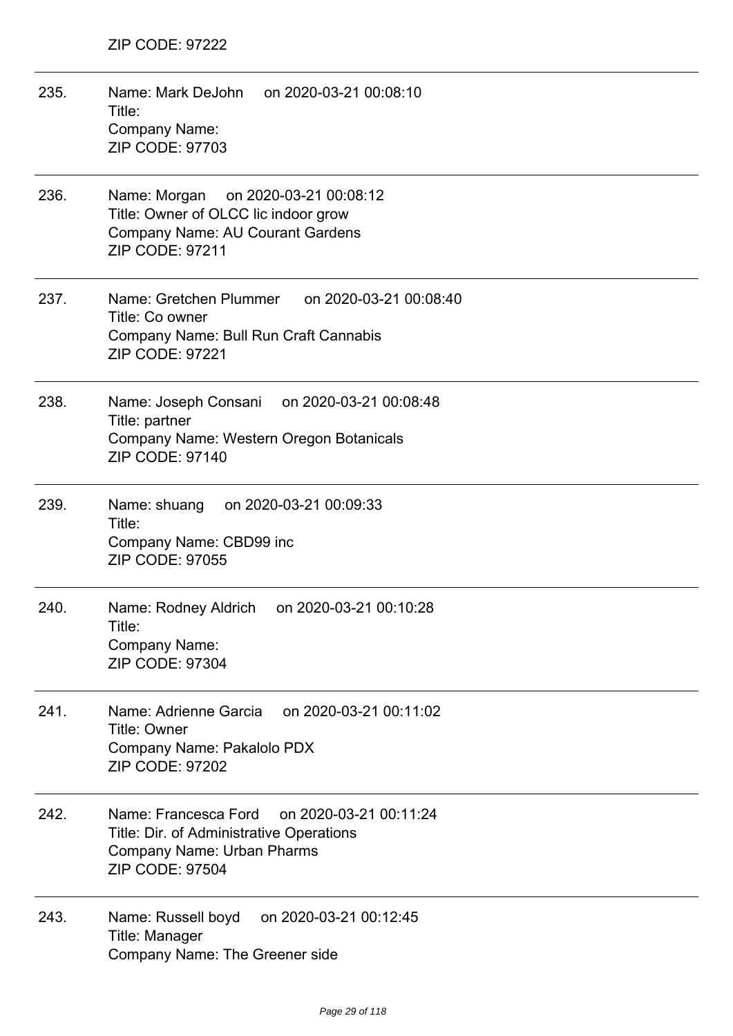ZIP CODE: 97222

---

235. Name: Mark DeJohn on 2020-03-21 00:08:10
Title:
Company Name:
ZIP CODE: 97703

---

236. Name: Morgan on 2020-03-21 00:08:12
Title: Owner of OLCC lic indoor grow
Company Name: AU Courant Gardens
ZIP CODE: 97211

---

237. Name: Gretchen Plummer on 2020-03-21 00:08:40
Title: Co owner
Company Name: Bull Run Craft Cannabis
ZIP CODE: 97221

---

238. Name: Joseph Consani on 2020-03-21 00:08:48
Title: partner
Company Name: Western Oregon Botanicals
ZIP CODE: 97140

---

239. Name: shuang on 2020-03-21 00:09:33
Title:
Company Name: CBD99 inc
ZIP CODE: 97055

---

240. Name: Rodney Aldrich on 2020-03-21 00:10:28
Title:
Company Name:
ZIP CODE: 97304

---

241. Name: Adrienne Garcia on 2020-03-21 00:11:02
Title: Owner
Company Name: Pakalolo PDX
ZIP CODE: 97202

---

242. Name: Francesca Ford on 2020-03-21 00:11:24
Title: Dir. of Administrative Operations
Company Name: Urban Pharms
ZIP CODE: 97504

---

243. Name: Russell boyd on 2020-03-21 00:12:45
Title: Manager
Company Name: The Greener side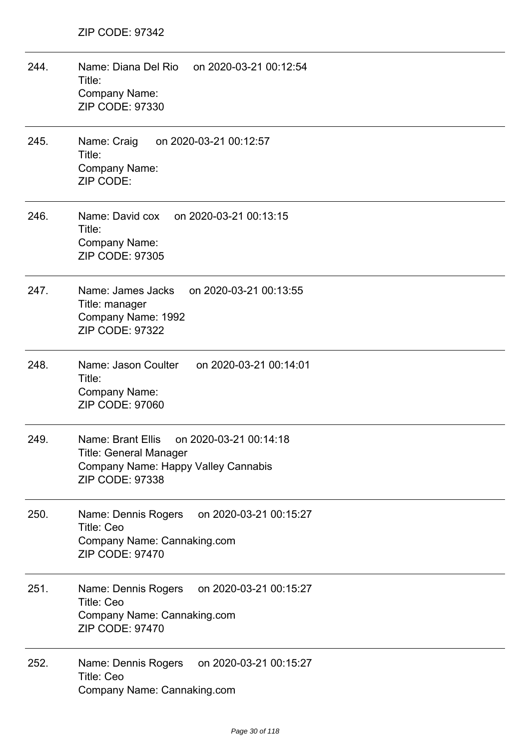ZIP CODE: 97342

---

244. Name: Diana Del Rio on 2020-03-21 00:12:54
Title:
Company Name:
ZIP CODE: 97330

---

245. Name: Craig on 2020-03-21 00:12:57
Title:
Company Name:
ZIP CODE:

---

246. Name: David cox on 2020-03-21 00:13:15
Title:
Company Name:
ZIP CODE: 97305

---

247. Name: James Jacks on 2020-03-21 00:13:55
Title: manager
Company Name: 1992
ZIP CODE: 97322

---

248. Name: Jason Coulter on 2020-03-21 00:14:01
Title:
Company Name:
ZIP CODE: 97060

---

249. Name: Brant Ellis on 2020-03-21 00:14:18
Title: General Manager
Company Name: Happy Valley Cannabis
ZIP CODE: 97338

---

250. Name: Dennis Rogers on 2020-03-21 00:15:27
Title: Ceo
Company Name: Cannaking.com
ZIP CODE: 97470

---

251. Name: Dennis Rogers on 2020-03-21 00:15:27
Title: Ceo
Company Name: Cannaking.com
ZIP CODE: 97470

---

252. Name: Dennis Rogers on 2020-03-21 00:15:27
Title: Ceo
Company Name: Cannaking.com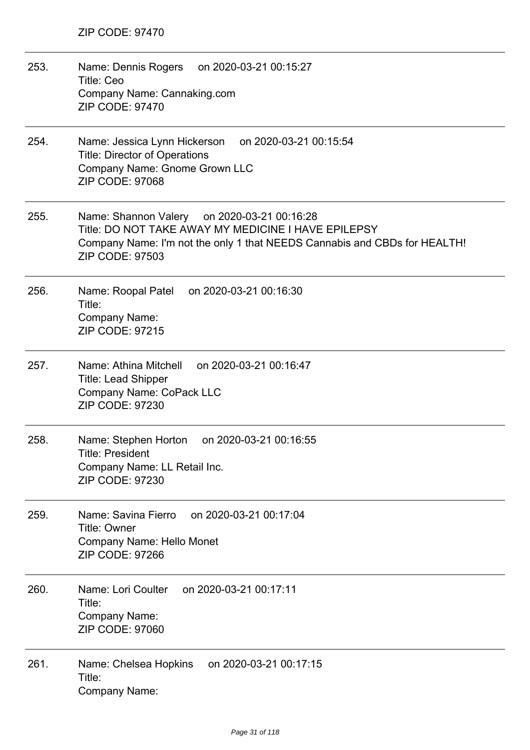ZIP CODE: 97470

---

253. Name: Dennis Rogers on 2020-03-21 00:15:27
Title: Ceo
Company Name: Cannaking.com
ZIP CODE: 97470

---

254. Name: Jessica Lynn Hickerson on 2020-03-21 00:15:54
Title: Director of Operations
Company Name: Gnome Grown LLC
ZIP CODE: 97068

---

255. Name: Shannon Valery on 2020-03-21 00:16:28
Title: DO NOT TAKE AWAY MY MEDICINE I HAVE EPILEPSY
Company Name: I'm not the only 1 that NEEDS Cannabis and CBDs for HEALTH!
ZIP CODE: 97503

---

256. Name: Roopal Patel on 2020-03-21 00:16:30
Title:
Company Name:
ZIP CODE: 97215

---

257. Name: Athina Mitchell on 2020-03-21 00:16:47
Title: Lead Shipper
Company Name: CoPack LLC
ZIP CODE: 97230

---

258. Name: Stephen Horton on 2020-03-21 00:16:55
Title: President
Company Name: LL Retail Inc.
ZIP CODE: 97230

---

259. Name: Savina Fierro on 2020-03-21 00:17:04
Title: Owner
Company Name: Hello Monet
ZIP CODE: 97266

---

260. Name: Lori Coulter on 2020-03-21 00:17:11
Title:
Company Name:
ZIP CODE: 97060

---

261. Name: Chelsea Hopkins on 2020-03-21 00:17:15
Title:
Company Name: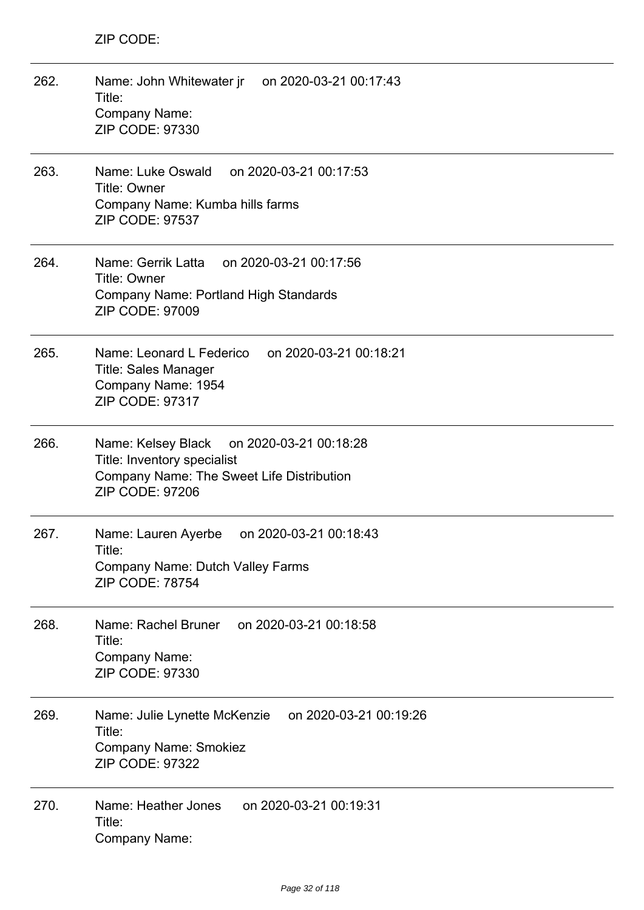ZIP CODE:

---

262. Name: John Whitewater jr on 2020-03-21 00:17:43
Title:
Company Name:
ZIP CODE: 97330

---

263. Name: Luke Oswald on 2020-03-21 00:17:53
Title: Owner
Company Name: Kumba hills farms
ZIP CODE: 97537

---

264. Name: Gerrik Latta on 2020-03-21 00:17:56
Title: Owner
Company Name: Portland High Standards
ZIP CODE: 97009

---

265. Name: Leonard L Federico on 2020-03-21 00:18:21
Title: Sales Manager
Company Name: 1954
ZIP CODE: 97317

---

266. Name: Kelsey Black on 2020-03-21 00:18:28
Title: Inventory specialist
Company Name: The Sweet Life Distribution
ZIP CODE: 97206

---

267. Name: Lauren Ayerbe on 2020-03-21 00:18:43
Title:
Company Name: Dutch Valley Farms
ZIP CODE: 78754

---

268. Name: Rachel Bruner on 2020-03-21 00:18:58
Title:
Company Name:
ZIP CODE: 97330

---

269. Name: Julie Lynette McKenzie on 2020-03-21 00:19:26
Title:
Company Name: Smokiez
ZIP CODE: 97322

---

270. Name: Heather Jones on 2020-03-21 00:19:31
Title:
Company Name: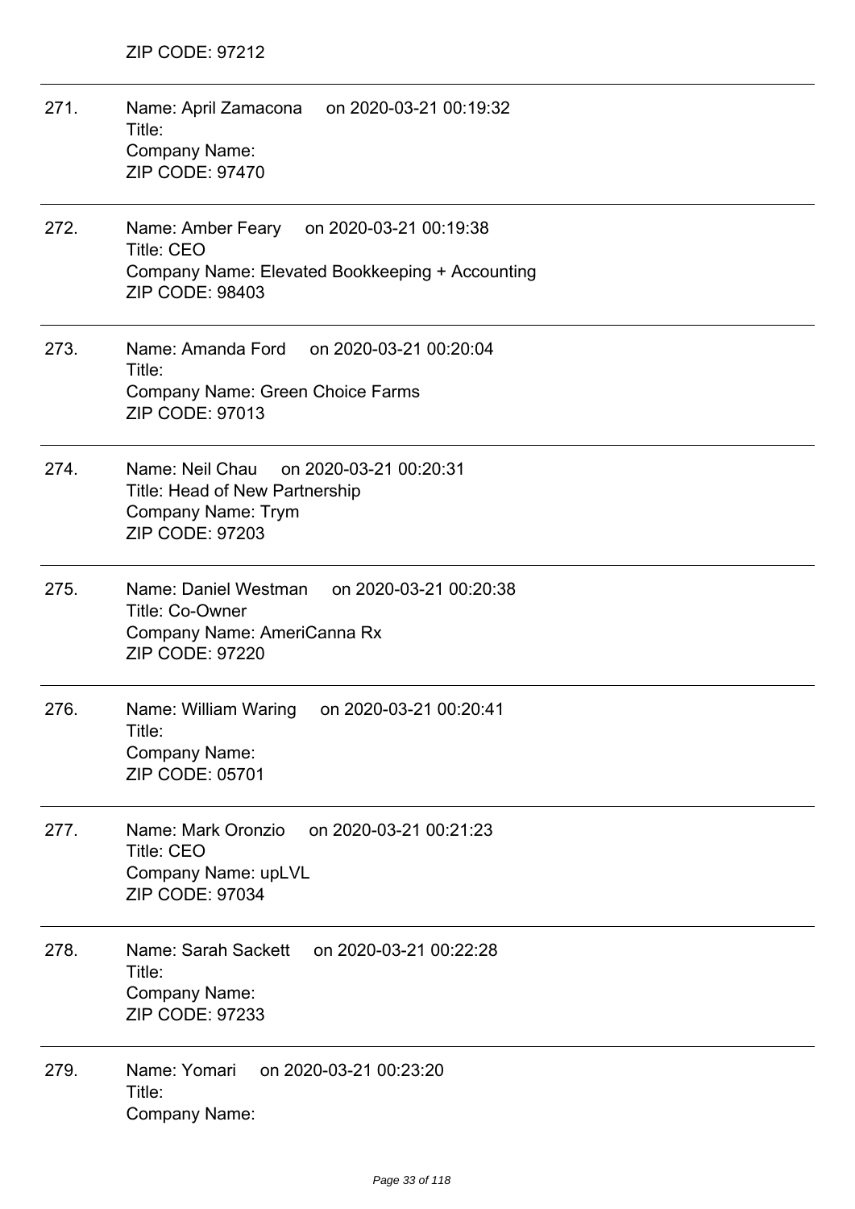ZIP CODE: 97212

---

271. Name: April Zamacona on 2020-03-21 00:19:32
Title:
Company Name:
ZIP CODE: 97470

---

272. Name: Amber Feary on 2020-03-21 00:19:38
Title: CEO
Company Name: Elevated Bookkeeping + Accounting
ZIP CODE: 98403

---

273. Name: Amanda Ford on 2020-03-21 00:20:04
Title:
Company Name: Green Choice Farms
ZIP CODE: 97013

---

274. Name: Neil Chau on 2020-03-21 00:20:31
Title: Head of New Partnership
Company Name: Trym
ZIP CODE: 97203

---

275. Name: Daniel Westman on 2020-03-21 00:20:38
Title: Co-Owner
Company Name: AmeriCanna Rx
ZIP CODE: 97220

---

276. Name: William Waring on 2020-03-21 00:20:41
Title:
Company Name:
ZIP CODE: 05701

---

277. Name: Mark Oronzio on 2020-03-21 00:21:23
Title: CEO
Company Name: upLVL
ZIP CODE: 97034

---

278. Name: Sarah Sackett on 2020-03-21 00:22:28
Title:
Company Name:
ZIP CODE: 97233

---

279. Name: Yomari on 2020-03-21 00:23:20
Title:
Company Name: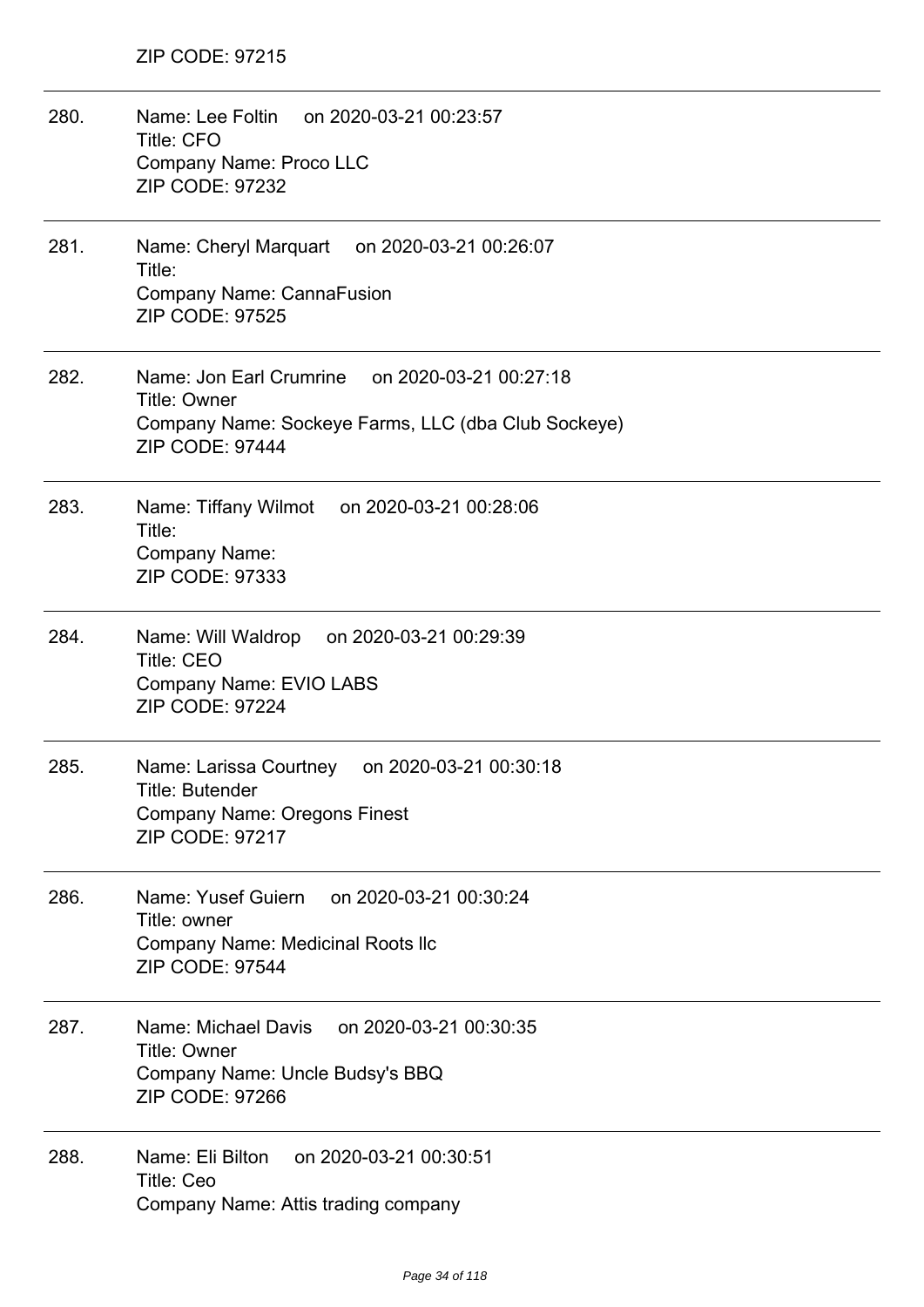ZIP CODE: 97215

280. Name: Lee Foltin on 2020-03-21 00:23:57
Title: CFO
Company Name: Proco LLC
ZIP CODE: 97232

281. Name: Cheryl Marquart on 2020-03-21 00:26:07
Title:
Company Name: CannaFusion
ZIP CODE: 97525

282. Name: Jon Earl Crumrine on 2020-03-21 00:27:18
Title: Owner
Company Name: Sockeye Farms, LLC (dba Club Sockeye)
ZIP CODE: 97444

283. Name: Tiffany Wilmot on 2020-03-21 00:28:06
Title:
Company Name:
ZIP CODE: 97333

284. Name: Will Waldrop on 2020-03-21 00:29:39
Title: CEO
Company Name: EVIO LABS
ZIP CODE: 97224

285. Name: Larissa Courtney on 2020-03-21 00:30:18
Title: Butender
Company Name: Oregons Finest
ZIP CODE: 97217

286. Name: Yusef Guiern on 2020-03-21 00:30:24
Title: owner
Company Name: Medicinal Roots llc
ZIP CODE: 97544

287. Name: Michael Davis on 2020-03-21 00:30:35
Title: Owner
Company Name: Uncle Budsy's BBQ
ZIP CODE: 97266

288. Name: Eli Bilton on 2020-03-21 00:30:51
Title: Ceo
Company Name: Attis trading company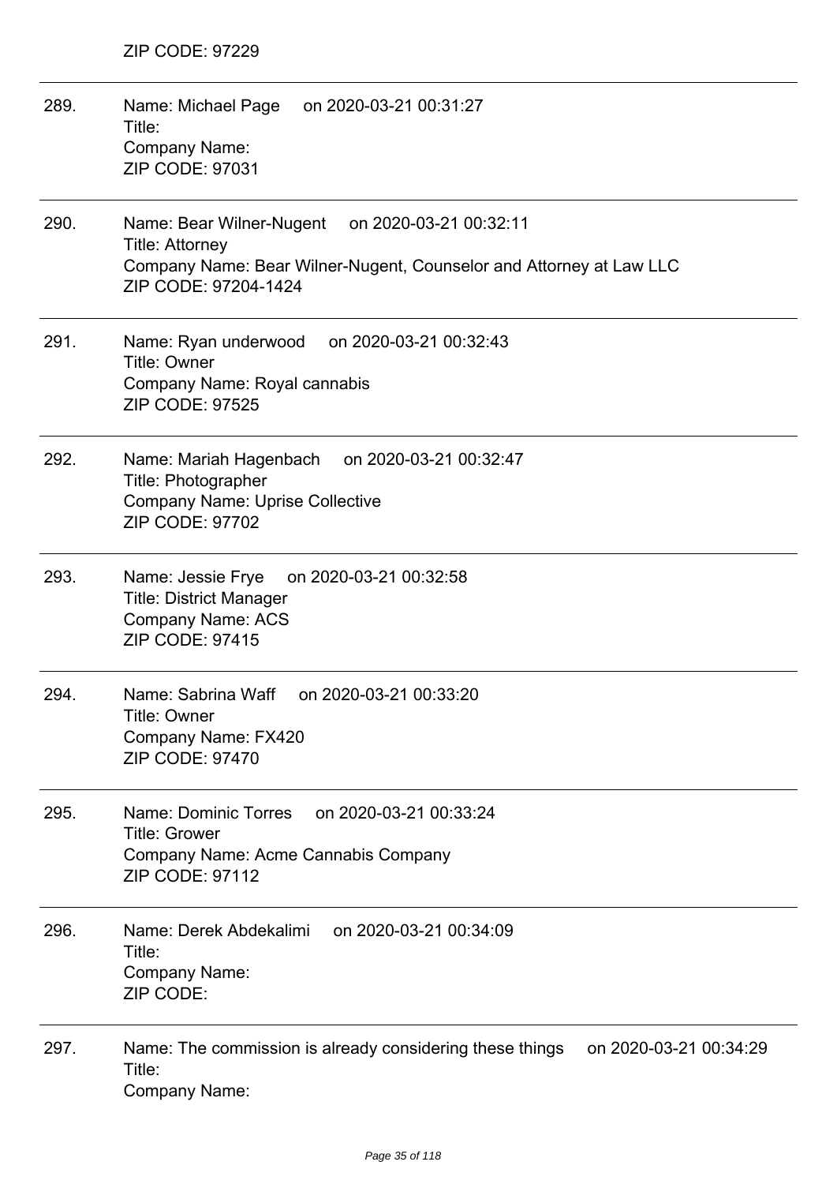ZIP CODE: 97229

289. Name: Michael Page on 2020-03-21 00:31:27
Title:
Company Name:
ZIP CODE: 97031

290. Name: Bear Wilner-Nugent on 2020-03-21 00:32:11
Title: Attorney
Company Name: Bear Wilner-Nugent, Counselor and Attorney at Law LLC
ZIP CODE: 97204-1424

291. Name: Ryan underwood on 2020-03-21 00:32:43
Title: Owner
Company Name: Royal cannabis
ZIP CODE: 97525

292. Name: Mariah Hagenbach on 2020-03-21 00:32:47
Title: Photographer
Company Name: Uprise Collective
ZIP CODE: 97702

293. Name: Jessie Frye on 2020-03-21 00:32:58
Title: District Manager
Company Name: ACS
ZIP CODE: 97415

294. Name: Sabrina Waff on 2020-03-21 00:33:20
Title: Owner
Company Name: FX420
ZIP CODE: 97470

295. Name: Dominic Torres on 2020-03-21 00:33:24
Title: Grower
Company Name: Acme Cannabis Company
ZIP CODE: 97112

296. Name: Derek Abdekalimi on 2020-03-21 00:34:09
Title:
Company Name:
ZIP CODE:

297. Name: The commission is already considering these things on 2020-03-21 00:34:29
Title:
Company Name: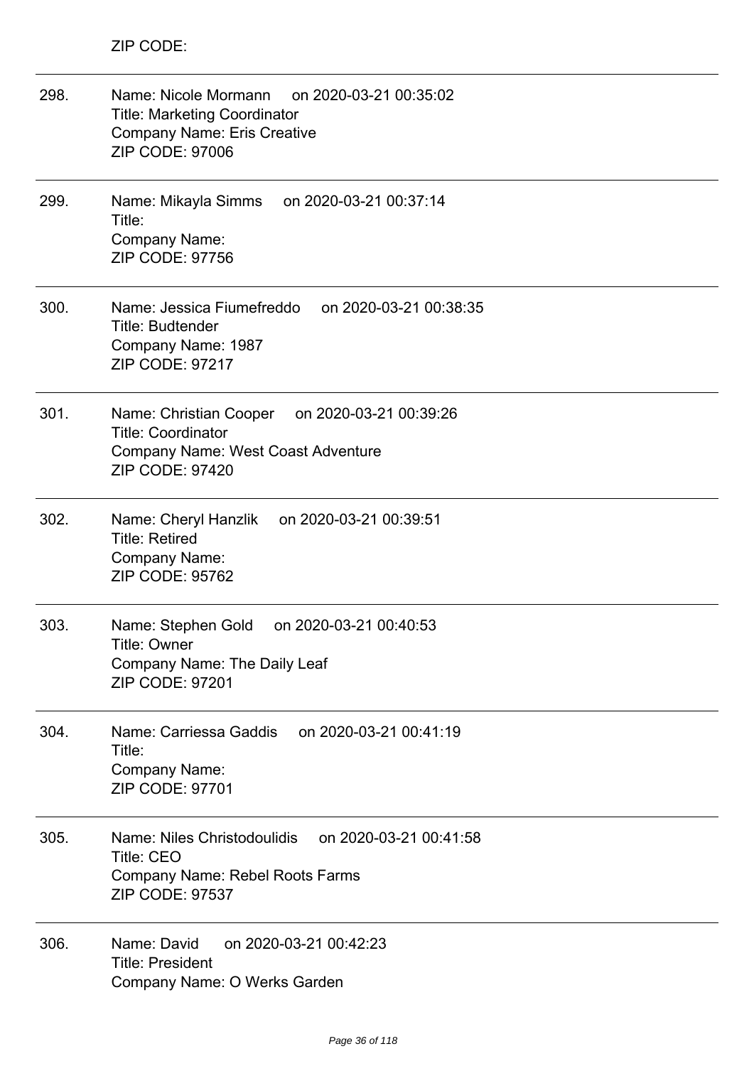ZIP CODE:

---

298. Name: Nicole Mormann on 2020-03-21 00:35:02
Title: Marketing Coordinator
Company Name: Eris Creative
ZIP CODE: 97006

---

299. Name: Mikayla Simms on 2020-03-21 00:37:14
Title:
Company Name:
ZIP CODE: 97756

---

300. Name: Jessica Fiumefreddo on 2020-03-21 00:38:35
Title: Budtender
Company Name: 1987
ZIP CODE: 97217

---

301. Name: Christian Cooper on 2020-03-21 00:39:26
Title: Coordinator
Company Name: West Coast Adventure
ZIP CODE: 97420

---

302. Name: Cheryl Hanzlik on 2020-03-21 00:39:51
Title: Retired
Company Name:
ZIP CODE: 95762

---

303. Name: Stephen Gold on 2020-03-21 00:40:53
Title: Owner
Company Name: The Daily Leaf
ZIP CODE: 97201

---

304. Name: Carriessa Gaddis on 2020-03-21 00:41:19
Title:
Company Name:
ZIP CODE: 97701

---

305. Name: Niles Christodoulidis on 2020-03-21 00:41:58
Title: CEO
Company Name: Rebel Roots Farms
ZIP CODE: 97537

---

306. Name: David on 2020-03-21 00:42:23
Title: President
Company Name: O Werks Garden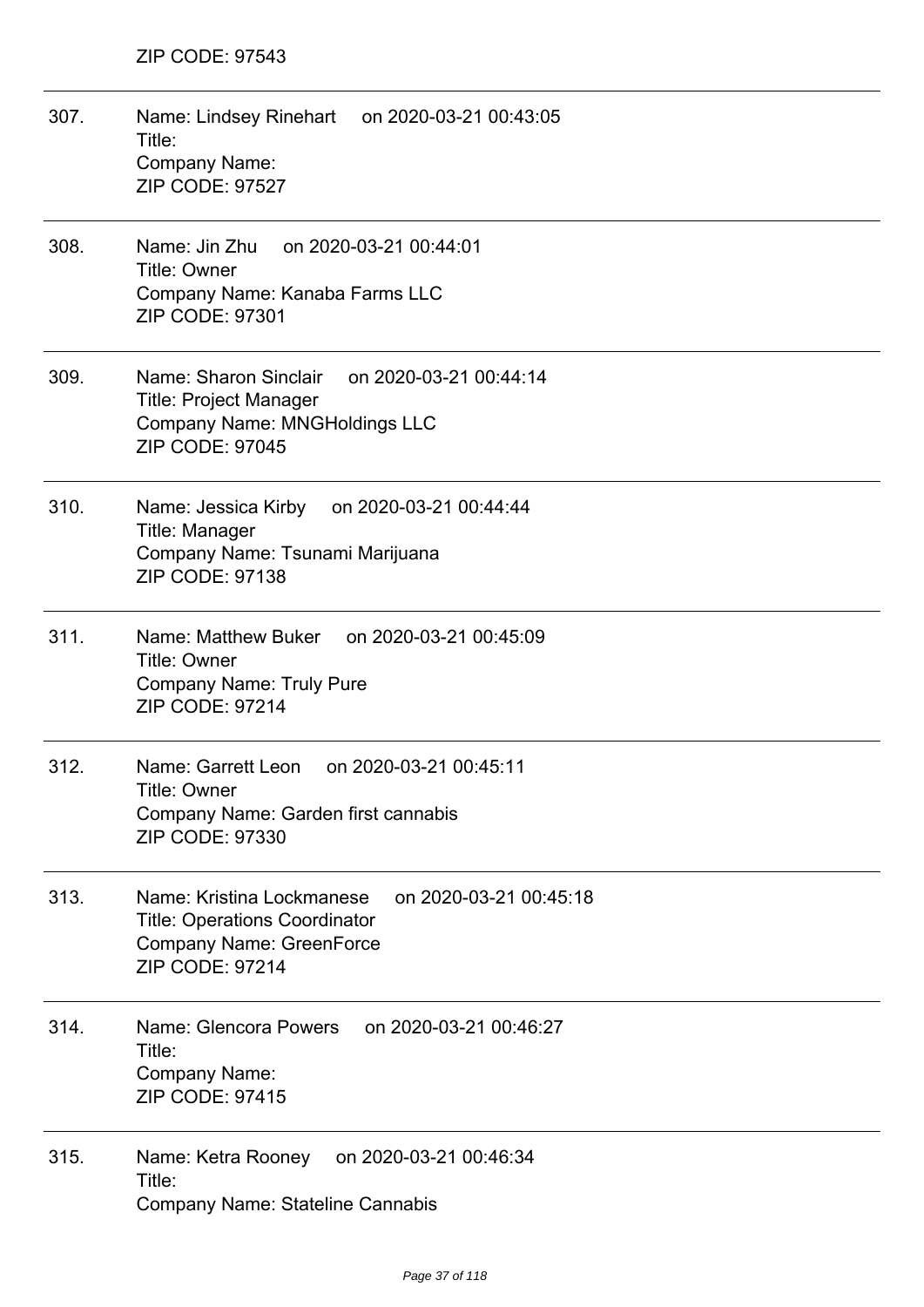ZIP CODE: 97543

307. Name: Lindsey Rinehart on 2020-03-21 00:43:05
Title:
Company Name:
ZIP CODE: 97527

308. Name: Jin Zhu on 2020-03-21 00:44:01
Title: Owner
Company Name: Kanaba Farms LLC
ZIP CODE: 97301

309. Name: Sharon Sinclair on 2020-03-21 00:44:14
Title: Project Manager
Company Name: MNGHoldings LLC
ZIP CODE: 97045

310. Name: Jessica Kirby on 2020-03-21 00:44:44
Title: Manager
Company Name: Tsunami Marijuana
ZIP CODE: 97138

311. Name: Matthew Buker on 2020-03-21 00:45:09
Title: Owner
Company Name: Truly Pure
ZIP CODE: 97214

312. Name: Garrett Leon on 2020-03-21 00:45:11
Title: Owner
Company Name: Garden first cannabis
ZIP CODE: 97330

313. Name: Kristina Lockmanese on 2020-03-21 00:45:18
Title: Operations Coordinator
Company Name: GreenForce
ZIP CODE: 97214

314. Name: Glencora Powers on 2020-03-21 00:46:27
Title:
Company Name:
ZIP CODE: 97415

315. Name: Ketra Rooney on 2020-03-21 00:46:34
Title:
Company Name: Stateline Cannabis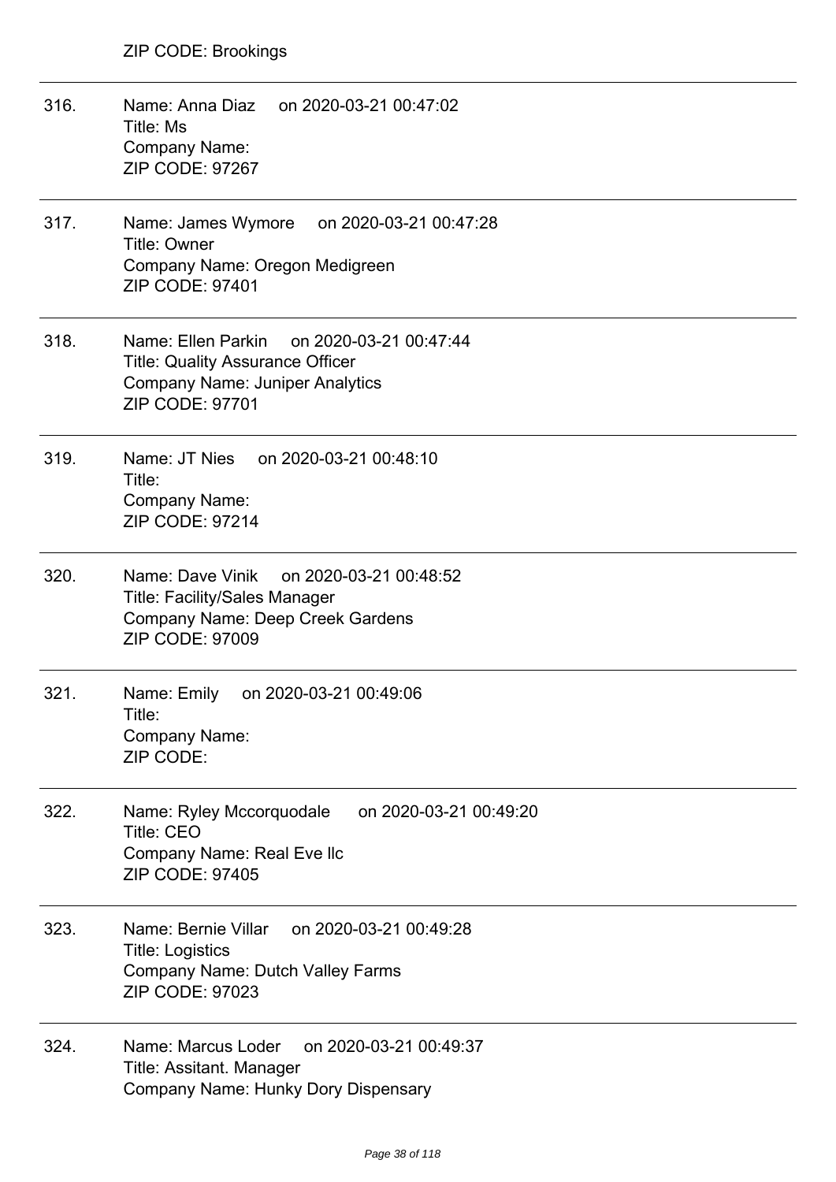ZIP CODE: Brookings

---

316. Name: Anna Diaz on 2020-03-21 00:47:02
Title: Ms
Company Name:
ZIP CODE: 97267

---

317. Name: James Wymore on 2020-03-21 00:47:28
Title: Owner
Company Name: Oregon Medigreen
ZIP CODE: 97401

---

318. Name: Ellen Parkin on 2020-03-21 00:47:44
Title: Quality Assurance Officer
Company Name: Juniper Analytics
ZIP CODE: 97701

---

319. Name: JT Nies on 2020-03-21 00:48:10
Title:
Company Name:
ZIP CODE: 97214

---

320. Name: Dave Vinik on 2020-03-21 00:48:52
Title: Facility/Sales Manager
Company Name: Deep Creek Gardens
ZIP CODE: 97009

---

321. Name: Emily on 2020-03-21 00:49:06
Title:
Company Name:
ZIP CODE:

---

322. Name: Ryley Mccorquodale on 2020-03-21 00:49:20
Title: CEO
Company Name: Real Eve llc
ZIP CODE: 97405

---

323. Name: Bernie Villar on 2020-03-21 00:49:28
Title: Logistics
Company Name: Dutch Valley Farms
ZIP CODE: 97023

---

324. Name: Marcus Loder on 2020-03-21 00:49:37
Title: Assitant. Manager
Company Name: Hunky Dory Dispensary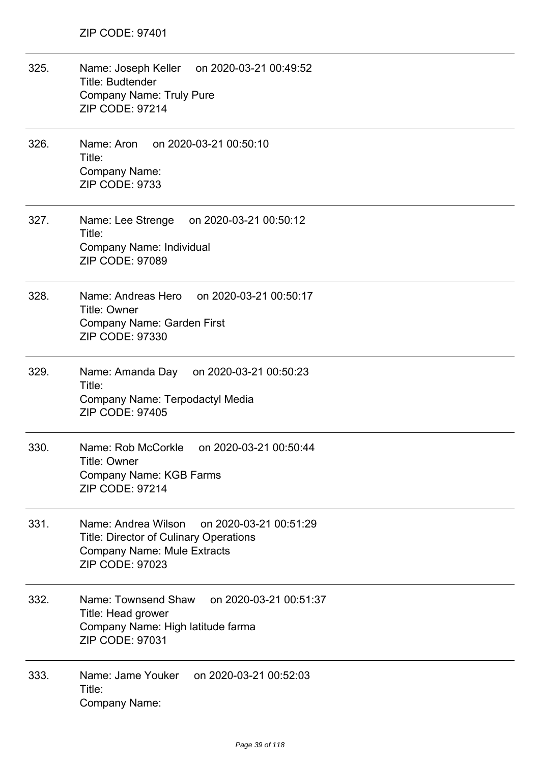ZIP CODE: 97401

---

325. Name: Joseph Keller on 2020-03-21 00:49:52
Title: Budtender
Company Name: Truly Pure
ZIP CODE: 97214

---

326. Name: Aron on 2020-03-21 00:50:10
Title:
Company Name:
ZIP CODE: 9733

---

327. Name: Lee Strenge on 2020-03-21 00:50:12
Title:
Company Name: Individual
ZIP CODE: 97089

---

328. Name: Andreas Hero on 2020-03-21 00:50:17
Title: Owner
Company Name: Garden First
ZIP CODE: 97330

---

329. Name: Amanda Day on 2020-03-21 00:50:23
Title:
Company Name: Terpodactyl Media
ZIP CODE: 97405

---

330. Name: Rob McCorkle on 2020-03-21 00:50:44
Title: Owner
Company Name: KGB Farms
ZIP CODE: 97214

---

331. Name: Andrea Wilson on 2020-03-21 00:51:29
Title: Director of Culinary Operations
Company Name: Mule Extracts
ZIP CODE: 97023

---

332. Name: Townsend Shaw on 2020-03-21 00:51:37
Title: Head grower
Company Name: High latitude farma
ZIP CODE: 97031

---

333. Name: Jame Youker on 2020-03-21 00:52:03
Title:
Company Name: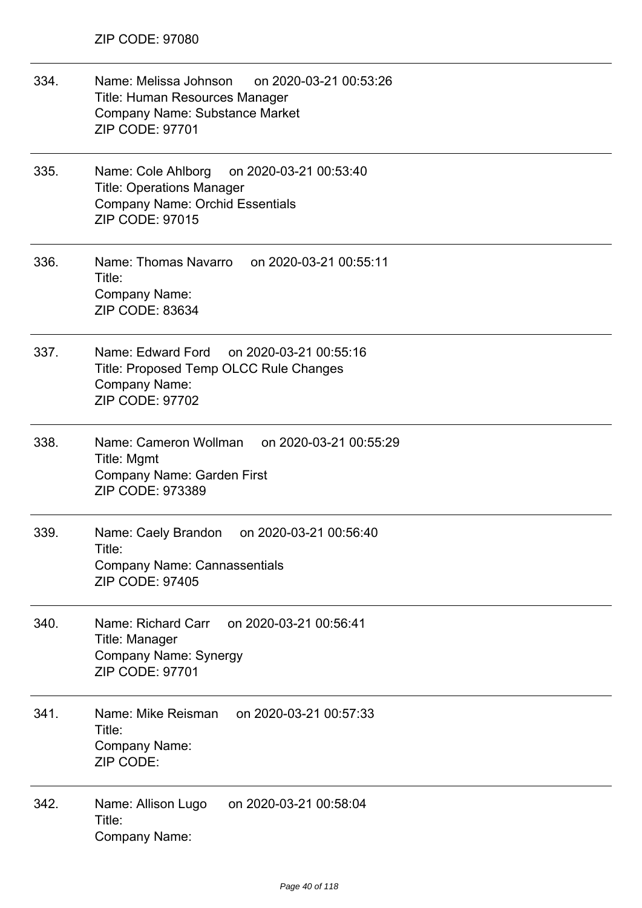ZIP CODE: 97080

---

334. Name: Melissa Johnson on 2020-03-21 00:53:26
Title: Human Resources Manager
Company Name: Substance Market
ZIP CODE: 97701

---

335. Name: Cole Ahlborg on 2020-03-21 00:53:40
Title: Operations Manager
Company Name: Orchid Essentials
ZIP CODE: 97015

---

336. Name: Thomas Navarro on 2020-03-21 00:55:11
Title:
Company Name:
ZIP CODE: 83634

---

337. Name: Edward Ford on 2020-03-21 00:55:16
Title: Proposed Temp OLCC Rule Changes
Company Name:
ZIP CODE: 97702

---

338. Name: Cameron Wollman on 2020-03-21 00:55:29
Title: Mgmt
Company Name: Garden First
ZIP CODE: 973389

---

339. Name: Caely Brandon on 2020-03-21 00:56:40
Title:
Company Name: Cannassentials
ZIP CODE: 97405

---

340. Name: Richard Carr on 2020-03-21 00:56:41
Title: Manager
Company Name: Synergy
ZIP CODE: 97701

---

341. Name: Mike Reisman on 2020-03-21 00:57:33
Title:
Company Name:
ZIP CODE:

---

342. Name: Allison Lugo on 2020-03-21 00:58:04
Title:
Company Name: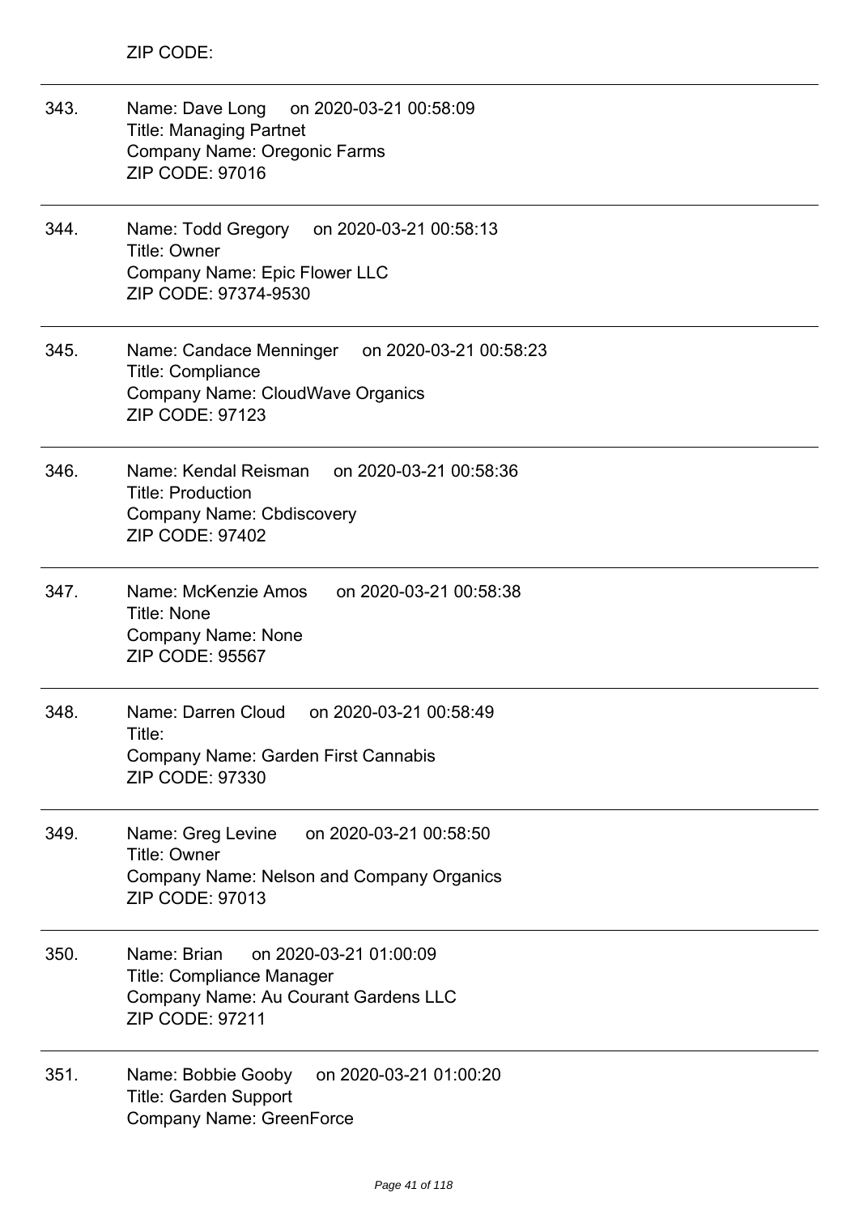ZIP CODE:

---

343. Name: Dave Long on 2020-03-21 00:58:09
Title: Managing Partnet
Company Name: Oregonic Farms
ZIP CODE: 97016

---

344. Name: Todd Gregory on 2020-03-21 00:58:13
Title: Owner
Company Name: Epic Flower LLC
ZIP CODE: 97374-9530

---

345. Name: Candace Menninger on 2020-03-21 00:58:23
Title: Compliance
Company Name: CloudWave Organics
ZIP CODE: 97123

---

346. Name: Kendal Reisman on 2020-03-21 00:58:36
Title: Production
Company Name: Cbdiscovery
ZIP CODE: 97402

---

347. Name: McKenzie Amos on 2020-03-21 00:58:38
Title: None
Company Name: None
ZIP CODE: 95567

---

348. Name: Darren Cloud on 2020-03-21 00:58:49
Title:
Company Name: Garden First Cannabis
ZIP CODE: 97330

---

349. Name: Greg Levine on 2020-03-21 00:58:50
Title: Owner
Company Name: Nelson and Company Organics
ZIP CODE: 97013

---

350. Name: Brian on 2020-03-21 01:00:09
Title: Compliance Manager
Company Name: Au Courant Gardens LLC
ZIP CODE: 97211

---

351. Name: Bobbie Gooby on 2020-03-21 01:00:20
Title: Garden Support
Company Name: GreenForce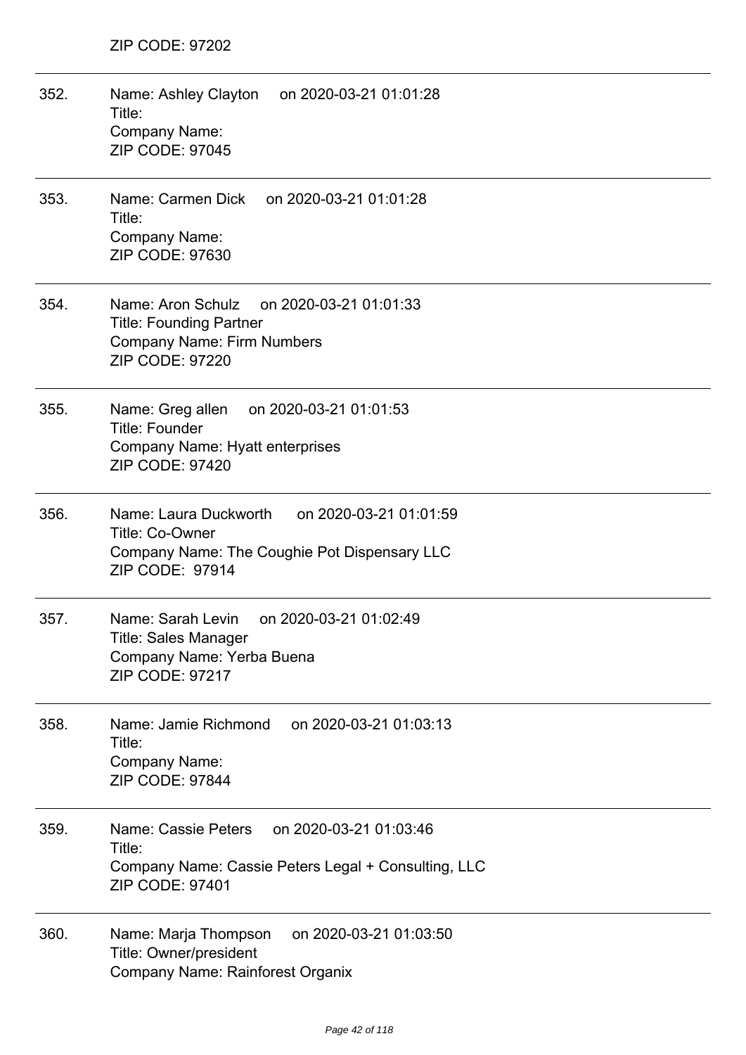ZIP CODE: 97202

352. Name: Ashley Clayton on 2020-03-21 01:01:28
Title:
Company Name:
ZIP CODE: 97045

353. Name: Carmen Dick on 2020-03-21 01:01:28
Title:
Company Name:
ZIP CODE: 97630

354. Name: Aron Schulz on 2020-03-21 01:01:33
Title: Founding Partner
Company Name: Firm Numbers
ZIP CODE: 97220

355. Name: Greg allen on 2020-03-21 01:01:53
Title: Founder
Company Name: Hyatt enterprises
ZIP CODE: 97420

356. Name: Laura Duckworth on 2020-03-21 01:01:59
Title: Co-Owner
Company Name: The Coughie Pot Dispensary LLC
ZIP CODE: 97914

357. Name: Sarah Levin on 2020-03-21 01:02:49
Title: Sales Manager
Company Name: Yerba Buena
ZIP CODE: 97217

358. Name: Jamie Richmond on 2020-03-21 01:03:13
Title:
Company Name:
ZIP CODE: 97844

359. Name: Cassie Peters on 2020-03-21 01:03:46
Title:
Company Name: Cassie Peters Legal + Consulting, LLC
ZIP CODE: 97401

360. Name: Marja Thompson on 2020-03-21 01:03:50
Title: Owner/president
Company Name: Rainforest Organix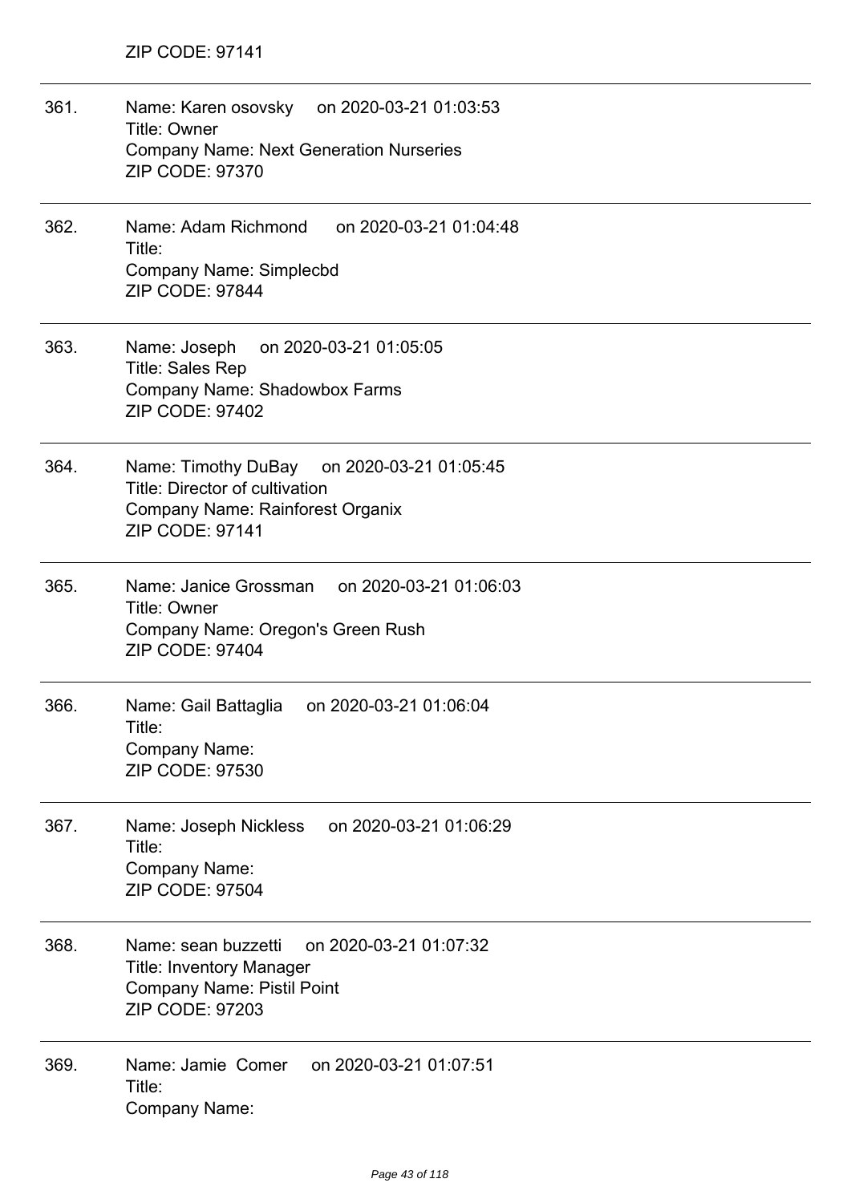ZIP CODE: 97141

361. Name: Karen osovsky on 2020-03-21 01:03:53
Title: Owner
Company Name: Next Generation Nurseries
ZIP CODE: 97370

362. Name: Adam Richmond on 2020-03-21 01:04:48
Title:
Company Name: Simplecbd
ZIP CODE: 97844

363. Name: Joseph on 2020-03-21 01:05:05
Title: Sales Rep
Company Name: Shadowbox Farms
ZIP CODE: 97402

364. Name: Timothy DuBay on 2020-03-21 01:05:45
Title: Director of cultivation
Company Name: Rainforest Organix
ZIP CODE: 97141

365. Name: Janice Grossman on 2020-03-21 01:06:03
Title: Owner
Company Name: Oregon's Green Rush
ZIP CODE: 97404

366. Name: Gail Battaglia on 2020-03-21 01:06:04
Title:
Company Name:
ZIP CODE: 97530

367. Name: Joseph Nickless on 2020-03-21 01:06:29
Title:
Company Name:
ZIP CODE: 97504

368. Name: sean buzzetti on 2020-03-21 01:07:32
Title: Inventory Manager
Company Name: Pistil Point
ZIP CODE: 97203

369. Name: Jamie Comer on 2020-03-21 01:07:51
Title:
Company Name: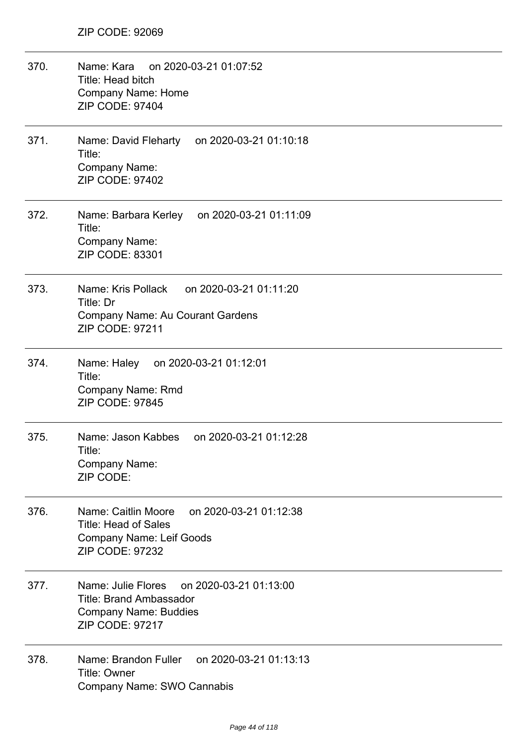ZIP CODE: 92069

---

370. Name: Kara on 2020-03-21 01:07:52
Title: Head bitch
Company Name: Home
ZIP CODE: 97404

---

371. Name: David Fleharty on 2020-03-21 01:10:18
Title:
Company Name:
ZIP CODE: 97402

---

372. Name: Barbara Kerley on 2020-03-21 01:11:09
Title:
Company Name:
ZIP CODE: 83301

---

373. Name: Kris Pollack on 2020-03-21 01:11:20
Title: Dr
Company Name: Au Courant Gardens
ZIP CODE: 97211

---

374. Name: Haley on 2020-03-21 01:12:01
Title:
Company Name: Rmd
ZIP CODE: 97845

---

375. Name: Jason Kabbes on 2020-03-21 01:12:28
Title:
Company Name:
ZIP CODE:

---

376. Name: Caitlin Moore on 2020-03-21 01:12:38
Title: Head of Sales
Company Name: Leif Goods
ZIP CODE: 97232

---

377. Name: Julie Flores on 2020-03-21 01:13:00
Title: Brand Ambassador
Company Name: Buddies
ZIP CODE: 97217

---

378. Name: Brandon Fuller on 2020-03-21 01:13:13
Title: Owner
Company Name: SWO Cannabis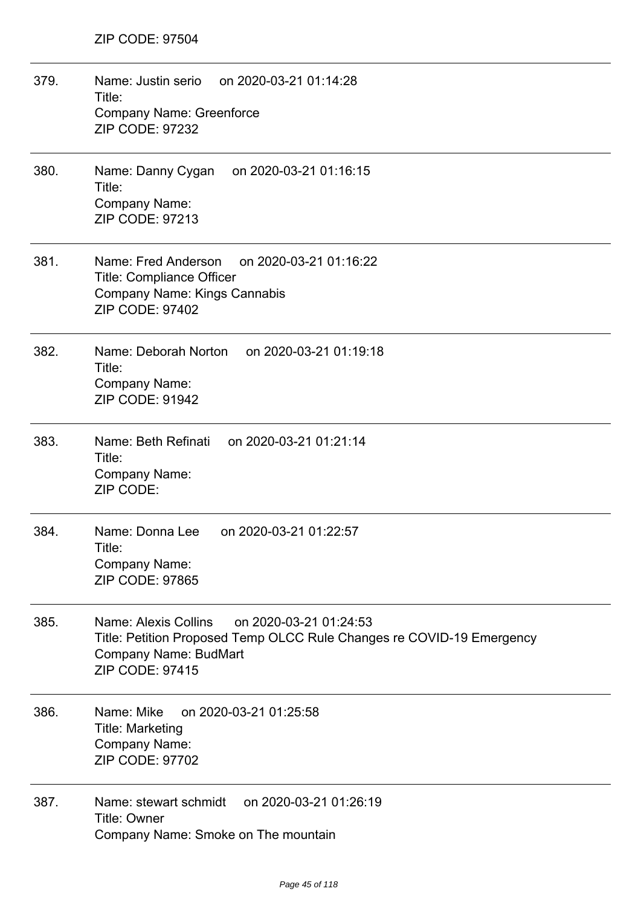ZIP CODE: 97504

379. Name: Justin serio on 2020-03-21 01:14:28
Title:
Company Name: Greenforce
ZIP CODE: 97232

380. Name: Danny Cygan on 2020-03-21 01:16:15
Title:
Company Name:
ZIP CODE: 97213

381. Name: Fred Anderson on 2020-03-21 01:16:22
Title: Compliance Officer
Company Name: Kings Cannabis
ZIP CODE: 97402

382. Name: Deborah Norton on 2020-03-21 01:19:18
Title:
Company Name:
ZIP CODE: 91942

383. Name: Beth Refinati on 2020-03-21 01:21:14
Title:
Company Name:
ZIP CODE:

384. Name: Donna Lee on 2020-03-21 01:22:57
Title:
Company Name:
ZIP CODE: 97865

385. Name: Alexis Collins on 2020-03-21 01:24:53
Title: Petition Proposed Temp OLCC Rule Changes re COVID-19 Emergency
Company Name: BudMart
ZIP CODE: 97415

386. Name: Mike on 2020-03-21 01:25:58
Title: Marketing
Company Name:
ZIP CODE: 97702

387. Name: stewart schmidt on 2020-03-21 01:26:19
Title: Owner
Company Name: Smoke on The mountain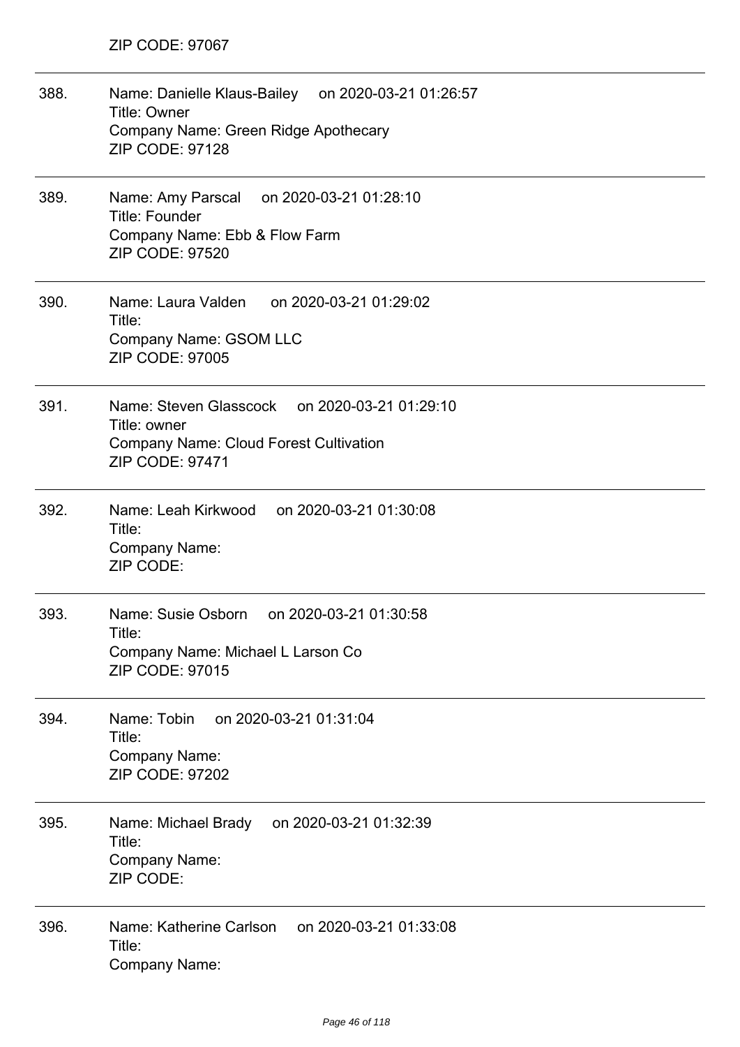ZIP CODE: 97067

---

388. Name: Danielle Klaus-Bailey on 2020-03-21 01:26:57
Title: Owner
Company Name: Green Ridge Apothecary
ZIP CODE: 97128

---

389. Name: Amy Parscal on 2020-03-21 01:28:10
Title: Founder
Company Name: Ebb & Flow Farm
ZIP CODE: 97520

---

390. Name: Laura Valden on 2020-03-21 01:29:02
Title:
Company Name: GSOM LLC
ZIP CODE: 97005

---

391. Name: Steven Glasscock on 2020-03-21 01:29:10
Title: owner
Company Name: Cloud Forest Cultivation
ZIP CODE: 97471

---

392. Name: Leah Kirkwood on 2020-03-21 01:30:08
Title:
Company Name:
ZIP CODE:

---

393. Name: Susie Osborn on 2020-03-21 01:30:58
Title:
Company Name: Michael L Larson Co
ZIP CODE: 97015

---

394. Name: Tobin on 2020-03-21 01:31:04
Title:
Company Name:
ZIP CODE: 97202

---

395. Name: Michael Brady on 2020-03-21 01:32:39
Title:
Company Name:
ZIP CODE:

---

396. Name: Katherine Carlson on 2020-03-21 01:33:08
Title:
Company Name: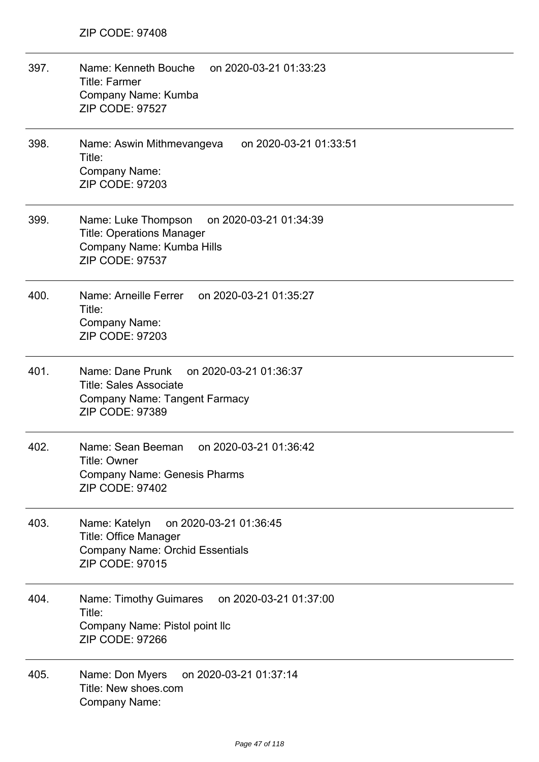ZIP CODE: 97408

---

397. Name: Kenneth Bouche on 2020-03-21 01:33:23
Title: Farmer
Company Name: Kumba
ZIP CODE: 97527

---

398. Name: Aswin Mithmevangeva on 2020-03-21 01:33:51
Title:
Company Name:
ZIP CODE: 97203

---

399. Name: Luke Thompson on 2020-03-21 01:34:39
Title: Operations Manager
Company Name: Kumba Hills
ZIP CODE: 97537

---

400. Name: Arneille Ferrer on 2020-03-21 01:35:27
Title:
Company Name:
ZIP CODE: 97203

---

401. Name: Dane Prunk on 2020-03-21 01:36:37
Title: Sales Associate
Company Name: Tangent Farmacy
ZIP CODE: 97389

---

402. Name: Sean Beeman on 2020-03-21 01:36:42
Title: Owner
Company Name: Genesis Pharms
ZIP CODE: 97402

---

403. Name: Katelyn on 2020-03-21 01:36:45
Title: Office Manager
Company Name: Orchid Essentials
ZIP CODE: 97015

---

404. Name: Timothy Guimares on 2020-03-21 01:37:00
Title:
Company Name: Pistol point llc
ZIP CODE: 97266

---

405. Name: Don Myers on 2020-03-21 01:37:14
Title: New shoes.com
Company Name: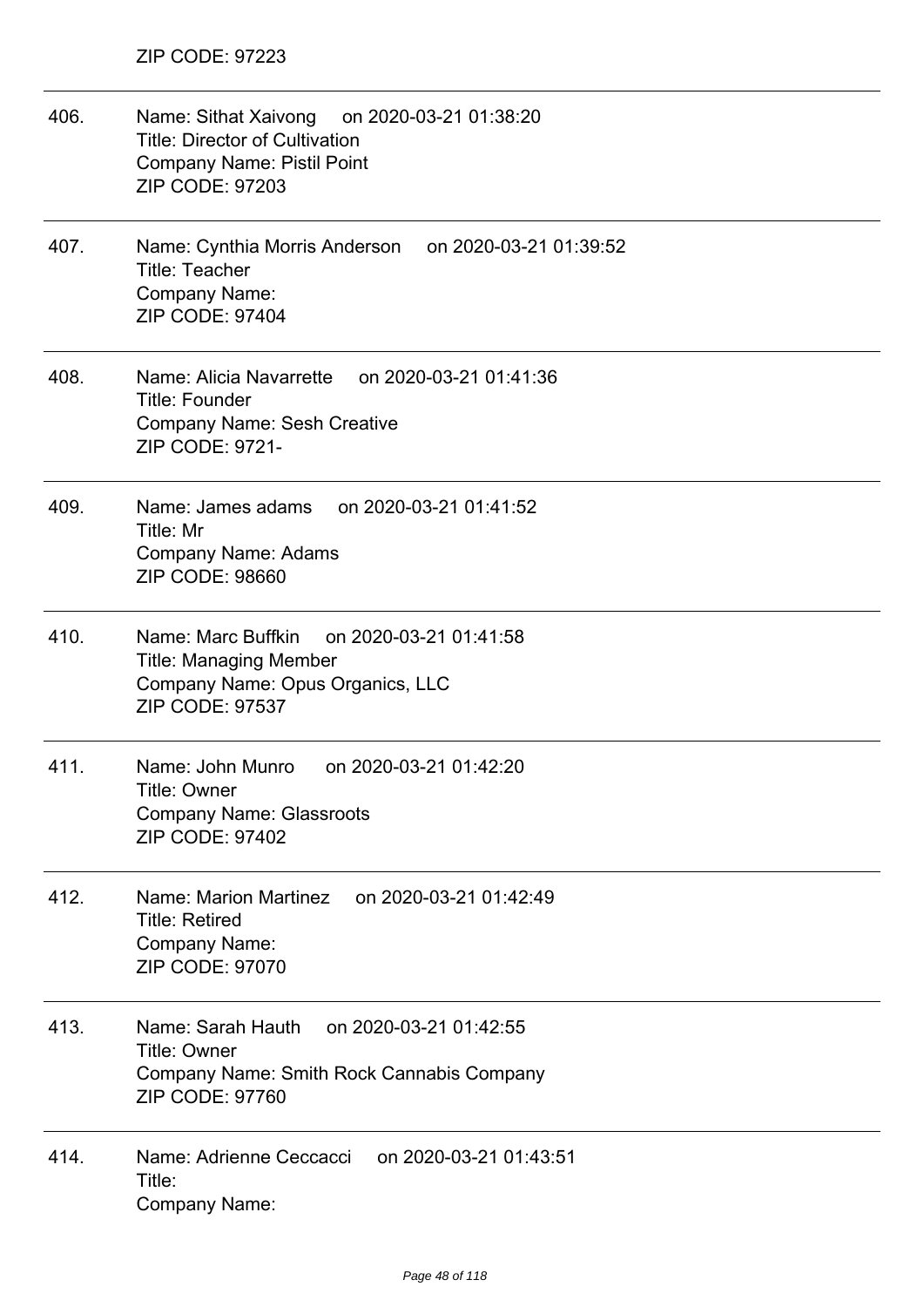ZIP CODE: 97223

---

406. Name: Sithat Xaivong on 2020-03-21 01:38:20
Title: Director of Cultivation
Company Name: Pistil Point
ZIP CODE: 97203

---

407. Name: Cynthia Morris Anderson on 2020-03-21 01:39:52
Title: Teacher
Company Name:
ZIP CODE: 97404

---

408. Name: Alicia Navarrette on 2020-03-21 01:41:36
Title: Founder
Company Name: Sesh Creative
ZIP CODE: 9721-

---

409. Name: James adams on 2020-03-21 01:41:52
Title: Mr
Company Name: Adams
ZIP CODE: 98660

---

410. Name: Marc Buffkin on 2020-03-21 01:41:58
Title: Managing Member
Company Name: Opus Organics, LLC
ZIP CODE: 97537

---

411. Name: John Munro on 2020-03-21 01:42:20
Title: Owner
Company Name: Glassroots
ZIP CODE: 97402

---

412. Name: Marion Martinez on 2020-03-21 01:42:49
Title: Retired
Company Name:
ZIP CODE: 97070

---

413. Name: Sarah Hauth on 2020-03-21 01:42:55
Title: Owner
Company Name: Smith Rock Cannabis Company
ZIP CODE: 97760

---

414. Name: Adrienne Ceccacci on 2020-03-21 01:43:51
Title:
Company Name: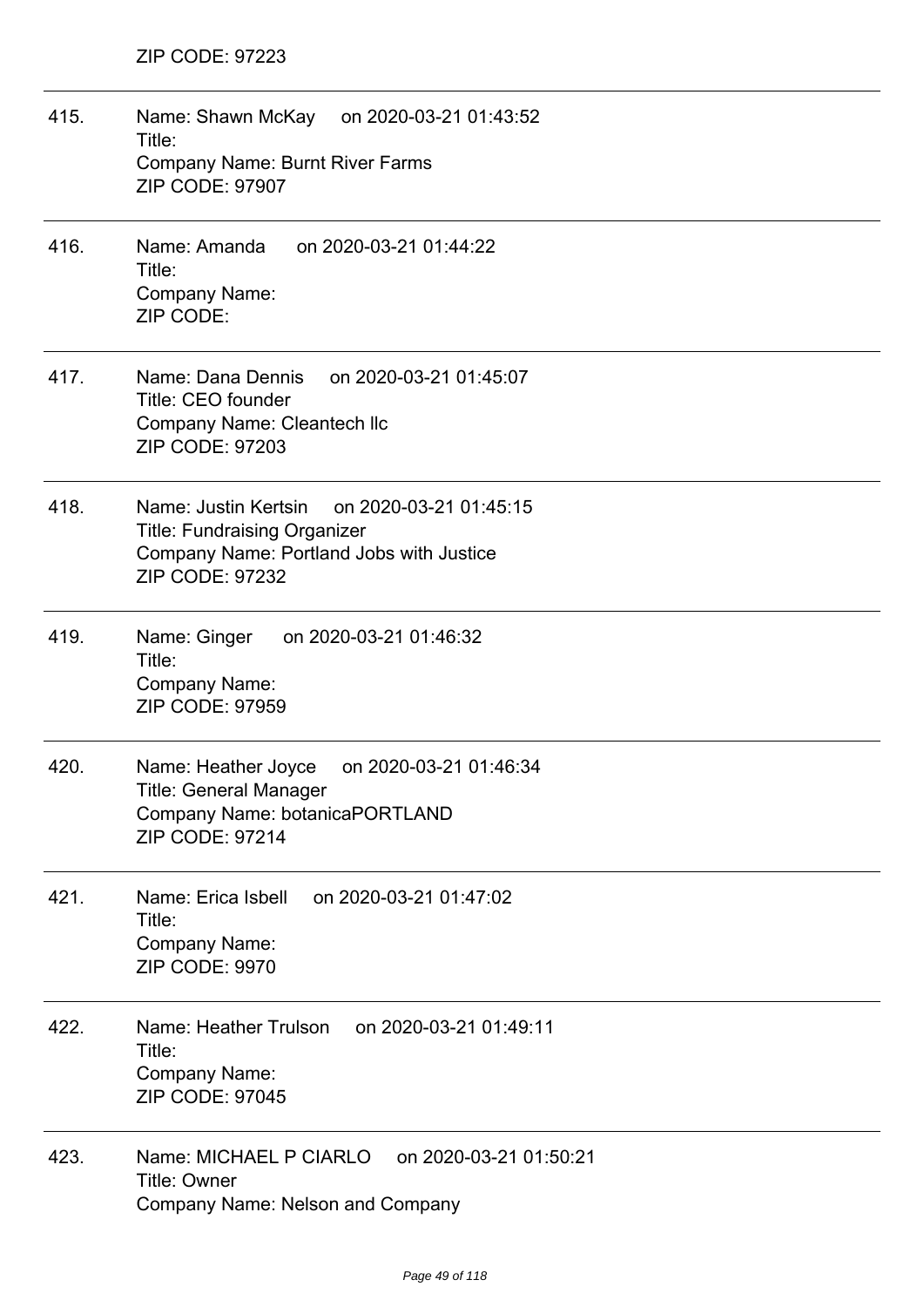ZIP CODE: 97223

415. Name: Shawn McKay on 2020-03-21 01:43:52
Title:
Company Name: Burnt River Farms
ZIP CODE: 97907

416. Name: Amanda on 2020-03-21 01:44:22
Title:
Company Name:
ZIP CODE:

417. Name: Dana Dennis on 2020-03-21 01:45:07
Title: CEO founder
Company Name: Cleantech llc
ZIP CODE: 97203

418. Name: Justin Kertsin on 2020-03-21 01:45:15
Title: Fundraising Organizer
Company Name: Portland Jobs with Justice
ZIP CODE: 97232

419. Name: Ginger on 2020-03-21 01:46:32
Title:
Company Name:
ZIP CODE: 97959

420. Name: Heather Joyce on 2020-03-21 01:46:34
Title: General Manager
Company Name: botanicaPORTLAND
ZIP CODE: 97214

421. Name: Erica Isbell on 2020-03-21 01:47:02
Title:
Company Name:
ZIP CODE: 9970

422. Name: Heather Trulson on 2020-03-21 01:49:11
Title:
Company Name:
ZIP CODE: 97045

423. Name: MICHAEL P CIARLO on 2020-03-21 01:50:21
Title: Owner
Company Name: Nelson and Company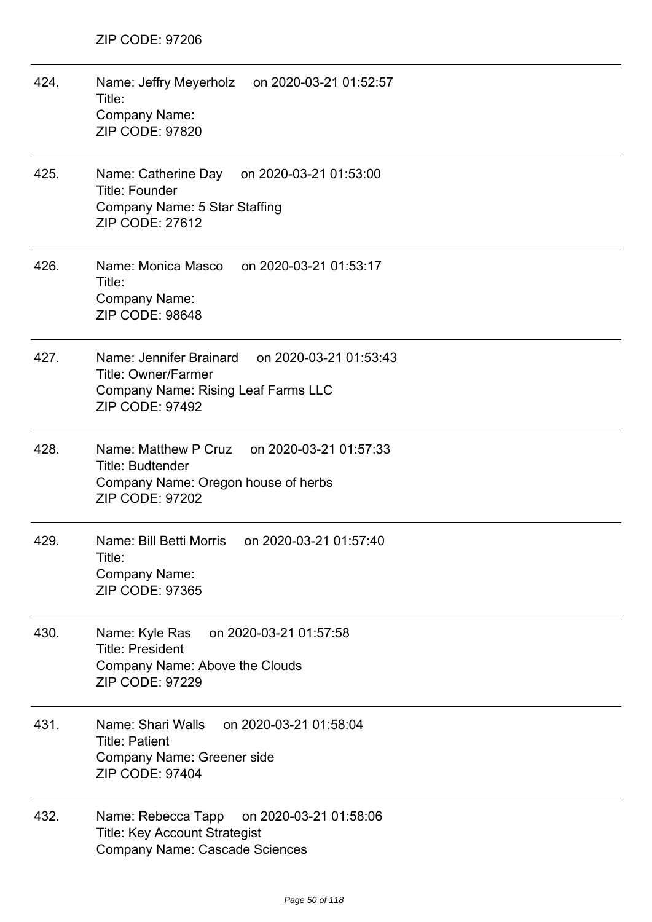ZIP CODE: 97206

---

424. Name: Jeffry Meyerholz on 2020-03-21 01:52:57
Title:
Company Name:
ZIP CODE: 97820

---

425. Name: Catherine Day on 2020-03-21 01:53:00
Title: Founder
Company Name: 5 Star Staffing
ZIP CODE: 27612

---

426. Name: Monica Masco on 2020-03-21 01:53:17
Title:
Company Name:
ZIP CODE: 98648

---

427. Name: Jennifer Brainard on 2020-03-21 01:53:43
Title: Owner/Farmer
Company Name: Rising Leaf Farms LLC
ZIP CODE: 97492

---

428. Name: Matthew P Cruz on 2020-03-21 01:57:33
Title: Budtender
Company Name: Oregon house of herbs
ZIP CODE: 97202

---

429. Name: Bill Betti Morris on 2020-03-21 01:57:40
Title:
Company Name:
ZIP CODE: 97365

---

430. Name: Kyle Ras on 2020-03-21 01:57:58
Title: President
Company Name: Above the Clouds
ZIP CODE: 97229

---

431. Name: Shari Walls on 2020-03-21 01:58:04
Title: Patient
Company Name: Greener side
ZIP CODE: 97404

---

432. Name: Rebecca Tapp on 2020-03-21 01:58:06
Title: Key Account Strategist
Company Name: Cascade Sciences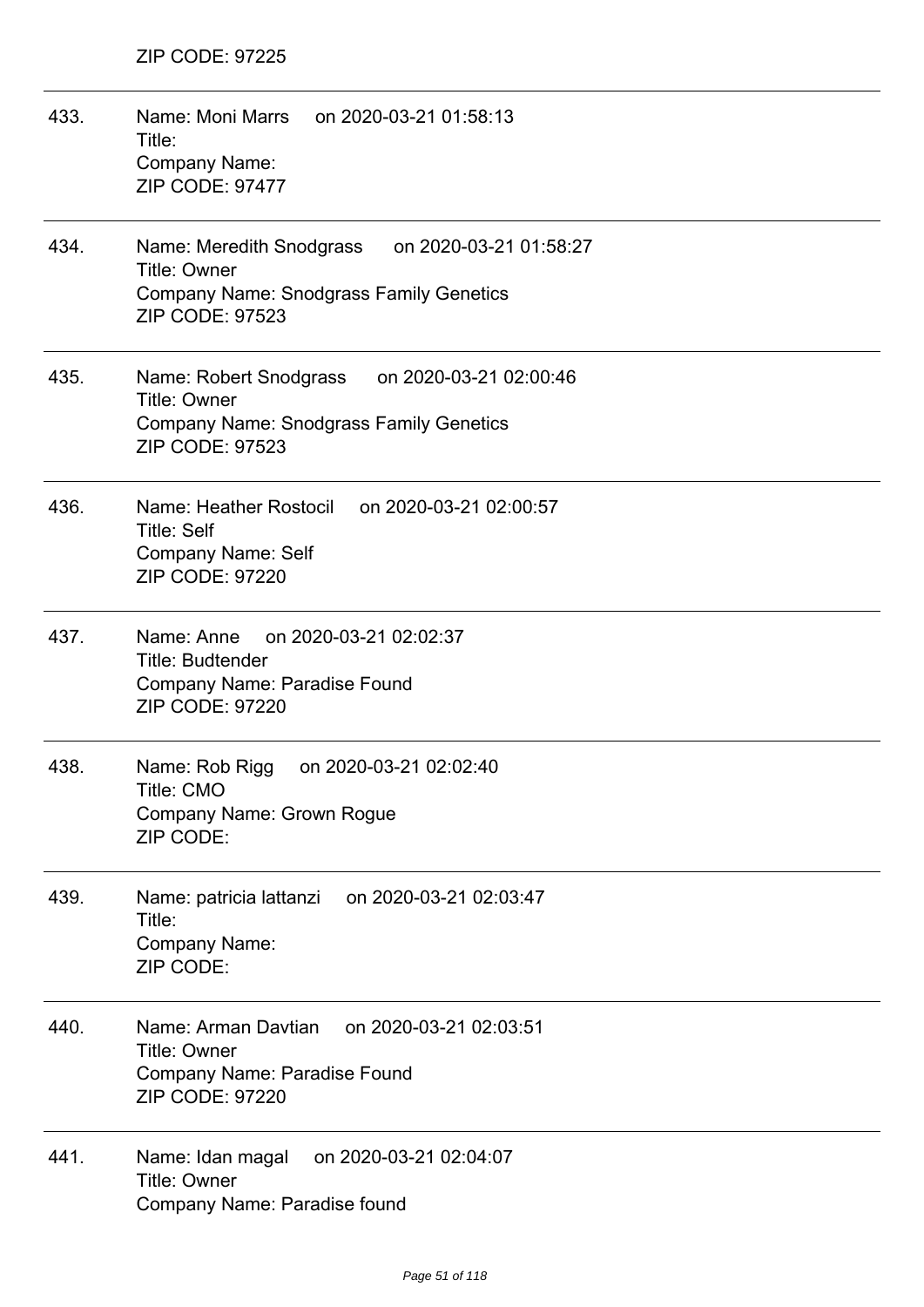ZIP CODE: 97225

---

433. Name: Moni Marrs on 2020-03-21 01:58:13
Title:
Company Name:
ZIP CODE: 97477

---

434. Name: Meredith Snodgrass on 2020-03-21 01:58:27
Title: Owner
Company Name: Snodgrass Family Genetics
ZIP CODE: 97523

---

435. Name: Robert Snodgrass on 2020-03-21 02:00:46
Title: Owner
Company Name: Snodgrass Family Genetics
ZIP CODE: 97523

---

436. Name: Heather Rostocil on 2020-03-21 02:00:57
Title: Self
Company Name: Self
ZIP CODE: 97220

---

437. Name: Anne on 2020-03-21 02:02:37
Title: Budtender
Company Name: Paradise Found
ZIP CODE: 97220

---

438. Name: Rob Rigg on 2020-03-21 02:02:40
Title: CMO
Company Name: Grown Rogue
ZIP CODE:

---

439. Name: patricia lattanzi on 2020-03-21 02:03:47
Title:
Company Name:
ZIP CODE:

---

440. Name: Arman Davtian on 2020-03-21 02:03:51
Title: Owner
Company Name: Paradise Found
ZIP CODE: 97220

---

441. Name: Idan magal on 2020-03-21 02:04:07
Title: Owner
Company Name: Paradise found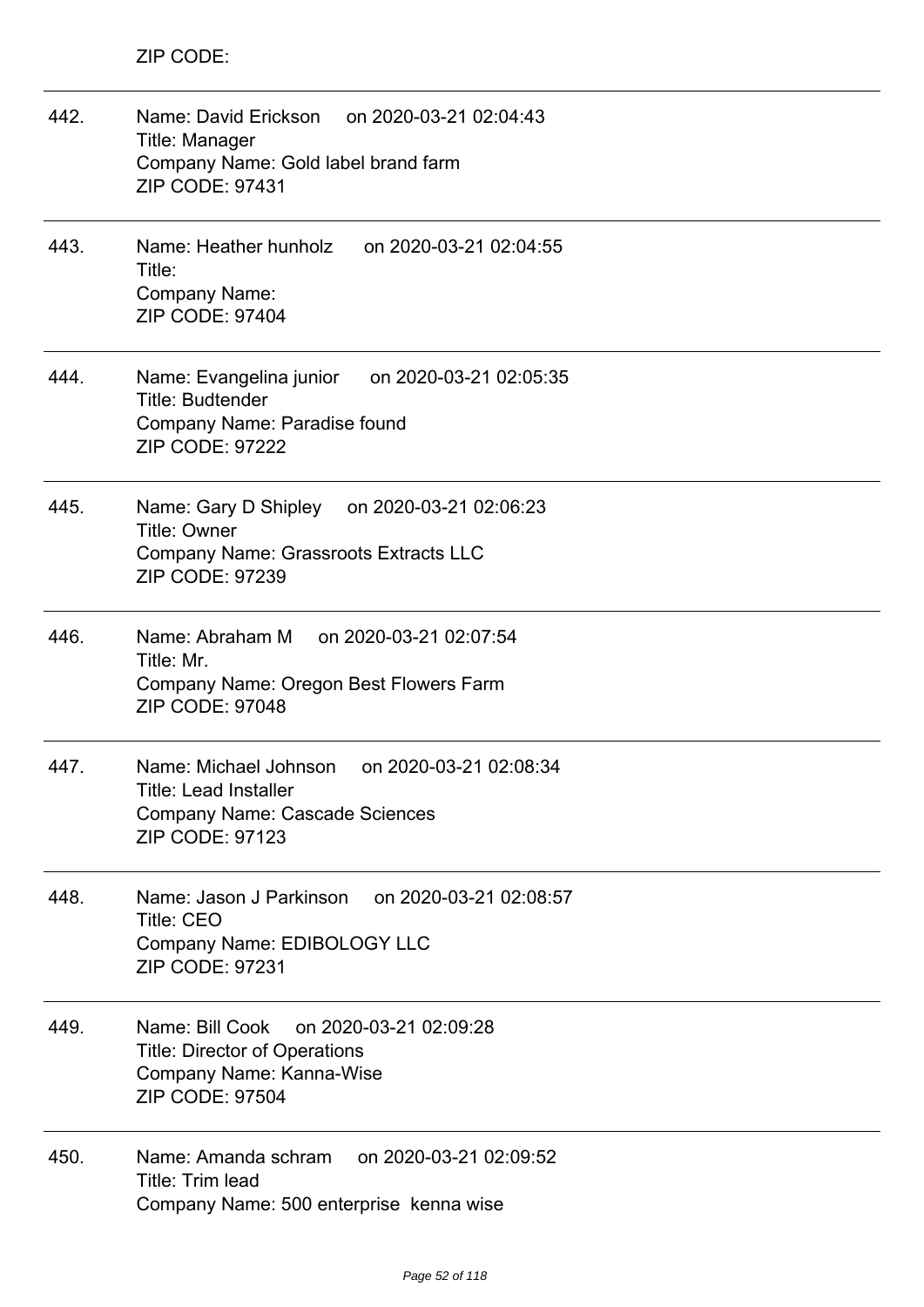ZIP CODE:

---

442. Name: David Erickson on 2020-03-21 02:04:43
Title: Manager
Company Name: Gold label brand farm
ZIP CODE: 97431

---

443. Name: Heather hunholz on 2020-03-21 02:04:55
Title:
Company Name:
ZIP CODE: 97404

---

444. Name: Evangelina junior on 2020-03-21 02:05:35
Title: Budtender
Company Name: Paradise found
ZIP CODE: 97222

---

445. Name: Gary D Shipley on 2020-03-21 02:06:23
Title: Owner
Company Name: Grassroots Extracts LLC
ZIP CODE: 97239

---

446. Name: Abraham M on 2020-03-21 02:07:54
Title: Mr.
Company Name: Oregon Best Flowers Farm
ZIP CODE: 97048

---

447. Name: Michael Johnson on 2020-03-21 02:08:34
Title: Lead Installer
Company Name: Cascade Sciences
ZIP CODE: 97123

---

448. Name: Jason J Parkinson on 2020-03-21 02:08:57
Title: CEO
Company Name: EDIBOLOGY LLC
ZIP CODE: 97231

---

449. Name: Bill Cook on 2020-03-21 02:09:28
Title: Director of Operations
Company Name: Kanna-Wise
ZIP CODE: 97504

---

450. Name: Amanda schram on 2020-03-21 02:09:52
Title: Trim lead
Company Name: 500 enterprise kenna wise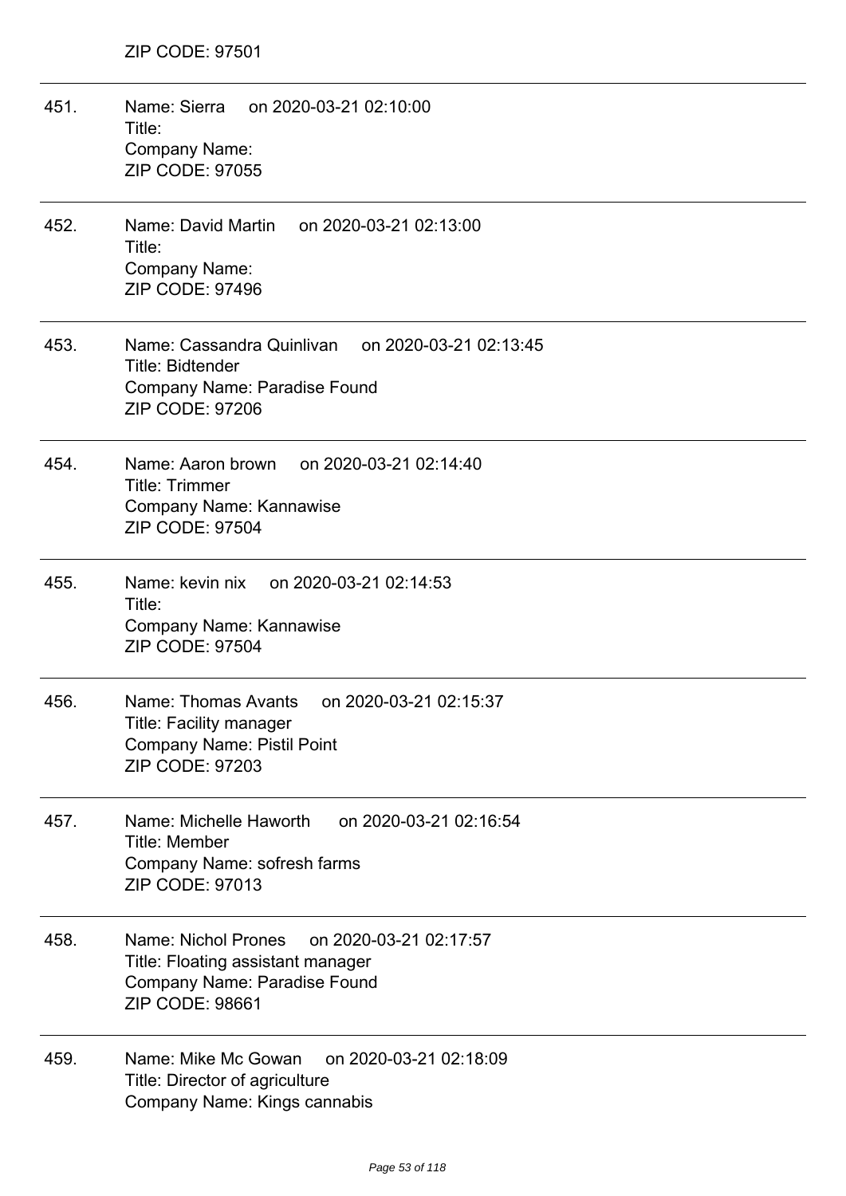ZIP CODE: 97501

---

451. Name: Sierra on 2020-03-21 02:10:00
Title:
Company Name:
ZIP CODE: 97055

---

452. Name: David Martin on 2020-03-21 02:13:00
Title:
Company Name:
ZIP CODE: 97496

---

453. Name: Cassandra Quinlivan on 2020-03-21 02:13:45
Title: Bidtender
Company Name: Paradise Found
ZIP CODE: 97206

---

454. Name: Aaron brown on 2020-03-21 02:14:40
Title: Trimmer
Company Name: Kannawise
ZIP CODE: 97504

---

455. Name: kevin nix on 2020-03-21 02:14:53
Title:
Company Name: Kannawise
ZIP CODE: 97504

---

456. Name: Thomas Avants on 2020-03-21 02:15:37
Title: Facility manager
Company Name: Pistil Point
ZIP CODE: 97203

---

457. Name: Michelle Haworth on 2020-03-21 02:16:54
Title: Member
Company Name: sofresh farms
ZIP CODE: 97013

---

458. Name: Nichol Prones on 2020-03-21 02:17:57
Title: Floating assistant manager
Company Name: Paradise Found
ZIP CODE: 98661

---

459. Name: Mike Mc Gowan on 2020-03-21 02:18:09
Title: Director of agriculture
Company Name: Kings cannabis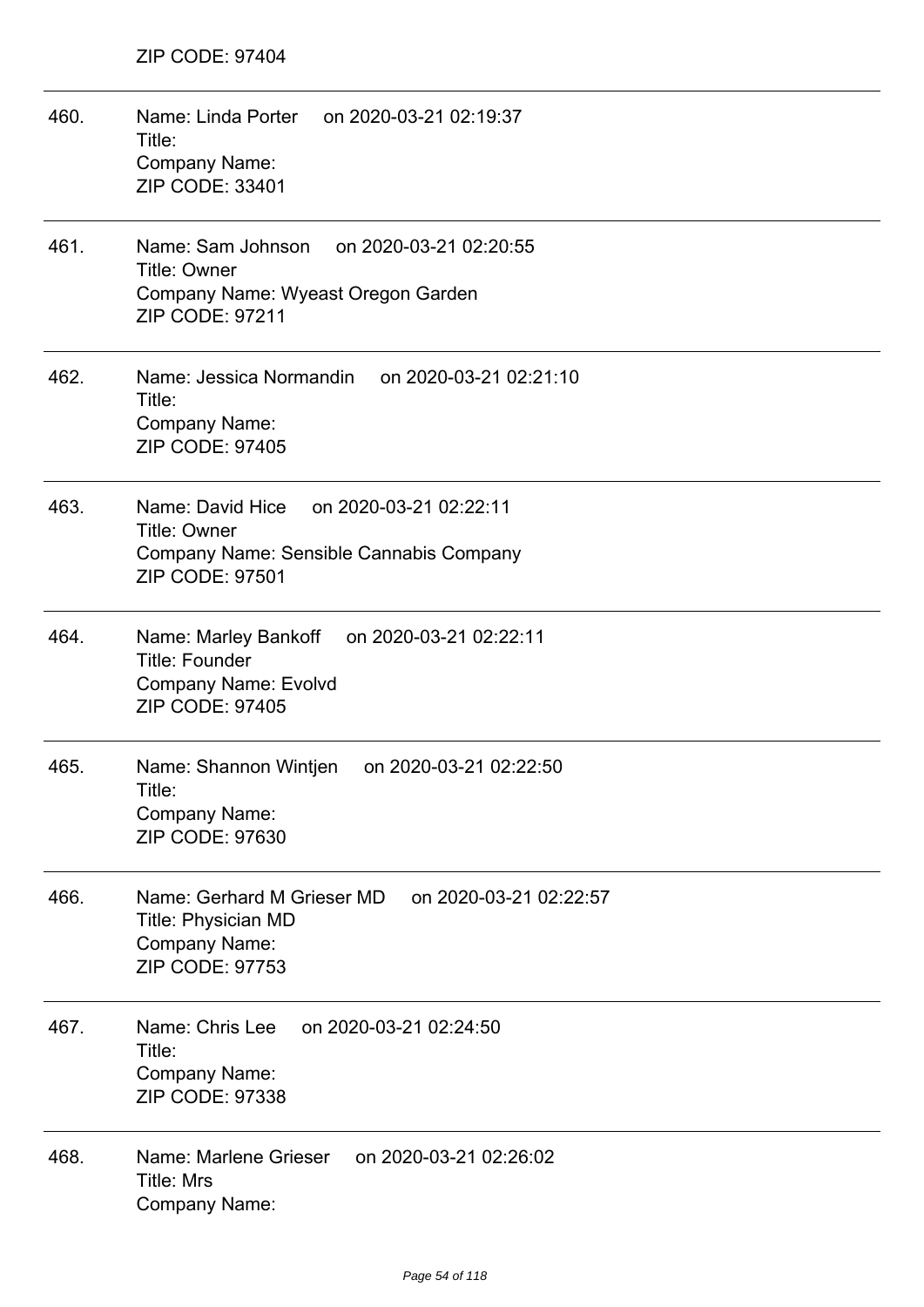ZIP CODE: 97404

---

460. Name: Linda Porter on 2020-03-21 02:19:37
Title:
Company Name:
ZIP CODE: 33401

---

461. Name: Sam Johnson on 2020-03-21 02:20:55
Title: Owner
Company Name: Wyeast Oregon Garden
ZIP CODE: 97211

---

462. Name: Jessica Normandin on 2020-03-21 02:21:10
Title:
Company Name:
ZIP CODE: 97405

---

463. Name: David Hice on 2020-03-21 02:22:11
Title: Owner
Company Name: Sensible Cannabis Company
ZIP CODE: 97501

---

464. Name: Marley Bankoff on 2020-03-21 02:22:11
Title: Founder
Company Name: Evolvd
ZIP CODE: 97405

---

465. Name: Shannon Wintjen on 2020-03-21 02:22:50
Title:
Company Name:
ZIP CODE: 97630

---

466. Name: Gerhard M Grieser MD on 2020-03-21 02:22:57
Title: Physician MD
Company Name:
ZIP CODE: 97753

---

467. Name: Chris Lee on 2020-03-21 02:24:50
Title:
Company Name:
ZIP CODE: 97338

---

468. Name: Marlene Grieser on 2020-03-21 02:26:02
Title: Mrs
Company Name: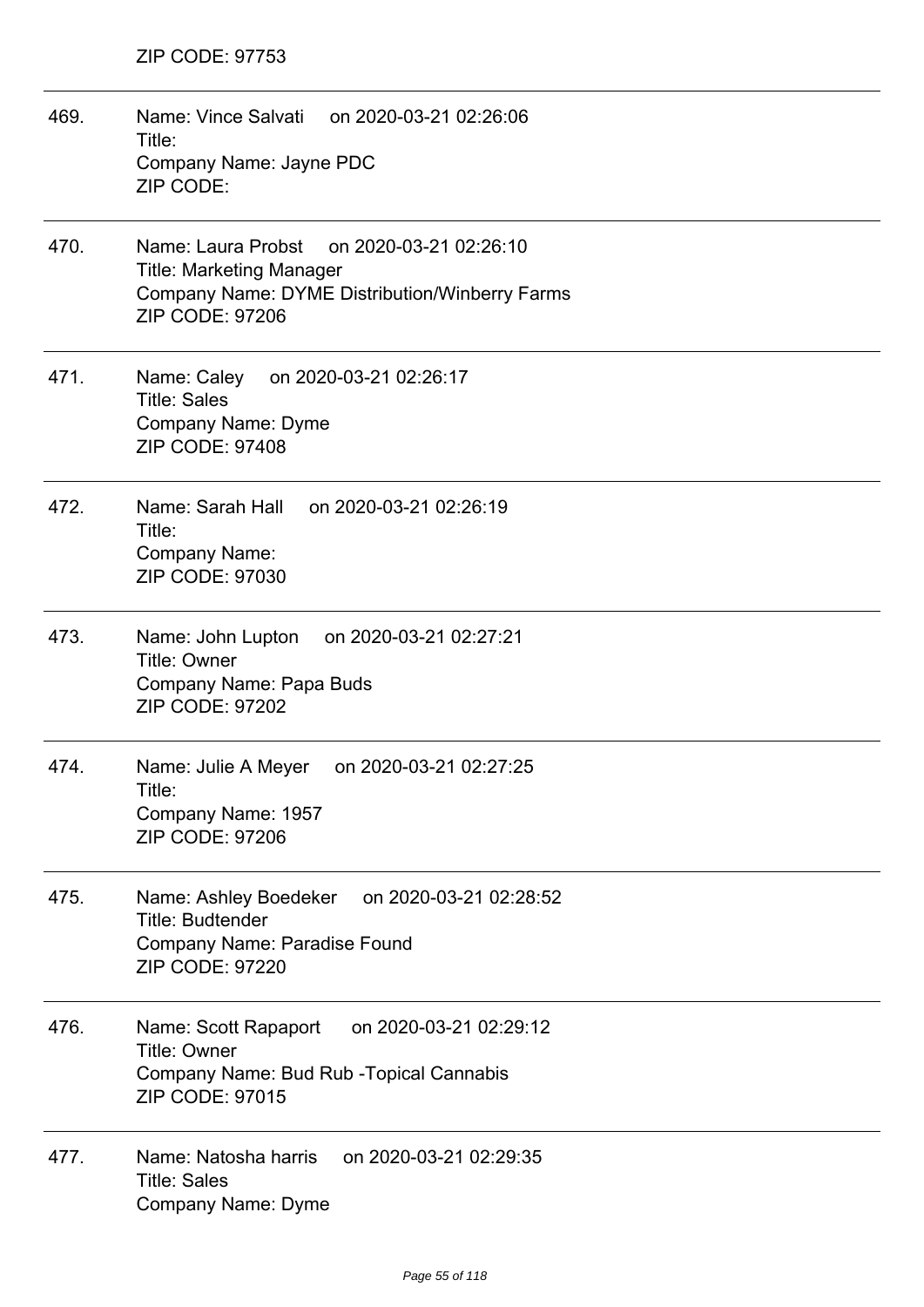ZIP CODE: 97753

469. Name: Vince Salvati on 2020-03-21 02:26:06
Title:
Company Name: Jayne PDC
ZIP CODE:

470. Name: Laura Probst on 2020-03-21 02:26:10
Title: Marketing Manager
Company Name: DYME Distribution/Winberry Farms
ZIP CODE: 97206

471. Name: Caley on 2020-03-21 02:26:17
Title: Sales
Company Name: Dyme
ZIP CODE: 97408

472. Name: Sarah Hall on 2020-03-21 02:26:19
Title:
Company Name:
ZIP CODE: 97030

473. Name: John Lupton on 2020-03-21 02:27:21
Title: Owner
Company Name: Papa Buds
ZIP CODE: 97202

474. Name: Julie A Meyer on 2020-03-21 02:27:25
Title:
Company Name: 1957
ZIP CODE: 97206

475. Name: Ashley Boedeker on 2020-03-21 02:28:52
Title: Budtender
Company Name: Paradise Found
ZIP CODE: 97220

476. Name: Scott Rapaport on 2020-03-21 02:29:12
Title: Owner
Company Name: Bud Rub -Topical Cannabis
ZIP CODE: 97015

477. Name: Natosha harris on 2020-03-21 02:29:35
Title: Sales
Company Name: Dyme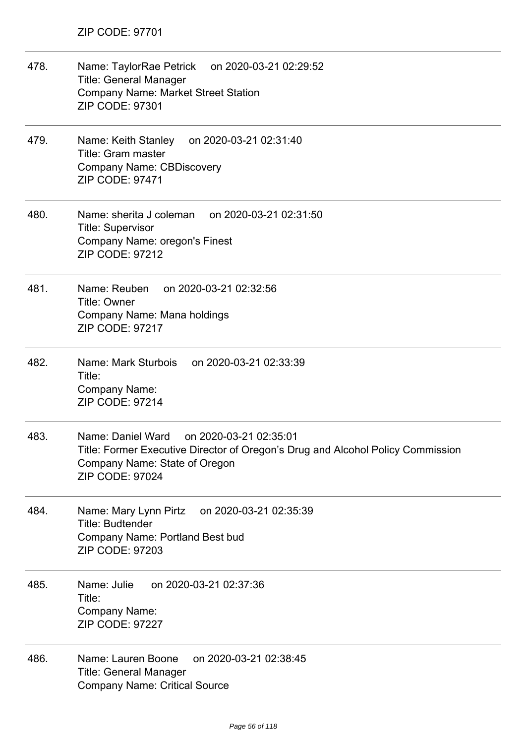ZIP CODE: 97701

478. Name: TaylorRae Petrick on 2020-03-21 02:29:52
Title: General Manager
Company Name: Market Street Station
ZIP CODE: 97301

479. Name: Keith Stanley on 2020-03-21 02:31:40
Title: Gram master
Company Name: CBDiscovery
ZIP CODE: 97471

480. Name: sherita J coleman on 2020-03-21 02:31:50
Title: Supervisor
Company Name: oregon's Finest
ZIP CODE: 97212

481. Name: Reuben on 2020-03-21 02:32:56
Title: Owner
Company Name: Mana holdings
ZIP CODE: 97217

482. Name: Mark Sturbois on 2020-03-21 02:33:39
Title:
Company Name:
ZIP CODE: 97214

483. Name: Daniel Ward on 2020-03-21 02:35:01
Title: Former Executive Director of Oregon's Drug and Alcohol Policy Commission
Company Name: State of Oregon
ZIP CODE: 97024

484. Name: Mary Lynn Pirtz on 2020-03-21 02:35:39
Title: Budtender
Company Name: Portland Best bud
ZIP CODE: 97203

485. Name: Julie on 2020-03-21 02:37:36
Title:
Company Name:
ZIP CODE: 97227

486. Name: Lauren Boone on 2020-03-21 02:38:45
Title: General Manager
Company Name: Critical Source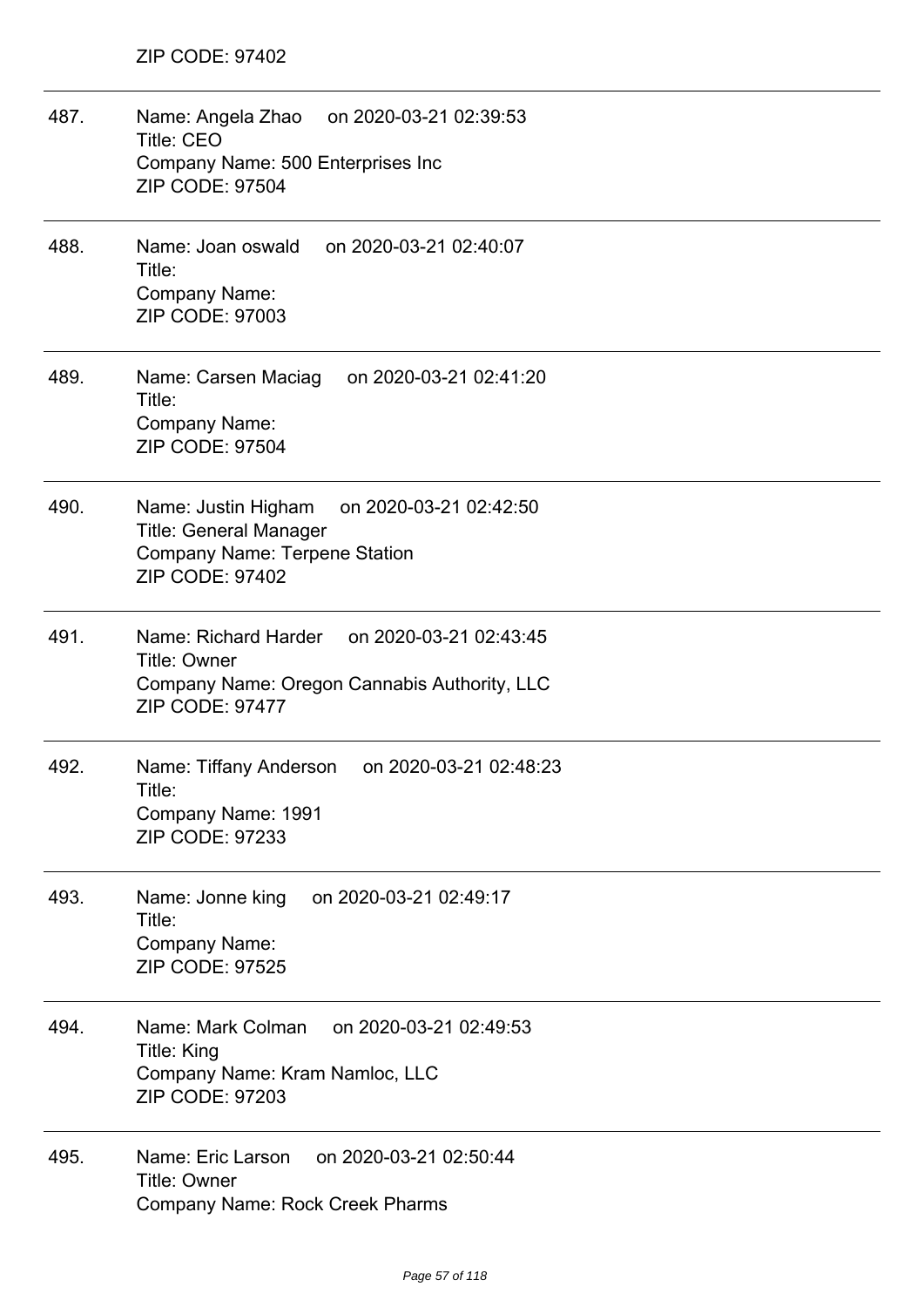ZIP CODE: 97402

---

487. Name: Angela Zhao on 2020-03-21 02:39:53
Title: CEO
Company Name: 500 Enterprises Inc
ZIP CODE: 97504

---

488. Name: Joan oswald on 2020-03-21 02:40:07
Title:
Company Name:
ZIP CODE: 97003

---

489. Name: Carsen Maciag on 2020-03-21 02:41:20
Title:
Company Name:
ZIP CODE: 97504

---

490. Name: Justin Higham on 2020-03-21 02:42:50
Title: General Manager
Company Name: Terpene Station
ZIP CODE: 97402

---

491. Name: Richard Harder on 2020-03-21 02:43:45
Title: Owner
Company Name: Oregon Cannabis Authority, LLC
ZIP CODE: 97477

---

492. Name: Tiffany Anderson on 2020-03-21 02:48:23
Title:
Company Name: 1991
ZIP CODE: 97233

---

493. Name: Jonne king on 2020-03-21 02:49:17
Title:
Company Name:
ZIP CODE: 97525

---

494. Name: Mark Colman on 2020-03-21 02:49:53
Title: King
Company Name: Kram Namloc, LLC
ZIP CODE: 97203

---

495. Name: Eric Larson on 2020-03-21 02:50:44
Title: Owner
Company Name: Rock Creek Pharms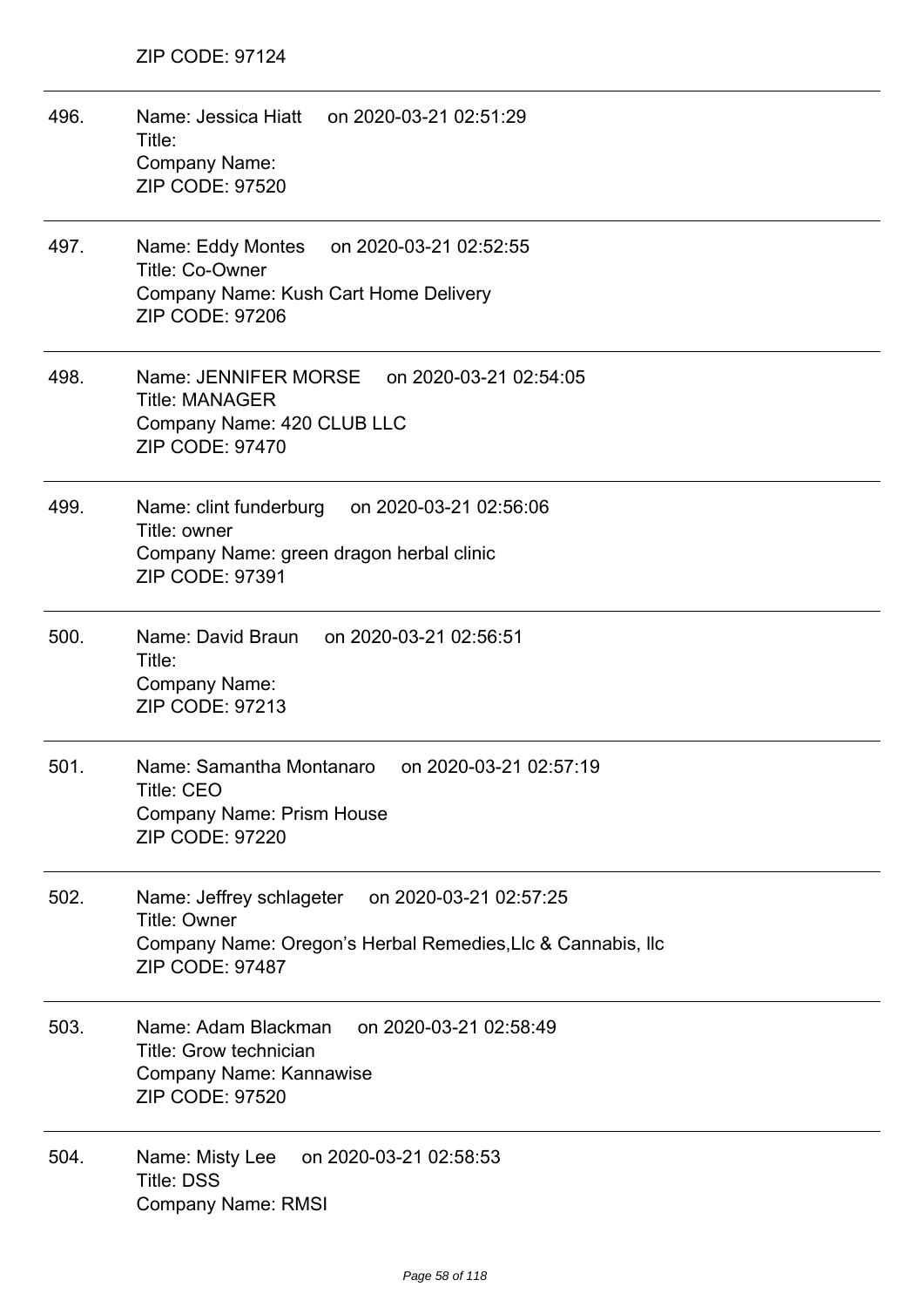ZIP CODE: 97124

496. Name: Jessica Hiatt on 2020-03-21 02:51:29
Title:
Company Name:
ZIP CODE: 97520

497. Name: Eddy Montes on 2020-03-21 02:52:55
Title: Co-Owner
Company Name: Kush Cart Home Delivery
ZIP CODE: 97206

498. Name: JENNIFER MORSE on 2020-03-21 02:54:05
Title: MANAGER
Company Name: 420 CLUB LLC
ZIP CODE: 97470

499. Name: clint funderburg on 2020-03-21 02:56:06
Title: owner
Company Name: green dragon herbal clinic
ZIP CODE: 97391

500. Name: David Braun on 2020-03-21 02:56:51
Title:
Company Name:
ZIP CODE: 97213

501. Name: Samantha Montanaro on 2020-03-21 02:57:19
Title: CEO
Company Name: Prism House
ZIP CODE: 97220

502. Name: Jeffrey schlageter on 2020-03-21 02:57:25
Title: Owner
Company Name: Oregon's Herbal Remedies,Llc & Cannabis, llc
ZIP CODE: 97487

503. Name: Adam Blackman on 2020-03-21 02:58:49
Title: Grow technician
Company Name: Kannawise
ZIP CODE: 97520

504. Name: Misty Lee on 2020-03-21 02:58:53
Title: DSS
Company Name: RMSI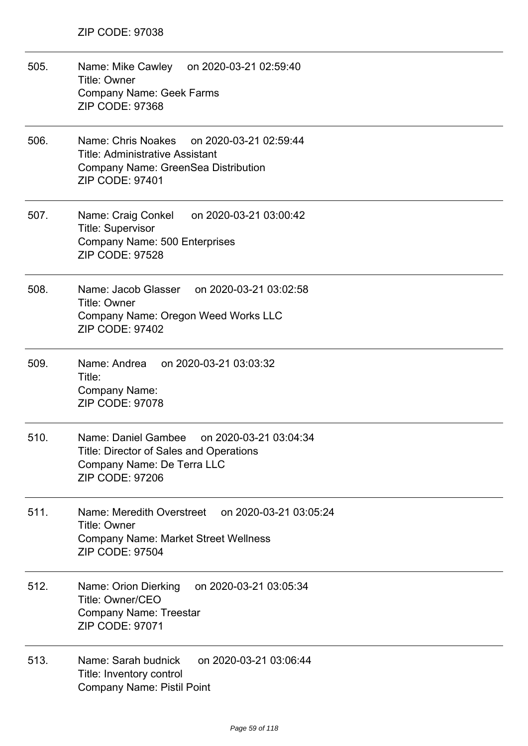ZIP CODE: 97038

505. Name: Mike Cawley on 2020-03-21 02:59:40
Title: Owner
Company Name: Geek Farms
ZIP CODE: 97368

506. Name: Chris Noakes on 2020-03-21 02:59:44
Title: Administrative Assistant
Company Name: GreenSea Distribution
ZIP CODE: 97401

507. Name: Craig Conkel on 2020-03-21 03:00:42
Title: Supervisor
Company Name: 500 Enterprises
ZIP CODE: 97528

508. Name: Jacob Glasser on 2020-03-21 03:02:58
Title: Owner
Company Name: Oregon Weed Works LLC
ZIP CODE: 97402

509. Name: Andrea on 2020-03-21 03:03:32
Title:
Company Name:
ZIP CODE: 97078

510. Name: Daniel Gambee on 2020-03-21 03:04:34
Title: Director of Sales and Operations
Company Name: De Terra LLC
ZIP CODE: 97206

511. Name: Meredith Overstreet on 2020-03-21 03:05:24
Title: Owner
Company Name: Market Street Wellness
ZIP CODE: 97504

512. Name: Orion Dierking on 2020-03-21 03:05:34
Title: Owner/CEO
Company Name: Treestar
ZIP CODE: 97071

513. Name: Sarah budnick on 2020-03-21 03:06:44
Title: Inventory control
Company Name: Pistil Point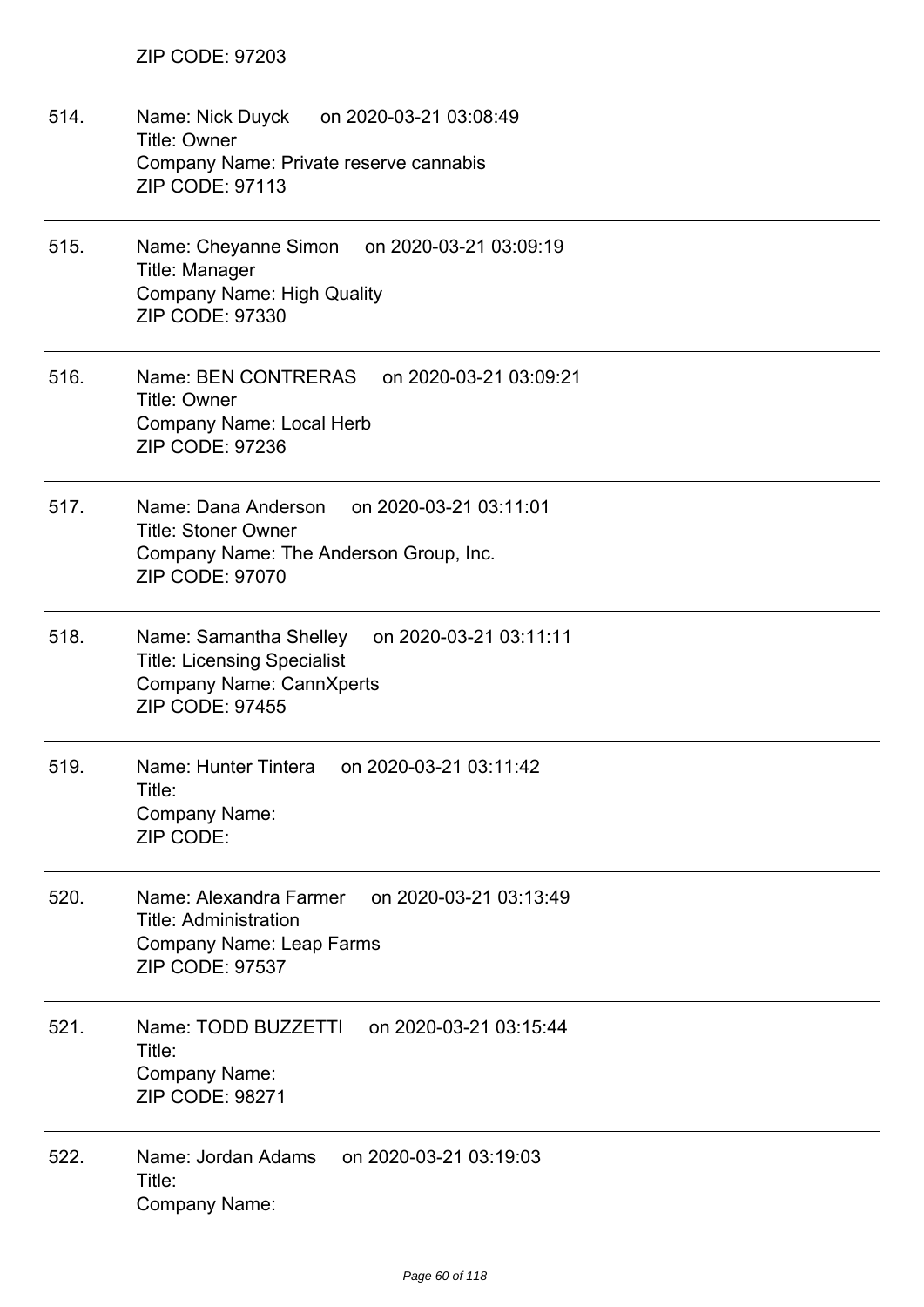ZIP CODE: 97203

514. Name: Nick Duyck on 2020-03-21 03:08:49
Title: Owner
Company Name: Private reserve cannabis
ZIP CODE: 97113

515. Name: Cheyanne Simon on 2020-03-21 03:09:19
Title: Manager
Company Name: High Quality
ZIP CODE: 97330

516. Name: BEN CONTRERAS on 2020-03-21 03:09:21
Title: Owner
Company Name: Local Herb
ZIP CODE: 97236

517. Name: Dana Anderson on 2020-03-21 03:11:01
Title: Stoner Owner
Company Name: The Anderson Group, Inc.
ZIP CODE: 97070

518. Name: Samantha Shelley on 2020-03-21 03:11:11
Title: Licensing Specialist
Company Name: CannXperts
ZIP CODE: 97455

519. Name: Hunter Tintera on 2020-03-21 03:11:42
Title:
Company Name:
ZIP CODE:

520. Name: Alexandra Farmer on 2020-03-21 03:13:49
Title: Administration
Company Name: Leap Farms
ZIP CODE: 97537

521. Name: TODD BUZZETTI on 2020-03-21 03:15:44
Title:
Company Name:
ZIP CODE: 98271

522. Name: Jordan Adams on 2020-03-21 03:19:03
Title:
Company Name: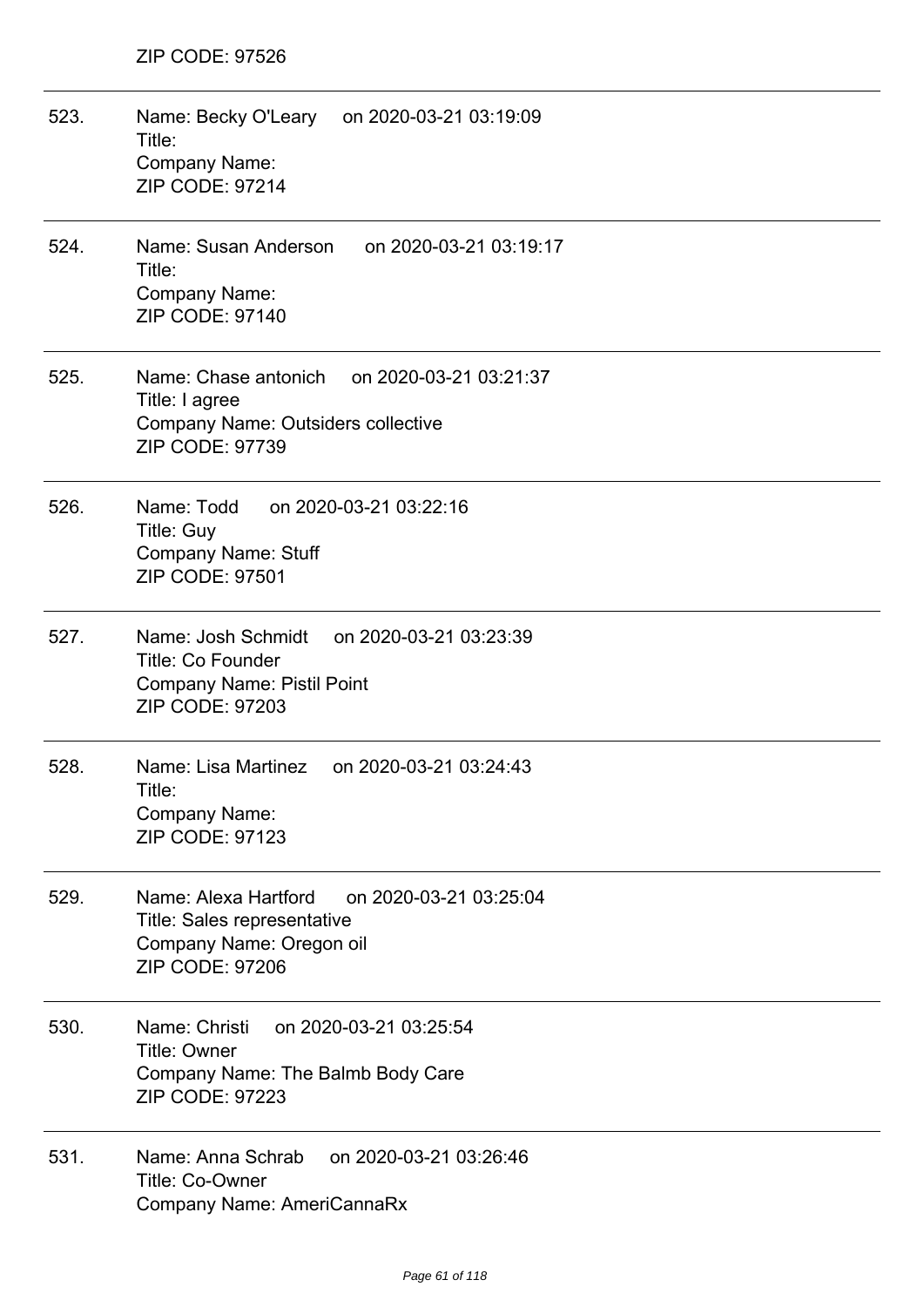ZIP CODE: 97526

---

523. Name: Becky O'Leary on 2020-03-21 03:19:09
Title:
Company Name:
ZIP CODE: 97214

---

524. Name: Susan Anderson on 2020-03-21 03:19:17
Title:
Company Name:
ZIP CODE: 97140

---

525. Name: Chase antonich on 2020-03-21 03:21:37
Title: I agree
Company Name: Outsiders collective
ZIP CODE: 97739

---

526. Name: Todd on 2020-03-21 03:22:16
Title: Guy
Company Name: Stuff
ZIP CODE: 97501

---

527. Name: Josh Schmidt on 2020-03-21 03:23:39
Title: Co Founder
Company Name: Pistil Point
ZIP CODE: 97203

---

528. Name: Lisa Martinez on 2020-03-21 03:24:43
Title:
Company Name:
ZIP CODE: 97123

---

529. Name: Alexa Hartford on 2020-03-21 03:25:04
Title: Sales representative
Company Name: Oregon oil
ZIP CODE: 97206

---

530. Name: Christi on 2020-03-21 03:25:54
Title: Owner
Company Name: The Balmb Body Care
ZIP CODE: 97223

---

531. Name: Anna Schrab on 2020-03-21 03:26:46
Title: Co-Owner
Company Name: AmeriCannaRx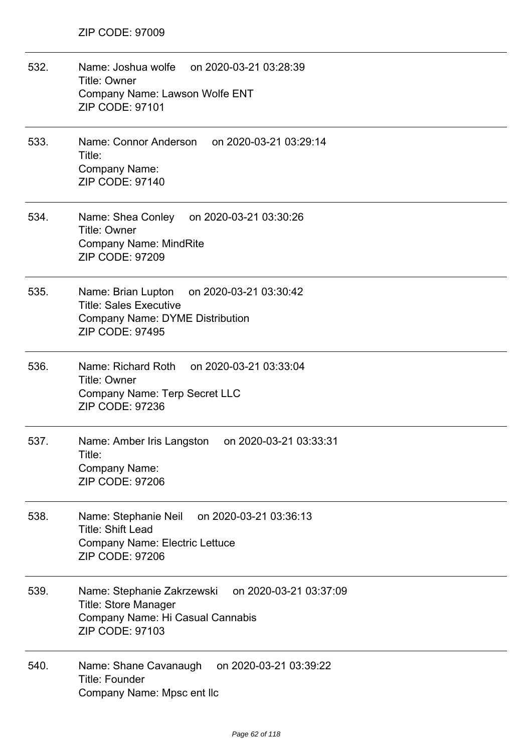ZIP CODE: 97009

---

532. Name: Joshua wolfe on 2020-03-21 03:28:39
Title: Owner
Company Name: Lawson Wolfe ENT
ZIP CODE: 97101

---

533. Name: Connor Anderson on 2020-03-21 03:29:14
Title:
Company Name:
ZIP CODE: 97140

---

534. Name: Shea Conley on 2020-03-21 03:30:26
Title: Owner
Company Name: MindRite
ZIP CODE: 97209

---

535. Name: Brian Lupton on 2020-03-21 03:30:42
Title: Sales Executive
Company Name: DYME Distribution
ZIP CODE: 97495

---

536. Name: Richard Roth on 2020-03-21 03:33:04
Title: Owner
Company Name: Terp Secret LLC
ZIP CODE: 97236

---

537. Name: Amber Iris Langston on 2020-03-21 03:33:31
Title:
Company Name:
ZIP CODE: 97206

---

538. Name: Stephanie Neil on 2020-03-21 03:36:13
Title: Shift Lead
Company Name: Electric Lettuce
ZIP CODE: 97206

---

539. Name: Stephanie Zakrzewski on 2020-03-21 03:37:09
Title: Store Manager
Company Name: Hi Casual Cannabis
ZIP CODE: 97103

---

540. Name: Shane Cavanaugh on 2020-03-21 03:39:22
Title: Founder
Company Name: Mpsc ent llc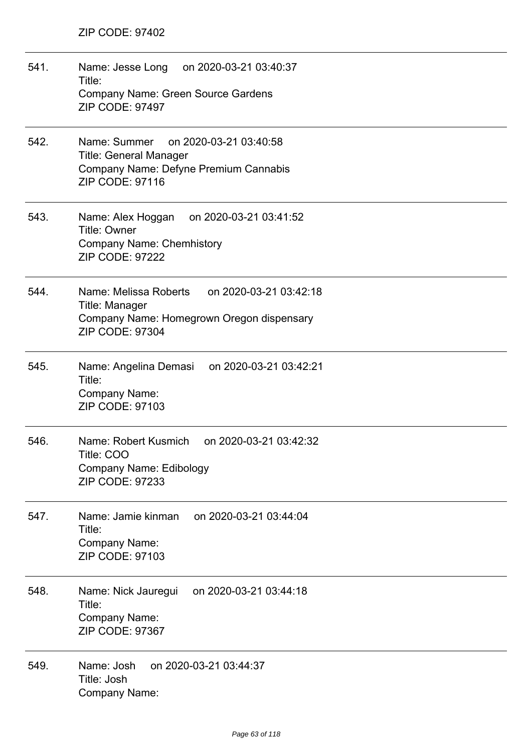ZIP CODE: 97402

---

541. Name: Jesse Long on 2020-03-21 03:40:37
Title:
Company Name: Green Source Gardens
ZIP CODE: 97497

---

542. Name: Summer on 2020-03-21 03:40:58
Title: General Manager
Company Name: Defyne Premium Cannabis
ZIP CODE: 97116

---

543. Name: Alex Hoggan on 2020-03-21 03:41:52
Title: Owner
Company Name: Chemhistory
ZIP CODE: 97222

---

544. Name: Melissa Roberts on 2020-03-21 03:42:18
Title: Manager
Company Name: Homegrown Oregon dispensary
ZIP CODE: 97304

---

545. Name: Angelina Demasi on 2020-03-21 03:42:21
Title:
Company Name:
ZIP CODE: 97103

---

546. Name: Robert Kusmich on 2020-03-21 03:42:32
Title: COO
Company Name: Edibology
ZIP CODE: 97233

---

547. Name: Jamie kinman on 2020-03-21 03:44:04
Title:
Company Name:
ZIP CODE: 97103

---

548. Name: Nick Jauregui on 2020-03-21 03:44:18
Title:
Company Name:
ZIP CODE: 97367

---

549. Name: Josh on 2020-03-21 03:44:37
Title: Josh
Company Name: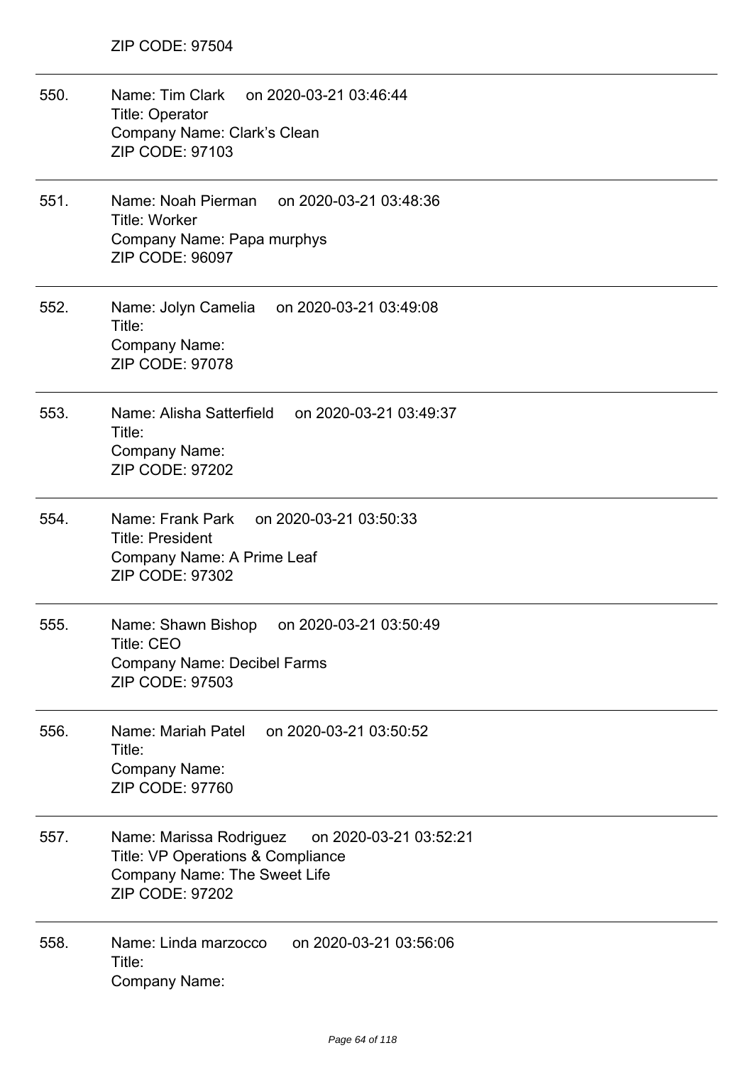ZIP CODE: 97504

550. Name: Tim Clark on 2020-03-21 03:46:44
Title: Operator
Company Name: Clark's Clean
ZIP CODE: 97103

551. Name: Noah Pierman on 2020-03-21 03:48:36
Title: Worker
Company Name: Papa murphys
ZIP CODE: 96097

552. Name: Jolyn Camelia on 2020-03-21 03:49:08
Title:
Company Name:
ZIP CODE: 97078

553. Name: Alisha Satterfield on 2020-03-21 03:49:37
Title:
Company Name:
ZIP CODE: 97202

554. Name: Frank Park on 2020-03-21 03:50:33
Title: President
Company Name: A Prime Leaf
ZIP CODE: 97302

555. Name: Shawn Bishop on 2020-03-21 03:50:49
Title: CEO
Company Name: Decibel Farms
ZIP CODE: 97503

556. Name: Mariah Patel on 2020-03-21 03:50:52
Title:
Company Name:
ZIP CODE: 97760

557. Name: Marissa Rodriguez on 2020-03-21 03:52:21
Title: VP Operations & Compliance
Company Name: The Sweet Life
ZIP CODE: 97202

558. Name: Linda marzocco on 2020-03-21 03:56:06
Title:
Company Name: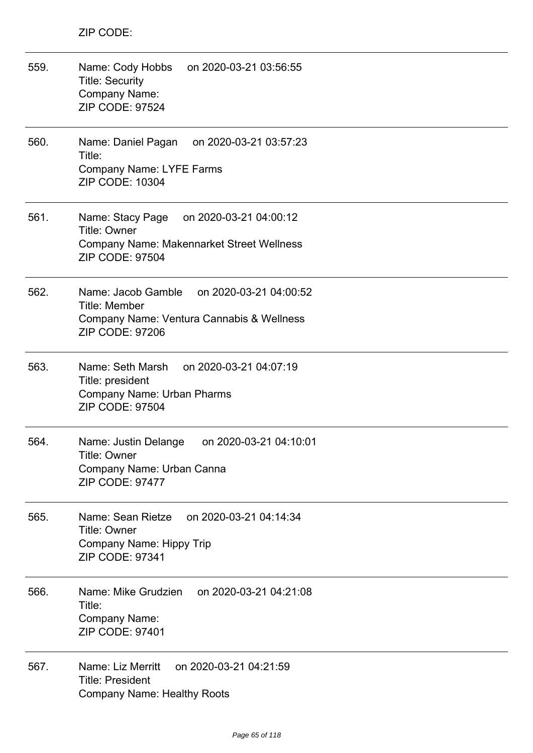ZIP CODE:

559. Name: Cody Hobbs on 2020-03-21 03:56:55
Title: Security
Company Name:
ZIP CODE: 97524

560. Name: Daniel Pagan on 2020-03-21 03:57:23
Title:
Company Name: LYFE Farms
ZIP CODE: 10304

561. Name: Stacy Page on 2020-03-21 04:00:12
Title: Owner
Company Name: Makennarket Street Wellness
ZIP CODE: 97504

562. Name: Jacob Gamble on 2020-03-21 04:00:52
Title: Member
Company Name: Ventura Cannabis & Wellness
ZIP CODE: 97206

563. Name: Seth Marsh on 2020-03-21 04:07:19
Title: president
Company Name: Urban Pharms
ZIP CODE: 97504

564. Name: Justin Delange on 2020-03-21 04:10:01
Title: Owner
Company Name: Urban Canna
ZIP CODE: 97477

565. Name: Sean Rietze on 2020-03-21 04:14:34
Title: Owner
Company Name: Hippy Trip
ZIP CODE: 97341

566. Name: Mike Grudzien on 2020-03-21 04:21:08
Title:
Company Name:
ZIP CODE: 97401

567. Name: Liz Merritt on 2020-03-21 04:21:59
Title: President
Company Name: Healthy Roots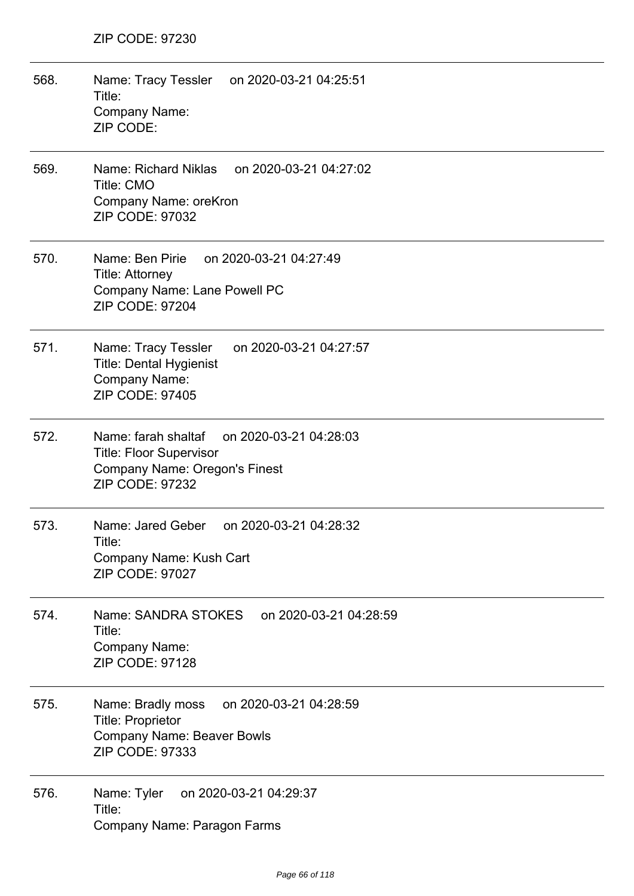ZIP CODE: 97230

---

568. Name: Tracy Tessler on 2020-03-21 04:25:51
Title:
Company Name:
ZIP CODE:

---

569. Name: Richard Niklas on 2020-03-21 04:27:02
Title: CMO
Company Name: oreKron
ZIP CODE: 97032

---

570. Name: Ben Pirie on 2020-03-21 04:27:49
Title: Attorney
Company Name: Lane Powell PC
ZIP CODE: 97204

---

571. Name: Tracy Tessler on 2020-03-21 04:27:57
Title: Dental Hygienist
Company Name:
ZIP CODE: 97405

---

572. Name: farah shaltaf on 2020-03-21 04:28:03
Title: Floor Supervisor
Company Name: Oregon's Finest
ZIP CODE: 97232

---

573. Name: Jared Geber on 2020-03-21 04:28:32
Title:
Company Name: Kush Cart
ZIP CODE: 97027

---

574. Name: SANDRA STOKES on 2020-03-21 04:28:59
Title:
Company Name:
ZIP CODE: 97128

---

575. Name: Bradly moss on 2020-03-21 04:28:59
Title: Proprietor
Company Name: Beaver Bowls
ZIP CODE: 97333

---

576. Name: Tyler on 2020-03-21 04:29:37
Title:
Company Name: Paragon Farms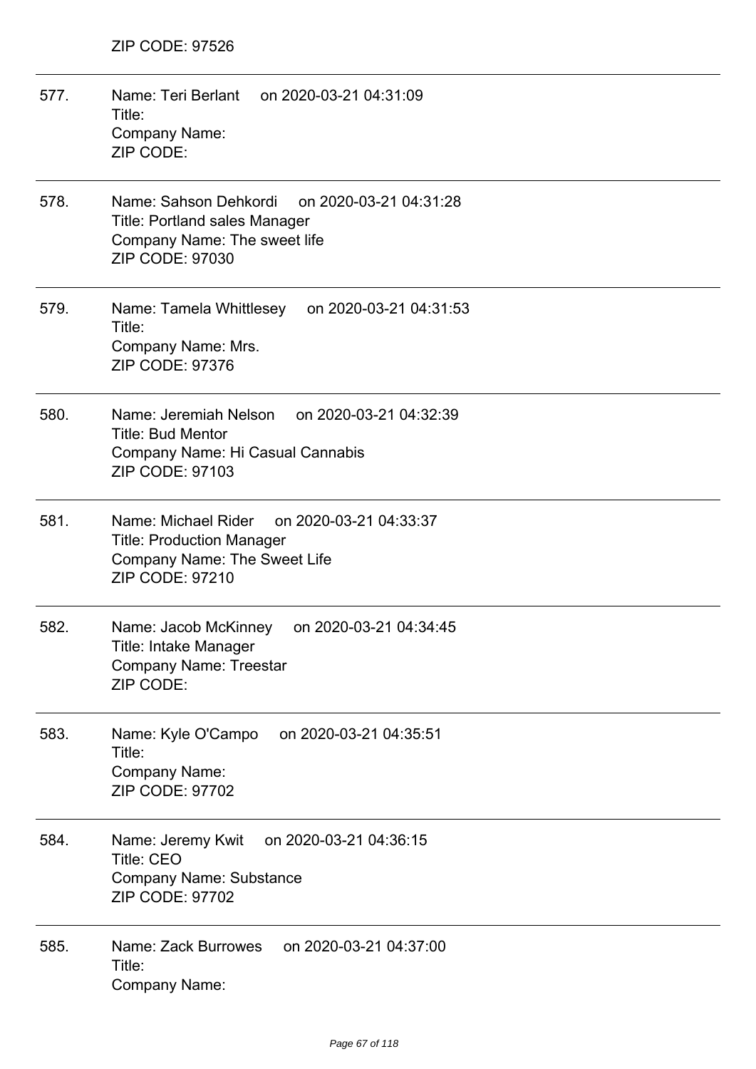ZIP CODE: 97526

---

577. Name: Teri Berlant on 2020-03-21 04:31:09
Title:
Company Name:
ZIP CODE:

---

578. Name: Sahson Dehkordi on 2020-03-21 04:31:28
Title: Portland sales Manager
Company Name: The sweet life
ZIP CODE: 97030

---

579. Name: Tamela Whittlesey on 2020-03-21 04:31:53
Title:
Company Name: Mrs.
ZIP CODE: 97376

---

580. Name: Jeremiah Nelson on 2020-03-21 04:32:39
Title: Bud Mentor
Company Name: Hi Casual Cannabis
ZIP CODE: 97103

---

581. Name: Michael Rider on 2020-03-21 04:33:37
Title: Production Manager
Company Name: The Sweet Life
ZIP CODE: 97210

---

582. Name: Jacob McKinney on 2020-03-21 04:34:45
Title: Intake Manager
Company Name: Treestar
ZIP CODE:

---

583. Name: Kyle O'Campo on 2020-03-21 04:35:51
Title:
Company Name:
ZIP CODE: 97702

---

584. Name: Jeremy Kwit on 2020-03-21 04:36:15
Title: CEO
Company Name: Substance
ZIP CODE: 97702

---

585. Name: Zack Burrowes on 2020-03-21 04:37:00
Title:
Company Name: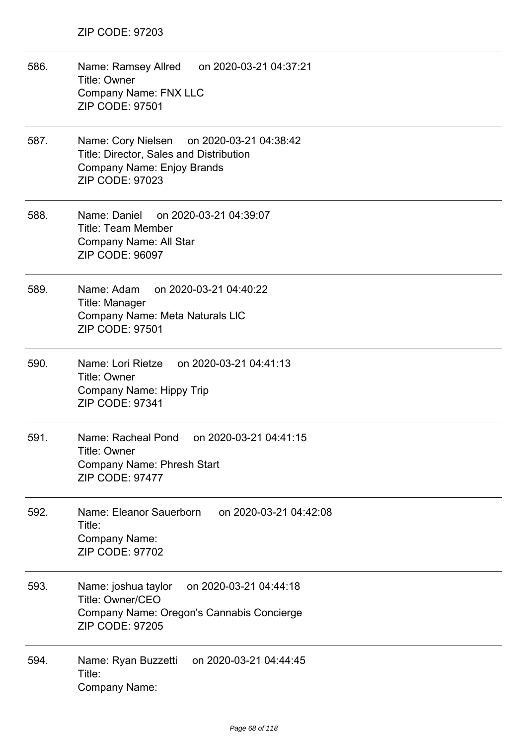ZIP CODE: 97203

586. Name: Ramsey Allred on 2020-03-21 04:37:21
Title: Owner
Company Name: FNX LLC
ZIP CODE: 97501

587. Name: Cory Nielsen on 2020-03-21 04:38:42
Title: Director, Sales and Distribution
Company Name: Enjoy Brands
ZIP CODE: 97023

588. Name: Daniel on 2020-03-21 04:39:07
Title: Team Member
Company Name: All Star
ZIP CODE: 96097

589. Name: Adam on 2020-03-21 04:40:22
Title: Manager
Company Name: Meta Naturals LIC
ZIP CODE: 97501

590. Name: Lori Rietze on 2020-03-21 04:41:13
Title: Owner
Company Name: Hippy Trip
ZIP CODE: 97341

591. Name: Racheal Pond on 2020-03-21 04:41:15
Title: Owner
Company Name: Phresh Start
ZIP CODE: 97477

592. Name: Eleanor Sauerborn on 2020-03-21 04:42:08
Title:
Company Name:
ZIP CODE: 97702

593. Name: joshua taylor on 2020-03-21 04:44:18
Title: Owner/CEO
Company Name: Oregon's Cannabis Concierge
ZIP CODE: 97205

594. Name: Ryan Buzzetti on 2020-03-21 04:44:45
Title:
Company Name: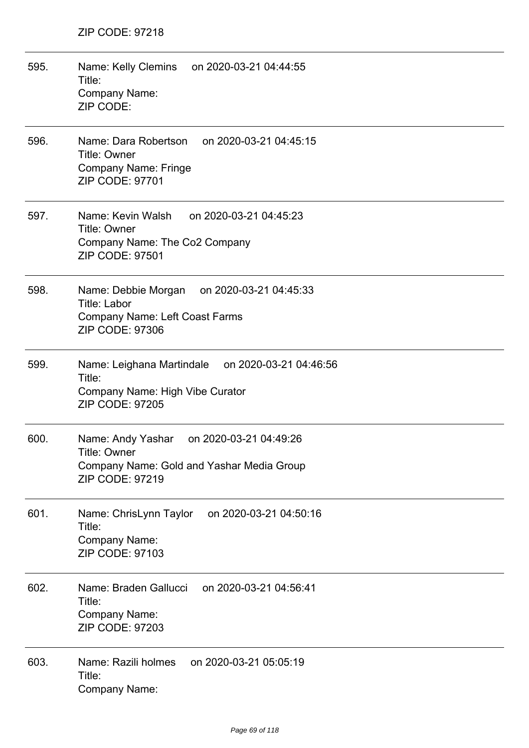ZIP CODE: 97218

---

595. Name: Kelly Clemins on 2020-03-21 04:44:55
Title:
Company Name:
ZIP CODE:

---

596. Name: Dara Robertson on 2020-03-21 04:45:15
Title: Owner
Company Name: Fringe
ZIP CODE: 97701

---

597. Name: Kevin Walsh on 2020-03-21 04:45:23
Title: Owner
Company Name: The Co2 Company
ZIP CODE: 97501

---

598. Name: Debbie Morgan on 2020-03-21 04:45:33
Title: Labor
Company Name: Left Coast Farms
ZIP CODE: 97306

---

599. Name: Leighana Martindale on 2020-03-21 04:46:56
Title:
Company Name: High Vibe Curator
ZIP CODE: 97205

---

600. Name: Andy Yashar on 2020-03-21 04:49:26
Title: Owner
Company Name: Gold and Yashar Media Group
ZIP CODE: 97219

---

601. Name: ChrisLynn Taylor on 2020-03-21 04:50:16
Title:
Company Name:
ZIP CODE: 97103

---

602. Name: Braden Gallucci on 2020-03-21 04:56:41
Title:
Company Name:
ZIP CODE: 97203

---

603. Name: Razili holmes on 2020-03-21 05:05:19
Title:
Company Name: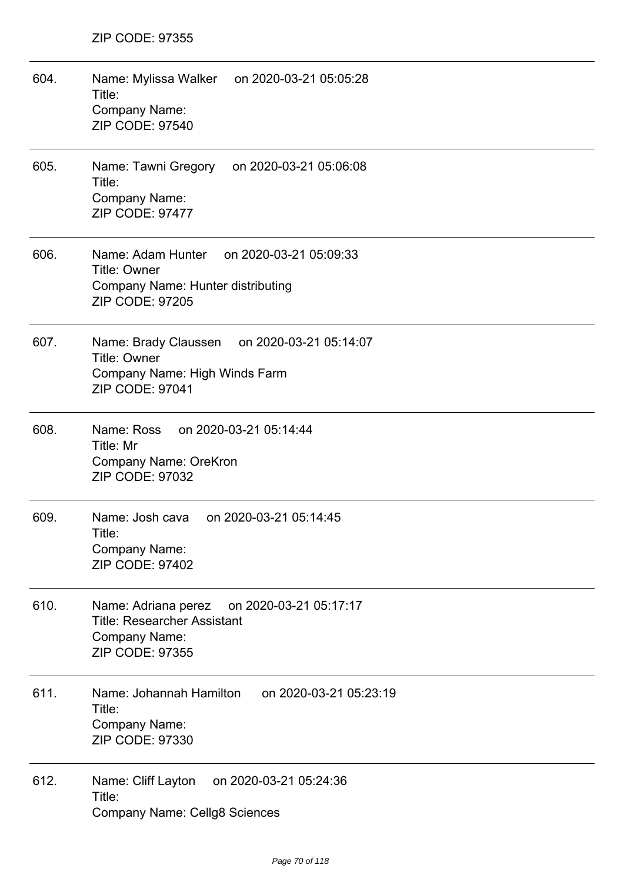ZIP CODE: 97355

---

604. Name: Mylissa Walker on 2020-03-21 05:05:28
Title:
Company Name:
ZIP CODE: 97540

---

605. Name: Tawni Gregory on 2020-03-21 05:06:08
Title:
Company Name:
ZIP CODE: 97477

---

606. Name: Adam Hunter on 2020-03-21 05:09:33
Title: Owner
Company Name: Hunter distributing
ZIP CODE: 97205

---

607. Name: Brady Claussen on 2020-03-21 05:14:07
Title: Owner
Company Name: High Winds Farm
ZIP CODE: 97041

---

608. Name: Ross on 2020-03-21 05:14:44
Title: Mr
Company Name: OreKron
ZIP CODE: 97032

---

609. Name: Josh cava on 2020-03-21 05:14:45
Title:
Company Name:
ZIP CODE: 97402

---

610. Name: Adriana perez on 2020-03-21 05:17:17
Title: Researcher Assistant
Company Name:
ZIP CODE: 97355

---

611. Name: Johannah Hamilton on 2020-03-21 05:23:19
Title:
Company Name:
ZIP CODE: 97330

---

612. Name: Cliff Layton on 2020-03-21 05:24:36
Title:
Company Name: Cellg8 Sciences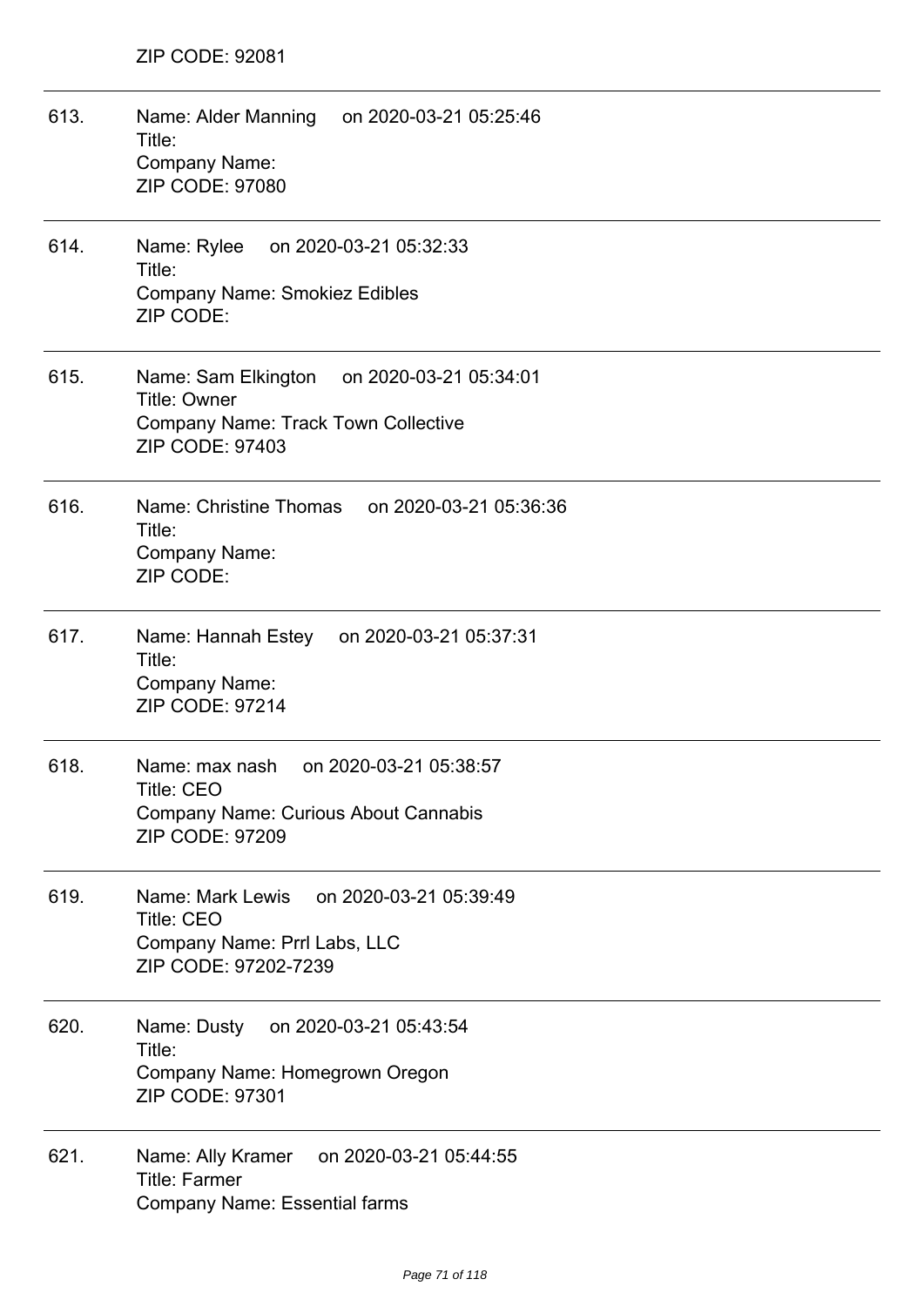ZIP CODE: 92081

---

613. Name: Alder Manning on 2020-03-21 05:25:46
Title:
Company Name:
ZIP CODE: 97080

---

614. Name: Rylee on 2020-03-21 05:32:33
Title:
Company Name: Smokiez Edibles
ZIP CODE:

---

615. Name: Sam Elkington on 2020-03-21 05:34:01
Title: Owner
Company Name: Track Town Collective
ZIP CODE: 97403

---

616. Name: Christine Thomas on 2020-03-21 05:36:36
Title:
Company Name:
ZIP CODE:

---

617. Name: Hannah Estey on 2020-03-21 05:37:31
Title:
Company Name:
ZIP CODE: 97214

---

618. Name: max nash on 2020-03-21 05:38:57
Title: CEO
Company Name: Curious About Cannabis
ZIP CODE: 97209

---

619. Name: Mark Lewis on 2020-03-21 05:39:49
Title: CEO
Company Name: Prrl Labs, LLC
ZIP CODE: 97202-7239

---

620. Name: Dusty on 2020-03-21 05:43:54
Title:
Company Name: Homegrown Oregon
ZIP CODE: 97301

---

621. Name: Ally Kramer on 2020-03-21 05:44:55
Title: Farmer
Company Name: Essential farms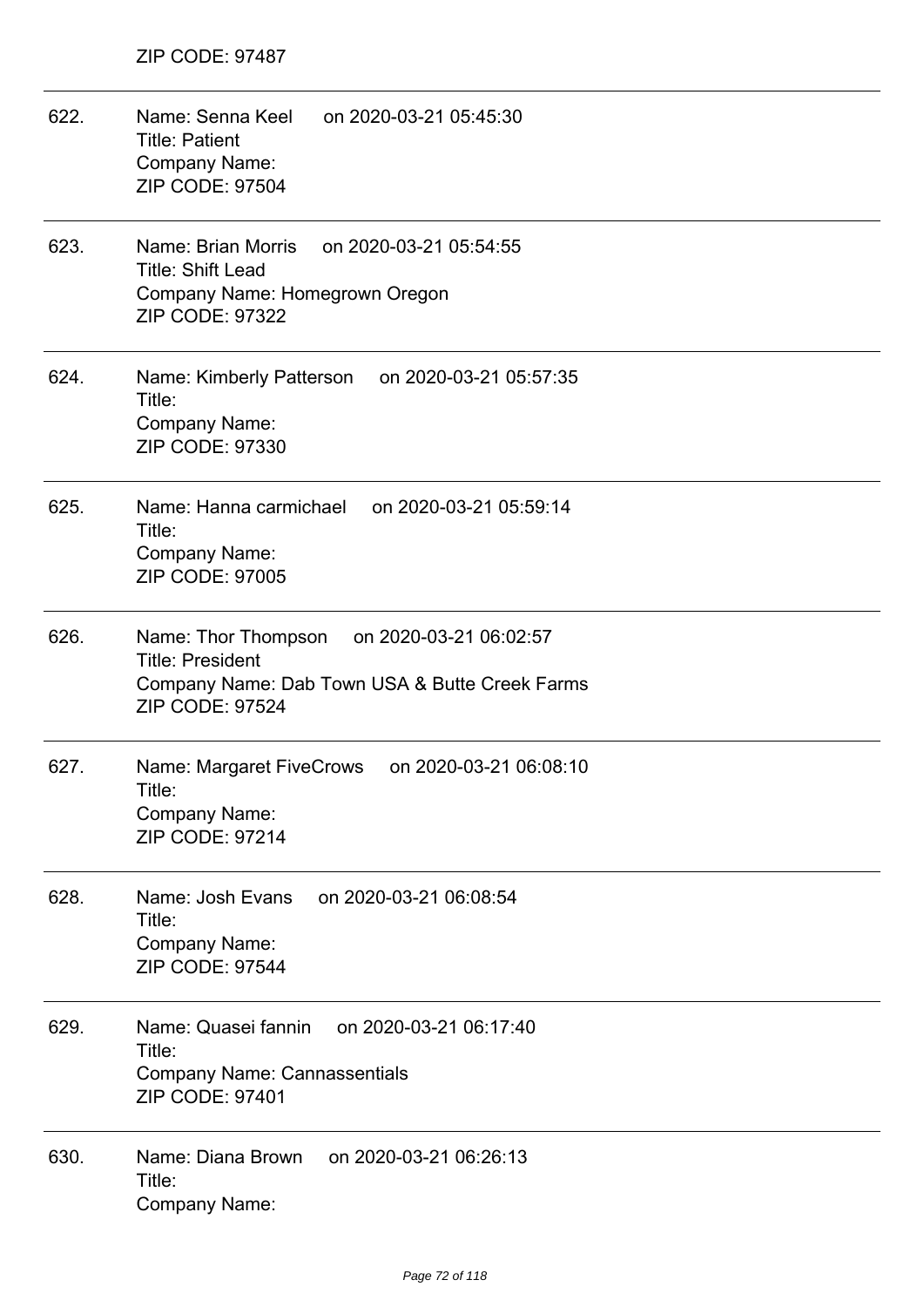ZIP CODE: 97487

---

622. Name: Senna Keel on 2020-03-21 05:45:30
Title: Patient
Company Name:
ZIP CODE: 97504

---

623. Name: Brian Morris on 2020-03-21 05:54:55
Title: Shift Lead
Company Name: Homegrown Oregon
ZIP CODE: 97322

---

624. Name: Kimberly Patterson on 2020-03-21 05:57:35
Title:
Company Name:
ZIP CODE: 97330

---

625. Name: Hanna carmichael on 2020-03-21 05:59:14
Title:
Company Name:
ZIP CODE: 97005

---

626. Name: Thor Thompson on 2020-03-21 06:02:57
Title: President
Company Name: Dab Town USA & Butte Creek Farms
ZIP CODE: 97524

---

627. Name: Margaret FiveCrows on 2020-03-21 06:08:10
Title:
Company Name:
ZIP CODE: 97214

---

628. Name: Josh Evans on 2020-03-21 06:08:54
Title:
Company Name:
ZIP CODE: 97544

---

629. Name: Quasei fannin on 2020-03-21 06:17:40
Title:
Company Name: Cannassentials
ZIP CODE: 97401

---

630. Name: Diana Brown on 2020-03-21 06:26:13
Title:
Company Name: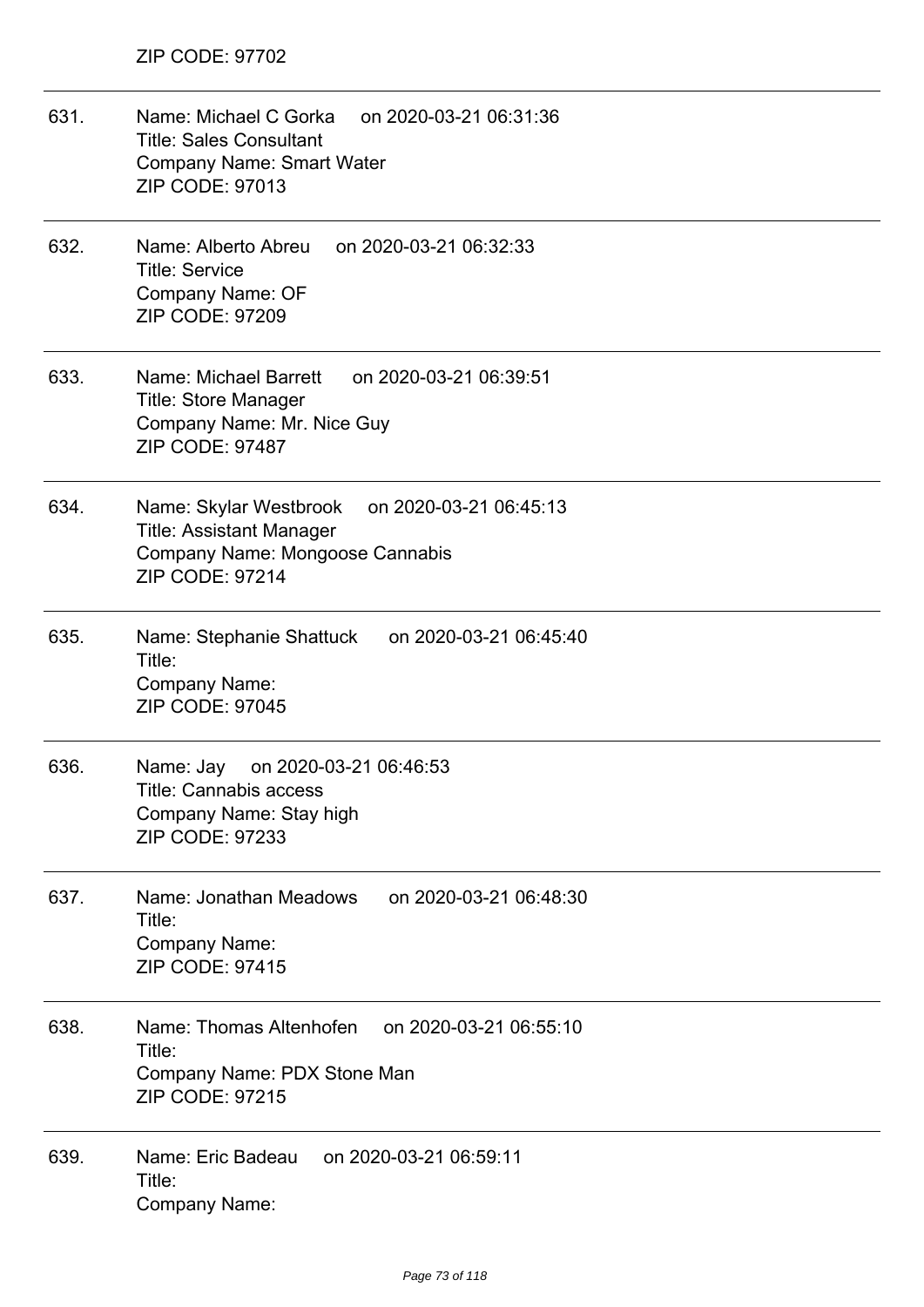ZIP CODE: 97702

---

631. Name: Michael C Gorka on 2020-03-21 06:31:36
Title: Sales Consultant
Company Name: Smart Water
ZIP CODE: 97013

---

632. Name: Alberto Abreu on 2020-03-21 06:32:33
Title: Service
Company Name: OF
ZIP CODE: 97209

---

633. Name: Michael Barrett on 2020-03-21 06:39:51
Title: Store Manager
Company Name: Mr. Nice Guy
ZIP CODE: 97487

---

634. Name: Skylar Westbrook on 2020-03-21 06:45:13
Title: Assistant Manager
Company Name: Mongoose Cannabis
ZIP CODE: 97214

---

635. Name: Stephanie Shattuck on 2020-03-21 06:45:40
Title:
Company Name:
ZIP CODE: 97045

---

636. Name: Jay on 2020-03-21 06:46:53
Title: Cannabis access
Company Name: Stay high
ZIP CODE: 97233

---

637. Name: Jonathan Meadows on 2020-03-21 06:48:30
Title:
Company Name:
ZIP CODE: 97415

---

638. Name: Thomas Altenhofen on 2020-03-21 06:55:10
Title:
Company Name: PDX Stone Man
ZIP CODE: 97215

---

639. Name: Eric Badeau on 2020-03-21 06:59:11
Title:
Company Name: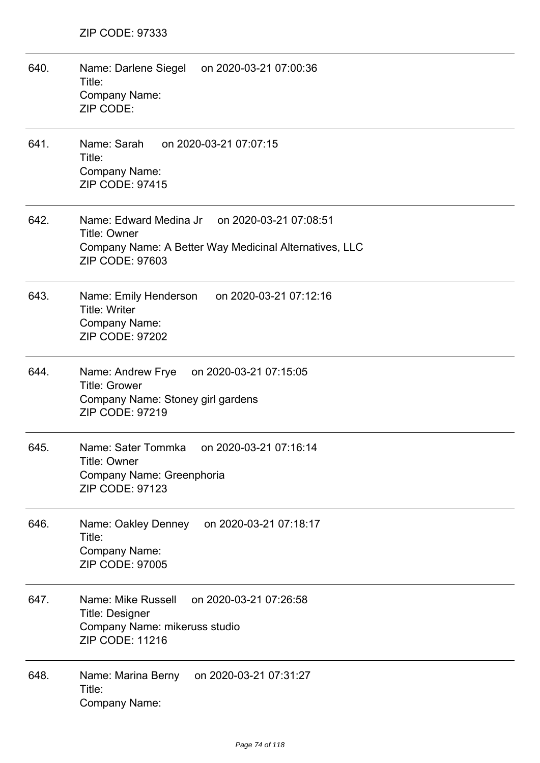ZIP CODE: 97333

---

640. Name: Darlene Siegel on 2020-03-21 07:00:36
Title:
Company Name:
ZIP CODE:

---

641. Name: Sarah on 2020-03-21 07:07:15
Title:
Company Name:
ZIP CODE: 97415

---

642. Name: Edward Medina Jr on 2020-03-21 07:08:51
Title: Owner
Company Name: A Better Way Medicinal Alternatives, LLC
ZIP CODE: 97603

---

643. Name: Emily Henderson on 2020-03-21 07:12:16
Title: Writer
Company Name:
ZIP CODE: 97202

---

644. Name: Andrew Frye on 2020-03-21 07:15:05
Title: Grower
Company Name: Stoney girl gardens
ZIP CODE: 97219

---

645. Name: Sater Tommka on 2020-03-21 07:16:14
Title: Owner
Company Name: Greenphoria
ZIP CODE: 97123

---

646. Name: Oakley Denney on 2020-03-21 07:18:17
Title:
Company Name:
ZIP CODE: 97005

---

647. Name: Mike Russell on 2020-03-21 07:26:58
Title: Designer
Company Name: mikeruss studio
ZIP CODE: 11216

---

648. Name: Marina Berny on 2020-03-21 07:31:27
Title:
Company Name: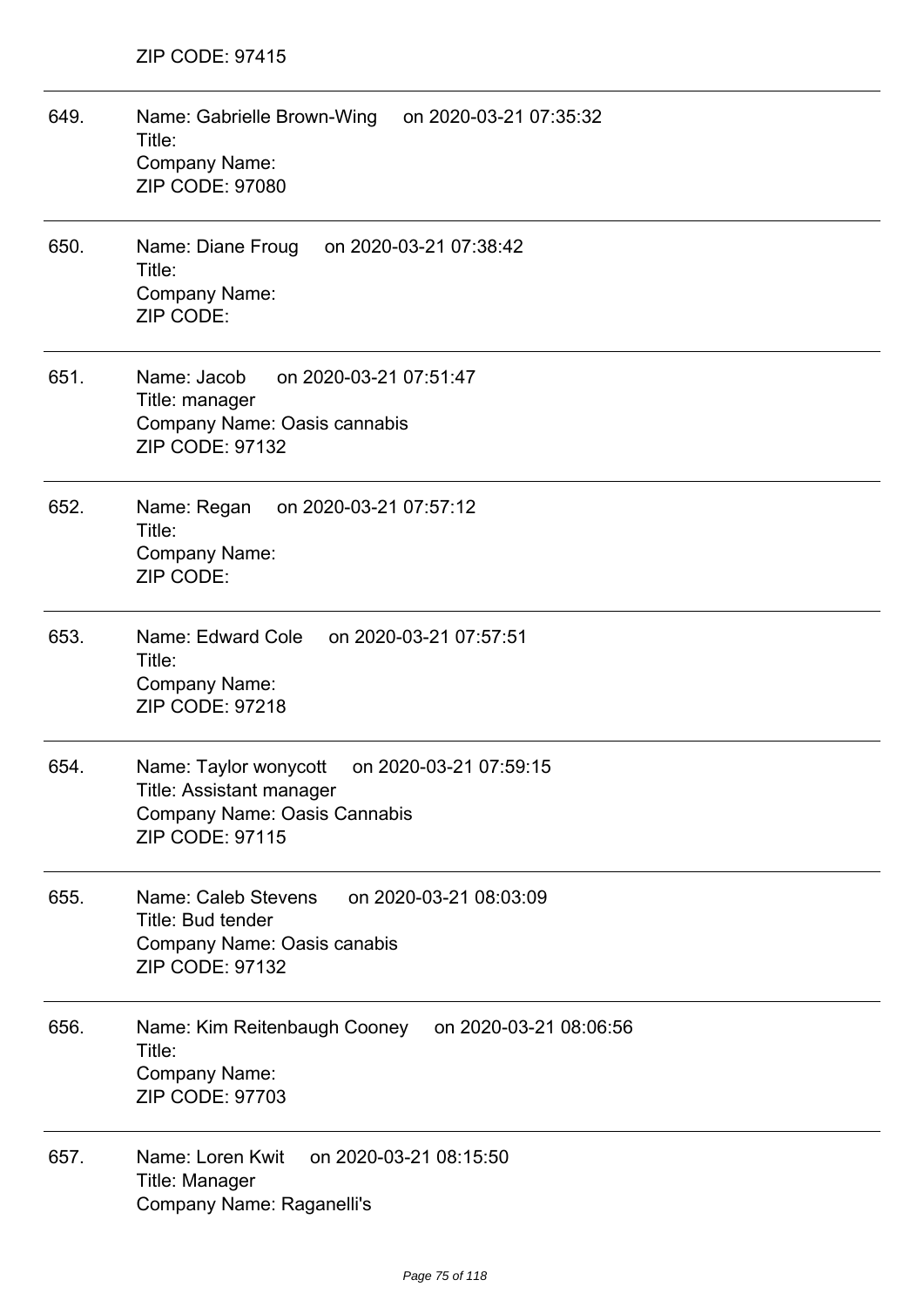ZIP CODE: 97415

---

649. Name: Gabrielle Brown-Wing on 2020-03-21 07:35:32
Title:
Company Name:
ZIP CODE: 97080

---

650. Name: Diane Froug on 2020-03-21 07:38:42
Title:
Company Name:
ZIP CODE:

---

651. Name: Jacob on 2020-03-21 07:51:47
Title: manager
Company Name: Oasis cannabis
ZIP CODE: 97132

---

652. Name: Regan on 2020-03-21 07:57:12
Title:
Company Name:
ZIP CODE:

---

653. Name: Edward Cole on 2020-03-21 07:57:51
Title:
Company Name:
ZIP CODE: 97218

---

654. Name: Taylor wonycott on 2020-03-21 07:59:15
Title: Assistant manager
Company Name: Oasis Cannabis
ZIP CODE: 97115

---

655. Name: Caleb Stevens on 2020-03-21 08:03:09
Title: Bud tender
Company Name: Oasis canabis
ZIP CODE: 97132

---

656. Name: Kim Reitenbaugh Cooney on 2020-03-21 08:06:56
Title:
Company Name:
ZIP CODE: 97703

---

657. Name: Loren Kwit on 2020-03-21 08:15:50
Title: Manager
Company Name: Raganelli's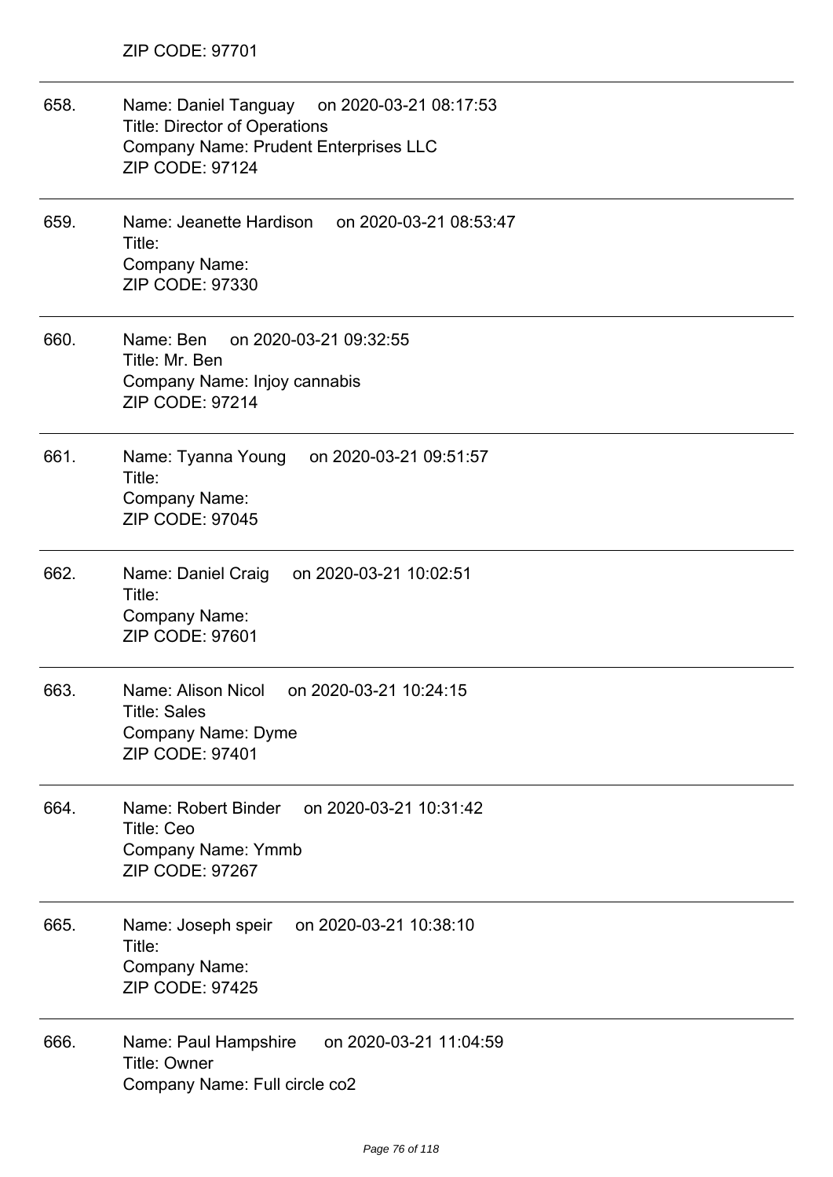ZIP CODE: 97701

658. Name: Daniel Tanguay on 2020-03-21 08:17:53
Title: Director of Operations
Company Name: Prudent Enterprises LLC
ZIP CODE: 97124

659. Name: Jeanette Hardison on 2020-03-21 08:53:47
Title:
Company Name:
ZIP CODE: 97330

660. Name: Ben on 2020-03-21 09:32:55
Title: Mr. Ben
Company Name: Injoy cannabis
ZIP CODE: 97214

661. Name: Tyanna Young on 2020-03-21 09:51:57
Title:
Company Name:
ZIP CODE: 97045

662. Name: Daniel Craig on 2020-03-21 10:02:51
Title:
Company Name:
ZIP CODE: 97601

663. Name: Alison Nicol on 2020-03-21 10:24:15
Title: Sales
Company Name: Dyme
ZIP CODE: 97401

664. Name: Robert Binder on 2020-03-21 10:31:42
Title: Ceo
Company Name: Ymmb
ZIP CODE: 97267

665. Name: Joseph speir on 2020-03-21 10:38:10
Title:
Company Name:
ZIP CODE: 97425

666. Name: Paul Hampshire on 2020-03-21 11:04:59
Title: Owner
Company Name: Full circle co2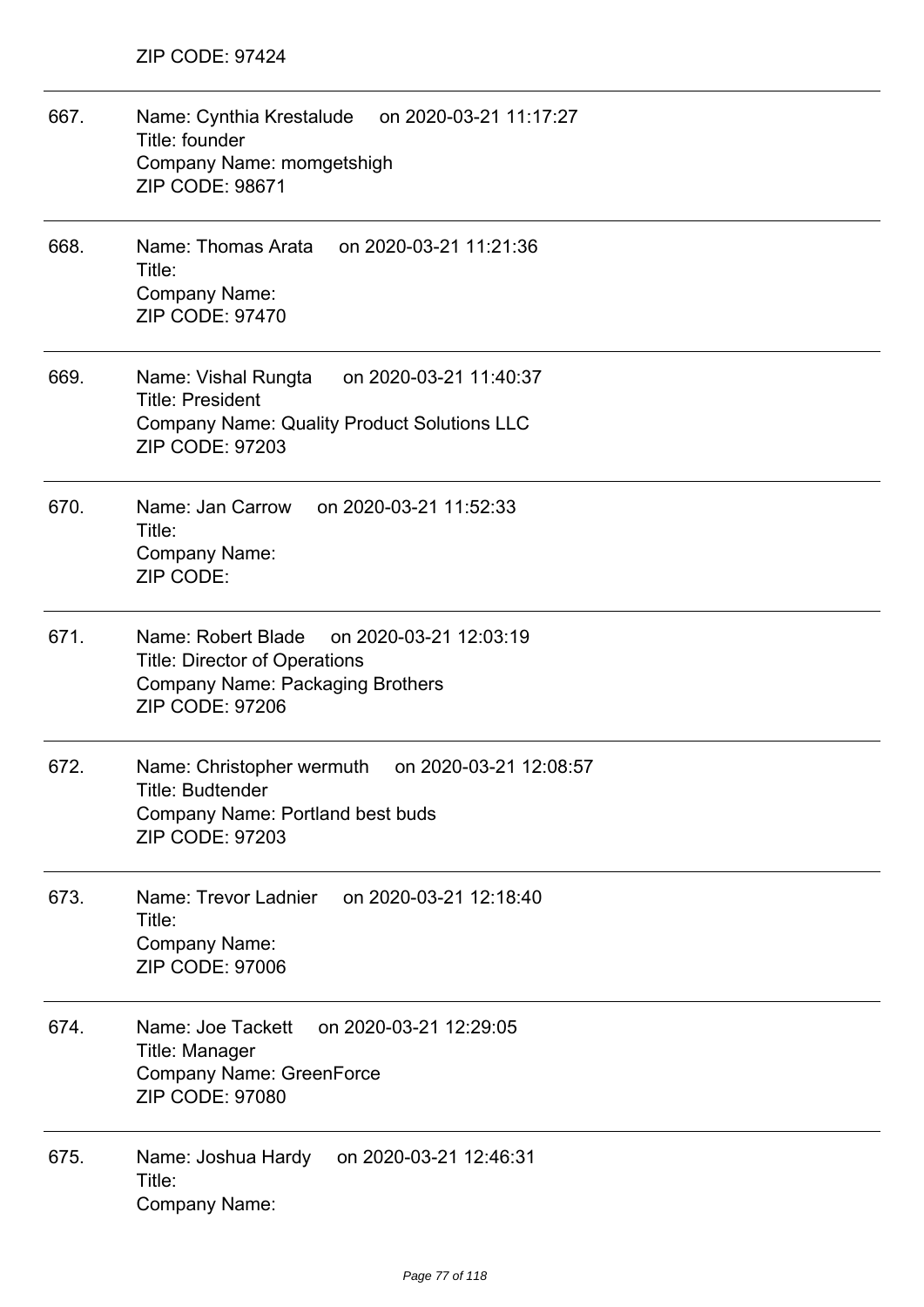ZIP CODE: 97424

---

667. Name: Cynthia Krestalude on 2020-03-21 11:17:27
Title: founder
Company Name: momgetshigh
ZIP CODE: 98671

---

668. Name: Thomas Arata on 2020-03-21 11:21:36
Title:
Company Name:
ZIP CODE: 97470

---

669. Name: Vishal Rungta on 2020-03-21 11:40:37
Title: President
Company Name: Quality Product Solutions LLC
ZIP CODE: 97203

---

670. Name: Jan Carrow on 2020-03-21 11:52:33
Title:
Company Name:
ZIP CODE:

---

671. Name: Robert Blade on 2020-03-21 12:03:19
Title: Director of Operations
Company Name: Packaging Brothers
ZIP CODE: 97206

---

672. Name: Christopher wermuth on 2020-03-21 12:08:57
Title: Budtender
Company Name: Portland best buds
ZIP CODE: 97203

---

673. Name: Trevor Ladnier on 2020-03-21 12:18:40
Title:
Company Name:
ZIP CODE: 97006

---

674. Name: Joe Tackett on 2020-03-21 12:29:05
Title: Manager
Company Name: GreenForce
ZIP CODE: 97080

---

675. Name: Joshua Hardy on 2020-03-21 12:46:31
Title:
Company Name: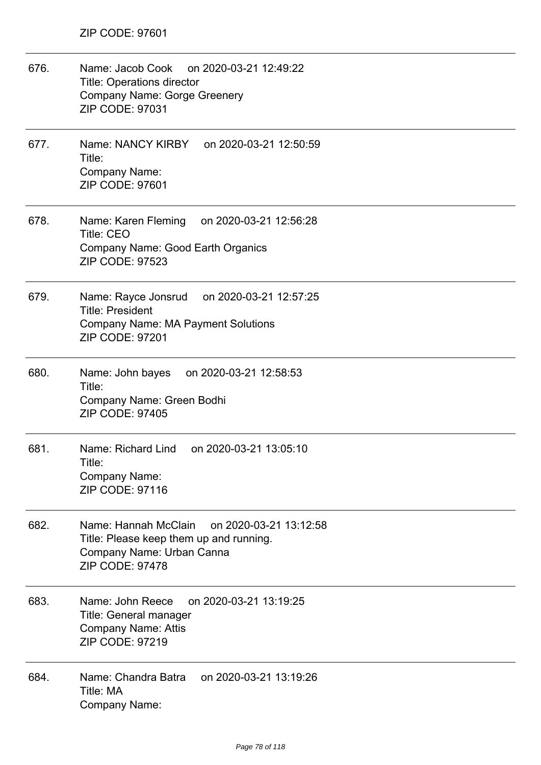ZIP CODE: 97601

---

676. Name: Jacob Cook on 2020-03-21 12:49:22
Title: Operations director
Company Name: Gorge Greenery
ZIP CODE: 97031

---

677. Name: NANCY KIRBY on 2020-03-21 12:50:59
Title:
Company Name:
ZIP CODE: 97601

---

678. Name: Karen Fleming on 2020-03-21 12:56:28
Title: CEO
Company Name: Good Earth Organics
ZIP CODE: 97523

---

679. Name: Rayce Jonsrud on 2020-03-21 12:57:25
Title: President
Company Name: MA Payment Solutions
ZIP CODE: 97201

---

680. Name: John bayes on 2020-03-21 12:58:53
Title:
Company Name: Green Bodhi
ZIP CODE: 97405

---

681. Name: Richard Lind on 2020-03-21 13:05:10
Title:
Company Name:
ZIP CODE: 97116

---

682. Name: Hannah McClain on 2020-03-21 13:12:58
Title: Please keep them up and running.
Company Name: Urban Canna
ZIP CODE: 97478

---

683. Name: John Reece on 2020-03-21 13:19:25
Title: General manager
Company Name: Attis
ZIP CODE: 97219

---

684. Name: Chandra Batra on 2020-03-21 13:19:26
Title: MA
Company Name: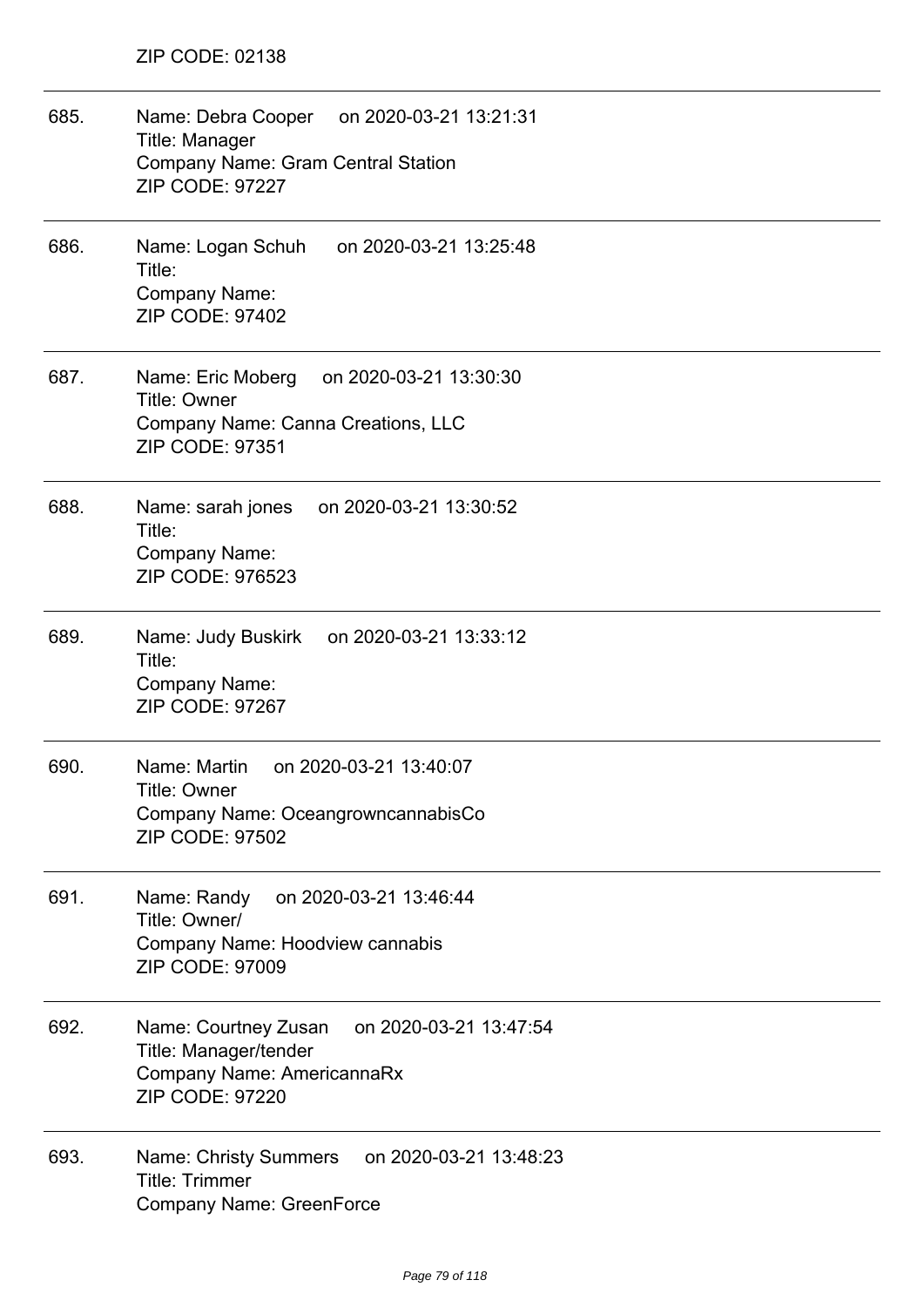ZIP CODE: 02138

685. Name: Debra Cooper on 2020-03-21 13:21:31
Title: Manager
Company Name: Gram Central Station
ZIP CODE: 97227

686. Name: Logan Schuh on 2020-03-21 13:25:48
Title:
Company Name:
ZIP CODE: 97402

687. Name: Eric Moberg on 2020-03-21 13:30:30
Title: Owner
Company Name: Canna Creations, LLC
ZIP CODE: 97351

688. Name: sarah jones on 2020-03-21 13:30:52
Title:
Company Name:
ZIP CODE: 976523

689. Name: Judy Buskirk on 2020-03-21 13:33:12
Title:
Company Name:
ZIP CODE: 97267

690. Name: Martin on 2020-03-21 13:40:07
Title: Owner
Company Name: OceangrowncannabisCo
ZIP CODE: 97502

691. Name: Randy on 2020-03-21 13:46:44
Title: Owner/
Company Name: Hoodview cannabis
ZIP CODE: 97009

692. Name: Courtney Zusan on 2020-03-21 13:47:54
Title: Manager/tender
Company Name: AmericannaRx
ZIP CODE: 97220

693. Name: Christy Summers on 2020-03-21 13:48:23
Title: Trimmer
Company Name: GreenForce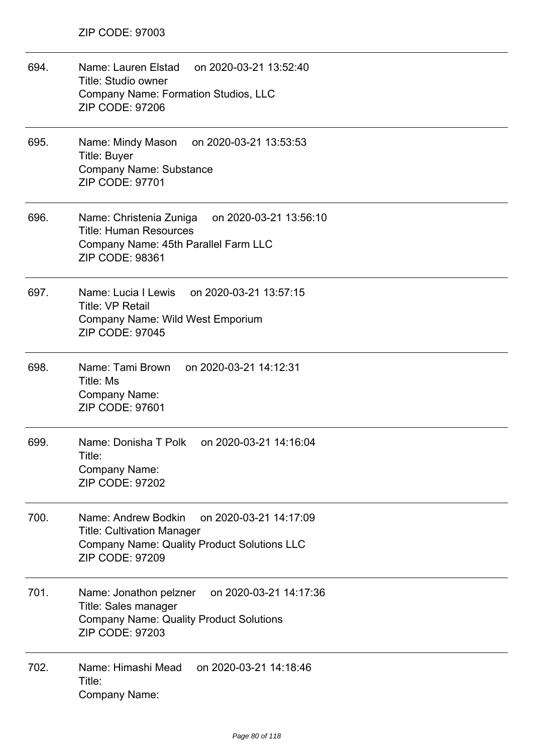ZIP CODE: 97003

694. Name: Lauren Elstad on 2020-03-21 13:52:40
Title: Studio owner
Company Name: Formation Studios, LLC
ZIP CODE: 97206

695. Name: Mindy Mason on 2020-03-21 13:53:53
Title: Buyer
Company Name: Substance
ZIP CODE: 97701

696. Name: Christenia Zuniga on 2020-03-21 13:56:10
Title: Human Resources
Company Name: 45th Parallel Farm LLC
ZIP CODE: 98361

697. Name: Lucia I Lewis on 2020-03-21 13:57:15
Title: VP Retail
Company Name: Wild West Emporium
ZIP CODE: 97045

698. Name: Tami Brown on 2020-03-21 14:12:31
Title: Ms
Company Name:
ZIP CODE: 97601

699. Name: Donisha T Polk on 2020-03-21 14:16:04
Title:
Company Name:
ZIP CODE: 97202

700. Name: Andrew Bodkin on 2020-03-21 14:17:09
Title: Cultivation Manager
Company Name: Quality Product Solutions LLC
ZIP CODE: 97209

701. Name: Jonathon pelzner on 2020-03-21 14:17:36
Title: Sales manager
Company Name: Quality Product Solutions
ZIP CODE: 97203

702. Name: Himashi Mead on 2020-03-21 14:18:46
Title:
Company Name: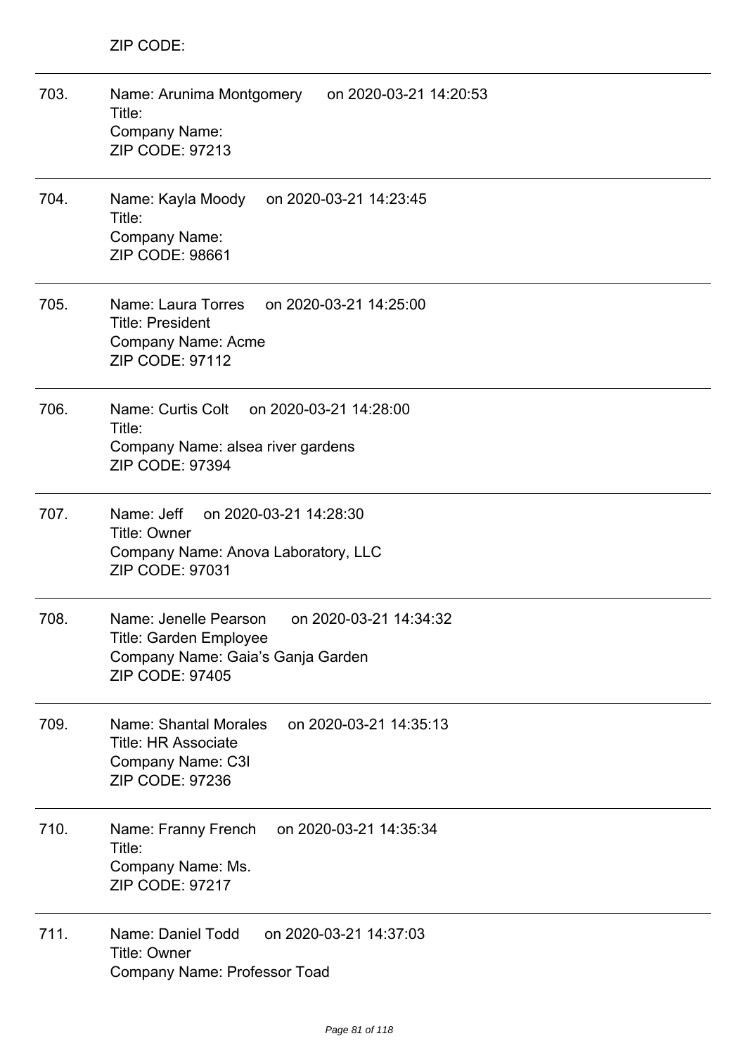ZIP CODE:

---

703. Name: Arunima Montgomery on 2020-03-21 14:20:53
Title:
Company Name:
ZIP CODE: 97213

---

704. Name: Kayla Moody on 2020-03-21 14:23:45
Title:
Company Name:
ZIP CODE: 98661

---

705. Name: Laura Torres on 2020-03-21 14:25:00
Title: President
Company Name: Acme
ZIP CODE: 97112

---

706. Name: Curtis Colt on 2020-03-21 14:28:00
Title:
Company Name: alsea river gardens
ZIP CODE: 97394

---

707. Name: Jeff on 2020-03-21 14:28:30
Title: Owner
Company Name: Anova Laboratory, LLC
ZIP CODE: 97031

---

708. Name: Jenelle Pearson on 2020-03-21 14:34:32
Title: Garden Employee
Company Name: Gaia's Ganja Garden
ZIP CODE: 97405

---

709. Name: Shantal Morales on 2020-03-21 14:35:13
Title: HR Associate
Company Name: C3I
ZIP CODE: 97236

---

710. Name: Franny French on 2020-03-21 14:35:34
Title:
Company Name: Ms.
ZIP CODE: 97217

---

711. Name: Daniel Todd on 2020-03-21 14:37:03
Title: Owner
Company Name: Professor Toad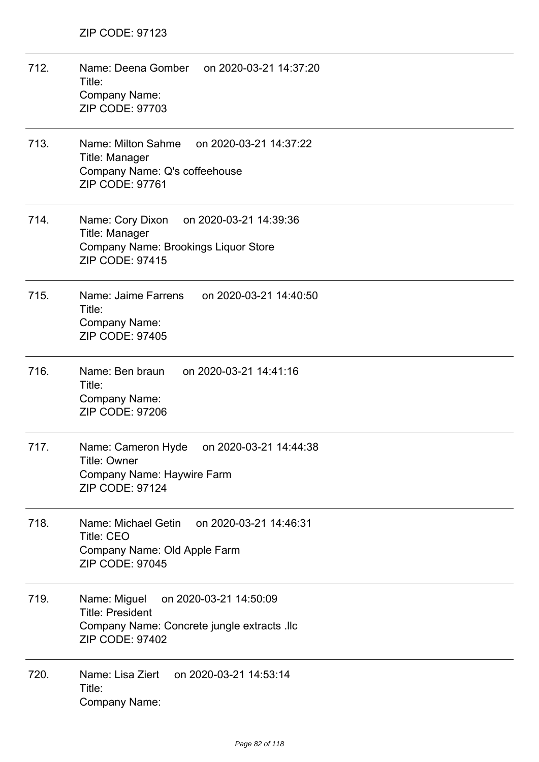ZIP CODE: 97123

---

712. Name: Deena Gomber on 2020-03-21 14:37:20
Title:
Company Name:
ZIP CODE: 97703

---

713. Name: Milton Sahme on 2020-03-21 14:37:22
Title: Manager
Company Name: Q's coffeehouse
ZIP CODE: 97761

---

714. Name: Cory Dixon on 2020-03-21 14:39:36
Title: Manager
Company Name: Brookings Liquor Store
ZIP CODE: 97415

---

715. Name: Jaime Farrens on 2020-03-21 14:40:50
Title:
Company Name:
ZIP CODE: 97405

---

716. Name: Ben braun on 2020-03-21 14:41:16
Title:
Company Name:
ZIP CODE: 97206

---

717. Name: Cameron Hyde on 2020-03-21 14:44:38
Title: Owner
Company Name: Haywire Farm
ZIP CODE: 97124

---

718. Name: Michael Getin on 2020-03-21 14:46:31
Title: CEO
Company Name: Old Apple Farm
ZIP CODE: 97045

---

719. Name: Miguel on 2020-03-21 14:50:09
Title: President
Company Name: Concrete jungle extracts .llc
ZIP CODE: 97402

---

720. Name: Lisa Ziert on 2020-03-21 14:53:14
Title:
Company Name: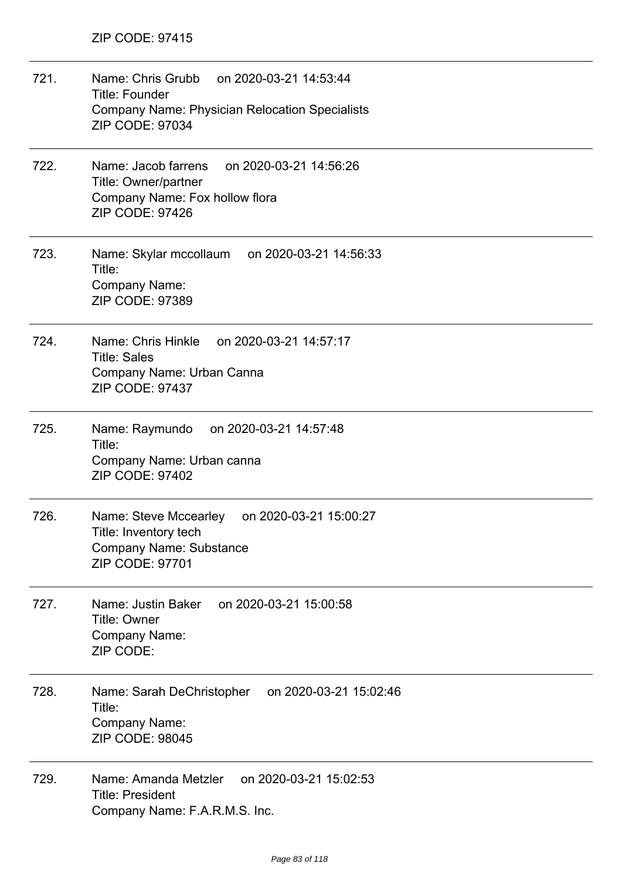ZIP CODE: 97415

---

721. Name: Chris Grubb on 2020-03-21 14:53:44
Title: Founder
Company Name: Physician Relocation Specialists
ZIP CODE: 97034

---

722. Name: Jacob farrens on 2020-03-21 14:56:26
Title: Owner/partner
Company Name: Fox hollow flora
ZIP CODE: 97426

---

723. Name: Skylar mccollaum on 2020-03-21 14:56:33
Title:
Company Name:
ZIP CODE: 97389

---

724. Name: Chris Hinkle on 2020-03-21 14:57:17
Title: Sales
Company Name: Urban Canna
ZIP CODE: 97437

---

725. Name: Raymundo on 2020-03-21 14:57:48
Title:
Company Name: Urban canna
ZIP CODE: 97402

---

726. Name: Steve Mccearley on 2020-03-21 15:00:27
Title: Inventory tech
Company Name: Substance
ZIP CODE: 97701

---

727. Name: Justin Baker on 2020-03-21 15:00:58
Title: Owner
Company Name:
ZIP CODE:

---

728. Name: Sarah DeChristopher on 2020-03-21 15:02:46
Title:
Company Name:
ZIP CODE: 98045

---

729. Name: Amanda Metzler on 2020-03-21 15:02:53
Title: President
Company Name: F.A.R.M.S. Inc.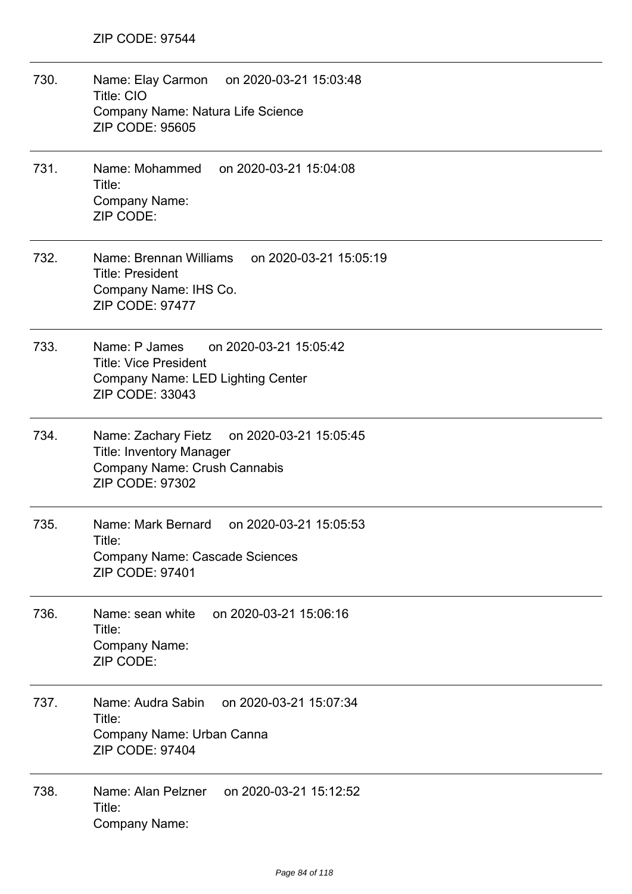ZIP CODE: 97544

---

730. Name: Elay Carmon on 2020-03-21 15:03:48
Title: CIO
Company Name: Natura Life Science
ZIP CODE: 95605

---

731. Name: Mohammed on 2020-03-21 15:04:08
Title:
Company Name:
ZIP CODE:

---

732. Name: Brennan Williams on 2020-03-21 15:05:19
Title: President
Company Name: IHS Co.
ZIP CODE: 97477

---

733. Name: P James on 2020-03-21 15:05:42
Title: Vice President
Company Name: LED Lighting Center
ZIP CODE: 33043

---

734. Name: Zachary Fietz on 2020-03-21 15:05:45
Title: Inventory Manager
Company Name: Crush Cannabis
ZIP CODE: 97302

---

735. Name: Mark Bernard on 2020-03-21 15:05:53
Title:
Company Name: Cascade Sciences
ZIP CODE: 97401

---

736. Name: sean white on 2020-03-21 15:06:16
Title:
Company Name:
ZIP CODE:

---

737. Name: Audra Sabin on 2020-03-21 15:07:34
Title:
Company Name: Urban Canna
ZIP CODE: 97404

---

738. Name: Alan Pelzner on 2020-03-21 15:12:52
Title:
Company Name: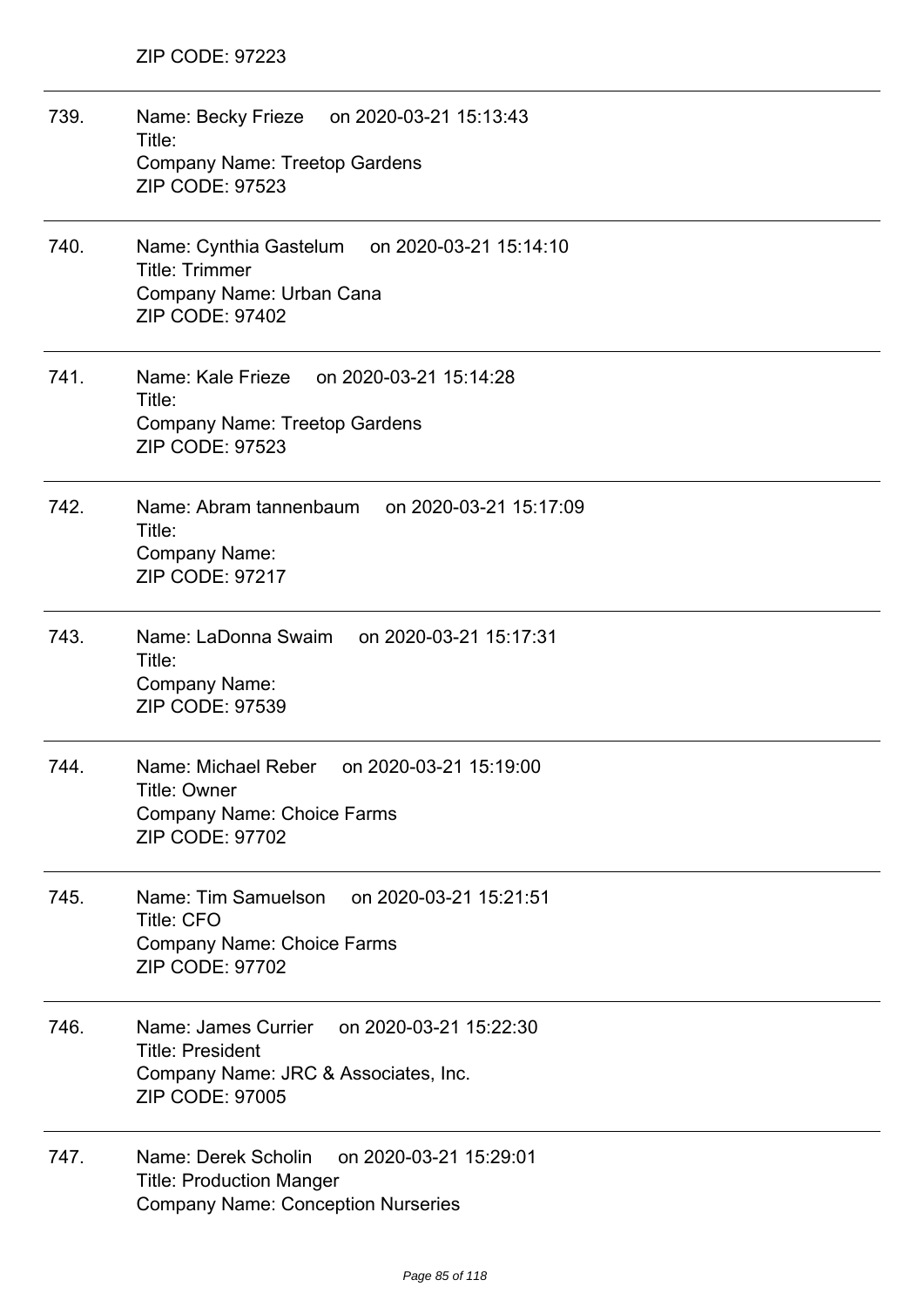ZIP CODE: 97223

---

739. Name: Becky Frieze on 2020-03-21 15:13:43
Title:
Company Name: Treetop Gardens
ZIP CODE: 97523

---

740. Name: Cynthia Gastelum on 2020-03-21 15:14:10
Title: Trimmer
Company Name: Urban Cana
ZIP CODE: 97402

---

741. Name: Kale Frieze on 2020-03-21 15:14:28
Title:
Company Name: Treetop Gardens
ZIP CODE: 97523

---

742. Name: Abram tannenbaum on 2020-03-21 15:17:09
Title:
Company Name:
ZIP CODE: 97217

---

743. Name: LaDonna Swaim on 2020-03-21 15:17:31
Title:
Company Name:
ZIP CODE: 97539

---

744. Name: Michael Reber on 2020-03-21 15:19:00
Title: Owner
Company Name: Choice Farms
ZIP CODE: 97702

---

745. Name: Tim Samuelson on 2020-03-21 15:21:51
Title: CFO
Company Name: Choice Farms
ZIP CODE: 97702

---

746. Name: James Currier on 2020-03-21 15:22:30
Title: President
Company Name: JRC & Associates, Inc.
ZIP CODE: 97005

---

747. Name: Derek Scholin on 2020-03-21 15:29:01
Title: Production Manger
Company Name: Conception Nurseries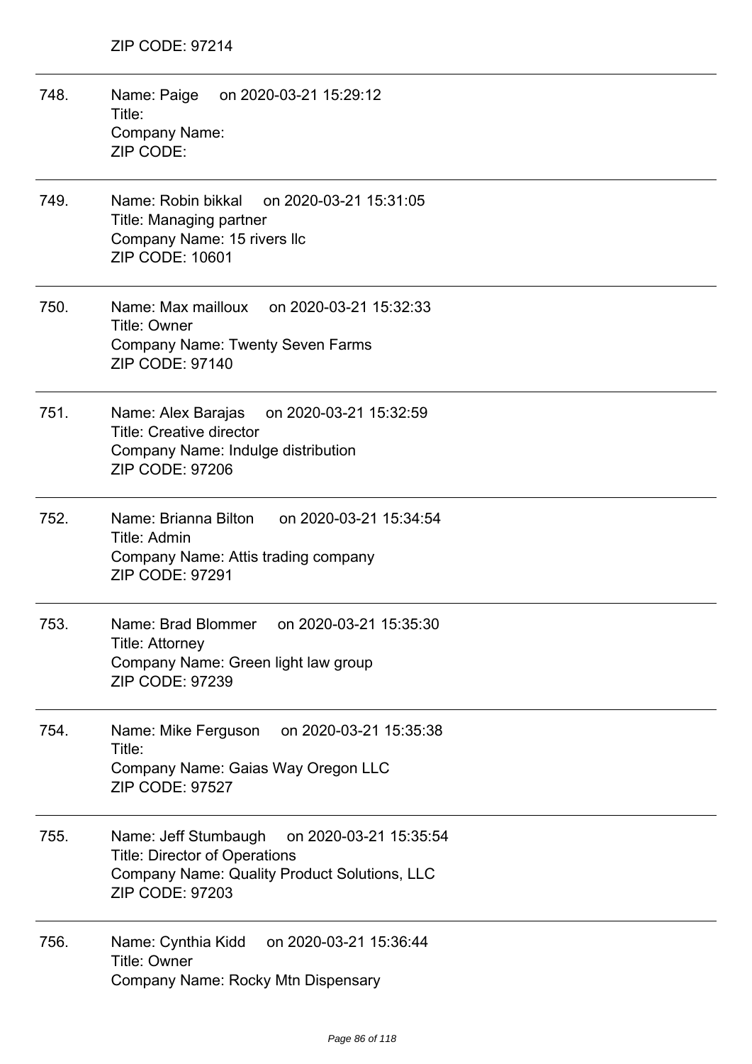ZIP CODE: 97214

---

748. Name: Paige on 2020-03-21 15:29:12
Title:
Company Name:
ZIP CODE:

---

749. Name: Robin bikkal on 2020-03-21 15:31:05
Title: Managing partner
Company Name: 15 rivers llc
ZIP CODE: 10601

---

750. Name: Max mailloux on 2020-03-21 15:32:33
Title: Owner
Company Name: Twenty Seven Farms
ZIP CODE: 97140

---

751. Name: Alex Barajas on 2020-03-21 15:32:59
Title: Creative director
Company Name: Indulge distribution
ZIP CODE: 97206

---

752. Name: Brianna Bilton on 2020-03-21 15:34:54
Title: Admin
Company Name: Attis trading company
ZIP CODE: 97291

---

753. Name: Brad Blommer on 2020-03-21 15:35:30
Title: Attorney
Company Name: Green light law group
ZIP CODE: 97239

---

754. Name: Mike Ferguson on 2020-03-21 15:35:38
Title:
Company Name: Gaias Way Oregon LLC
ZIP CODE: 97527

---

755. Name: Jeff Stumbaugh on 2020-03-21 15:35:54
Title: Director of Operations
Company Name: Quality Product Solutions, LLC
ZIP CODE: 97203

---

756. Name: Cynthia Kidd on 2020-03-21 15:36:44
Title: Owner
Company Name: Rocky Mtn Dispensary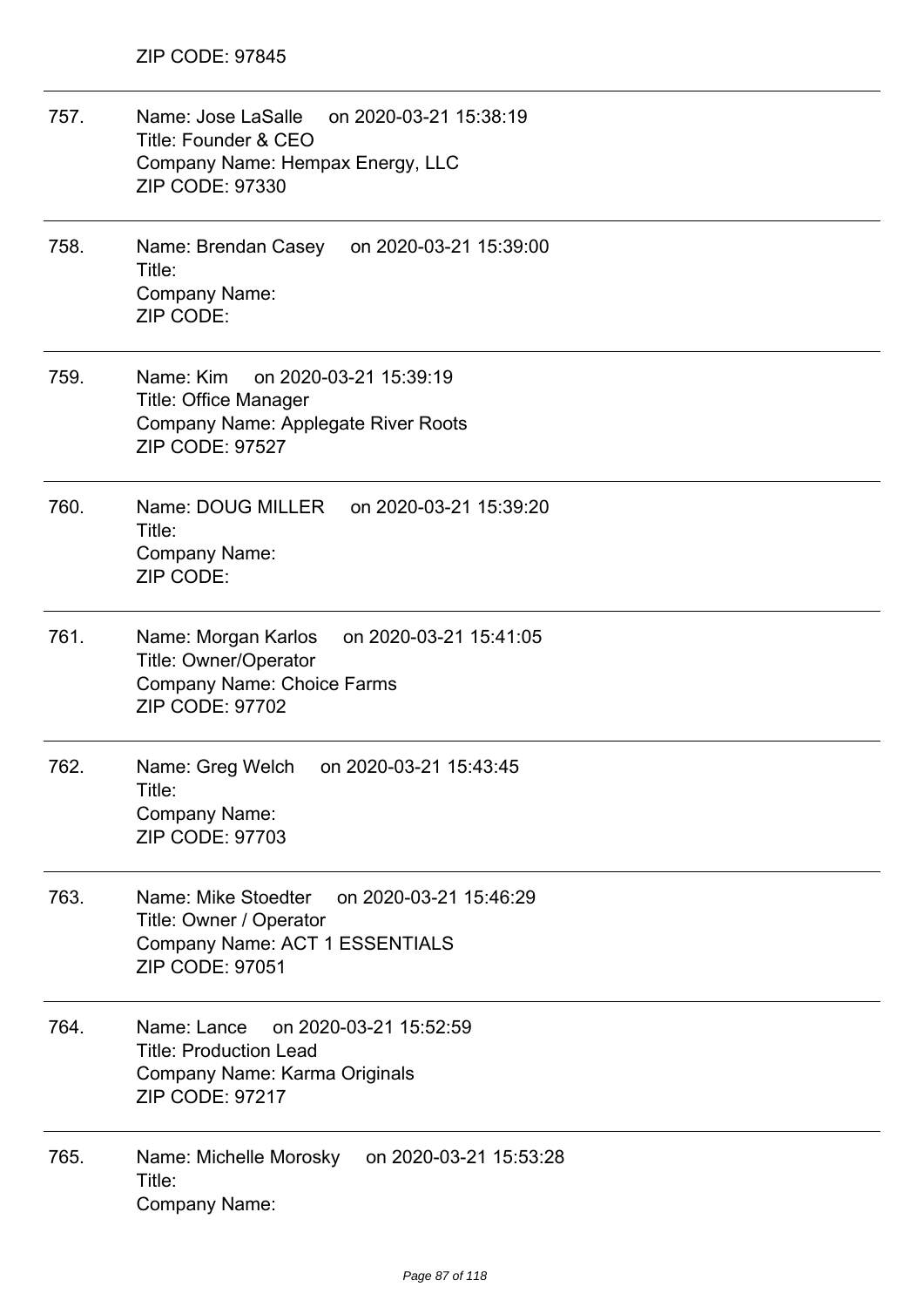ZIP CODE: 97845

757. Name: Jose LaSalle on 2020-03-21 15:38:19
Title: Founder & CEO
Company Name: Hempax Energy, LLC
ZIP CODE: 97330

758. Name: Brendan Casey on 2020-03-21 15:39:00
Title:
Company Name:
ZIP CODE:

759. Name: Kim on 2020-03-21 15:39:19
Title: Office Manager
Company Name: Applegate River Roots
ZIP CODE: 97527

760. Name: DOUG MILLER on 2020-03-21 15:39:20
Title:
Company Name:
ZIP CODE:

761. Name: Morgan Karlos on 2020-03-21 15:41:05
Title: Owner/Operator
Company Name: Choice Farms
ZIP CODE: 97702

762. Name: Greg Welch on 2020-03-21 15:43:45
Title:
Company Name:
ZIP CODE: 97703

763. Name: Mike Stoedter on 2020-03-21 15:46:29
Title: Owner / Operator
Company Name: ACT 1 ESSENTIALS
ZIP CODE: 97051

764. Name: Lance on 2020-03-21 15:52:59
Title: Production Lead
Company Name: Karma Originals
ZIP CODE: 97217

765. Name: Michelle Morosky on 2020-03-21 15:53:28
Title:
Company Name: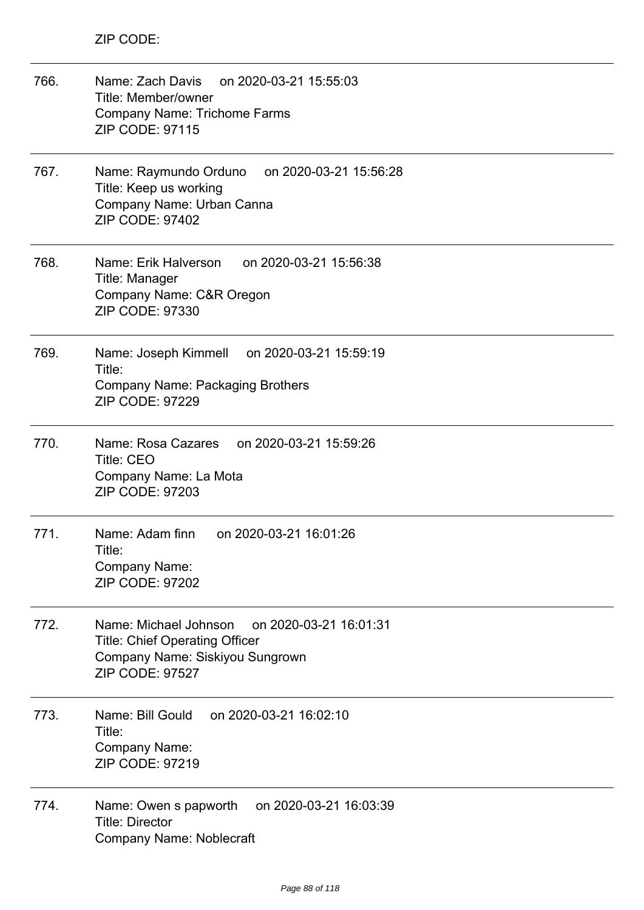ZIP CODE:

---

766. Name: Zach Davis on 2020-03-21 15:55:03
Title: Member/owner
Company Name: Trichome Farms
ZIP CODE: 97115

---

767. Name: Raymundo Orduno on 2020-03-21 15:56:28
Title: Keep us working
Company Name: Urban Canna
ZIP CODE: 97402

---

768. Name: Erik Halverson on 2020-03-21 15:56:38
Title: Manager
Company Name: C&R Oregon
ZIP CODE: 97330

---

769. Name: Joseph Kimmell on 2020-03-21 15:59:19
Title:
Company Name: Packaging Brothers
ZIP CODE: 97229

---

770. Name: Rosa Cazares on 2020-03-21 15:59:26
Title: CEO
Company Name: La Mota
ZIP CODE: 97203

---

771. Name: Adam finn on 2020-03-21 16:01:26
Title:
Company Name:
ZIP CODE: 97202

---

772. Name: Michael Johnson on 2020-03-21 16:01:31
Title: Chief Operating Officer
Company Name: Siskiyou Sungrown
ZIP CODE: 97527

---

773. Name: Bill Gould on 2020-03-21 16:02:10
Title:
Company Name:
ZIP CODE: 97219

---

774. Name: Owen s papworth on 2020-03-21 16:03:39
Title: Director
Company Name: Noblecraft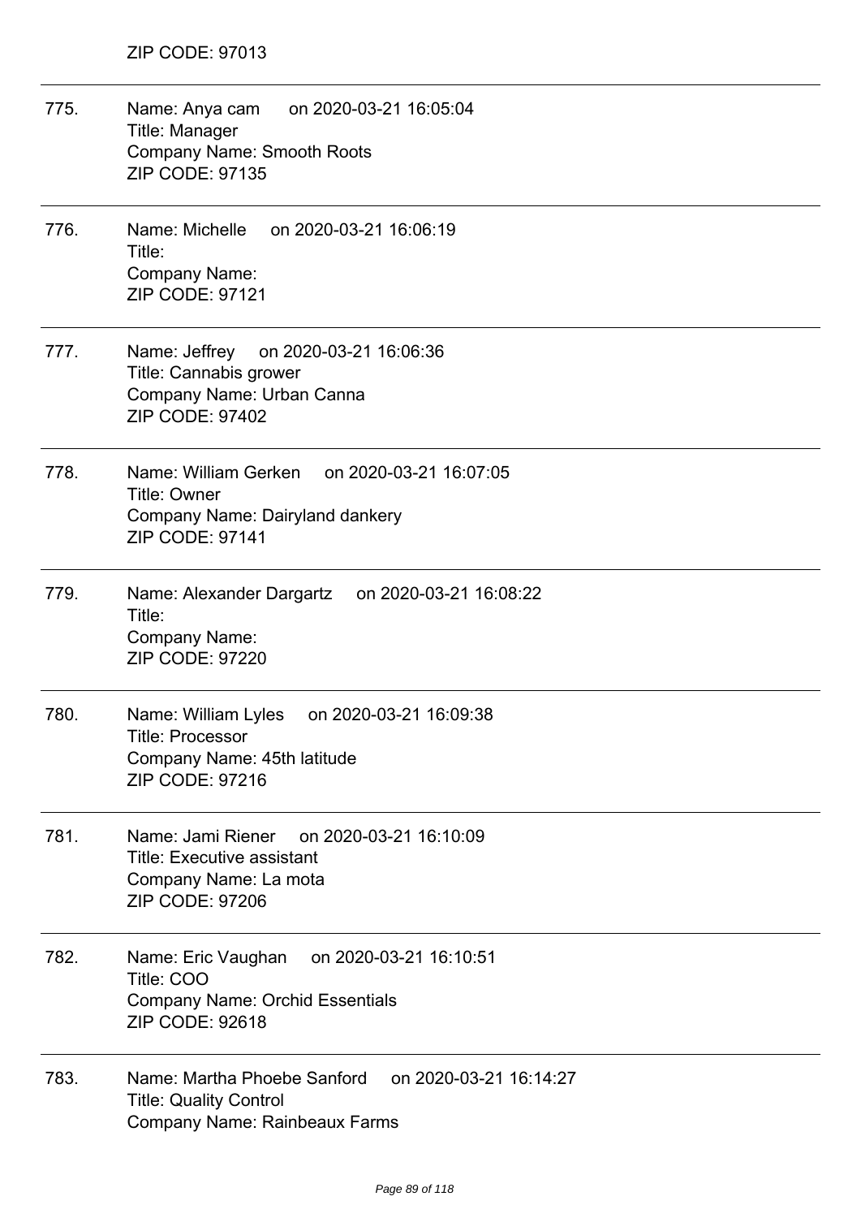ZIP CODE: 97013

---

775. Name: Anya cam on 2020-03-21 16:05:04
Title: Manager
Company Name: Smooth Roots
ZIP CODE: 97135

---

776. Name: Michelle on 2020-03-21 16:06:19
Title:
Company Name:
ZIP CODE: 97121

---

777. Name: Jeffrey on 2020-03-21 16:06:36
Title: Cannabis grower
Company Name: Urban Canna
ZIP CODE: 97402

---

778. Name: William Gerken on 2020-03-21 16:07:05
Title: Owner
Company Name: Dairyland dankery
ZIP CODE: 97141

---

779. Name: Alexander Dargartz on 2020-03-21 16:08:22
Title:
Company Name:
ZIP CODE: 97220

---

780. Name: William Lyles on 2020-03-21 16:09:38
Title: Processor
Company Name: 45th latitude
ZIP CODE: 97216

---

781. Name: Jami Riener on 2020-03-21 16:10:09
Title: Executive assistant
Company Name: La mota
ZIP CODE: 97206

---

782. Name: Eric Vaughan on 2020-03-21 16:10:51
Title: COO
Company Name: Orchid Essentials
ZIP CODE: 92618

---

783. Name: Martha Phoebe Sanford on 2020-03-21 16:14:27
Title: Quality Control
Company Name: Rainbeaux Farms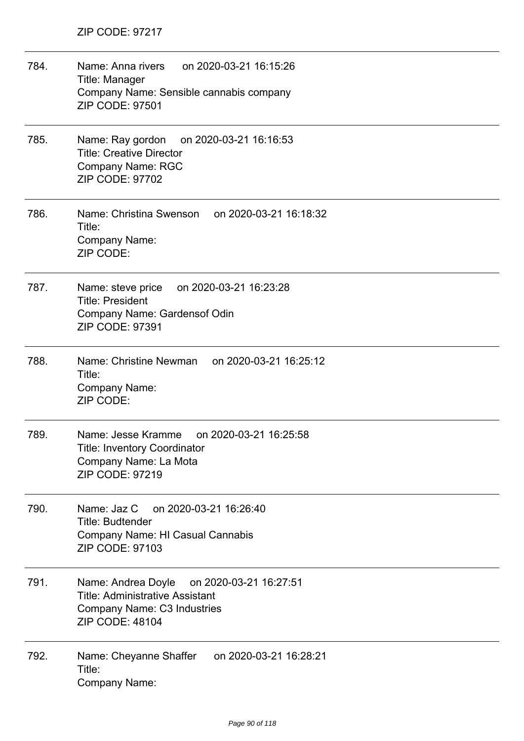ZIP CODE: 97217

---

784. Name: Anna rivers on 2020-03-21 16:15:26
Title: Manager
Company Name: Sensible cannabis company
ZIP CODE: 97501

---

785. Name: Ray gordon on 2020-03-21 16:16:53
Title: Creative Director
Company Name: RGC
ZIP CODE: 97702

---

786. Name: Christina Swenson on 2020-03-21 16:18:32
Title:
Company Name:
ZIP CODE:

---

787. Name: steve price on 2020-03-21 16:23:28
Title: President
Company Name: Gardensof Odin
ZIP CODE: 97391

---

788. Name: Christine Newman on 2020-03-21 16:25:12
Title:
Company Name:
ZIP CODE:

---

789. Name: Jesse Kramme on 2020-03-21 16:25:58
Title: Inventory Coordinator
Company Name: La Mota
ZIP CODE: 97219

---

790. Name: Jaz C on 2020-03-21 16:26:40
Title: Budtender
Company Name: HI Casual Cannabis
ZIP CODE: 97103

---

791. Name: Andrea Doyle on 2020-03-21 16:27:51
Title: Administrative Assistant
Company Name: C3 Industries
ZIP CODE: 48104

---

792. Name: Cheyanne Shaffer on 2020-03-21 16:28:21
Title:
Company Name: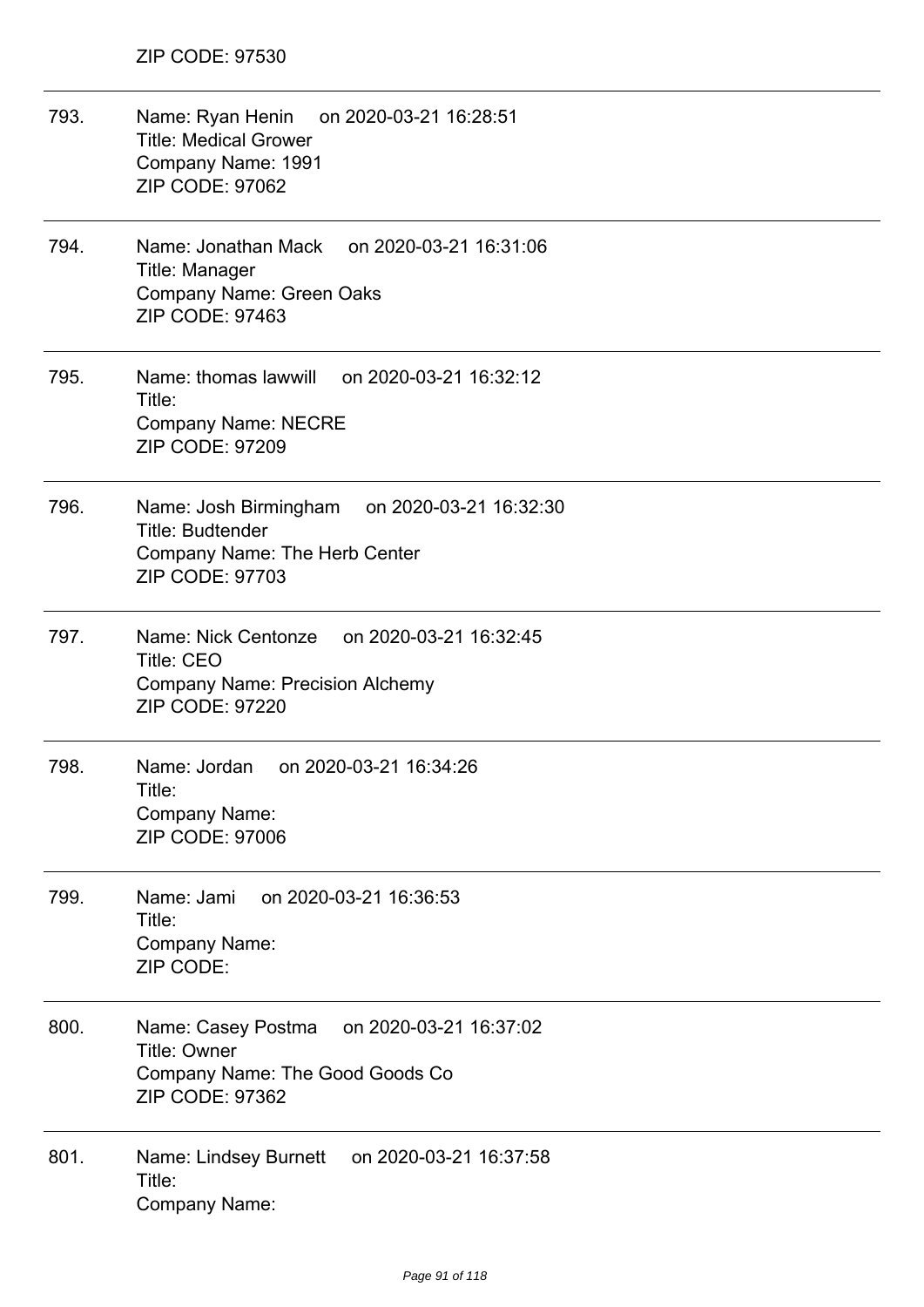ZIP CODE: 97530

---

793. Name: Ryan Henin on 2020-03-21 16:28:51
Title: Medical Grower
Company Name: 1991
ZIP CODE: 97062

---

794. Name: Jonathan Mack on 2020-03-21 16:31:06
Title: Manager
Company Name: Green Oaks
ZIP CODE: 97463

---

795. Name: thomas lawwill on 2020-03-21 16:32:12
Title:
Company Name: NECRE
ZIP CODE: 97209

---

796. Name: Josh Birmingham on 2020-03-21 16:32:30
Title: Budtender
Company Name: The Herb Center
ZIP CODE: 97703

---

797. Name: Nick Centonze on 2020-03-21 16:32:45
Title: CEO
Company Name: Precision Alchemy
ZIP CODE: 97220

---

798. Name: Jordan on 2020-03-21 16:34:26
Title:
Company Name:
ZIP CODE: 97006

---

799. Name: Jami on 2020-03-21 16:36:53
Title:
Company Name:
ZIP CODE:

---

800. Name: Casey Postma on 2020-03-21 16:37:02
Title: Owner
Company Name: The Good Goods Co
ZIP CODE: 97362

---

801. Name: Lindsey Burnett on 2020-03-21 16:37:58
Title:
Company Name: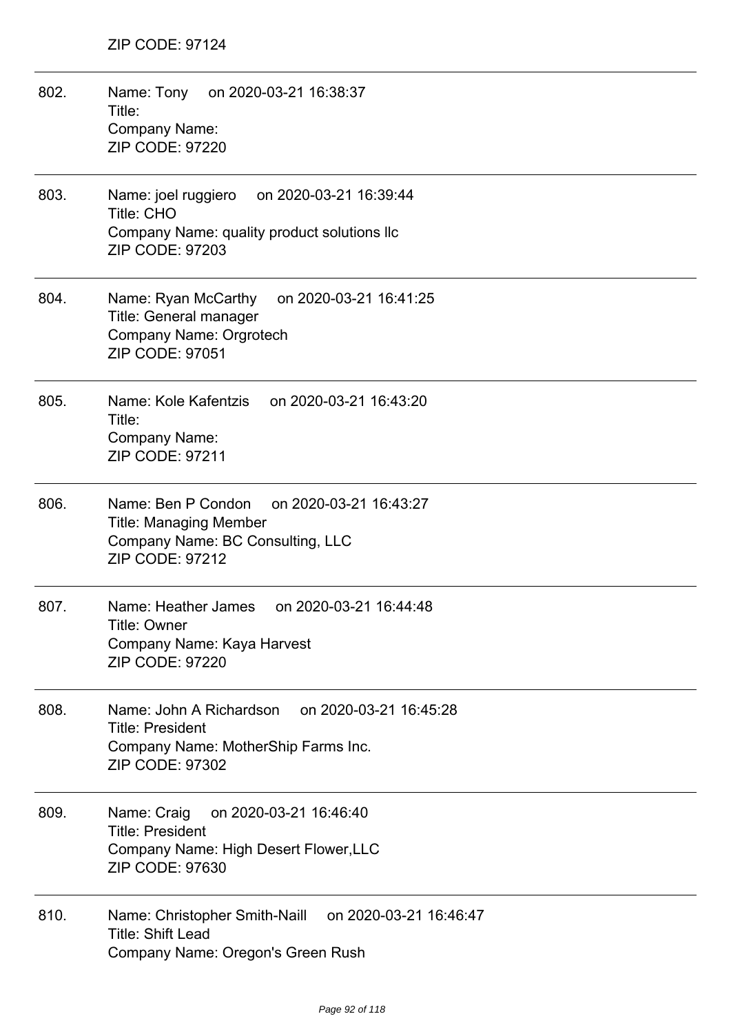ZIP CODE: 97124

---

802. Name: Tony on 2020-03-21 16:38:37
Title:
Company Name:
ZIP CODE: 97220

---

803. Name: joel ruggiero on 2020-03-21 16:39:44
Title: CHO
Company Name: quality product solutions llc
ZIP CODE: 97203

---

804. Name: Ryan McCarthy on 2020-03-21 16:41:25
Title: General manager
Company Name: Orgrotech
ZIP CODE: 97051

---

805. Name: Kole Kafentzis on 2020-03-21 16:43:20
Title:
Company Name:
ZIP CODE: 97211

---

806. Name: Ben P Condon on 2020-03-21 16:43:27
Title: Managing Member
Company Name: BC Consulting, LLC
ZIP CODE: 97212

---

807. Name: Heather James on 2020-03-21 16:44:48
Title: Owner
Company Name: Kaya Harvest
ZIP CODE: 97220

---

808. Name: John A Richardson on 2020-03-21 16:45:28
Title: President
Company Name: MotherShip Farms Inc.
ZIP CODE: 97302

---

809. Name: Craig on 2020-03-21 16:46:40
Title: President
Company Name: High Desert Flower,LLC
ZIP CODE: 97630

---

810. Name: Christopher Smith-Naill on 2020-03-21 16:46:47
Title: Shift Lead
Company Name: Oregon's Green Rush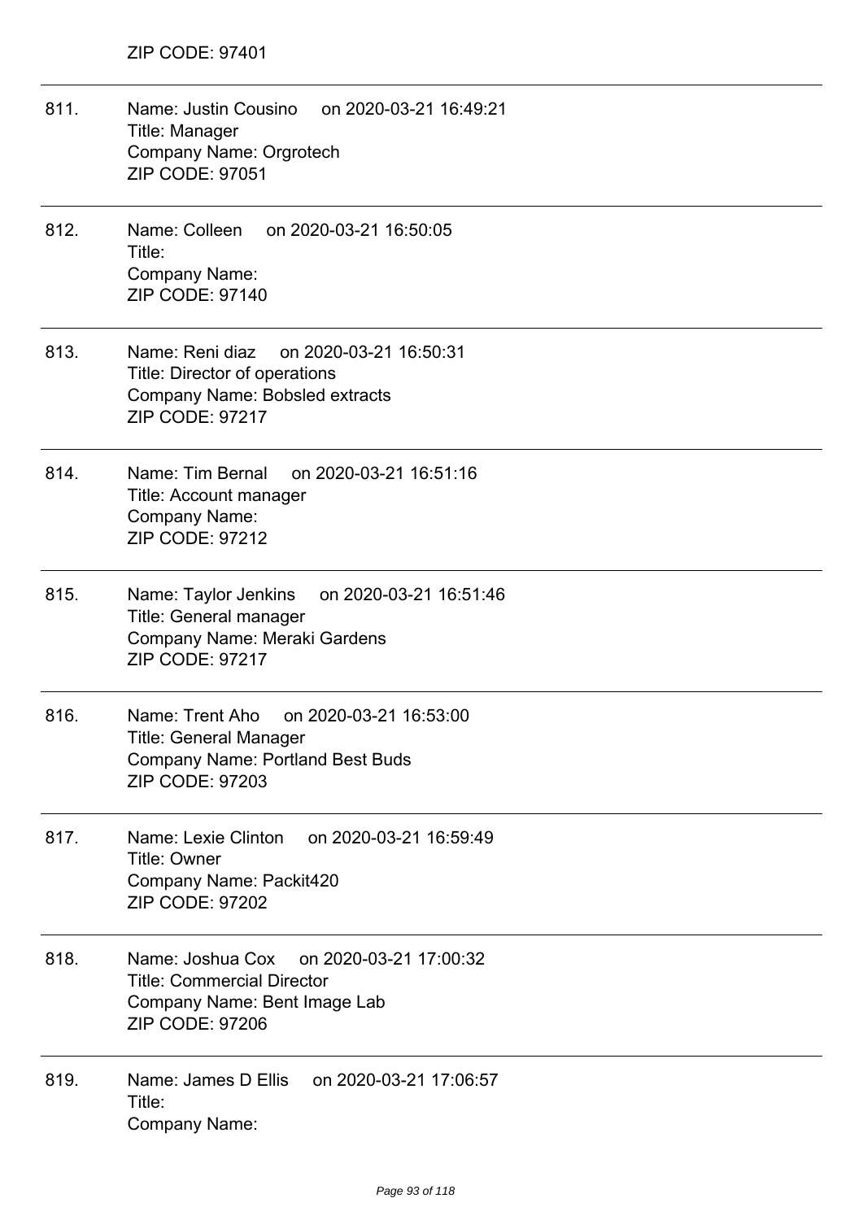ZIP CODE: 97401

---

811. Name: Justin Cousino on 2020-03-21 16:49:21
Title: Manager
Company Name: Orgrotech
ZIP CODE: 97051

---

812. Name: Colleen on 2020-03-21 16:50:05
Title:
Company Name:
ZIP CODE: 97140

---

813. Name: Reni diaz on 2020-03-21 16:50:31
Title: Director of operations
Company Name: Bobsled extracts
ZIP CODE: 97217

---

814. Name: Tim Bernal on 2020-03-21 16:51:16
Title: Account manager
Company Name:
ZIP CODE: 97212

---

815. Name: Taylor Jenkins on 2020-03-21 16:51:46
Title: General manager
Company Name: Meraki Gardens
ZIP CODE: 97217

---

816. Name: Trent Aho on 2020-03-21 16:53:00
Title: General Manager
Company Name: Portland Best Buds
ZIP CODE: 97203

---

817. Name: Lexie Clinton on 2020-03-21 16:59:49
Title: Owner
Company Name: Packit420
ZIP CODE: 97202

---

818. Name: Joshua Cox on 2020-03-21 17:00:32
Title: Commercial Director
Company Name: Bent Image Lab
ZIP CODE: 97206

---

819. Name: James D Ellis on 2020-03-21 17:06:57
Title:
Company Name: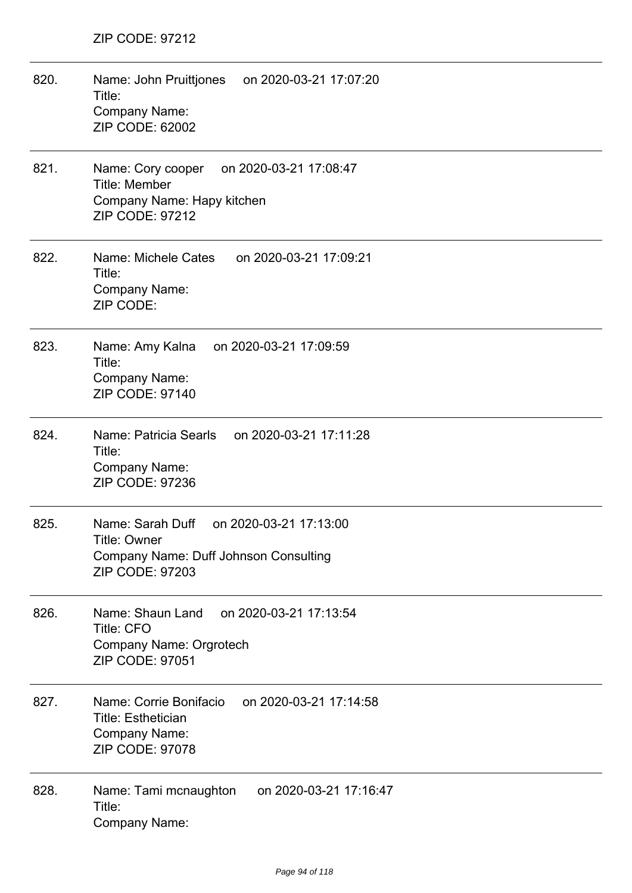ZIP CODE: 97212

---

820. Name: John Pruittjones on 2020-03-21 17:07:20
     Title:
     Company Name:
     ZIP CODE: 62002

---

821. Name: Cory cooper on 2020-03-21 17:08:47
     Title: Member
     Company Name: Hapy kitchen
     ZIP CODE: 97212

---

822. Name: Michele Cates on 2020-03-21 17:09:21
     Title:
     Company Name:
     ZIP CODE:

---

823. Name: Amy Kalna on 2020-03-21 17:09:59
     Title:
     Company Name:
     ZIP CODE: 97140

---

824. Name: Patricia Searls on 2020-03-21 17:11:28
     Title:
     Company Name:
     ZIP CODE: 97236

---

825. Name: Sarah Duff on 2020-03-21 17:13:00
     Title: Owner
     Company Name: Duff Johnson Consulting
     ZIP CODE: 97203

---

826. Name: Shaun Land on 2020-03-21 17:13:54
     Title: CFO
     Company Name: Orgrotech
     ZIP CODE: 97051

---

827. Name: Corrie Bonifacio on 2020-03-21 17:14:58
     Title: Esthetician
     Company Name:
     ZIP CODE: 97078

---

828. Name: Tami mcnaughton on 2020-03-21 17:16:47
     Title:
     Company Name: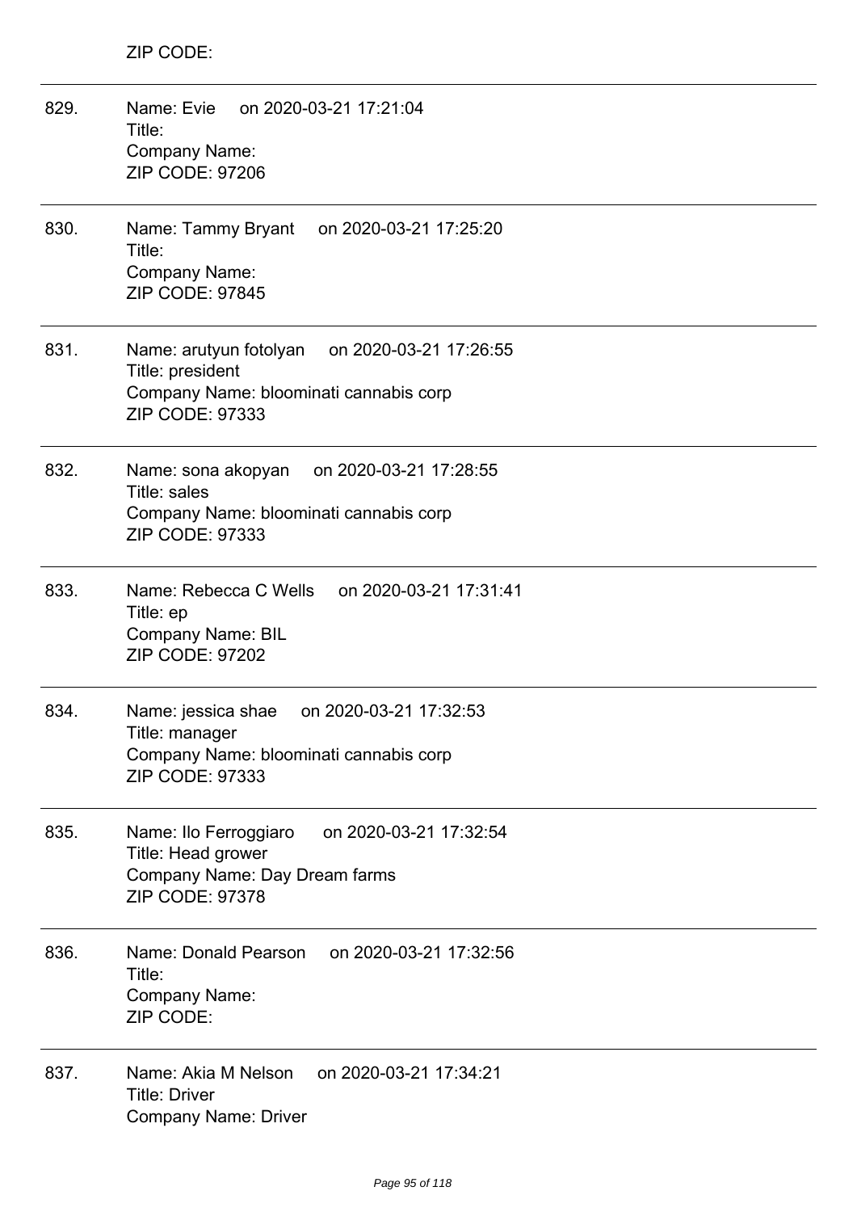ZIP CODE:

---

829. Name: Evie on 2020-03-21 17:21:04
Title:
Company Name:
ZIP CODE: 97206

---

830. Name: Tammy Bryant on 2020-03-21 17:25:20
Title:
Company Name:
ZIP CODE: 97845

---

831. Name: arutyun fotolyan on 2020-03-21 17:26:55
Title: president
Company Name: bloominati cannabis corp
ZIP CODE: 97333

---

832. Name: sona akopyan on 2020-03-21 17:28:55
Title: sales
Company Name: bloominati cannabis corp
ZIP CODE: 97333

---

833. Name: Rebecca C Wells on 2020-03-21 17:31:41
Title: ep
Company Name: BIL
ZIP CODE: 97202

---

834. Name: jessica shae on 2020-03-21 17:32:53
Title: manager
Company Name: bloominati cannabis corp
ZIP CODE: 97333

---

835. Name: Ilo Ferroggiaro on 2020-03-21 17:32:54
Title: Head grower
Company Name: Day Dream farms
ZIP CODE: 97378

---

836. Name: Donald Pearson on 2020-03-21 17:32:56
Title:
Company Name:
ZIP CODE:

---

837. Name: Akia M Nelson on 2020-03-21 17:34:21
Title: Driver
Company Name: Driver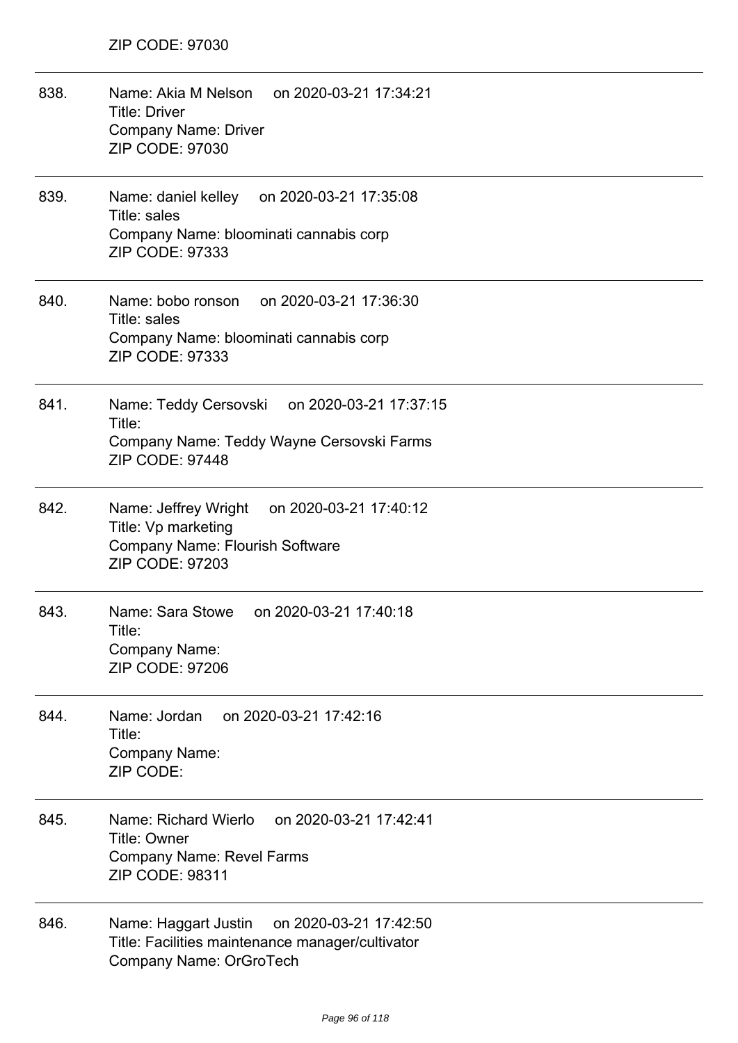ZIP CODE: 97030

---

838. Name: Akia M Nelson on 2020-03-21 17:34:21
Title: Driver
Company Name: Driver
ZIP CODE: 97030

---

839. Name: daniel kelley on 2020-03-21 17:35:08
Title: sales
Company Name: bloominati cannabis corp
ZIP CODE: 97333

---

840. Name: bobo ronson on 2020-03-21 17:36:30
Title: sales
Company Name: bloominati cannabis corp
ZIP CODE: 97333

---

841. Name: Teddy Cersovski on 2020-03-21 17:37:15
Title:
Company Name: Teddy Wayne Cersovski Farms
ZIP CODE: 97448

---

842. Name: Jeffrey Wright on 2020-03-21 17:40:12
Title: Vp marketing
Company Name: Flourish Software
ZIP CODE: 97203

---

843. Name: Sara Stowe on 2020-03-21 17:40:18
Title:
Company Name:
ZIP CODE: 97206

---

844. Name: Jordan on 2020-03-21 17:42:16
Title:
Company Name:
ZIP CODE:

---

845. Name: Richard Wierlo on 2020-03-21 17:42:41
Title: Owner
Company Name: Revel Farms
ZIP CODE: 98311

---

846. Name: Haggart Justin on 2020-03-21 17:42:50
Title: Facilities maintenance manager/cultivator
Company Name: OrGroTech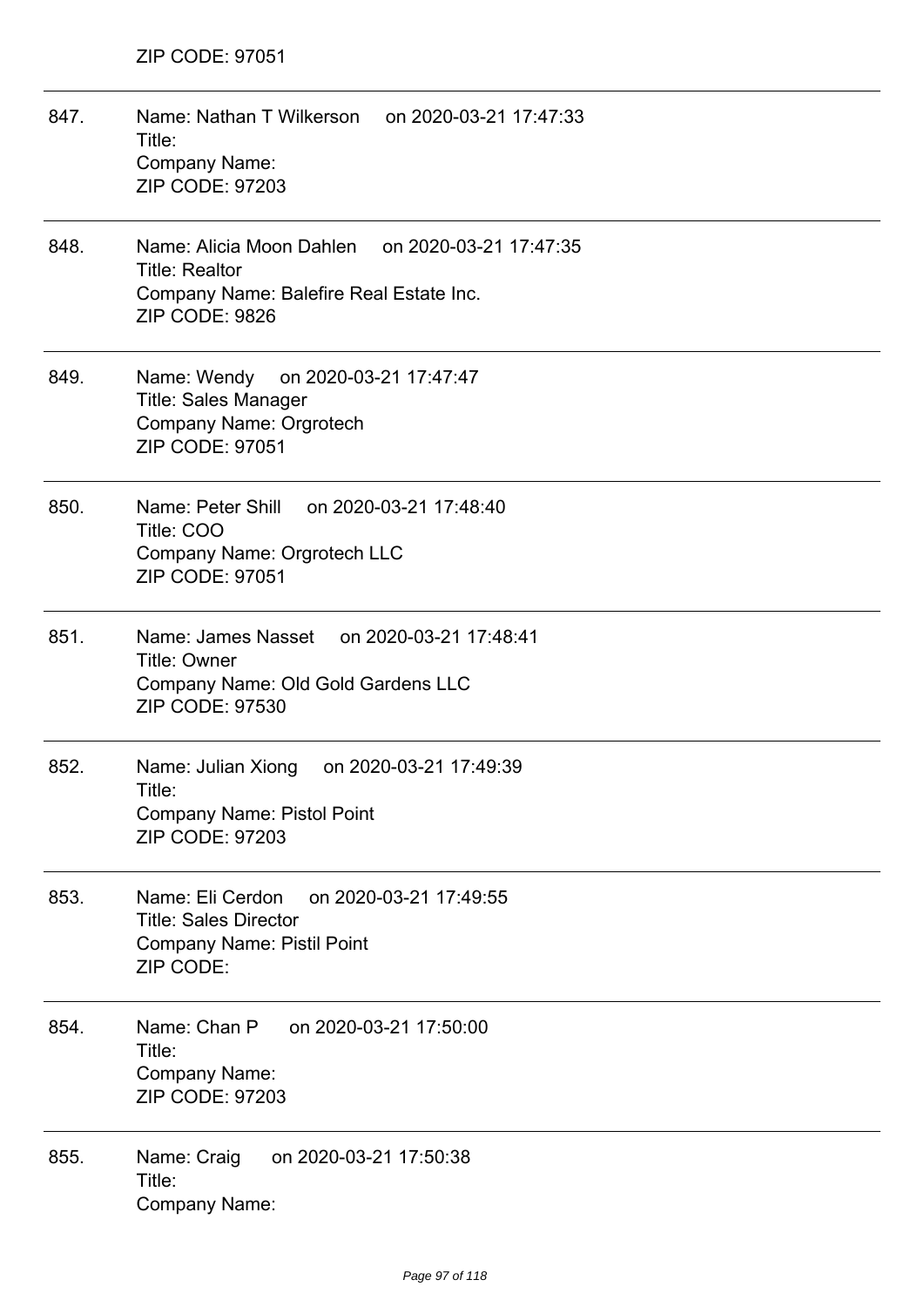ZIP CODE: 97051

---

847. Name: Nathan T Wilkerson on 2020-03-21 17:47:33
Title:
Company Name:
ZIP CODE: 97203

---

848. Name: Alicia Moon Dahlen on 2020-03-21 17:47:35
Title: Realtor
Company Name: Balefire Real Estate Inc.
ZIP CODE: 9826

---

849. Name: Wendy on 2020-03-21 17:47:47
Title: Sales Manager
Company Name: Orgrotech
ZIP CODE: 97051

---

850. Name: Peter Shill on 2020-03-21 17:48:40
Title: COO
Company Name: Orgrotech LLC
ZIP CODE: 97051

---

851. Name: James Nasset on 2020-03-21 17:48:41
Title: Owner
Company Name: Old Gold Gardens LLC
ZIP CODE: 97530

---

852. Name: Julian Xiong on 2020-03-21 17:49:39
Title:
Company Name: Pistol Point
ZIP CODE: 97203

---

853. Name: Eli Cerdon on 2020-03-21 17:49:55
Title: Sales Director
Company Name: Pistil Point
ZIP CODE:

---

854. Name: Chan P on 2020-03-21 17:50:00
Title:
Company Name:
ZIP CODE: 97203

---

855. Name: Craig on 2020-03-21 17:50:38
Title:
Company Name: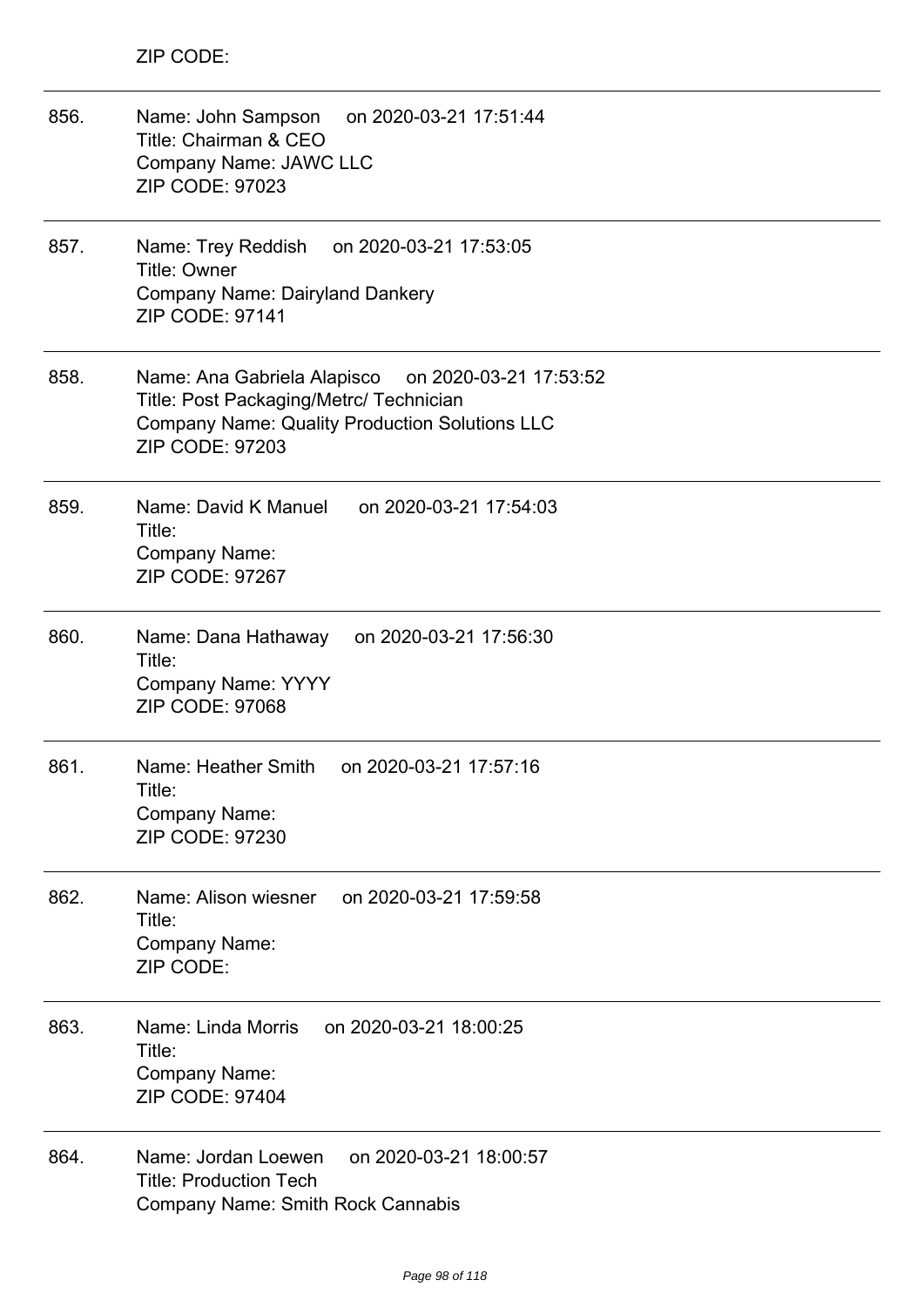ZIP CODE:

856. Name: John Sampson on 2020-03-21 17:51:44
Title: Chairman & CEO
Company Name: JAWC LLC
ZIP CODE: 97023

857. Name: Trey Reddish on 2020-03-21 17:53:05
Title: Owner
Company Name: Dairyland Dankery
ZIP CODE: 97141

858. Name: Ana Gabriela Alapisco on 2020-03-21 17:53:52
Title: Post Packaging/Metrc/ Technician
Company Name: Quality Production Solutions LLC
ZIP CODE: 97203

859. Name: David K Manuel on 2020-03-21 17:54:03
Title:
Company Name:
ZIP CODE: 97267

860. Name: Dana Hathaway on 2020-03-21 17:56:30
Title:
Company Name: YYYY
ZIP CODE: 97068

861. Name: Heather Smith on 2020-03-21 17:57:16
Title:
Company Name:
ZIP CODE: 97230

862. Name: Alison wiesner on 2020-03-21 17:59:58
Title:
Company Name:
ZIP CODE:

863. Name: Linda Morris on 2020-03-21 18:00:25
Title:
Company Name:
ZIP CODE: 97404

864. Name: Jordan Loewen on 2020-03-21 18:00:57
Title: Production Tech
Company Name: Smith Rock Cannabis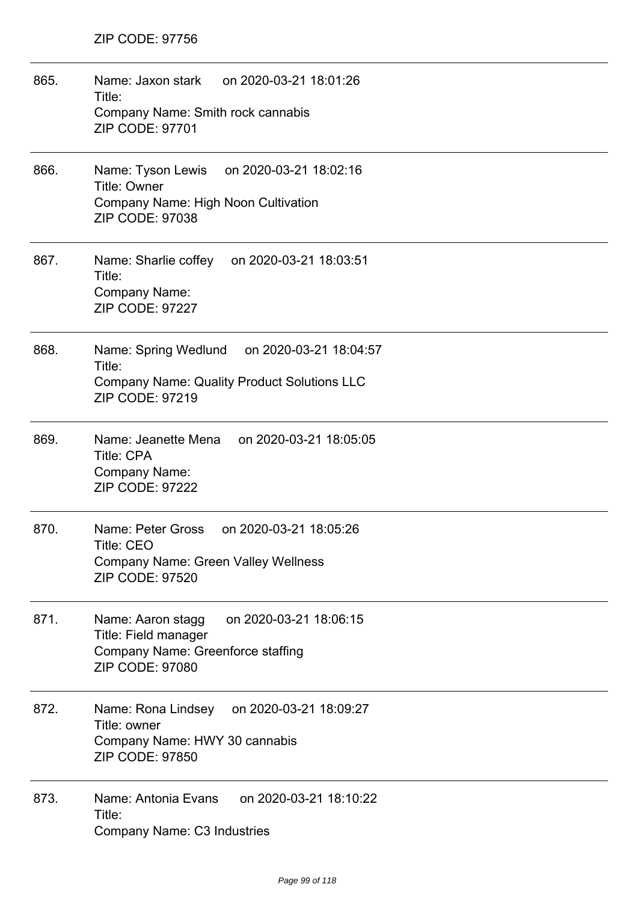ZIP CODE: 97756

865. Name: Jaxon stark on 2020-03-21 18:01:26
Title:
Company Name: Smith rock cannabis
ZIP CODE: 97701

866. Name: Tyson Lewis on 2020-03-21 18:02:16
Title: Owner
Company Name: High Noon Cultivation
ZIP CODE: 97038

867. Name: Sharlie coffey on 2020-03-21 18:03:51
Title:
Company Name:
ZIP CODE: 97227

868. Name: Spring Wedlund on 2020-03-21 18:04:57
Title:
Company Name: Quality Product Solutions LLC
ZIP CODE: 97219

869. Name: Jeanette Mena on 2020-03-21 18:05:05
Title: CPA
Company Name:
ZIP CODE: 97222

870. Name: Peter Gross on 2020-03-21 18:05:26
Title: CEO
Company Name: Green Valley Wellness
ZIP CODE: 97520

871. Name: Aaron stagg on 2020-03-21 18:06:15
Title: Field manager
Company Name: Greenforce staffing
ZIP CODE: 97080

872. Name: Rona Lindsey on 2020-03-21 18:09:27
Title: owner
Company Name: HWY 30 cannabis
ZIP CODE: 97850

873. Name: Antonia Evans on 2020-03-21 18:10:22
Title:
Company Name: C3 Industries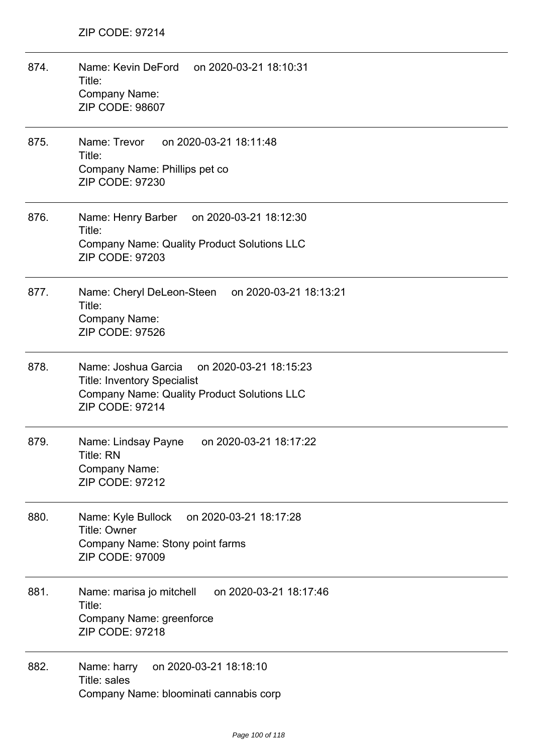ZIP CODE: 97214

---

874. Name: Kevin DeFord on 2020-03-21 18:10:31
Title:
Company Name:
ZIP CODE: 98607

---

875. Name: Trevor on 2020-03-21 18:11:48
Title:
Company Name: Phillips pet co
ZIP CODE: 97230

---

876. Name: Henry Barber on 2020-03-21 18:12:30
Title:
Company Name: Quality Product Solutions LLC
ZIP CODE: 97203

---

877. Name: Cheryl DeLeon-Steen on 2020-03-21 18:13:21
Title:
Company Name:
ZIP CODE: 97526

---

878. Name: Joshua Garcia on 2020-03-21 18:15:23
Title: Inventory Specialist
Company Name: Quality Product Solutions LLC
ZIP CODE: 97214

---

879. Name: Lindsay Payne on 2020-03-21 18:17:22
Title: RN
Company Name:
ZIP CODE: 97212

---

880. Name: Kyle Bullock on 2020-03-21 18:17:28
Title: Owner
Company Name: Stony point farms
ZIP CODE: 97009

---

881. Name: marisa jo mitchell on 2020-03-21 18:17:46
Title:
Company Name: greenforce
ZIP CODE: 97218

---

882. Name: harry on 2020-03-21 18:18:10
Title: sales
Company Name: bloominati cannabis corp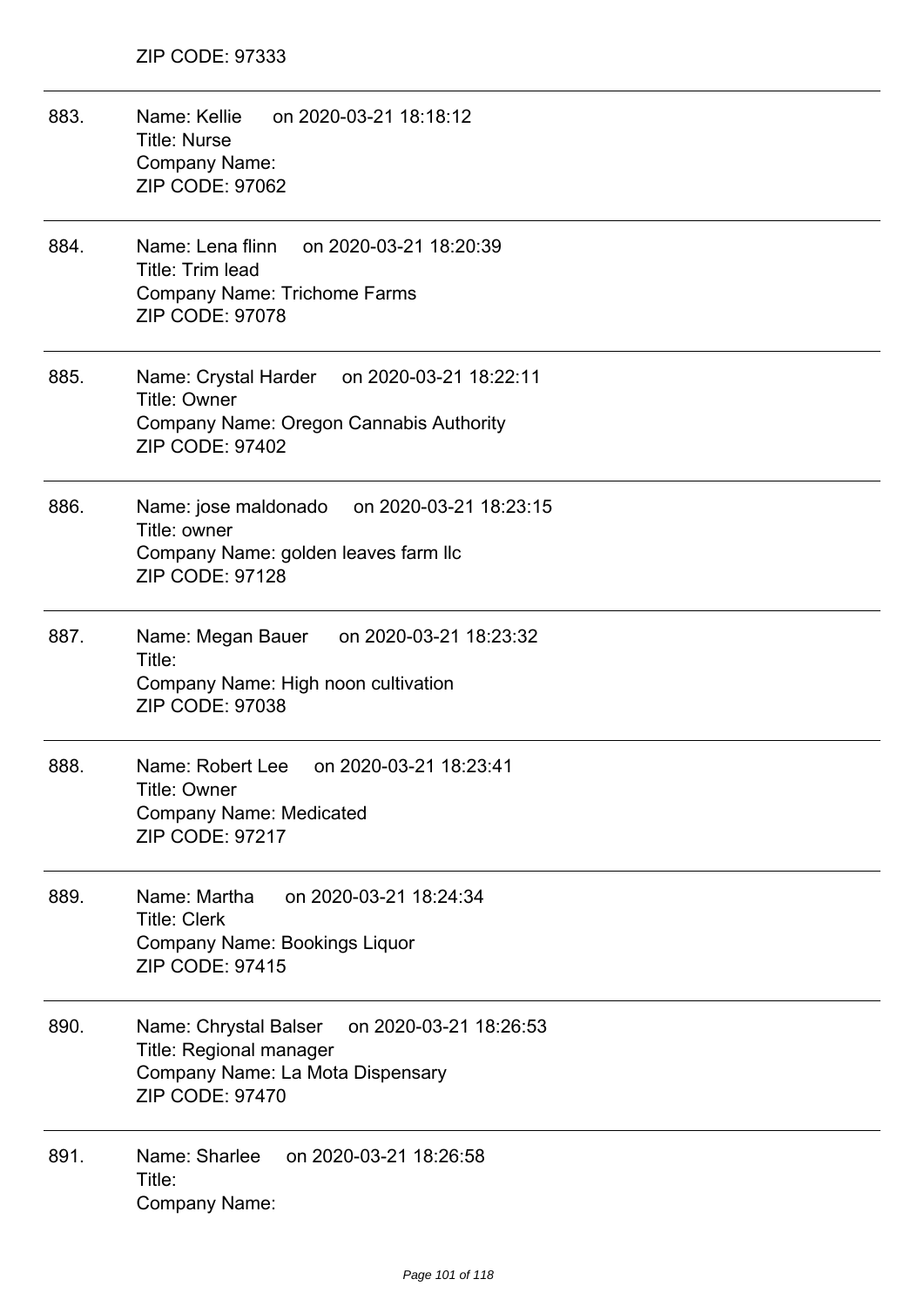ZIP CODE: 97333

---

883. Name: Kellie on 2020-03-21 18:18:12
Title: Nurse
Company Name:
ZIP CODE: 97062

---

884. Name: Lena flinn on 2020-03-21 18:20:39
Title: Trim lead
Company Name: Trichome Farms
ZIP CODE: 97078

---

885. Name: Crystal Harder on 2020-03-21 18:22:11
Title: Owner
Company Name: Oregon Cannabis Authority
ZIP CODE: 97402

---

886. Name: jose maldonado on 2020-03-21 18:23:15
Title: owner
Company Name: golden leaves farm llc
ZIP CODE: 97128

---

887. Name: Megan Bauer on 2020-03-21 18:23:32
Title:
Company Name: High noon cultivation
ZIP CODE: 97038

---

888. Name: Robert Lee on 2020-03-21 18:23:41
Title: Owner
Company Name: Medicated
ZIP CODE: 97217

---

889. Name: Martha on 2020-03-21 18:24:34
Title: Clerk
Company Name: Bookings Liquor
ZIP CODE: 97415

---

890. Name: Chrystal Balser on 2020-03-21 18:26:53
Title: Regional manager
Company Name: La Mota Dispensary
ZIP CODE: 97470

---

891. Name: Sharlee on 2020-03-21 18:26:58
Title:
Company Name: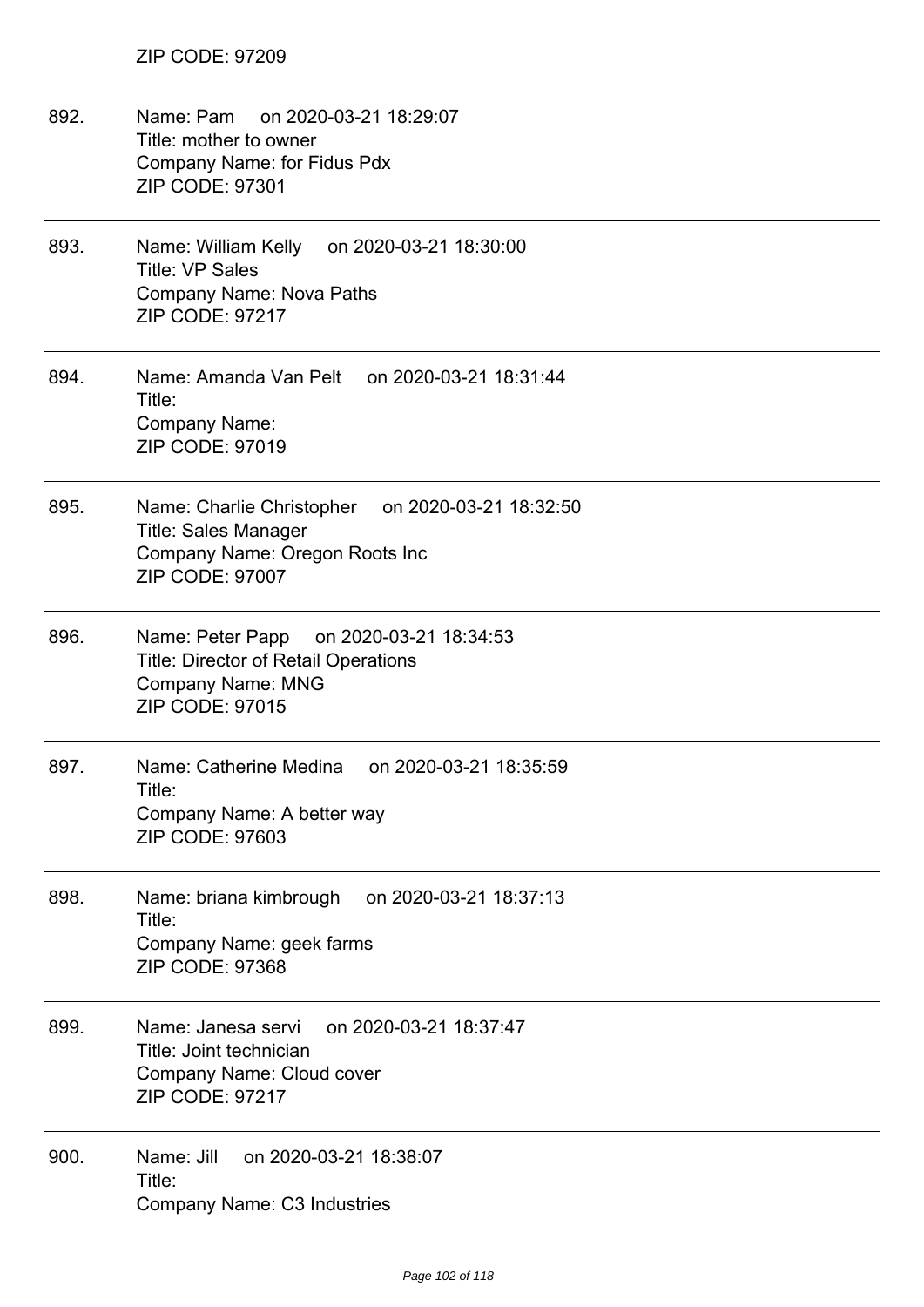ZIP CODE: 97209

---

892. Name: Pam on 2020-03-21 18:29:07
Title: mother to owner
Company Name: for Fidus Pdx
ZIP CODE: 97301

---

893. Name: William Kelly on 2020-03-21 18:30:00
Title: VP Sales
Company Name: Nova Paths
ZIP CODE: 97217

---

894. Name: Amanda Van Pelt on 2020-03-21 18:31:44
Title:
Company Name:
ZIP CODE: 97019

---

895. Name: Charlie Christopher on 2020-03-21 18:32:50
Title: Sales Manager
Company Name: Oregon Roots Inc
ZIP CODE: 97007

---

896. Name: Peter Papp on 2020-03-21 18:34:53
Title: Director of Retail Operations
Company Name: MNG
ZIP CODE: 97015

---

897. Name: Catherine Medina on 2020-03-21 18:35:59
Title:
Company Name: A better way
ZIP CODE: 97603

---

898. Name: briana kimbrough on 2020-03-21 18:37:13
Title:
Company Name: geek farms
ZIP CODE: 97368

---

899. Name: Janesa servi on 2020-03-21 18:37:47
Title: Joint technician
Company Name: Cloud cover
ZIP CODE: 97217

---

900. Name: Jill on 2020-03-21 18:38:07
Title:
Company Name: C3 Industries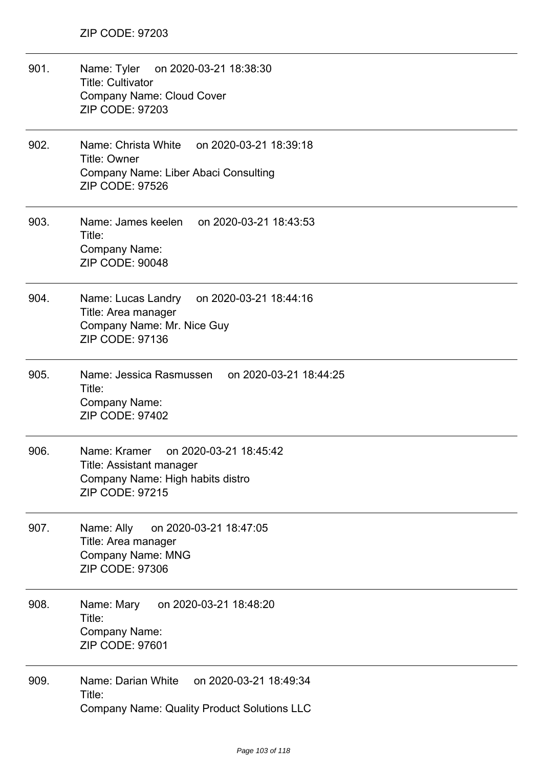ZIP CODE: 97203

---

901. Name: Tyler on 2020-03-21 18:38:30
Title: Cultivator
Company Name: Cloud Cover
ZIP CODE: 97203

---

902. Name: Christa White on 2020-03-21 18:39:18
Title: Owner
Company Name: Liber Abaci Consulting
ZIP CODE: 97526

---

903. Name: James keelen on 2020-03-21 18:43:53
Title:
Company Name:
ZIP CODE: 90048

---

904. Name: Lucas Landry on 2020-03-21 18:44:16
Title: Area manager
Company Name: Mr. Nice Guy
ZIP CODE: 97136

---

905. Name: Jessica Rasmussen on 2020-03-21 18:44:25
Title:
Company Name:
ZIP CODE: 97402

---

906. Name: Kramer on 2020-03-21 18:45:42
Title: Assistant manager
Company Name: High habits distro
ZIP CODE: 97215

---

907. Name: Ally on 2020-03-21 18:47:05
Title: Area manager
Company Name: MNG
ZIP CODE: 97306

---

908. Name: Mary on 2020-03-21 18:48:20
Title:
Company Name:
ZIP CODE: 97601

---

909. Name: Darian White on 2020-03-21 18:49:34
Title:
Company Name: Quality Product Solutions LLC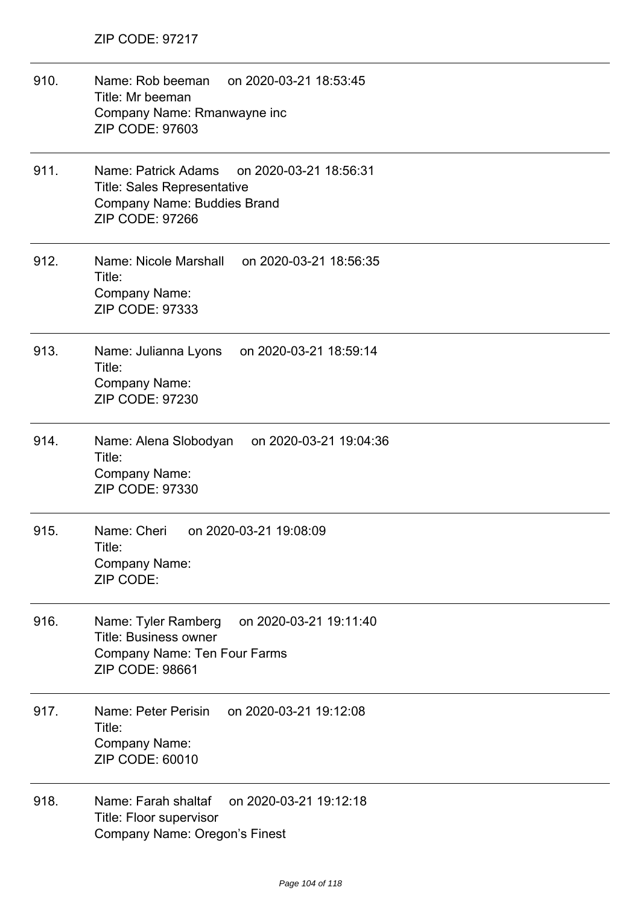ZIP CODE: 97217

---

910. Name: Rob beeman on 2020-03-21 18:53:45
Title: Mr beeman
Company Name: Rmanwayne inc
ZIP CODE: 97603

---

911. Name: Patrick Adams on 2020-03-21 18:56:31
Title: Sales Representative
Company Name: Buddies Brand
ZIP CODE: 97266

---

912. Name: Nicole Marshall on 2020-03-21 18:56:35
Title:
Company Name:
ZIP CODE: 97333

---

913. Name: Julianna Lyons on 2020-03-21 18:59:14
Title:
Company Name:
ZIP CODE: 97230

---

914. Name: Alena Slobodyan on 2020-03-21 19:04:36
Title:
Company Name:
ZIP CODE: 97330

---

915. Name: Cheri on 2020-03-21 19:08:09
Title:
Company Name:
ZIP CODE:

---

916. Name: Tyler Ramberg on 2020-03-21 19:11:40
Title: Business owner
Company Name: Ten Four Farms
ZIP CODE: 98661

---

917. Name: Peter Perisin on 2020-03-21 19:12:08
Title:
Company Name:
ZIP CODE: 60010

---

918. Name: Farah shaltaf on 2020-03-21 19:12:18
Title: Floor supervisor
Company Name: Oregon's Finest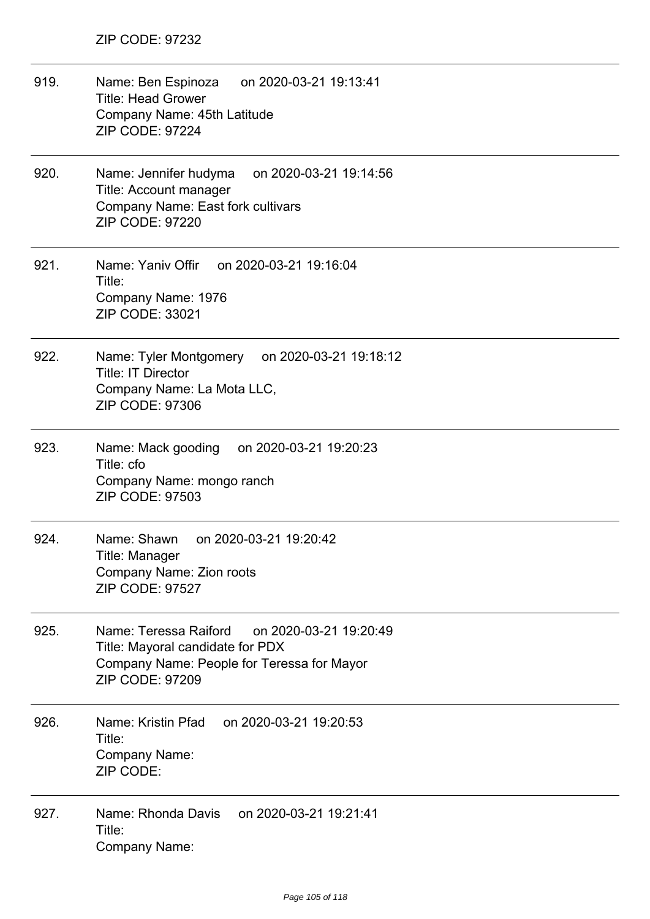ZIP CODE: 97232

---

919. Name: Ben Espinoza on 2020-03-21 19:13:41
Title: Head Grower
Company Name: 45th Latitude
ZIP CODE: 97224

---

920. Name: Jennifer hudyma on 2020-03-21 19:14:56
Title: Account manager
Company Name: East fork cultivars
ZIP CODE: 97220

---

921. Name: Yaniv Offir on 2020-03-21 19:16:04
Title:
Company Name: 1976
ZIP CODE: 33021

---

922. Name: Tyler Montgomery on 2020-03-21 19:18:12
Title: IT Director
Company Name: La Mota LLC,
ZIP CODE: 97306

---

923. Name: Mack gooding on 2020-03-21 19:20:23
Title: cfo
Company Name: mongo ranch
ZIP CODE: 97503

---

924. Name: Shawn on 2020-03-21 19:20:42
Title: Manager
Company Name: Zion roots
ZIP CODE: 97527

---

925. Name: Teressa Raiford on 2020-03-21 19:20:49
Title: Mayoral candidate for PDX
Company Name: People for Teressa for Mayor
ZIP CODE: 97209

---

926. Name: Kristin Pfad on 2020-03-21 19:20:53
Title:
Company Name:
ZIP CODE:

---

927. Name: Rhonda Davis on 2020-03-21 19:21:41
Title:
Company Name: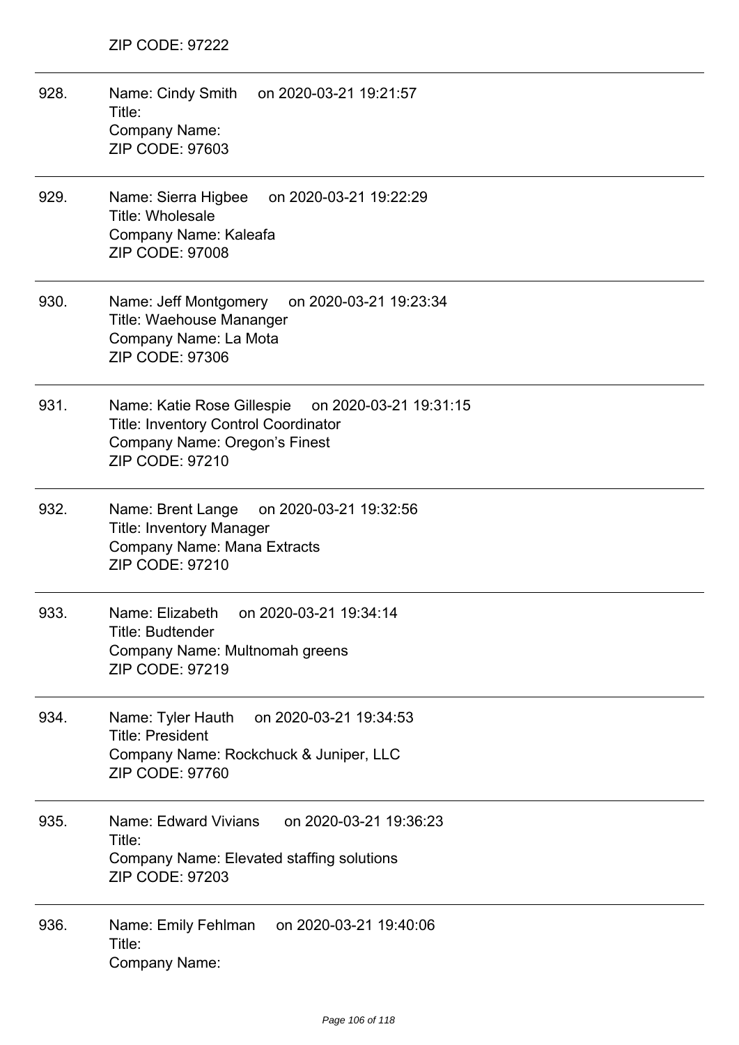ZIP CODE: 97222

---

928. Name: Cindy Smith on 2020-03-21 19:21:57
Title:
Company Name:
ZIP CODE: 97603

---

929. Name: Sierra Higbee on 2020-03-21 19:22:29
Title: Wholesale
Company Name: Kaleafa
ZIP CODE: 97008

---

930. Name: Jeff Montgomery on 2020-03-21 19:23:34
Title: Waehouse Mananger
Company Name: La Mota
ZIP CODE: 97306

---

931. Name: Katie Rose Gillespie on 2020-03-21 19:31:15
Title: Inventory Control Coordinator
Company Name: Oregon's Finest
ZIP CODE: 97210

---

932. Name: Brent Lange on 2020-03-21 19:32:56
Title: Inventory Manager
Company Name: Mana Extracts
ZIP CODE: 97210

---

933. Name: Elizabeth on 2020-03-21 19:34:14
Title: Budtender
Company Name: Multnomah greens
ZIP CODE: 97219

---

934. Name: Tyler Hauth on 2020-03-21 19:34:53
Title: President
Company Name: Rockchuck & Juniper, LLC
ZIP CODE: 97760

---

935. Name: Edward Vivians on 2020-03-21 19:36:23
Title:
Company Name: Elevated staffing solutions
ZIP CODE: 97203

---

936. Name: Emily Fehlman on 2020-03-21 19:40:06
Title:
Company Name: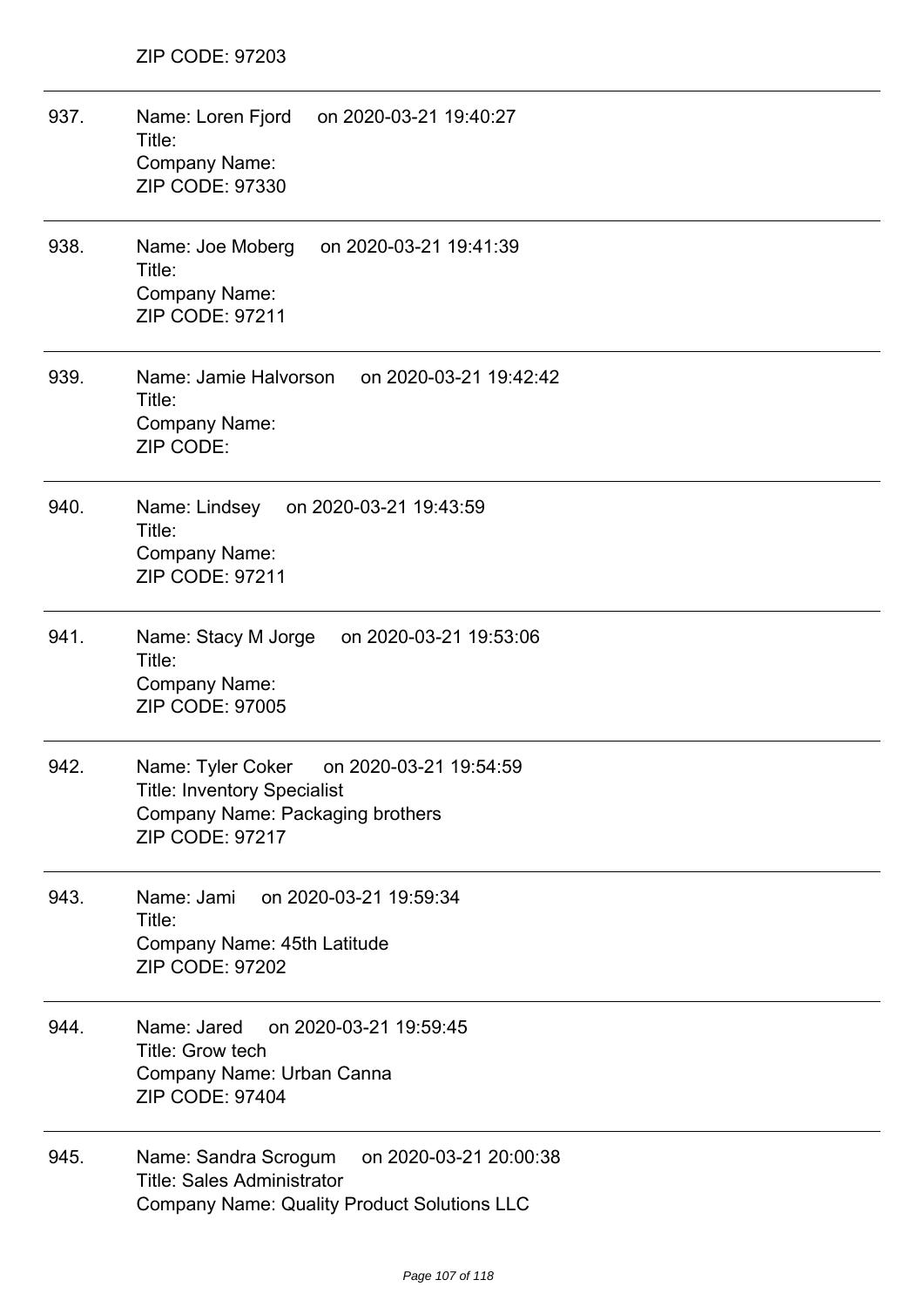ZIP CODE: 97203

---

937. Name: Loren Fjord on 2020-03-21 19:40:27
Title:
Company Name:
ZIP CODE: 97330

---

938. Name: Joe Moberg on 2020-03-21 19:41:39
Title:
Company Name:
ZIP CODE: 97211

---

939. Name: Jamie Halvorson on 2020-03-21 19:42:42
Title:
Company Name:
ZIP CODE:

---

940. Name: Lindsey on 2020-03-21 19:43:59
Title:
Company Name:
ZIP CODE: 97211

---

941. Name: Stacy M Jorge on 2020-03-21 19:53:06
Title:
Company Name:
ZIP CODE: 97005

---

942. Name: Tyler Coker on 2020-03-21 19:54:59
Title: Inventory Specialist
Company Name: Packaging brothers
ZIP CODE: 97217

---

943. Name: Jami on 2020-03-21 19:59:34
Title:
Company Name: 45th Latitude
ZIP CODE: 97202

---

944. Name: Jared on 2020-03-21 19:59:45
Title: Grow tech
Company Name: Urban Canna
ZIP CODE: 97404

---

945. Name: Sandra Scrogum on 2020-03-21 20:00:38
Title: Sales Administrator
Company Name: Quality Product Solutions LLC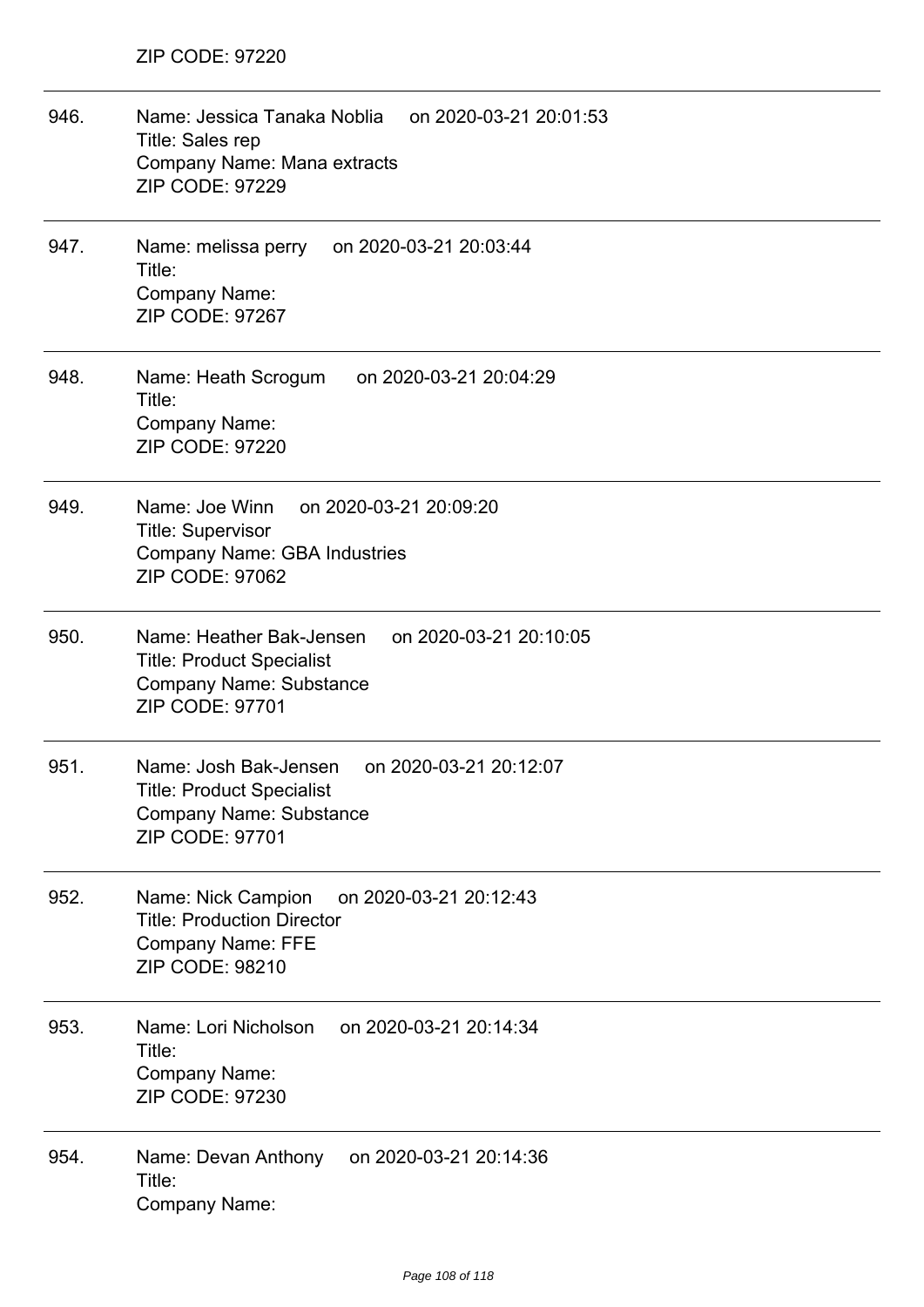ZIP CODE: 97220

946. Name: Jessica Tanaka Noblia on 2020-03-21 20:01:53
Title: Sales rep
Company Name: Mana extracts
ZIP CODE: 97229

---

947. Name: melissa perry on 2020-03-21 20:03:44
Title:
Company Name:
ZIP CODE: 97267

---

948. Name: Heath Scrogum on 2020-03-21 20:04:29
Title:
Company Name:
ZIP CODE: 97220

---

949. Name: Joe Winn on 2020-03-21 20:09:20
Title: Supervisor
Company Name: GBA Industries
ZIP CODE: 97062

---

950. Name: Heather Bak-Jensen on 2020-03-21 20:10:05
Title: Product Specialist
Company Name: Substance
ZIP CODE: 97701

---

951. Name: Josh Bak-Jensen on 2020-03-21 20:12:07
Title: Product Specialist
Company Name: Substance
ZIP CODE: 97701

---

952. Name: Nick Campion on 2020-03-21 20:12:43
Title: Production Director
Company Name: FFE
ZIP CODE: 98210

---

953. Name: Lori Nicholson on 2020-03-21 20:14:34
Title:
Company Name:
ZIP CODE: 97230

---

954. Name: Devan Anthony on 2020-03-21 20:14:36
Title:
Company Name: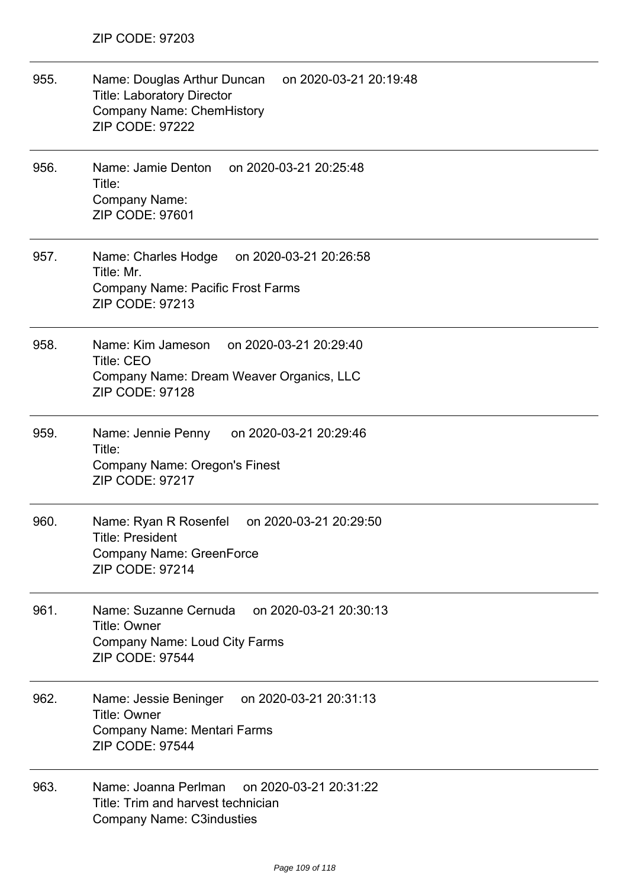ZIP CODE: 97203

955. Name: Douglas Arthur Duncan on 2020-03-21 20:19:48
Title: Laboratory Director
Company Name: ChemHistory
ZIP CODE: 97222

956. Name: Jamie Denton on 2020-03-21 20:25:48
Title:
Company Name:
ZIP CODE: 97601

957. Name: Charles Hodge on 2020-03-21 20:26:58
Title: Mr.
Company Name: Pacific Frost Farms
ZIP CODE: 97213

958. Name: Kim Jameson on 2020-03-21 20:29:40
Title: CEO
Company Name: Dream Weaver Organics, LLC
ZIP CODE: 97128

959. Name: Jennie Penny on 2020-03-21 20:29:46
Title:
Company Name: Oregon's Finest
ZIP CODE: 97217

960. Name: Ryan R Rosenfel on 2020-03-21 20:29:50
Title: President
Company Name: GreenForce
ZIP CODE: 97214

961. Name: Suzanne Cernuda on 2020-03-21 20:30:13
Title: Owner
Company Name: Loud City Farms
ZIP CODE: 97544

962. Name: Jessie Beninger on 2020-03-21 20:31:13
Title: Owner
Company Name: Mentari Farms
ZIP CODE: 97544

963. Name: Joanna Perlman on 2020-03-21 20:31:22
Title: Trim and harvest technician
Company Name: C3industies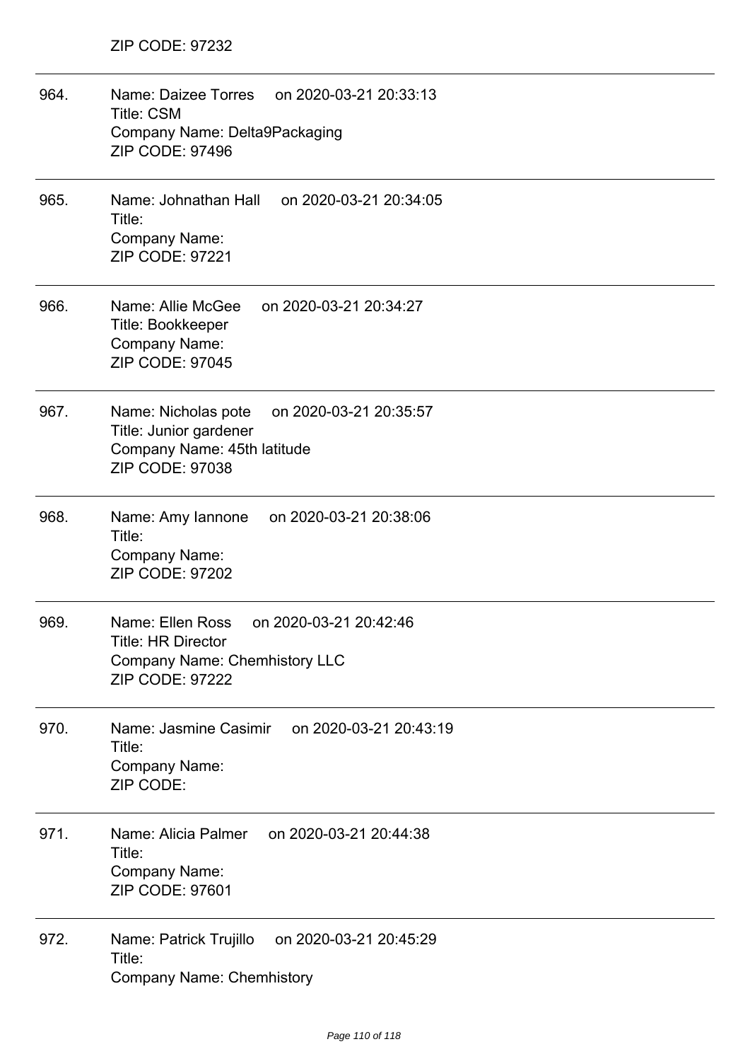ZIP CODE: 97232

---

964. Name: Daizee Torres     on 2020-03-21 20:33:13
     Title: CSM
     Company Name: Delta9Packaging
     ZIP CODE: 97496

---

965. Name: Johnathan Hall     on 2020-03-21 20:34:05
     Title:
     Company Name:
     ZIP CODE: 97221

---

966. Name: Allie McGee     on 2020-03-21 20:34:27
     Title: Bookkeeper
     Company Name:
     ZIP CODE: 97045

---

967. Name: Nicholas pote     on 2020-03-21 20:35:57
     Title: Junior gardener
     Company Name: 45th latitude
     ZIP CODE: 97038

---

968. Name: Amy Iannone     on 2020-03-21 20:38:06
     Title:
     Company Name:
     ZIP CODE: 97202

---

969. Name: Ellen Ross     on 2020-03-21 20:42:46
     Title: HR Director
     Company Name: Chemhistory LLC
     ZIP CODE: 97222

---

970. Name: Jasmine Casimir     on 2020-03-21 20:43:19
     Title:
     Company Name:
     ZIP CODE:

---

971. Name: Alicia Palmer     on 2020-03-21 20:44:38
     Title:
     Company Name:
     ZIP CODE: 97601

---

972. Name: Patrick Trujillo     on 2020-03-21 20:45:29
     Title:
     Company Name: Chemhistory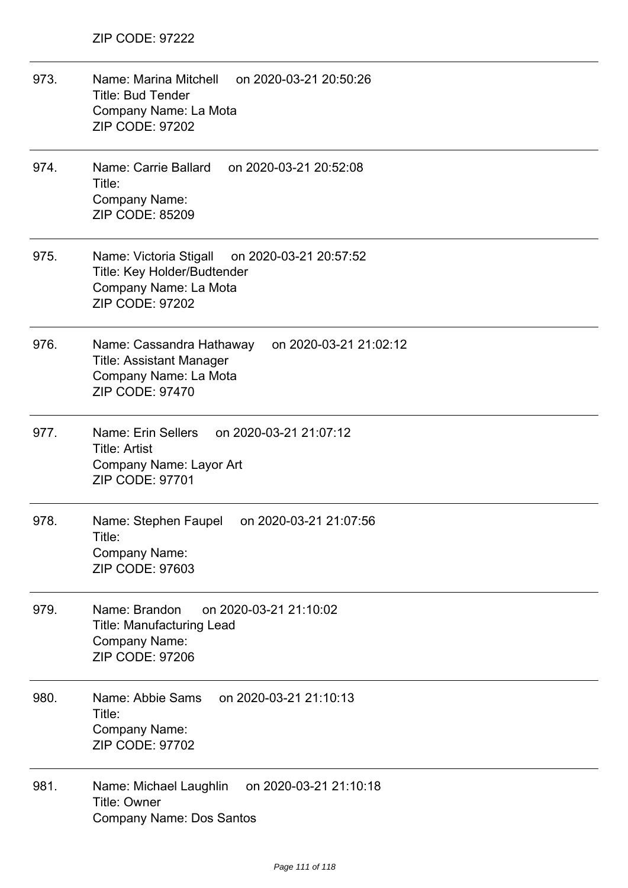ZIP CODE: 97222

973. Name: Marina Mitchell on 2020-03-21 20:50:26
Title: Bud Tender
Company Name: La Mota
ZIP CODE: 97202

974. Name: Carrie Ballard on 2020-03-21 20:52:08
Title:
Company Name:
ZIP CODE: 85209

975. Name: Victoria Stigall on 2020-03-21 20:57:52
Title: Key Holder/Budtender
Company Name: La Mota
ZIP CODE: 97202

976. Name: Cassandra Hathaway on 2020-03-21 21:02:12
Title: Assistant Manager
Company Name: La Mota
ZIP CODE: 97470

977. Name: Erin Sellers on 2020-03-21 21:07:12
Title: Artist
Company Name: Layor Art
ZIP CODE: 97701

978. Name: Stephen Faupel on 2020-03-21 21:07:56
Title:
Company Name:
ZIP CODE: 97603

979. Name: Brandon on 2020-03-21 21:10:02
Title: Manufacturing Lead
Company Name:
ZIP CODE: 97206

980. Name: Abbie Sams on 2020-03-21 21:10:13
Title:
Company Name:
ZIP CODE: 97702

981. Name: Michael Laughlin on 2020-03-21 21:10:18
Title: Owner
Company Name: Dos Santos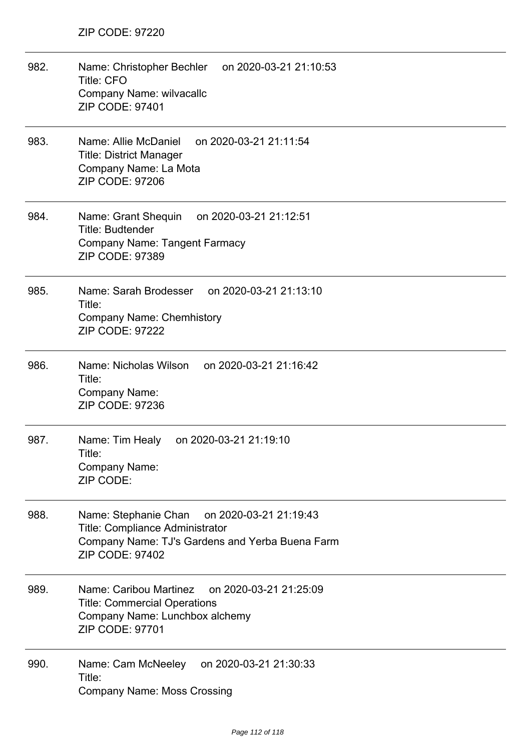ZIP CODE: 97220

---

982. Name: Christopher Bechler on 2020-03-21 21:10:53
Title: CFO
Company Name: wilvacallc
ZIP CODE: 97401

---

983. Name: Allie McDaniel on 2020-03-21 21:11:54
Title: District Manager
Company Name: La Mota
ZIP CODE: 97206

---

984. Name: Grant Shequin on 2020-03-21 21:12:51
Title: Budtender
Company Name: Tangent Farmacy
ZIP CODE: 97389

---

985. Name: Sarah Brodesser on 2020-03-21 21:13:10
Title:
Company Name: Chemhistory
ZIP CODE: 97222

---

986. Name: Nicholas Wilson on 2020-03-21 21:16:42
Title:
Company Name:
ZIP CODE: 97236

---

987. Name: Tim Healy on 2020-03-21 21:19:10
Title:
Company Name:
ZIP CODE:

---

988. Name: Stephanie Chan on 2020-03-21 21:19:43
Title: Compliance Administrator
Company Name: TJ's Gardens and Yerba Buena Farm
ZIP CODE: 97402

---

989. Name: Caribou Martinez on 2020-03-21 21:25:09
Title: Commercial Operations
Company Name: Lunchbox alchemy
ZIP CODE: 97701

---

990. Name: Cam McNeeley on 2020-03-21 21:30:33
Title:
Company Name: Moss Crossing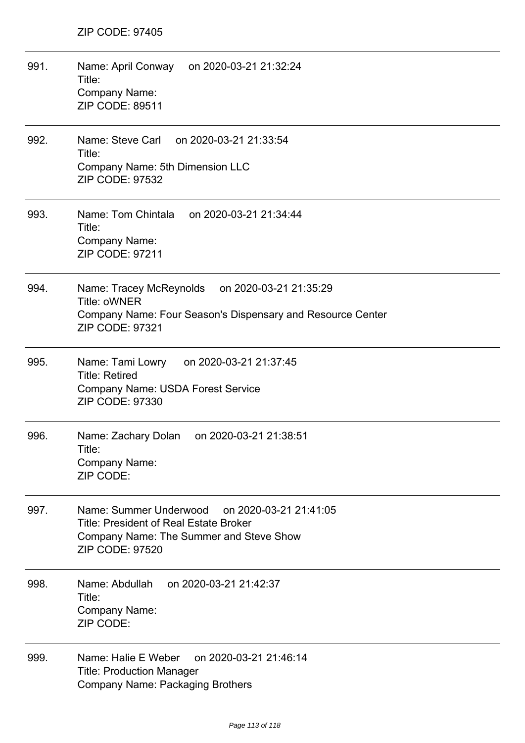ZIP CODE: 97405

---

991. Name: April Conway on 2020-03-21 21:32:24
Title:
Company Name:
ZIP CODE: 89511

---

992. Name: Steve Carl on 2020-03-21 21:33:54
Title:
Company Name: 5th Dimension LLC
ZIP CODE: 97532

---

993. Name: Tom Chintala on 2020-03-21 21:34:44
Title:
Company Name:
ZIP CODE: 97211

---

994. Name: Tracey McReynolds on 2020-03-21 21:35:29
Title: oWNER
Company Name: Four Season's Dispensary and Resource Center
ZIP CODE: 97321

---

995. Name: Tami Lowry on 2020-03-21 21:37:45
Title: Retired
Company Name: USDA Forest Service
ZIP CODE: 97330

---

996. Name: Zachary Dolan on 2020-03-21 21:38:51
Title:
Company Name:
ZIP CODE:

---

997. Name: Summer Underwood on 2020-03-21 21:41:05
Title: President of Real Estate Broker
Company Name: The Summer and Steve Show
ZIP CODE: 97520

---

998. Name: Abdullah on 2020-03-21 21:42:37
Title:
Company Name:
ZIP CODE:

---

999. Name: Halie E Weber on 2020-03-21 21:46:14
Title: Production Manager
Company Name: Packaging Brothers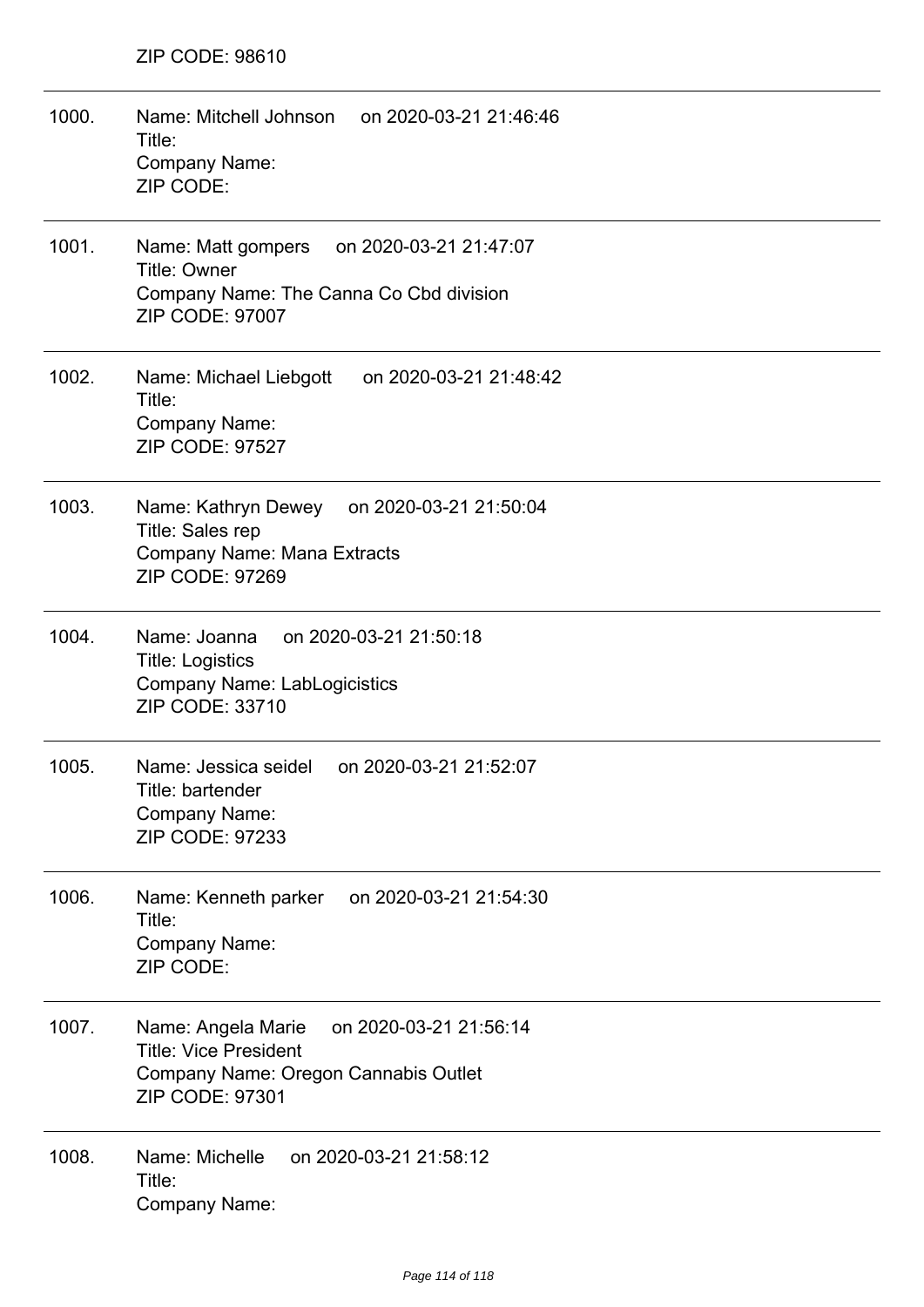ZIP CODE: 98610

1000. Name: Mitchell Johnson on 2020-03-21 21:46:46
Title:
Company Name:
ZIP CODE:

1001. Name: Matt gompers on 2020-03-21 21:47:07
Title: Owner
Company Name: The Canna Co Cbd division
ZIP CODE: 97007

1002. Name: Michael Liebgott on 2020-03-21 21:48:42
Title:
Company Name:
ZIP CODE: 97527

1003. Name: Kathryn Dewey on 2020-03-21 21:50:04
Title: Sales rep
Company Name: Mana Extracts
ZIP CODE: 97269

1004. Name: Joanna on 2020-03-21 21:50:18
Title: Logistics
Company Name: LabLogicistics
ZIP CODE: 33710

1005. Name: Jessica seidel on 2020-03-21 21:52:07
Title: bartender
Company Name:
ZIP CODE: 97233

1006. Name: Kenneth parker on 2020-03-21 21:54:30
Title:
Company Name:
ZIP CODE:

1007. Name: Angela Marie on 2020-03-21 21:56:14
Title: Vice President
Company Name: Oregon Cannabis Outlet
ZIP CODE: 97301

1008. Name: Michelle on 2020-03-21 21:58:12
Title:
Company Name: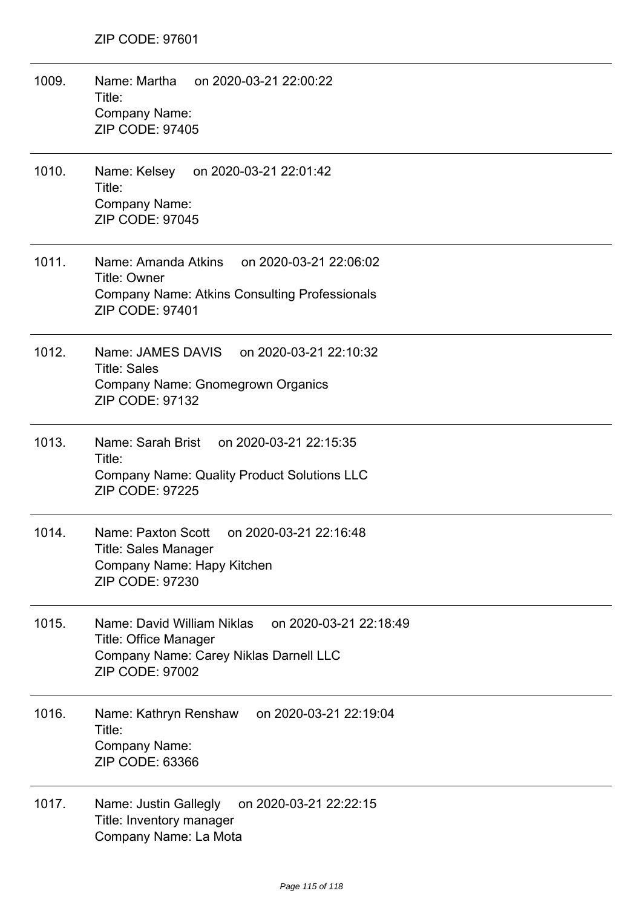ZIP CODE: 97601

---

1009. Name: Martha on 2020-03-21 22:00:22
Title:
Company Name:
ZIP CODE: 97405

---

1010. Name: Kelsey on 2020-03-21 22:01:42
Title:
Company Name:
ZIP CODE: 97045

---

1011. Name: Amanda Atkins on 2020-03-21 22:06:02
Title: Owner
Company Name: Atkins Consulting Professionals
ZIP CODE: 97401

---

1012. Name: JAMES DAVIS on 2020-03-21 22:10:32
Title: Sales
Company Name: Gnomegrown Organics
ZIP CODE: 97132

---

1013. Name: Sarah Brist on 2020-03-21 22:15:35
Title:
Company Name: Quality Product Solutions LLC
ZIP CODE: 97225

---

1014. Name: Paxton Scott on 2020-03-21 22:16:48
Title: Sales Manager
Company Name: Hapy Kitchen
ZIP CODE: 97230

---

1015. Name: David William Niklas on 2020-03-21 22:18:49
Title: Office Manager
Company Name: Carey Niklas Darnell LLC
ZIP CODE: 97002

---

1016. Name: Kathryn Renshaw on 2020-03-21 22:19:04
Title:
Company Name:
ZIP CODE: 63366

---

1017. Name: Justin Gallegly on 2020-03-21 22:22:15
Title: Inventory manager
Company Name: La Mota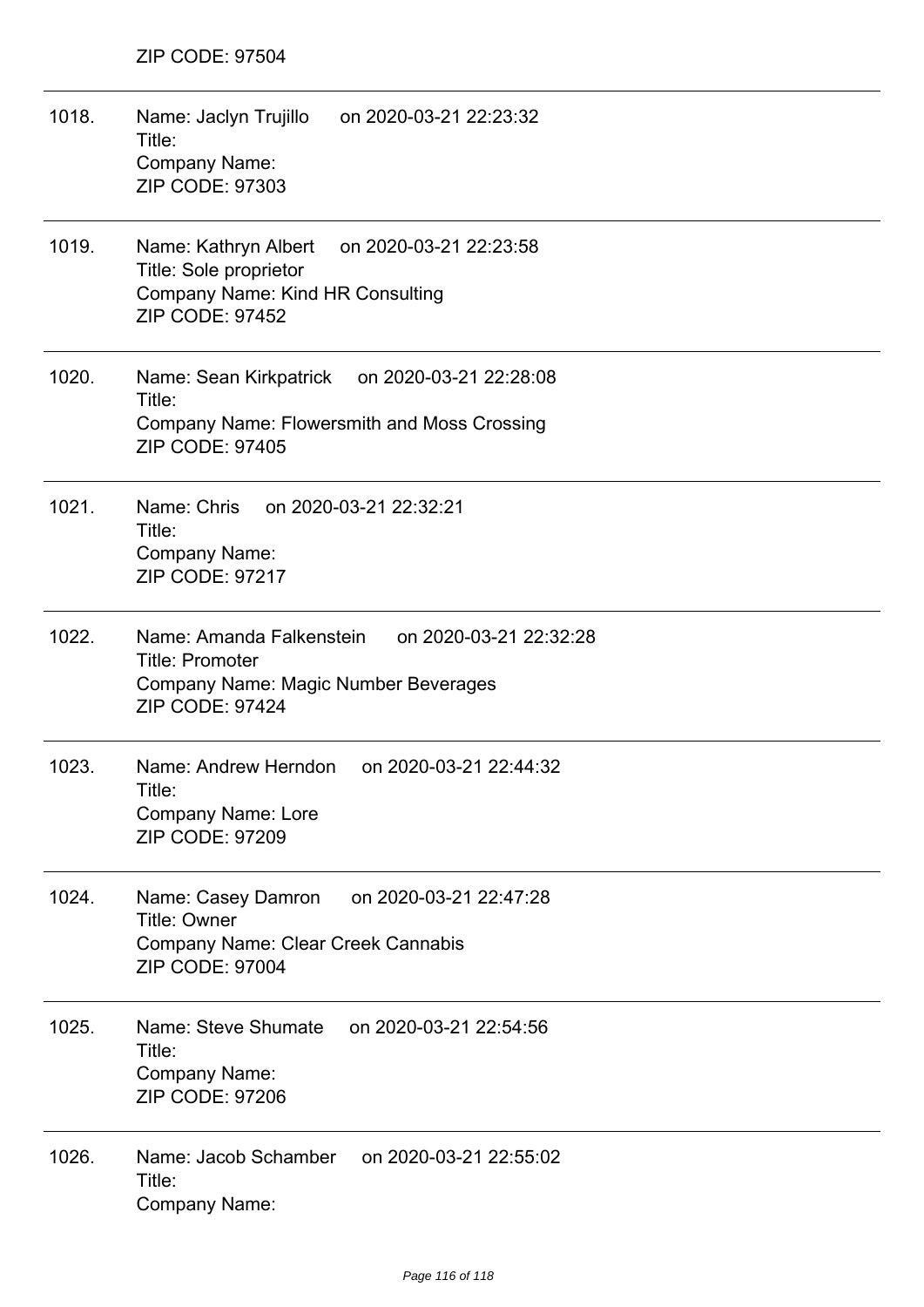ZIP CODE: 97504

---

1018. Name: Jaclyn Trujillo on 2020-03-21 22:23:32
Title:
Company Name:
ZIP CODE: 97303

---

1019. Name: Kathryn Albert on 2020-03-21 22:23:58
Title: Sole proprietor
Company Name: Kind HR Consulting
ZIP CODE: 97452

---

1020. Name: Sean Kirkpatrick on 2020-03-21 22:28:08
Title:
Company Name: Flowersmith and Moss Crossing
ZIP CODE: 97405

---

1021. Name: Chris on 2020-03-21 22:32:21
Title:
Company Name:
ZIP CODE: 97217

---

1022. Name: Amanda Falkenstein on 2020-03-21 22:32:28
Title: Promoter
Company Name: Magic Number Beverages
ZIP CODE: 97424

---

1023. Name: Andrew Herndon on 2020-03-21 22:44:32
Title:
Company Name: Lore
ZIP CODE: 97209

---

1024. Name: Casey Damron on 2020-03-21 22:47:28
Title: Owner
Company Name: Clear Creek Cannabis
ZIP CODE: 97004

---

1025. Name: Steve Shumate on 2020-03-21 22:54:56
Title:
Company Name:
ZIP CODE: 97206

---

1026. Name: Jacob Schamber on 2020-03-21 22:55:02
Title:
Company Name: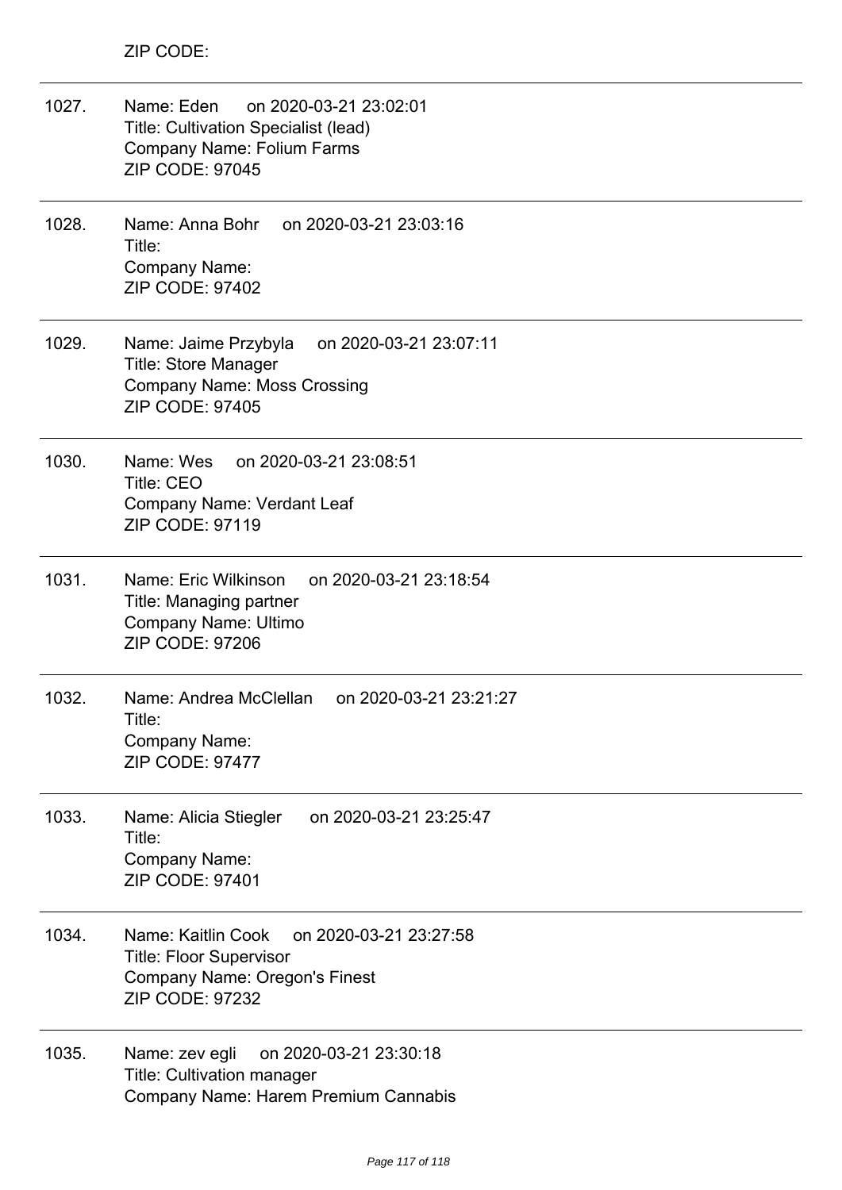ZIP CODE:

---

1027. Name: Eden on 2020-03-21 23:02:01
Title: Cultivation Specialist (lead)
Company Name: Folium Farms
ZIP CODE: 97045

---

1028. Name: Anna Bohr on 2020-03-21 23:03:16
Title:
Company Name:
ZIP CODE: 97402

---

1029. Name: Jaime Przybyla on 2020-03-21 23:07:11
Title: Store Manager
Company Name: Moss Crossing
ZIP CODE: 97405

---

1030. Name: Wes on 2020-03-21 23:08:51
Title: CEO
Company Name: Verdant Leaf
ZIP CODE: 97119

---

1031. Name: Eric Wilkinson on 2020-03-21 23:18:54
Title: Managing partner
Company Name: Ultimo
ZIP CODE: 97206

---

1032. Name: Andrea McClellan on 2020-03-21 23:21:27
Title:
Company Name:
ZIP CODE: 97477

---

1033. Name: Alicia Stiegler on 2020-03-21 23:25:47
Title:
Company Name:
ZIP CODE: 97401

---

1034. Name: Kaitlin Cook on 2020-03-21 23:27:58
Title: Floor Supervisor
Company Name: Oregon's Finest
ZIP CODE: 97232

---

1035. Name: zev egli on 2020-03-21 23:30:18
Title: Cultivation manager
Company Name: Harem Premium Cannabis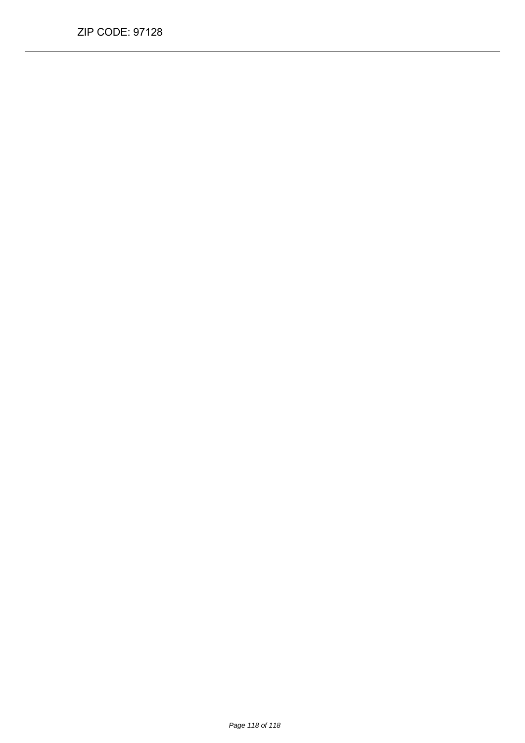ZIP CODE: 97128